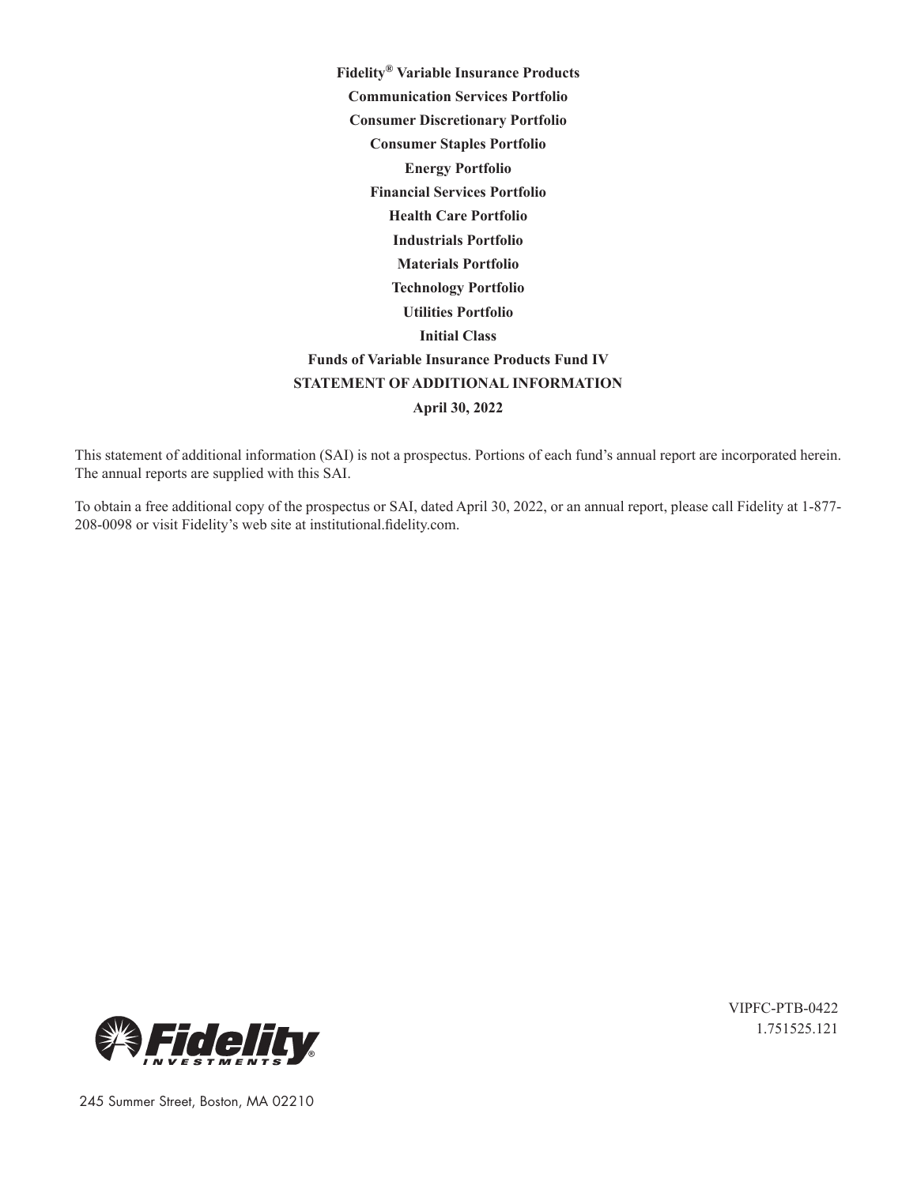**Fidelity® Variable Insurance Products**

**Communication Services Portfolio**

**Consumer Discretionary Portfolio**

**Consumer Staples Portfolio**

**Energy Portfolio**

**Financial Services Portfolio**

**Health Care Portfolio**

**Industrials Portfolio**

**Materials Portfolio**

**Technology Portfolio**

**Utilities Portfolio**

**Initial Class**

**Funds of Variable Insurance Products Fund IV**

**STATEMENT OF ADDITIONAL INFORMATION**

**April 30, 2022**

This statement of additional information (SAI) is not a prospectus. Portions of each fund's annual report are incorporated herein. The annual reports are supplied with this SAI.

To obtain a free additional copy of the prospectus or SAI, dated April 30, 2022, or an annual report, please call Fidelity at 1-877-208-0098 or visit Fidelity's web site at institutional.fidelity.com.

VIPFC-PTB-0422
1.751525.121

245 Summer Street, Boston, MA 02210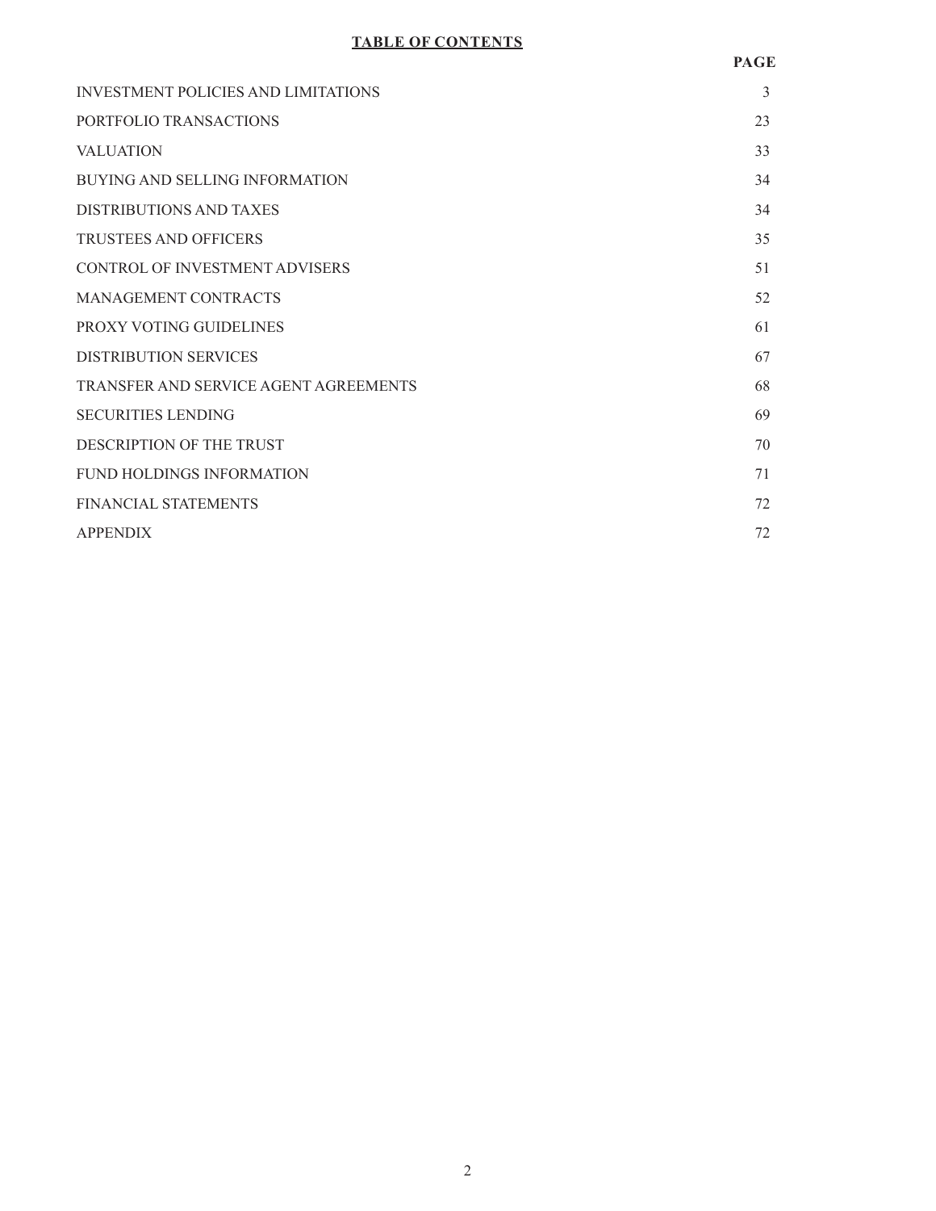**TABLE OF CONTENTS**

| | PAGE |
|---|---|
| INVESTMENT POLICIES AND LIMITATIONS | 3 |
| PORTFOLIO TRANSACTIONS | 23 |
| VALUATION | 33 |
| BUYING AND SELLING INFORMATION | 34 |
| DISTRIBUTIONS AND TAXES | 34 |
| TRUSTEES AND OFFICERS | 35 |
| CONTROL OF INVESTMENT ADVISERS | 51 |
| MANAGEMENT CONTRACTS | 52 |
| PROXY VOTING GUIDELINES | 61 |
| DISTRIBUTION SERVICES | 67 |
| TRANSFER AND SERVICE AGENT AGREEMENTS | 68 |
| SECURITIES LENDING | 69 |
| DESCRIPTION OF THE TRUST | 70 |
| FUND HOLDINGS INFORMATION | 71 |
| FINANCIAL STATEMENTS | 72 |
| APPENDIX | 72 |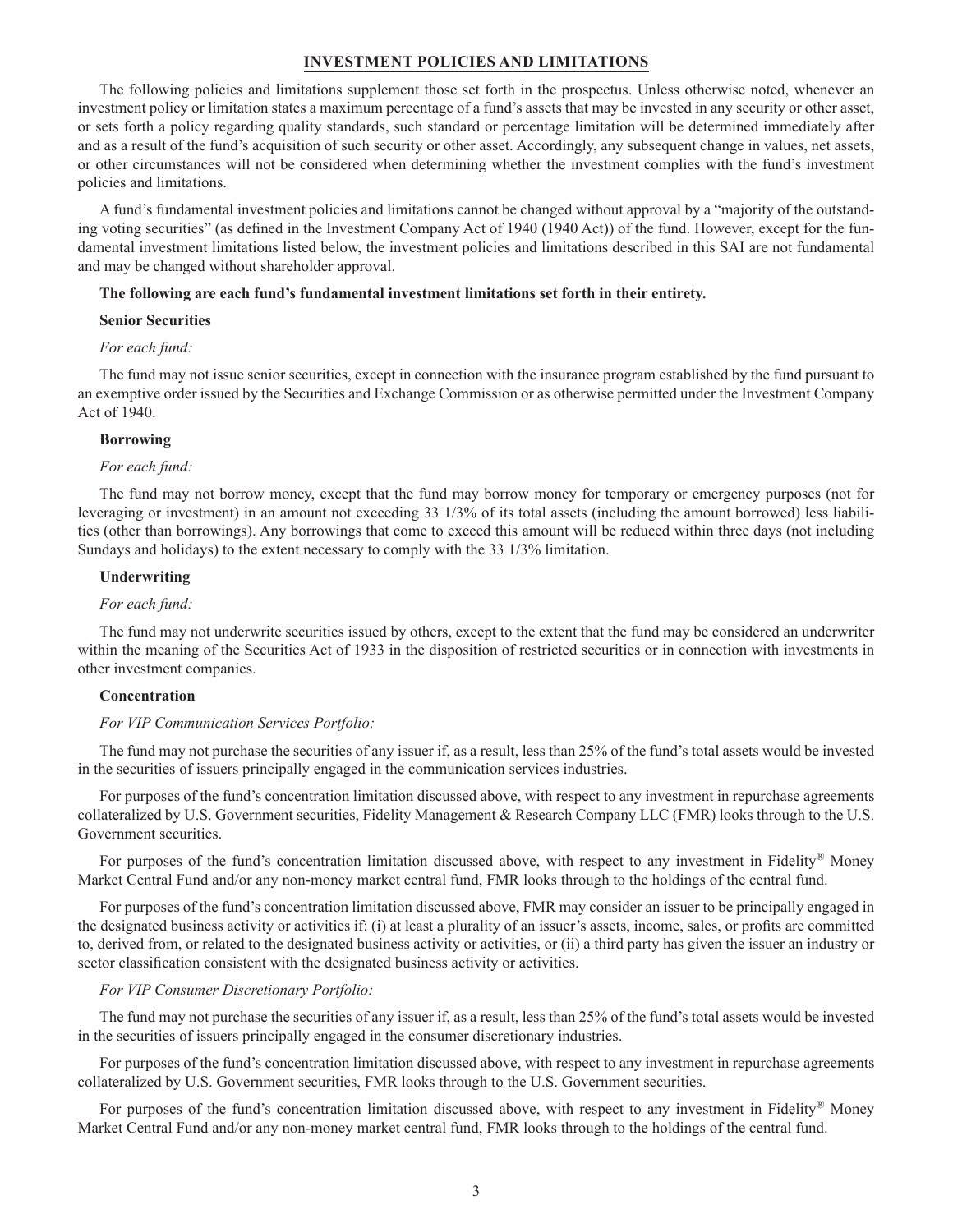## INVESTMENT POLICIES AND LIMITATIONS

The following policies and limitations supplement those set forth in the prospectus. Unless otherwise noted, whenever an investment policy or limitation states a maximum percentage of a fund's assets that may be invested in any security or other asset, or sets forth a policy regarding quality standards, such standard or percentage limitation will be determined immediately after and as a result of the fund's acquisition of such security or other asset. Accordingly, any subsequent change in values, net assets, or other circumstances will not be considered when determining whether the investment complies with the fund's investment policies and limitations.

A fund's fundamental investment policies and limitations cannot be changed without approval by a "majority of the outstanding voting securities" (as defined in the Investment Company Act of 1940 (1940 Act)) of the fund. However, except for the fundamental investment limitations listed below, the investment policies and limitations described in this SAI are not fundamental and may be changed without shareholder approval.

**The following are each fund's fundamental investment limitations set forth in their entirety.**

**Senior Securities**

*For each fund:*

The fund may not issue senior securities, except in connection with the insurance program established by the fund pursuant to an exemptive order issued by the Securities and Exchange Commission or as otherwise permitted under the Investment Company Act of 1940.

**Borrowing**

*For each fund:*

The fund may not borrow money, except that the fund may borrow money for temporary or emergency purposes (not for leveraging or investment) in an amount not exceeding 33 1/3% of its total assets (including the amount borrowed) less liabilities (other than borrowings). Any borrowings that come to exceed this amount will be reduced within three days (not including Sundays and holidays) to the extent necessary to comply with the 33 1/3% limitation.

**Underwriting**

*For each fund:*

The fund may not underwrite securities issued by others, except to the extent that the fund may be considered an underwriter within the meaning of the Securities Act of 1933 in the disposition of restricted securities or in connection with investments in other investment companies.

**Concentration**

*For VIP Communication Services Portfolio:*

The fund may not purchase the securities of any issuer if, as a result, less than 25% of the fund's total assets would be invested in the securities of issuers principally engaged in the communication services industries.

For purposes of the fund's concentration limitation discussed above, with respect to any investment in repurchase agreements collateralized by U.S. Government securities, Fidelity Management & Research Company LLC (FMR) looks through to the U.S. Government securities.

For purposes of the fund's concentration limitation discussed above, with respect to any investment in Fidelity® Money Market Central Fund and/or any non-money market central fund, FMR looks through to the holdings of the central fund.

For purposes of the fund's concentration limitation discussed above, FMR may consider an issuer to be principally engaged in the designated business activity or activities if: (i) at least a plurality of an issuer's assets, income, sales, or profits are committed to, derived from, or related to the designated business activity or activities, or (ii) a third party has given the issuer an industry or sector classification consistent with the designated business activity or activities.

*For VIP Consumer Discretionary Portfolio:*

The fund may not purchase the securities of any issuer if, as a result, less than 25% of the fund's total assets would be invested in the securities of issuers principally engaged in the consumer discretionary industries.

For purposes of the fund's concentration limitation discussed above, with respect to any investment in repurchase agreements collateralized by U.S. Government securities, FMR looks through to the U.S. Government securities.

For purposes of the fund's concentration limitation discussed above, with respect to any investment in Fidelity® Money Market Central Fund and/or any non-money market central fund, FMR looks through to the holdings of the central fund.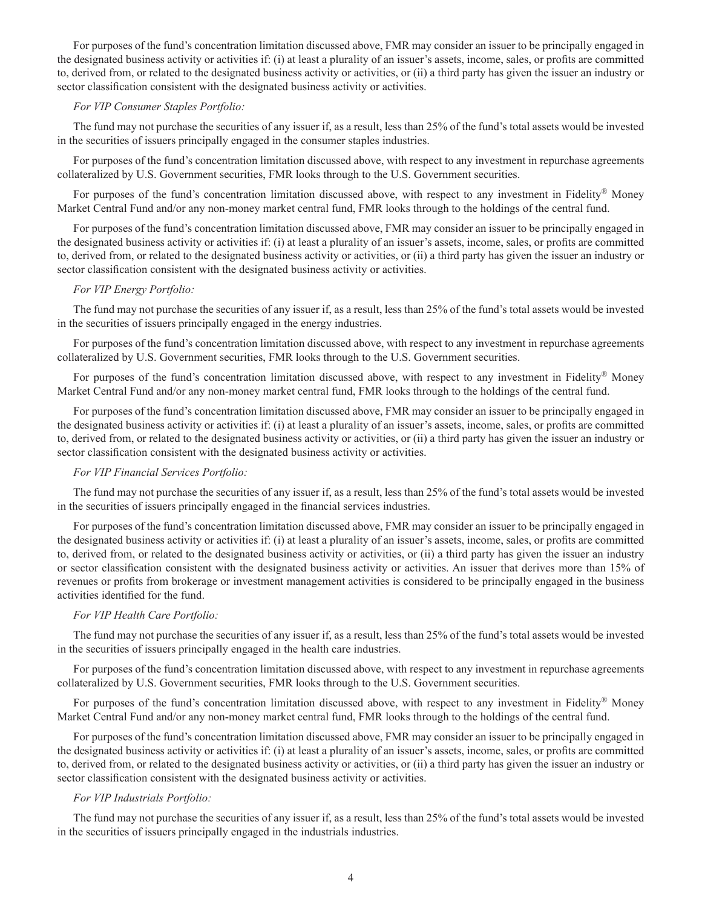For purposes of the fund's concentration limitation discussed above, FMR may consider an issuer to be principally engaged in the designated business activity or activities if: (i) at least a plurality of an issuer's assets, income, sales, or profits are committed to, derived from, or related to the designated business activity or activities, or (ii) a third party has given the issuer an industry or sector classification consistent with the designated business activity or activities.

*For VIP Consumer Staples Portfolio:*

The fund may not purchase the securities of any issuer if, as a result, less than 25% of the fund's total assets would be invested in the securities of issuers principally engaged in the consumer staples industries.

For purposes of the fund's concentration limitation discussed above, with respect to any investment in repurchase agreements collateralized by U.S. Government securities, FMR looks through to the U.S. Government securities.

For purposes of the fund's concentration limitation discussed above, with respect to any investment in Fidelity® Money Market Central Fund and/or any non-money market central fund, FMR looks through to the holdings of the central fund.

For purposes of the fund's concentration limitation discussed above, FMR may consider an issuer to be principally engaged in the designated business activity or activities if: (i) at least a plurality of an issuer's assets, income, sales, or profits are committed to, derived from, or related to the designated business activity or activities, or (ii) a third party has given the issuer an industry or sector classification consistent with the designated business activity or activities.

*For VIP Energy Portfolio:*

The fund may not purchase the securities of any issuer if, as a result, less than 25% of the fund's total assets would be invested in the securities of issuers principally engaged in the energy industries.

For purposes of the fund's concentration limitation discussed above, with respect to any investment in repurchase agreements collateralized by U.S. Government securities, FMR looks through to the U.S. Government securities.

For purposes of the fund's concentration limitation discussed above, with respect to any investment in Fidelity® Money Market Central Fund and/or any non-money market central fund, FMR looks through to the holdings of the central fund.

For purposes of the fund's concentration limitation discussed above, FMR may consider an issuer to be principally engaged in the designated business activity or activities if: (i) at least a plurality of an issuer's assets, income, sales, or profits are committed to, derived from, or related to the designated business activity or activities, or (ii) a third party has given the issuer an industry or sector classification consistent with the designated business activity or activities.

*For VIP Financial Services Portfolio:*

The fund may not purchase the securities of any issuer if, as a result, less than 25% of the fund's total assets would be invested in the securities of issuers principally engaged in the financial services industries.

For purposes of the fund's concentration limitation discussed above, FMR may consider an issuer to be principally engaged in the designated business activity or activities if: (i) at least a plurality of an issuer's assets, income, sales, or profits are committed to, derived from, or related to the designated business activity or activities, or (ii) a third party has given the issuer an industry or sector classification consistent with the designated business activity or activities. An issuer that derives more than 15% of revenues or profits from brokerage or investment management activities is considered to be principally engaged in the business activities identified for the fund.

*For VIP Health Care Portfolio:*

The fund may not purchase the securities of any issuer if, as a result, less than 25% of the fund's total assets would be invested in the securities of issuers principally engaged in the health care industries.

For purposes of the fund's concentration limitation discussed above, with respect to any investment in repurchase agreements collateralized by U.S. Government securities, FMR looks through to the U.S. Government securities.

For purposes of the fund's concentration limitation discussed above, with respect to any investment in Fidelity® Money Market Central Fund and/or any non-money market central fund, FMR looks through to the holdings of the central fund.

For purposes of the fund's concentration limitation discussed above, FMR may consider an issuer to be principally engaged in the designated business activity or activities if: (i) at least a plurality of an issuer's assets, income, sales, or profits are committed to, derived from, or related to the designated business activity or activities, or (ii) a third party has given the issuer an industry or sector classification consistent with the designated business activity or activities.

*For VIP Industrials Portfolio:*

The fund may not purchase the securities of any issuer if, as a result, less than 25% of the fund's total assets would be invested in the securities of issuers principally engaged in the industrials industries.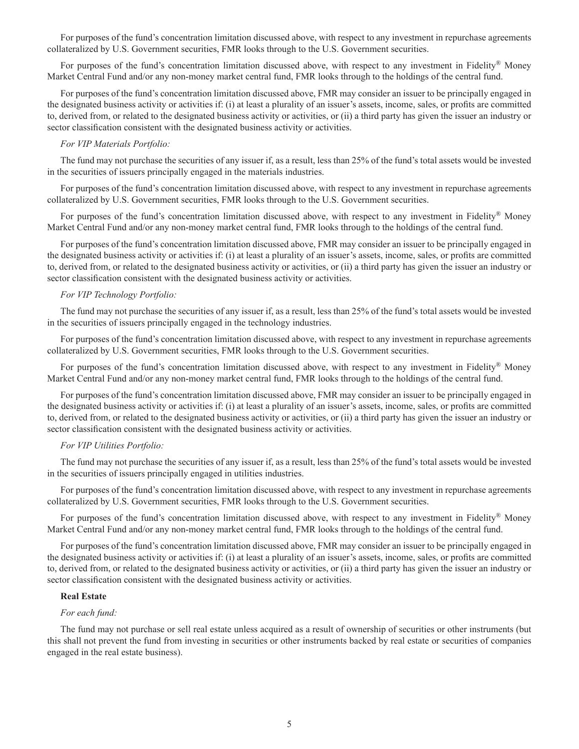For purposes of the fund's concentration limitation discussed above, with respect to any investment in repurchase agreements collateralized by U.S. Government securities, FMR looks through to the U.S. Government securities.

For purposes of the fund's concentration limitation discussed above, with respect to any investment in Fidelity® Money Market Central Fund and/or any non-money market central fund, FMR looks through to the holdings of the central fund.

For purposes of the fund's concentration limitation discussed above, FMR may consider an issuer to be principally engaged in the designated business activity or activities if: (i) at least a plurality of an issuer's assets, income, sales, or profits are committed to, derived from, or related to the designated business activity or activities, or (ii) a third party has given the issuer an industry or sector classification consistent with the designated business activity or activities.

*For VIP Materials Portfolio:*

The fund may not purchase the securities of any issuer if, as a result, less than 25% of the fund's total assets would be invested in the securities of issuers principally engaged in the materials industries.

For purposes of the fund's concentration limitation discussed above, with respect to any investment in repurchase agreements collateralized by U.S. Government securities, FMR looks through to the U.S. Government securities.

For purposes of the fund's concentration limitation discussed above, with respect to any investment in Fidelity® Money Market Central Fund and/or any non-money market central fund, FMR looks through to the holdings of the central fund.

For purposes of the fund's concentration limitation discussed above, FMR may consider an issuer to be principally engaged in the designated business activity or activities if: (i) at least a plurality of an issuer's assets, income, sales, or profits are committed to, derived from, or related to the designated business activity or activities, or (ii) a third party has given the issuer an industry or sector classification consistent with the designated business activity or activities.

*For VIP Technology Portfolio:*

The fund may not purchase the securities of any issuer if, as a result, less than 25% of the fund's total assets would be invested in the securities of issuers principally engaged in the technology industries.

For purposes of the fund's concentration limitation discussed above, with respect to any investment in repurchase agreements collateralized by U.S. Government securities, FMR looks through to the U.S. Government securities.

For purposes of the fund's concentration limitation discussed above, with respect to any investment in Fidelity® Money Market Central Fund and/or any non-money market central fund, FMR looks through to the holdings of the central fund.

For purposes of the fund's concentration limitation discussed above, FMR may consider an issuer to be principally engaged in the designated business activity or activities if: (i) at least a plurality of an issuer's assets, income, sales, or profits are committed to, derived from, or related to the designated business activity or activities, or (ii) a third party has given the issuer an industry or sector classification consistent with the designated business activity or activities.

*For VIP Utilities Portfolio:*

The fund may not purchase the securities of any issuer if, as a result, less than 25% of the fund's total assets would be invested in the securities of issuers principally engaged in utilities industries.

For purposes of the fund's concentration limitation discussed above, with respect to any investment in repurchase agreements collateralized by U.S. Government securities, FMR looks through to the U.S. Government securities.

For purposes of the fund's concentration limitation discussed above, with respect to any investment in Fidelity® Money Market Central Fund and/or any non-money market central fund, FMR looks through to the holdings of the central fund.

For purposes of the fund's concentration limitation discussed above, FMR may consider an issuer to be principally engaged in the designated business activity or activities if: (i) at least a plurality of an issuer's assets, income, sales, or profits are committed to, derived from, or related to the designated business activity or activities, or (ii) a third party has given the issuer an industry or sector classification consistent with the designated business activity or activities.

**Real Estate**

*For each fund:*

The fund may not purchase or sell real estate unless acquired as a result of ownership of securities or other instruments (but this shall not prevent the fund from investing in securities or other instruments backed by real estate or securities of companies engaged in the real estate business).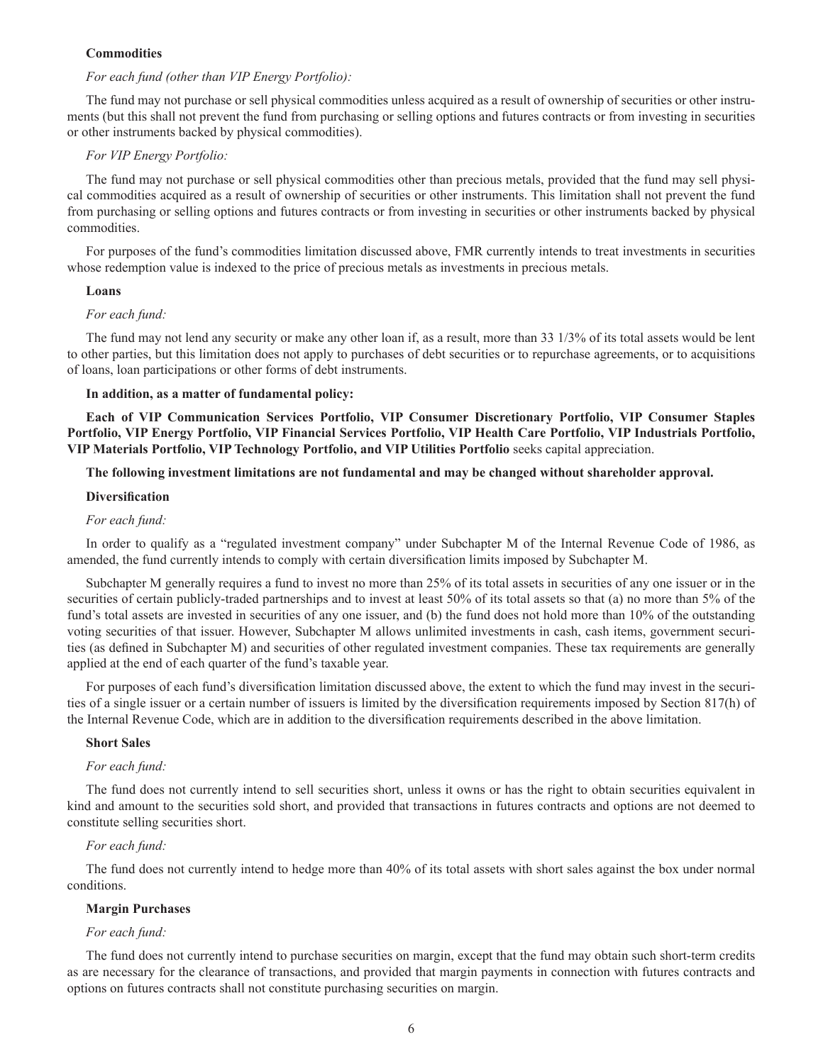**Commodities**

*For each fund (other than VIP Energy Portfolio):*

The fund may not purchase or sell physical commodities unless acquired as a result of ownership of securities or other instruments (but this shall not prevent the fund from purchasing or selling options and futures contracts or from investing in securities or other instruments backed by physical commodities).

*For VIP Energy Portfolio:*

The fund may not purchase or sell physical commodities other than precious metals, provided that the fund may sell physical commodities acquired as a result of ownership of securities or other instruments. This limitation shall not prevent the fund from purchasing or selling options and futures contracts or from investing in securities or other instruments backed by physical commodities.

For purposes of the fund's commodities limitation discussed above, FMR currently intends to treat investments in securities whose redemption value is indexed to the price of precious metals as investments in precious metals.

**Loans**

*For each fund:*

The fund may not lend any security or make any other loan if, as a result, more than 33 1/3% of its total assets would be lent to other parties, but this limitation does not apply to purchases of debt securities or to repurchase agreements, or to acquisitions of loans, loan participations or other forms of debt instruments.

**In addition, as a matter of fundamental policy:**

**Each of VIP Communication Services Portfolio, VIP Consumer Discretionary Portfolio, VIP Consumer Staples Portfolio, VIP Energy Portfolio, VIP Financial Services Portfolio, VIP Health Care Portfolio, VIP Industrials Portfolio, VIP Materials Portfolio, VIP Technology Portfolio, and VIP Utilities Portfolio** seeks capital appreciation.

**The following investment limitations are not fundamental and may be changed without shareholder approval.**

**Diversification**

*For each fund:*

In order to qualify as a "regulated investment company" under Subchapter M of the Internal Revenue Code of 1986, as amended, the fund currently intends to comply with certain diversification limits imposed by Subchapter M.

Subchapter M generally requires a fund to invest no more than 25% of its total assets in securities of any one issuer or in the securities of certain publicly-traded partnerships and to invest at least 50% of its total assets so that (a) no more than 5% of the fund's total assets are invested in securities of any one issuer, and (b) the fund does not hold more than 10% of the outstanding voting securities of that issuer. However, Subchapter M allows unlimited investments in cash, cash items, government securities (as defined in Subchapter M) and securities of other regulated investment companies. These tax requirements are generally applied at the end of each quarter of the fund's taxable year.

For purposes of each fund's diversification limitation discussed above, the extent to which the fund may invest in the securities of a single issuer or a certain number of issuers is limited by the diversification requirements imposed by Section 817(h) of the Internal Revenue Code, which are in addition to the diversification requirements described in the above limitation.

**Short Sales**

*For each fund:*

The fund does not currently intend to sell securities short, unless it owns or has the right to obtain securities equivalent in kind and amount to the securities sold short, and provided that transactions in futures contracts and options are not deemed to constitute selling securities short.

*For each fund:*

The fund does not currently intend to hedge more than 40% of its total assets with short sales against the box under normal conditions.

**Margin Purchases**

*For each fund:*

The fund does not currently intend to purchase securities on margin, except that the fund may obtain such short-term credits as are necessary for the clearance of transactions, and provided that margin payments in connection with futures contracts and options on futures contracts shall not constitute purchasing securities on margin.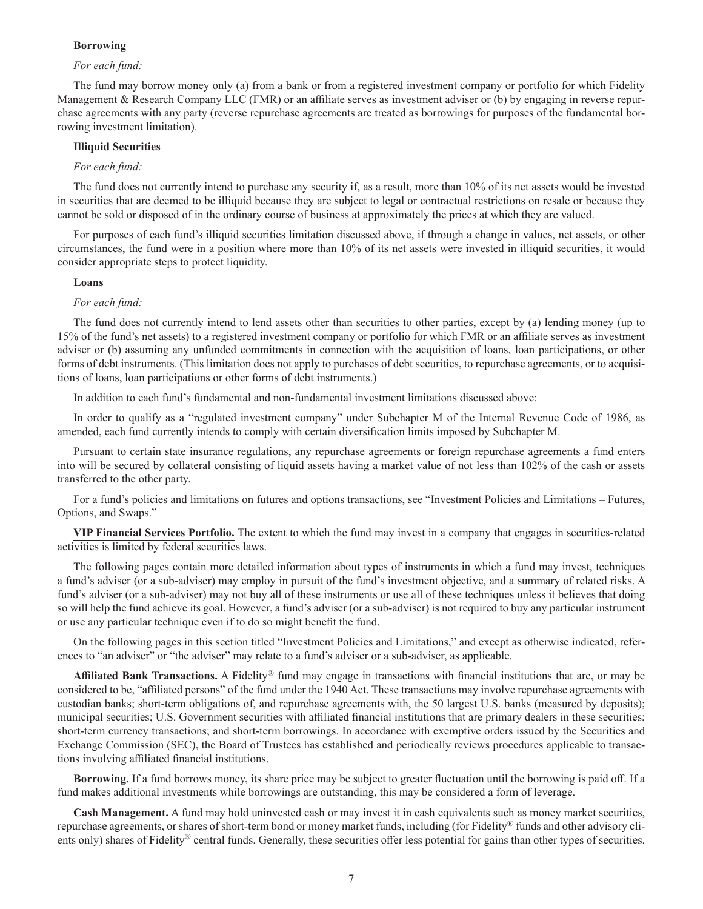**Borrowing**

*For each fund:*

The fund may borrow money only (a) from a bank or from a registered investment company or portfolio for which Fidelity Management & Research Company LLC (FMR) or an affiliate serves as investment adviser or (b) by engaging in reverse repurchase agreements with any party (reverse repurchase agreements are treated as borrowings for purposes of the fundamental borrowing investment limitation).

**Illiquid Securities**

*For each fund:*

The fund does not currently intend to purchase any security if, as a result, more than 10% of its net assets would be invested in securities that are deemed to be illiquid because they are subject to legal or contractual restrictions on resale or because they cannot be sold or disposed of in the ordinary course of business at approximately the prices at which they are valued.

For purposes of each fund's illiquid securities limitation discussed above, if through a change in values, net assets, or other circumstances, the fund were in a position where more than 10% of its net assets were invested in illiquid securities, it would consider appropriate steps to protect liquidity.

**Loans**

*For each fund:*

The fund does not currently intend to lend assets other than securities to other parties, except by (a) lending money (up to 15% of the fund's net assets) to a registered investment company or portfolio for which FMR or an affiliate serves as investment adviser or (b) assuming any unfunded commitments in connection with the acquisition of loans, loan participations, or other forms of debt instruments. (This limitation does not apply to purchases of debt securities, to repurchase agreements, or to acquisitions of loans, loan participations or other forms of debt instruments.)

In addition to each fund's fundamental and non-fundamental investment limitations discussed above:

In order to qualify as a "regulated investment company" under Subchapter M of the Internal Revenue Code of 1986, as amended, each fund currently intends to comply with certain diversification limits imposed by Subchapter M.

Pursuant to certain state insurance regulations, any repurchase agreements or foreign repurchase agreements a fund enters into will be secured by collateral consisting of liquid assets having a market value of not less than 102% of the cash or assets transferred to the other party.

For a fund's policies and limitations on futures and options transactions, see "Investment Policies and Limitations – Futures, Options, and Swaps."

**VIP Financial Services Portfolio.** The extent to which the fund may invest in a company that engages in securities-related activities is limited by federal securities laws.

The following pages contain more detailed information about types of instruments in which a fund may invest, techniques a fund's adviser (or a sub-adviser) may employ in pursuit of the fund's investment objective, and a summary of related risks. A fund's adviser (or a sub-adviser) may not buy all of these instruments or use all of these techniques unless it believes that doing so will help the fund achieve its goal. However, a fund's adviser (or a sub-adviser) is not required to buy any particular instrument or use any particular technique even if to do so might benefit the fund.

On the following pages in this section titled "Investment Policies and Limitations," and except as otherwise indicated, references to "an adviser" or "the adviser" may relate to a fund's adviser or a sub-adviser, as applicable.

**Affiliated Bank Transactions.** A Fidelity® fund may engage in transactions with financial institutions that are, or may be considered to be, "affiliated persons" of the fund under the 1940 Act. These transactions may involve repurchase agreements with custodian banks; short-term obligations of, and repurchase agreements with, the 50 largest U.S. banks (measured by deposits); municipal securities; U.S. Government securities with affiliated financial institutions that are primary dealers in these securities; short-term currency transactions; and short-term borrowings. In accordance with exemptive orders issued by the Securities and Exchange Commission (SEC), the Board of Trustees has established and periodically reviews procedures applicable to transactions involving affiliated financial institutions.

**Borrowing.** If a fund borrows money, its share price may be subject to greater fluctuation until the borrowing is paid off. If a fund makes additional investments while borrowings are outstanding, this may be considered a form of leverage.

**Cash Management.** A fund may hold uninvested cash or may invest it in cash equivalents such as money market securities, repurchase agreements, or shares of short-term bond or money market funds, including (for Fidelity® funds and other advisory clients only) shares of Fidelity® central funds. Generally, these securities offer less potential for gains than other types of securities.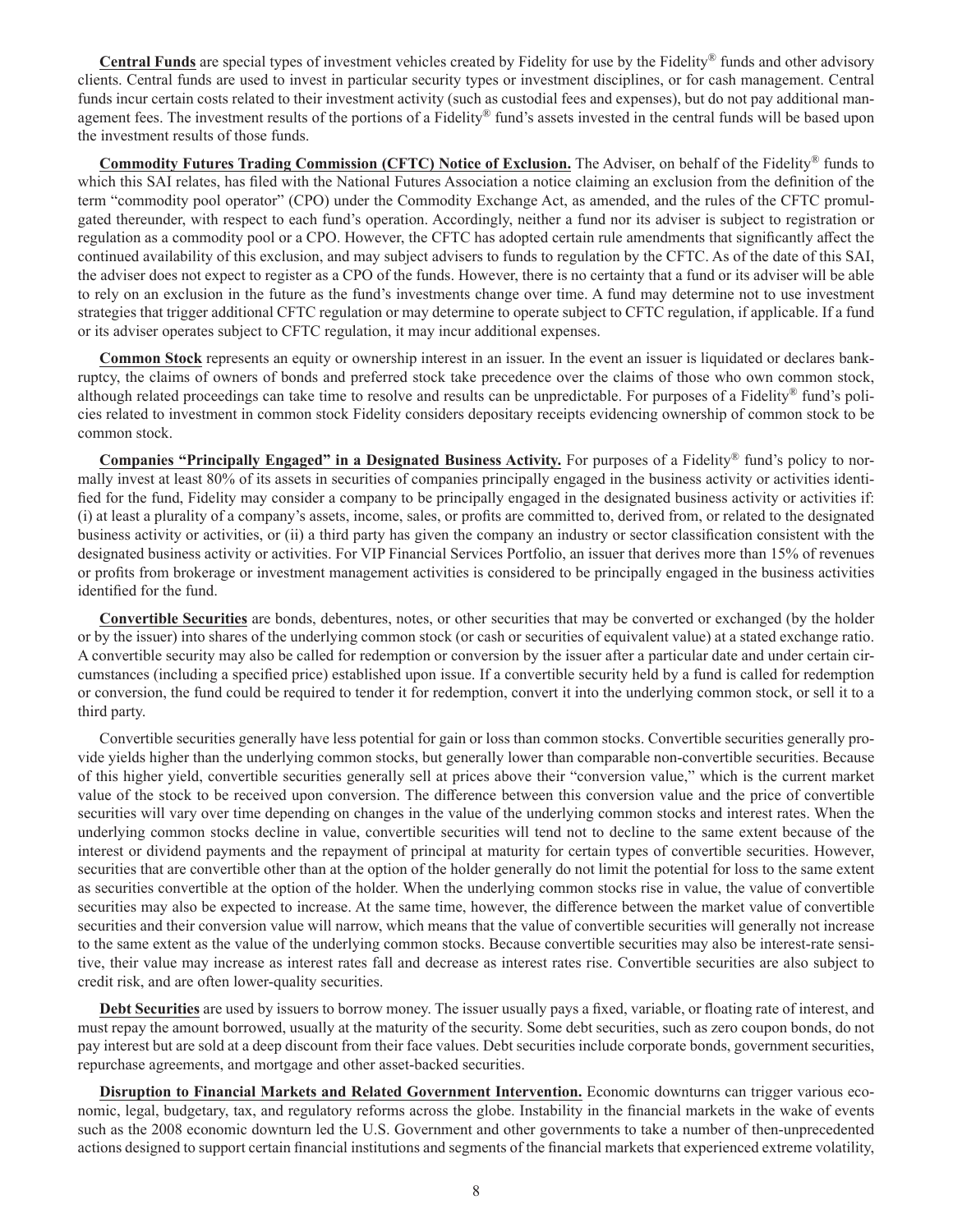**Central Funds** are special types of investment vehicles created by Fidelity for use by the Fidelity® funds and other advisory clients. Central funds are used to invest in particular security types or investment disciplines, or for cash management. Central funds incur certain costs related to their investment activity (such as custodial fees and expenses), but do not pay additional management fees. The investment results of the portions of a Fidelity® fund's assets invested in the central funds will be based upon the investment results of those funds.

**Commodity Futures Trading Commission (CFTC) Notice of Exclusion.** The Adviser, on behalf of the Fidelity® funds to which this SAI relates, has filed with the National Futures Association a notice claiming an exclusion from the definition of the term "commodity pool operator" (CPO) under the Commodity Exchange Act, as amended, and the rules of the CFTC promulgated thereunder, with respect to each fund's operation. Accordingly, neither a fund nor its adviser is subject to registration or regulation as a commodity pool or a CPO. However, the CFTC has adopted certain rule amendments that significantly affect the continued availability of this exclusion, and may subject advisers to funds to regulation by the CFTC. As of the date of this SAI, the adviser does not expect to register as a CPO of the funds. However, there is no certainty that a fund or its adviser will be able to rely on an exclusion in the future as the fund's investments change over time. A fund may determine not to use investment strategies that trigger additional CFTC regulation or may determine to operate subject to CFTC regulation, if applicable. If a fund or its adviser operates subject to CFTC regulation, it may incur additional expenses.

**Common Stock** represents an equity or ownership interest in an issuer. In the event an issuer is liquidated or declares bankruptcy, the claims of owners of bonds and preferred stock take precedence over the claims of those who own common stock, although related proceedings can take time to resolve and results can be unpredictable. For purposes of a Fidelity® fund's policies related to investment in common stock Fidelity considers depositary receipts evidencing ownership of common stock to be common stock.

**Companies "Principally Engaged" in a Designated Business Activity.** For purposes of a Fidelity® fund's policy to normally invest at least 80% of its assets in securities of companies principally engaged in the business activity or activities identified for the fund, Fidelity may consider a company to be principally engaged in the designated business activity or activities if: (i) at least a plurality of a company's assets, income, sales, or profits are committed to, derived from, or related to the designated business activity or activities, or (ii) a third party has given the company an industry or sector classification consistent with the designated business activity or activities. For VIP Financial Services Portfolio, an issuer that derives more than 15% of revenues or profits from brokerage or investment management activities is considered to be principally engaged in the business activities identified for the fund.

**Convertible Securities** are bonds, debentures, notes, or other securities that may be converted or exchanged (by the holder or by the issuer) into shares of the underlying common stock (or cash or securities of equivalent value) at a stated exchange ratio. A convertible security may also be called for redemption or conversion by the issuer after a particular date and under certain circumstances (including a specified price) established upon issue. If a convertible security held by a fund is called for redemption or conversion, the fund could be required to tender it for redemption, convert it into the underlying common stock, or sell it to a third party.

Convertible securities generally have less potential for gain or loss than common stocks. Convertible securities generally provide yields higher than the underlying common stocks, but generally lower than comparable non-convertible securities. Because of this higher yield, convertible securities generally sell at prices above their "conversion value," which is the current market value of the stock to be received upon conversion. The difference between this conversion value and the price of convertible securities will vary over time depending on changes in the value of the underlying common stocks and interest rates. When the underlying common stocks decline in value, convertible securities will tend not to decline to the same extent because of the interest or dividend payments and the repayment of principal at maturity for certain types of convertible securities. However, securities that are convertible other than at the option of the holder generally do not limit the potential for loss to the same extent as securities convertible at the option of the holder. When the underlying common stocks rise in value, the value of convertible securities may also be expected to increase. At the same time, however, the difference between the market value of convertible securities and their conversion value will narrow, which means that the value of convertible securities will generally not increase to the same extent as the value of the underlying common stocks. Because convertible securities may also be interest-rate sensitive, their value may increase as interest rates fall and decrease as interest rates rise. Convertible securities are also subject to credit risk, and are often lower-quality securities.

**Debt Securities** are used by issuers to borrow money. The issuer usually pays a fixed, variable, or floating rate of interest, and must repay the amount borrowed, usually at the maturity of the security. Some debt securities, such as zero coupon bonds, do not pay interest but are sold at a deep discount from their face values. Debt securities include corporate bonds, government securities, repurchase agreements, and mortgage and other asset-backed securities.

**Disruption to Financial Markets and Related Government Intervention.** Economic downturns can trigger various economic, legal, budgetary, tax, and regulatory reforms across the globe. Instability in the financial markets in the wake of events such as the 2008 economic downturn led the U.S. Government and other governments to take a number of then-unprecedented actions designed to support certain financial institutions and segments of the financial markets that experienced extreme volatility,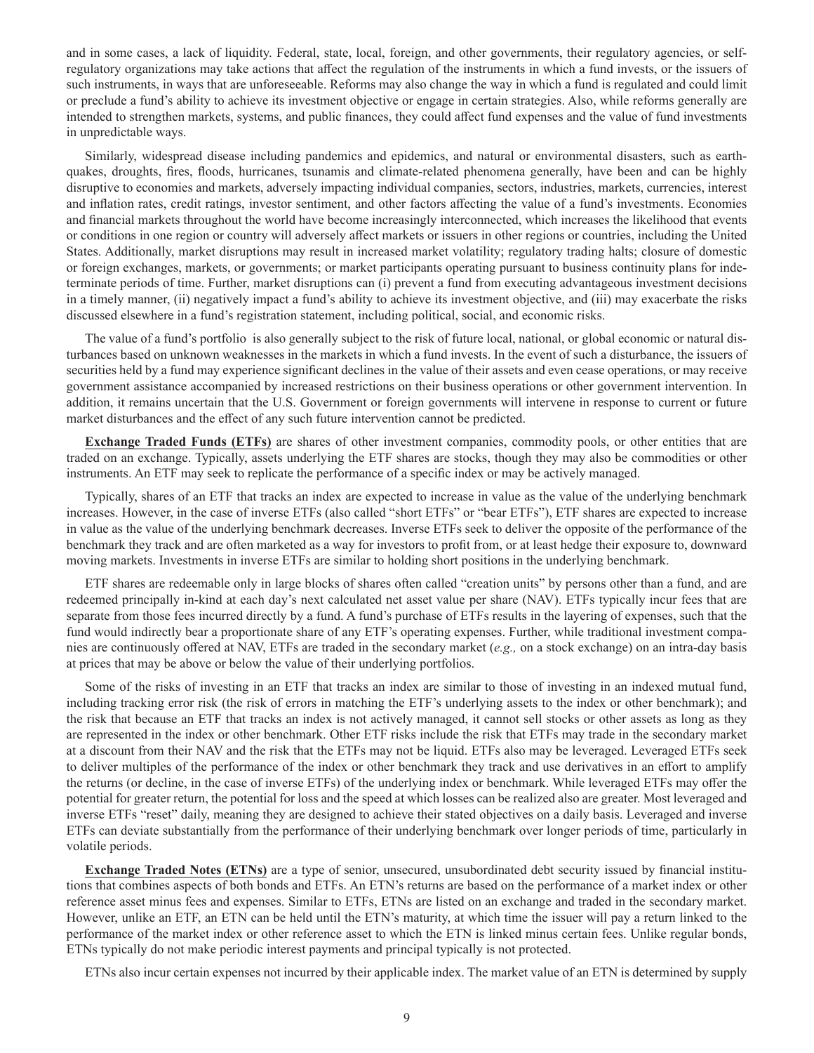and in some cases, a lack of liquidity. Federal, state, local, foreign, and other governments, their regulatory agencies, or self-regulatory organizations may take actions that affect the regulation of the instruments in which a fund invests, or the issuers of such instruments, in ways that are unforeseeable. Reforms may also change the way in which a fund is regulated and could limit or preclude a fund's ability to achieve its investment objective or engage in certain strategies. Also, while reforms generally are intended to strengthen markets, systems, and public finances, they could affect fund expenses and the value of fund investments in unpredictable ways.

Similarly, widespread disease including pandemics and epidemics, and natural or environmental disasters, such as earthquakes, droughts, fires, floods, hurricanes, tsunamis and climate-related phenomena generally, have been and can be highly disruptive to economies and markets, adversely impacting individual companies, sectors, industries, markets, currencies, interest and inflation rates, credit ratings, investor sentiment, and other factors affecting the value of a fund's investments. Economies and financial markets throughout the world have become increasingly interconnected, which increases the likelihood that events or conditions in one region or country will adversely affect markets or issuers in other regions or countries, including the United States. Additionally, market disruptions may result in increased market volatility; regulatory trading halts; closure of domestic or foreign exchanges, markets, or governments; or market participants operating pursuant to business continuity plans for indeterminate periods of time. Further, market disruptions can (i) prevent a fund from executing advantageous investment decisions in a timely manner, (ii) negatively impact a fund's ability to achieve its investment objective, and (iii) may exacerbate the risks discussed elsewhere in a fund's registration statement, including political, social, and economic risks.

The value of a fund's portfolio is also generally subject to the risk of future local, national, or global economic or natural disturbances based on unknown weaknesses in the markets in which a fund invests. In the event of such a disturbance, the issuers of securities held by a fund may experience significant declines in the value of their assets and even cease operations, or may receive government assistance accompanied by increased restrictions on their business operations or other government intervention. In addition, it remains uncertain that the U.S. Government or foreign governments will intervene in response to current or future market disturbances and the effect of any such future intervention cannot be predicted.

**Exchange Traded Funds (ETFs)** are shares of other investment companies, commodity pools, or other entities that are traded on an exchange. Typically, assets underlying the ETF shares are stocks, though they may also be commodities or other instruments. An ETF may seek to replicate the performance of a specific index or may be actively managed.

Typically, shares of an ETF that tracks an index are expected to increase in value as the value of the underlying benchmark increases. However, in the case of inverse ETFs (also called "short ETFs" or "bear ETFs"), ETF shares are expected to increase in value as the value of the underlying benchmark decreases. Inverse ETFs seek to deliver the opposite of the performance of the benchmark they track and are often marketed as a way for investors to profit from, or at least hedge their exposure to, downward moving markets. Investments in inverse ETFs are similar to holding short positions in the underlying benchmark.

ETF shares are redeemable only in large blocks of shares often called "creation units" by persons other than a fund, and are redeemed principally in-kind at each day's next calculated net asset value per share (NAV). ETFs typically incur fees that are separate from those fees incurred directly by a fund. A fund's purchase of ETFs results in the layering of expenses, such that the fund would indirectly bear a proportionate share of any ETF's operating expenses. Further, while traditional investment companies are continuously offered at NAV, ETFs are traded in the secondary market (*e.g.,* on a stock exchange) on an intra-day basis at prices that may be above or below the value of their underlying portfolios.

Some of the risks of investing in an ETF that tracks an index are similar to those of investing in an indexed mutual fund, including tracking error risk (the risk of errors in matching the ETF's underlying assets to the index or other benchmark); and the risk that because an ETF that tracks an index is not actively managed, it cannot sell stocks or other assets as long as they are represented in the index or other benchmark. Other ETF risks include the risk that ETFs may trade in the secondary market at a discount from their NAV and the risk that the ETFs may not be liquid. ETFs also may be leveraged. Leveraged ETFs seek to deliver multiples of the performance of the index or other benchmark they track and use derivatives in an effort to amplify the returns (or decline, in the case of inverse ETFs) of the underlying index or benchmark. While leveraged ETFs may offer the potential for greater return, the potential for loss and the speed at which losses can be realized also are greater. Most leveraged and inverse ETFs "reset" daily, meaning they are designed to achieve their stated objectives on a daily basis. Leveraged and inverse ETFs can deviate substantially from the performance of their underlying benchmark over longer periods of time, particularly in volatile periods.

**Exchange Traded Notes (ETNs)** are a type of senior, unsecured, unsubordinated debt security issued by financial institutions that combines aspects of both bonds and ETFs. An ETN's returns are based on the performance of a market index or other reference asset minus fees and expenses. Similar to ETFs, ETNs are listed on an exchange and traded in the secondary market. However, unlike an ETF, an ETN can be held until the ETN's maturity, at which time the issuer will pay a return linked to the performance of the market index or other reference asset to which the ETN is linked minus certain fees. Unlike regular bonds, ETNs typically do not make periodic interest payments and principal typically is not protected.

ETNs also incur certain expenses not incurred by their applicable index. The market value of an ETN is determined by supply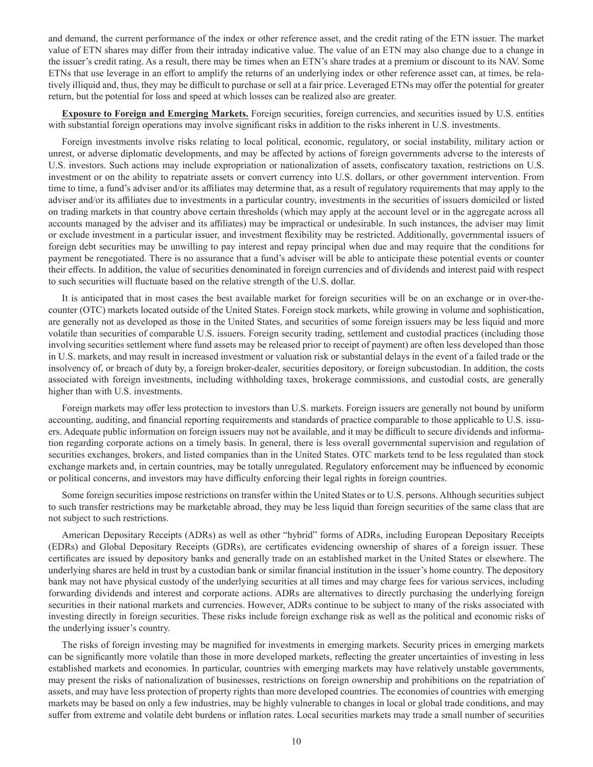and demand, the current performance of the index or other reference asset, and the credit rating of the ETN issuer. The market value of ETN shares may differ from their intraday indicative value. The value of an ETN may also change due to a change in the issuer's credit rating. As a result, there may be times when an ETN's share trades at a premium or discount to its NAV. Some ETNs that use leverage in an effort to amplify the returns of an underlying index or other reference asset can, at times, be relatively illiquid and, thus, they may be difficult to purchase or sell at a fair price. Leveraged ETNs may offer the potential for greater return, but the potential for loss and speed at which losses can be realized also are greater.

**Exposure to Foreign and Emerging Markets.** Foreign securities, foreign currencies, and securities issued by U.S. entities with substantial foreign operations may involve significant risks in addition to the risks inherent in U.S. investments.

Foreign investments involve risks relating to local political, economic, regulatory, or social instability, military action or unrest, or adverse diplomatic developments, and may be affected by actions of foreign governments adverse to the interests of U.S. investors. Such actions may include expropriation or nationalization of assets, confiscatory taxation, restrictions on U.S. investment or on the ability to repatriate assets or convert currency into U.S. dollars, or other government intervention. From time to time, a fund's adviser and/or its affiliates may determine that, as a result of regulatory requirements that may apply to the adviser and/or its affiliates due to investments in a particular country, investments in the securities of issuers domiciled or listed on trading markets in that country above certain thresholds (which may apply at the account level or in the aggregate across all accounts managed by the adviser and its affiliates) may be impractical or undesirable. In such instances, the adviser may limit or exclude investment in a particular issuer, and investment flexibility may be restricted. Additionally, governmental issuers of foreign debt securities may be unwilling to pay interest and repay principal when due and may require that the conditions for payment be renegotiated. There is no assurance that a fund's adviser will be able to anticipate these potential events or counter their effects. In addition, the value of securities denominated in foreign currencies and of dividends and interest paid with respect to such securities will fluctuate based on the relative strength of the U.S. dollar.

It is anticipated that in most cases the best available market for foreign securities will be on an exchange or in over-the-counter (OTC) markets located outside of the United States. Foreign stock markets, while growing in volume and sophistication, are generally not as developed as those in the United States, and securities of some foreign issuers may be less liquid and more volatile than securities of comparable U.S. issuers. Foreign security trading, settlement and custodial practices (including those involving securities settlement where fund assets may be released prior to receipt of payment) are often less developed than those in U.S. markets, and may result in increased investment or valuation risk or substantial delays in the event of a failed trade or the insolvency of, or breach of duty by, a foreign broker-dealer, securities depository, or foreign subcustodian. In addition, the costs associated with foreign investments, including withholding taxes, brokerage commissions, and custodial costs, are generally higher than with U.S. investments.

Foreign markets may offer less protection to investors than U.S. markets. Foreign issuers are generally not bound by uniform accounting, auditing, and financial reporting requirements and standards of practice comparable to those applicable to U.S. issuers. Adequate public information on foreign issuers may not be available, and it may be difficult to secure dividends and information regarding corporate actions on a timely basis. In general, there is less overall governmental supervision and regulation of securities exchanges, brokers, and listed companies than in the United States. OTC markets tend to be less regulated than stock exchange markets and, in certain countries, may be totally unregulated. Regulatory enforcement may be influenced by economic or political concerns, and investors may have difficulty enforcing their legal rights in foreign countries.

Some foreign securities impose restrictions on transfer within the United States or to U.S. persons. Although securities subject to such transfer restrictions may be marketable abroad, they may be less liquid than foreign securities of the same class that are not subject to such restrictions.

American Depositary Receipts (ADRs) as well as other "hybrid" forms of ADRs, including European Depositary Receipts (EDRs) and Global Depositary Receipts (GDRs), are certificates evidencing ownership of shares of a foreign issuer. These certificates are issued by depository banks and generally trade on an established market in the United States or elsewhere. The underlying shares are held in trust by a custodian bank or similar financial institution in the issuer's home country. The depository bank may not have physical custody of the underlying securities at all times and may charge fees for various services, including forwarding dividends and interest and corporate actions. ADRs are alternatives to directly purchasing the underlying foreign securities in their national markets and currencies. However, ADRs continue to be subject to many of the risks associated with investing directly in foreign securities. These risks include foreign exchange risk as well as the political and economic risks of the underlying issuer's country.

The risks of foreign investing may be magnified for investments in emerging markets. Security prices in emerging markets can be significantly more volatile than those in more developed markets, reflecting the greater uncertainties of investing in less established markets and economies. In particular, countries with emerging markets may have relatively unstable governments, may present the risks of nationalization of businesses, restrictions on foreign ownership and prohibitions on the repatriation of assets, and may have less protection of property rights than more developed countries. The economies of countries with emerging markets may be based on only a few industries, may be highly vulnerable to changes in local or global trade conditions, and may suffer from extreme and volatile debt burdens or inflation rates. Local securities markets may trade a small number of securities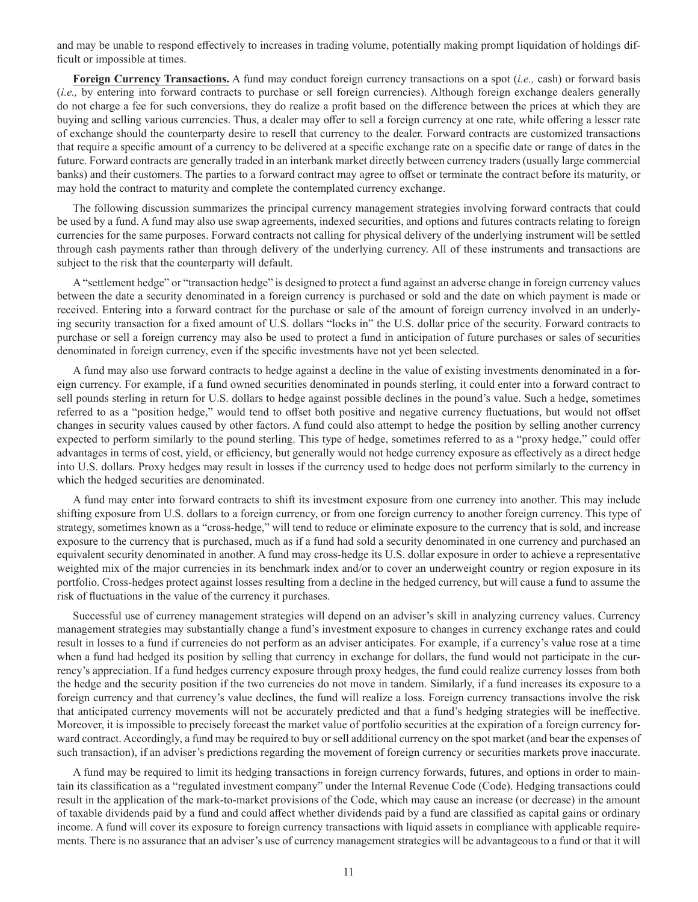and may be unable to respond effectively to increases in trading volume, potentially making prompt liquidation of holdings difficult or impossible at times.

**Foreign Currency Transactions.** A fund may conduct foreign currency transactions on a spot (*i.e.,* cash) or forward basis (*i.e.,* by entering into forward contracts to purchase or sell foreign currencies). Although foreign exchange dealers generally do not charge a fee for such conversions, they do realize a profit based on the difference between the prices at which they are buying and selling various currencies. Thus, a dealer may offer to sell a foreign currency at one rate, while offering a lesser rate of exchange should the counterparty desire to resell that currency to the dealer. Forward contracts are customized transactions that require a specific amount of a currency to be delivered at a specific exchange rate on a specific date or range of dates in the future. Forward contracts are generally traded in an interbank market directly between currency traders (usually large commercial banks) and their customers. The parties to a forward contract may agree to offset or terminate the contract before its maturity, or may hold the contract to maturity and complete the contemplated currency exchange.

The following discussion summarizes the principal currency management strategies involving forward contracts that could be used by a fund. A fund may also use swap agreements, indexed securities, and options and futures contracts relating to foreign currencies for the same purposes. Forward contracts not calling for physical delivery of the underlying instrument will be settled through cash payments rather than through delivery of the underlying currency. All of these instruments and transactions are subject to the risk that the counterparty will default.

A "settlement hedge" or "transaction hedge" is designed to protect a fund against an adverse change in foreign currency values between the date a security denominated in a foreign currency is purchased or sold and the date on which payment is made or received. Entering into a forward contract for the purchase or sale of the amount of foreign currency involved in an underlying security transaction for a fixed amount of U.S. dollars "locks in" the U.S. dollar price of the security. Forward contracts to purchase or sell a foreign currency may also be used to protect a fund in anticipation of future purchases or sales of securities denominated in foreign currency, even if the specific investments have not yet been selected.

A fund may also use forward contracts to hedge against a decline in the value of existing investments denominated in a foreign currency. For example, if a fund owned securities denominated in pounds sterling, it could enter into a forward contract to sell pounds sterling in return for U.S. dollars to hedge against possible declines in the pound's value. Such a hedge, sometimes referred to as a "position hedge," would tend to offset both positive and negative currency fluctuations, but would not offset changes in security values caused by other factors. A fund could also attempt to hedge the position by selling another currency expected to perform similarly to the pound sterling. This type of hedge, sometimes referred to as a "proxy hedge," could offer advantages in terms of cost, yield, or efficiency, but generally would not hedge currency exposure as effectively as a direct hedge into U.S. dollars. Proxy hedges may result in losses if the currency used to hedge does not perform similarly to the currency in which the hedged securities are denominated.

A fund may enter into forward contracts to shift its investment exposure from one currency into another. This may include shifting exposure from U.S. dollars to a foreign currency, or from one foreign currency to another foreign currency. This type of strategy, sometimes known as a "cross-hedge," will tend to reduce or eliminate exposure to the currency that is sold, and increase exposure to the currency that is purchased, much as if a fund had sold a security denominated in one currency and purchased an equivalent security denominated in another. A fund may cross-hedge its U.S. dollar exposure in order to achieve a representative weighted mix of the major currencies in its benchmark index and/or to cover an underweight country or region exposure in its portfolio. Cross-hedges protect against losses resulting from a decline in the hedged currency, but will cause a fund to assume the risk of fluctuations in the value of the currency it purchases.

Successful use of currency management strategies will depend on an adviser's skill in analyzing currency values. Currency management strategies may substantially change a fund's investment exposure to changes in currency exchange rates and could result in losses to a fund if currencies do not perform as an adviser anticipates. For example, if a currency's value rose at a time when a fund had hedged its position by selling that currency in exchange for dollars, the fund would not participate in the currency's appreciation. If a fund hedges currency exposure through proxy hedges, the fund could realize currency losses from both the hedge and the security position if the two currencies do not move in tandem. Similarly, if a fund increases its exposure to a foreign currency and that currency's value declines, the fund will realize a loss. Foreign currency transactions involve the risk that anticipated currency movements will not be accurately predicted and that a fund's hedging strategies will be ineffective. Moreover, it is impossible to precisely forecast the market value of portfolio securities at the expiration of a foreign currency forward contract. Accordingly, a fund may be required to buy or sell additional currency on the spot market (and bear the expenses of such transaction), if an adviser's predictions regarding the movement of foreign currency or securities markets prove inaccurate.

A fund may be required to limit its hedging transactions in foreign currency forwards, futures, and options in order to maintain its classification as a "regulated investment company" under the Internal Revenue Code (Code). Hedging transactions could result in the application of the mark-to-market provisions of the Code, which may cause an increase (or decrease) in the amount of taxable dividends paid by a fund and could affect whether dividends paid by a fund are classified as capital gains or ordinary income. A fund will cover its exposure to foreign currency transactions with liquid assets in compliance with applicable requirements. There is no assurance that an adviser's use of currency management strategies will be advantageous to a fund or that it will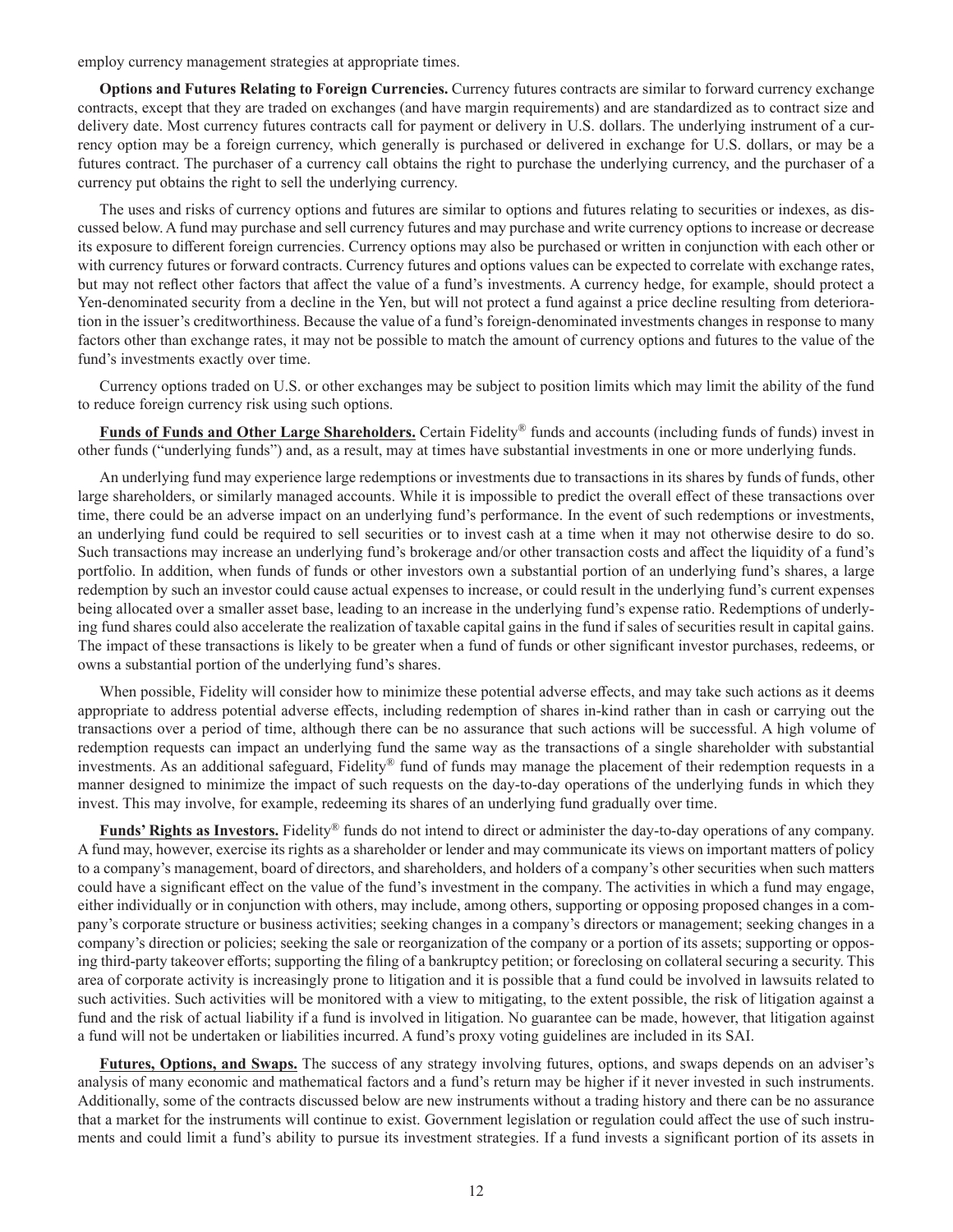employ currency management strategies at appropriate times.

**Options and Futures Relating to Foreign Currencies.** Currency futures contracts are similar to forward currency exchange contracts, except that they are traded on exchanges (and have margin requirements) and are standardized as to contract size and delivery date. Most currency futures contracts call for payment or delivery in U.S. dollars. The underlying instrument of a currency option may be a foreign currency, which generally is purchased or delivered in exchange for U.S. dollars, or may be a futures contract. The purchaser of a currency call obtains the right to purchase the underlying currency, and the purchaser of a currency put obtains the right to sell the underlying currency.

The uses and risks of currency options and futures are similar to options and futures relating to securities or indexes, as discussed below. A fund may purchase and sell currency futures and may purchase and write currency options to increase or decrease its exposure to different foreign currencies. Currency options may also be purchased or written in conjunction with each other or with currency futures or forward contracts. Currency futures and options values can be expected to correlate with exchange rates, but may not reflect other factors that affect the value of a fund's investments. A currency hedge, for example, should protect a Yen-denominated security from a decline in the Yen, but will not protect a fund against a price decline resulting from deterioration in the issuer's creditworthiness. Because the value of a fund's foreign-denominated investments changes in response to many factors other than exchange rates, it may not be possible to match the amount of currency options and futures to the value of the fund's investments exactly over time.

Currency options traded on U.S. or other exchanges may be subject to position limits which may limit the ability of the fund to reduce foreign currency risk using such options.

**Funds of Funds and Other Large Shareholders.** Certain Fidelity® funds and accounts (including funds of funds) invest in other funds ("underlying funds") and, as a result, may at times have substantial investments in one or more underlying funds.

An underlying fund may experience large redemptions or investments due to transactions in its shares by funds of funds, other large shareholders, or similarly managed accounts. While it is impossible to predict the overall effect of these transactions over time, there could be an adverse impact on an underlying fund's performance. In the event of such redemptions or investments, an underlying fund could be required to sell securities or to invest cash at a time when it may not otherwise desire to do so. Such transactions may increase an underlying fund's brokerage and/or other transaction costs and affect the liquidity of a fund's portfolio. In addition, when funds of funds or other investors own a substantial portion of an underlying fund's shares, a large redemption by such an investor could cause actual expenses to increase, or could result in the underlying fund's current expenses being allocated over a smaller asset base, leading to an increase in the underlying fund's expense ratio. Redemptions of underlying fund shares could also accelerate the realization of taxable capital gains in the fund if sales of securities result in capital gains. The impact of these transactions is likely to be greater when a fund of funds or other significant investor purchases, redeems, or owns a substantial portion of the underlying fund's shares.

When possible, Fidelity will consider how to minimize these potential adverse effects, and may take such actions as it deems appropriate to address potential adverse effects, including redemption of shares in-kind rather than in cash or carrying out the transactions over a period of time, although there can be no assurance that such actions will be successful. A high volume of redemption requests can impact an underlying fund the same way as the transactions of a single shareholder with substantial investments. As an additional safeguard, Fidelity® fund of funds may manage the placement of their redemption requests in a manner designed to minimize the impact of such requests on the day-to-day operations of the underlying funds in which they invest. This may involve, for example, redeeming its shares of an underlying fund gradually over time.

**Funds' Rights as Investors.** Fidelity® funds do not intend to direct or administer the day-to-day operations of any company. A fund may, however, exercise its rights as a shareholder or lender and may communicate its views on important matters of policy to a company's management, board of directors, and shareholders, and holders of a company's other securities when such matters could have a significant effect on the value of the fund's investment in the company. The activities in which a fund may engage, either individually or in conjunction with others, may include, among others, supporting or opposing proposed changes in a company's corporate structure or business activities; seeking changes in a company's directors or management; seeking changes in a company's direction or policies; seeking the sale or reorganization of the company or a portion of its assets; supporting or opposing third-party takeover efforts; supporting the filing of a bankruptcy petition; or foreclosing on collateral securing a security. This area of corporate activity is increasingly prone to litigation and it is possible that a fund could be involved in lawsuits related to such activities. Such activities will be monitored with a view to mitigating, to the extent possible, the risk of litigation against a fund and the risk of actual liability if a fund is involved in litigation. No guarantee can be made, however, that litigation against a fund will not be undertaken or liabilities incurred. A fund's proxy voting guidelines are included in its SAI.

**Futures, Options, and Swaps.** The success of any strategy involving futures, options, and swaps depends on an adviser's analysis of many economic and mathematical factors and a fund's return may be higher if it never invested in such instruments. Additionally, some of the contracts discussed below are new instruments without a trading history and there can be no assurance that a market for the instruments will continue to exist. Government legislation or regulation could affect the use of such instruments and could limit a fund's ability to pursue its investment strategies. If a fund invests a significant portion of its assets in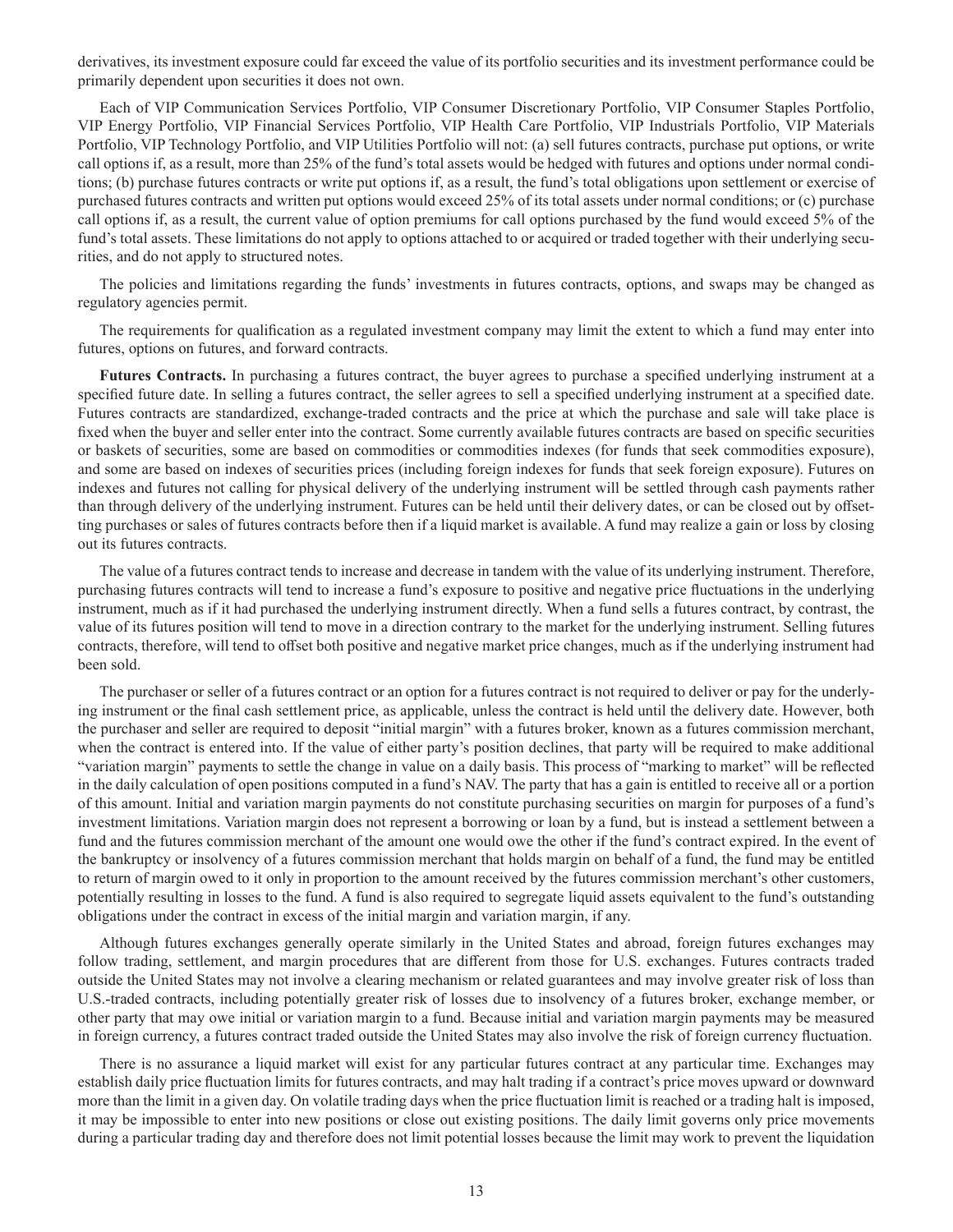derivatives, its investment exposure could far exceed the value of its portfolio securities and its investment performance could be primarily dependent upon securities it does not own.

Each of VIP Communication Services Portfolio, VIP Consumer Discretionary Portfolio, VIP Consumer Staples Portfolio, VIP Energy Portfolio, VIP Financial Services Portfolio, VIP Health Care Portfolio, VIP Industrials Portfolio, VIP Materials Portfolio, VIP Technology Portfolio, and VIP Utilities Portfolio will not: (a) sell futures contracts, purchase put options, or write call options if, as a result, more than 25% of the fund's total assets would be hedged with futures and options under normal conditions; (b) purchase futures contracts or write put options if, as a result, the fund's total obligations upon settlement or exercise of purchased futures contracts and written put options would exceed 25% of its total assets under normal conditions; or (c) purchase call options if, as a result, the current value of option premiums for call options purchased by the fund would exceed 5% of the fund's total assets. These limitations do not apply to options attached to or acquired or traded together with their underlying securities, and do not apply to structured notes.

The policies and limitations regarding the funds' investments in futures contracts, options, and swaps may be changed as regulatory agencies permit.

The requirements for qualification as a regulated investment company may limit the extent to which a fund may enter into futures, options on futures, and forward contracts.

**Futures Contracts.** In purchasing a futures contract, the buyer agrees to purchase a specified underlying instrument at a specified future date. In selling a futures contract, the seller agrees to sell a specified underlying instrument at a specified date. Futures contracts are standardized, exchange-traded contracts and the price at which the purchase and sale will take place is fixed when the buyer and seller enter into the contract. Some currently available futures contracts are based on specific securities or baskets of securities, some are based on commodities or commodities indexes (for funds that seek commodities exposure), and some are based on indexes of securities prices (including foreign indexes for funds that seek foreign exposure). Futures on indexes and futures not calling for physical delivery of the underlying instrument will be settled through cash payments rather than through delivery of the underlying instrument. Futures can be held until their delivery dates, or can be closed out by offsetting purchases or sales of futures contracts before then if a liquid market is available. A fund may realize a gain or loss by closing out its futures contracts.

The value of a futures contract tends to increase and decrease in tandem with the value of its underlying instrument. Therefore, purchasing futures contracts will tend to increase a fund's exposure to positive and negative price fluctuations in the underlying instrument, much as if it had purchased the underlying instrument directly. When a fund sells a futures contract, by contrast, the value of its futures position will tend to move in a direction contrary to the market for the underlying instrument. Selling futures contracts, therefore, will tend to offset both positive and negative market price changes, much as if the underlying instrument had been sold.

The purchaser or seller of a futures contract or an option for a futures contract is not required to deliver or pay for the underlying instrument or the final cash settlement price, as applicable, unless the contract is held until the delivery date. However, both the purchaser and seller are required to deposit "initial margin" with a futures broker, known as a futures commission merchant, when the contract is entered into. If the value of either party's position declines, that party will be required to make additional "variation margin" payments to settle the change in value on a daily basis. This process of "marking to market" will be reflected in the daily calculation of open positions computed in a fund's NAV. The party that has a gain is entitled to receive all or a portion of this amount. Initial and variation margin payments do not constitute purchasing securities on margin for purposes of a fund's investment limitations. Variation margin does not represent a borrowing or loan by a fund, but is instead a settlement between a fund and the futures commission merchant of the amount one would owe the other if the fund's contract expired. In the event of the bankruptcy or insolvency of a futures commission merchant that holds margin on behalf of a fund, the fund may be entitled to return of margin owed to it only in proportion to the amount received by the futures commission merchant's other customers, potentially resulting in losses to the fund. A fund is also required to segregate liquid assets equivalent to the fund's outstanding obligations under the contract in excess of the initial margin and variation margin, if any.

Although futures exchanges generally operate similarly in the United States and abroad, foreign futures exchanges may follow trading, settlement, and margin procedures that are different from those for U.S. exchanges. Futures contracts traded outside the United States may not involve a clearing mechanism or related guarantees and may involve greater risk of loss than U.S.-traded contracts, including potentially greater risk of losses due to insolvency of a futures broker, exchange member, or other party that may owe initial or variation margin to a fund. Because initial and variation margin payments may be measured in foreign currency, a futures contract traded outside the United States may also involve the risk of foreign currency fluctuation.

There is no assurance a liquid market will exist for any particular futures contract at any particular time. Exchanges may establish daily price fluctuation limits for futures contracts, and may halt trading if a contract's price moves upward or downward more than the limit in a given day. On volatile trading days when the price fluctuation limit is reached or a trading halt is imposed, it may be impossible to enter into new positions or close out existing positions. The daily limit governs only price movements during a particular trading day and therefore does not limit potential losses because the limit may work to prevent the liquidation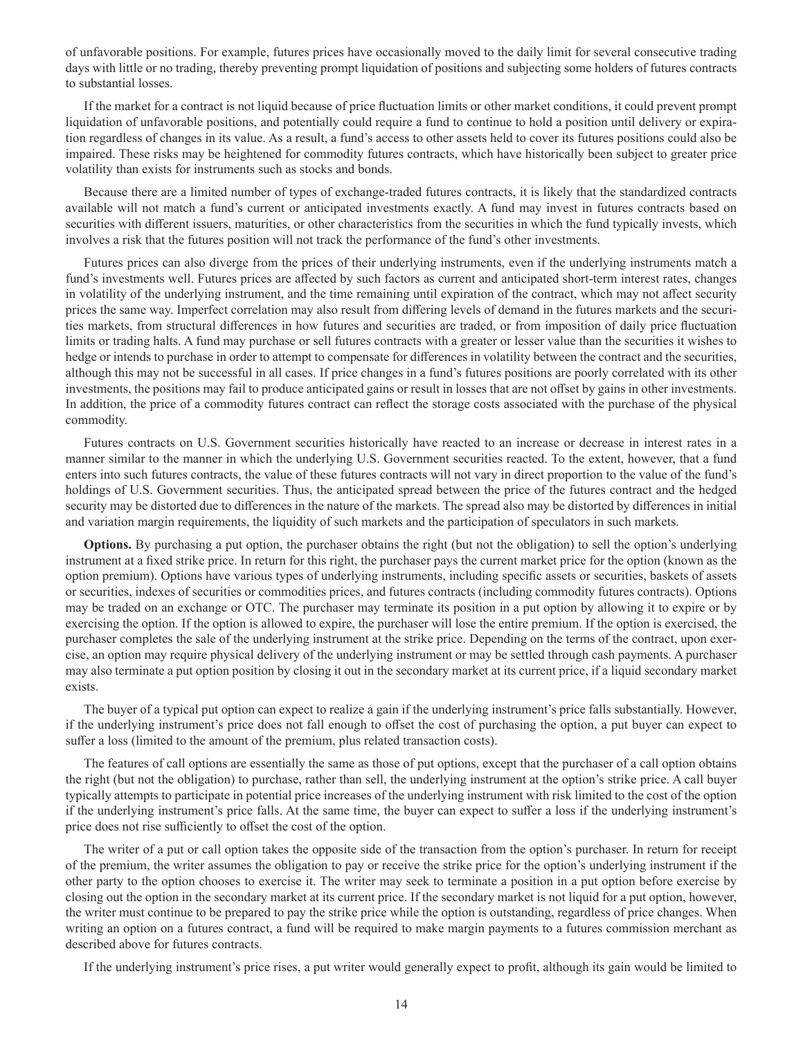of unfavorable positions. For example, futures prices have occasionally moved to the daily limit for several consecutive trading days with little or no trading, thereby preventing prompt liquidation of positions and subjecting some holders of futures contracts to substantial losses.

If the market for a contract is not liquid because of price fluctuation limits or other market conditions, it could prevent prompt liquidation of unfavorable positions, and potentially could require a fund to continue to hold a position until delivery or expiration regardless of changes in its value. As a result, a fund's access to other assets held to cover its futures positions could also be impaired. These risks may be heightened for commodity futures contracts, which have historically been subject to greater price volatility than exists for instruments such as stocks and bonds.

Because there are a limited number of types of exchange-traded futures contracts, it is likely that the standardized contracts available will not match a fund's current or anticipated investments exactly. A fund may invest in futures contracts based on securities with different issuers, maturities, or other characteristics from the securities in which the fund typically invests, which involves a risk that the futures position will not track the performance of the fund's other investments.

Futures prices can also diverge from the prices of their underlying instruments, even if the underlying instruments match a fund's investments well. Futures prices are affected by such factors as current and anticipated short-term interest rates, changes in volatility of the underlying instrument, and the time remaining until expiration of the contract, which may not affect security prices the same way. Imperfect correlation may also result from differing levels of demand in the futures markets and the securities markets, from structural differences in how futures and securities are traded, or from imposition of daily price fluctuation limits or trading halts. A fund may purchase or sell futures contracts with a greater or lesser value than the securities it wishes to hedge or intends to purchase in order to attempt to compensate for differences in volatility between the contract and the securities, although this may not be successful in all cases. If price changes in a fund's futures positions are poorly correlated with its other investments, the positions may fail to produce anticipated gains or result in losses that are not offset by gains in other investments. In addition, the price of a commodity futures contract can reflect the storage costs associated with the purchase of the physical commodity.

Futures contracts on U.S. Government securities historically have reacted to an increase or decrease in interest rates in a manner similar to the manner in which the underlying U.S. Government securities reacted. To the extent, however, that a fund enters into such futures contracts, the value of these futures contracts will not vary in direct proportion to the value of the fund's holdings of U.S. Government securities. Thus, the anticipated spread between the price of the futures contract and the hedged security may be distorted due to differences in the nature of the markets. The spread also may be distorted by differences in initial and variation margin requirements, the liquidity of such markets and the participation of speculators in such markets.

**Options.** By purchasing a put option, the purchaser obtains the right (but not the obligation) to sell the option's underlying instrument at a fixed strike price. In return for this right, the purchaser pays the current market price for the option (known as the option premium). Options have various types of underlying instruments, including specific assets or securities, baskets of assets or securities, indexes of securities or commodities prices, and futures contracts (including commodity futures contracts). Options may be traded on an exchange or OTC. The purchaser may terminate its position in a put option by allowing it to expire or by exercising the option. If the option is allowed to expire, the purchaser will lose the entire premium. If the option is exercised, the purchaser completes the sale of the underlying instrument at the strike price. Depending on the terms of the contract, upon exercise, an option may require physical delivery of the underlying instrument or may be settled through cash payments. A purchaser may also terminate a put option position by closing it out in the secondary market at its current price, if a liquid secondary market exists.

The buyer of a typical put option can expect to realize a gain if the underlying instrument's price falls substantially. However, if the underlying instrument's price does not fall enough to offset the cost of purchasing the option, a put buyer can expect to suffer a loss (limited to the amount of the premium, plus related transaction costs).

The features of call options are essentially the same as those of put options, except that the purchaser of a call option obtains the right (but not the obligation) to purchase, rather than sell, the underlying instrument at the option's strike price. A call buyer typically attempts to participate in potential price increases of the underlying instrument with risk limited to the cost of the option if the underlying instrument's price falls. At the same time, the buyer can expect to suffer a loss if the underlying instrument's price does not rise sufficiently to offset the cost of the option.

The writer of a put or call option takes the opposite side of the transaction from the option's purchaser. In return for receipt of the premium, the writer assumes the obligation to pay or receive the strike price for the option's underlying instrument if the other party to the option chooses to exercise it. The writer may seek to terminate a position in a put option before exercise by closing out the option in the secondary market at its current price. If the secondary market is not liquid for a put option, however, the writer must continue to be prepared to pay the strike price while the option is outstanding, regardless of price changes. When writing an option on a futures contract, a fund will be required to make margin payments to a futures commission merchant as described above for futures contracts.

If the underlying instrument's price rises, a put writer would generally expect to profit, although its gain would be limited to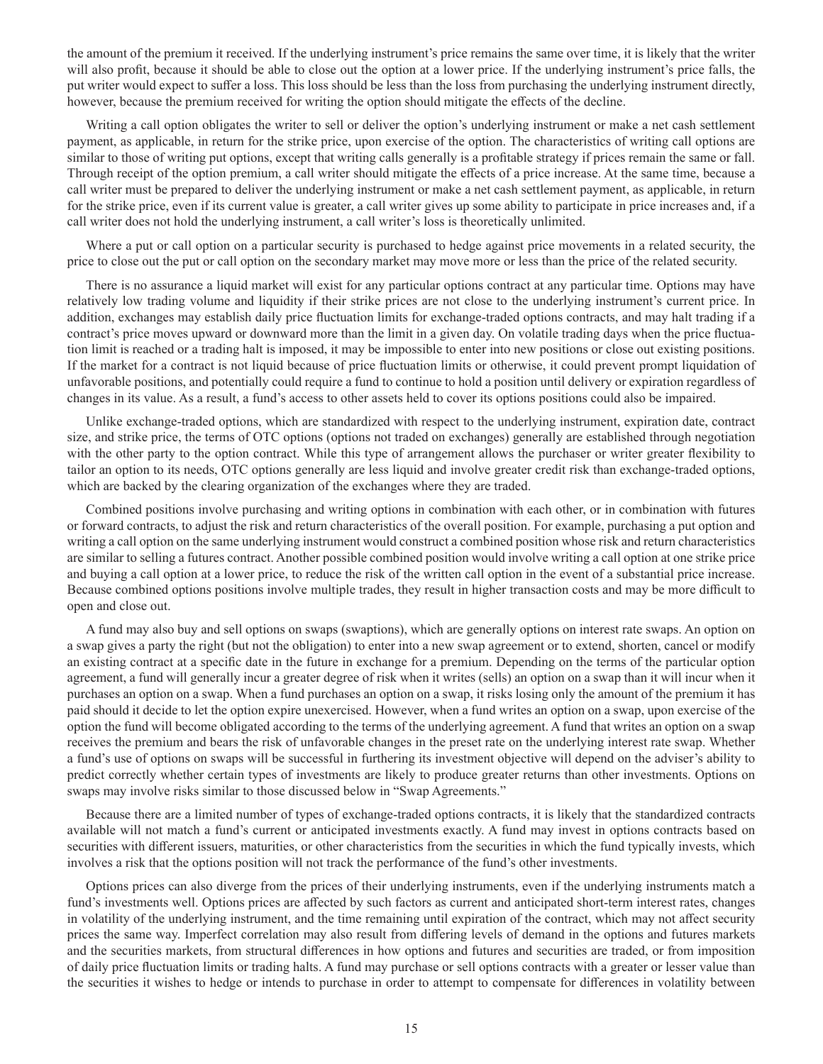the amount of the premium it received. If the underlying instrument's price remains the same over time, it is likely that the writer will also profit, because it should be able to close out the option at a lower price. If the underlying instrument's price falls, the put writer would expect to suffer a loss. This loss should be less than the loss from purchasing the underlying instrument directly, however, because the premium received for writing the option should mitigate the effects of the decline.

Writing a call option obligates the writer to sell or deliver the option's underlying instrument or make a net cash settlement payment, as applicable, in return for the strike price, upon exercise of the option. The characteristics of writing call options are similar to those of writing put options, except that writing calls generally is a profitable strategy if prices remain the same or fall. Through receipt of the option premium, a call writer should mitigate the effects of a price increase. At the same time, because a call writer must be prepared to deliver the underlying instrument or make a net cash settlement payment, as applicable, in return for the strike price, even if its current value is greater, a call writer gives up some ability to participate in price increases and, if a call writer does not hold the underlying instrument, a call writer's loss is theoretically unlimited.

Where a put or call option on a particular security is purchased to hedge against price movements in a related security, the price to close out the put or call option on the secondary market may move more or less than the price of the related security.

There is no assurance a liquid market will exist for any particular options contract at any particular time. Options may have relatively low trading volume and liquidity if their strike prices are not close to the underlying instrument's current price. In addition, exchanges may establish daily price fluctuation limits for exchange-traded options contracts, and may halt trading if a contract's price moves upward or downward more than the limit in a given day. On volatile trading days when the price fluctuation limit is reached or a trading halt is imposed, it may be impossible to enter into new positions or close out existing positions. If the market for a contract is not liquid because of price fluctuation limits or otherwise, it could prevent prompt liquidation of unfavorable positions, and potentially could require a fund to continue to hold a position until delivery or expiration regardless of changes in its value. As a result, a fund's access to other assets held to cover its options positions could also be impaired.

Unlike exchange-traded options, which are standardized with respect to the underlying instrument, expiration date, contract size, and strike price, the terms of OTC options (options not traded on exchanges) generally are established through negotiation with the other party to the option contract. While this type of arrangement allows the purchaser or writer greater flexibility to tailor an option to its needs, OTC options generally are less liquid and involve greater credit risk than exchange-traded options, which are backed by the clearing organization of the exchanges where they are traded.

Combined positions involve purchasing and writing options in combination with each other, or in combination with futures or forward contracts, to adjust the risk and return characteristics of the overall position. For example, purchasing a put option and writing a call option on the same underlying instrument would construct a combined position whose risk and return characteristics are similar to selling a futures contract. Another possible combined position would involve writing a call option at one strike price and buying a call option at a lower price, to reduce the risk of the written call option in the event of a substantial price increase. Because combined options positions involve multiple trades, they result in higher transaction costs and may be more difficult to open and close out.

A fund may also buy and sell options on swaps (swaptions), which are generally options on interest rate swaps. An option on a swap gives a party the right (but not the obligation) to enter into a new swap agreement or to extend, shorten, cancel or modify an existing contract at a specific date in the future in exchange for a premium. Depending on the terms of the particular option agreement, a fund will generally incur a greater degree of risk when it writes (sells) an option on a swap than it will incur when it purchases an option on a swap. When a fund purchases an option on a swap, it risks losing only the amount of the premium it has paid should it decide to let the option expire unexercised. However, when a fund writes an option on a swap, upon exercise of the option the fund will become obligated according to the terms of the underlying agreement. A fund that writes an option on a swap receives the premium and bears the risk of unfavorable changes in the preset rate on the underlying interest rate swap. Whether a fund's use of options on swaps will be successful in furthering its investment objective will depend on the adviser's ability to predict correctly whether certain types of investments are likely to produce greater returns than other investments. Options on swaps may involve risks similar to those discussed below in "Swap Agreements."

Because there are a limited number of types of exchange-traded options contracts, it is likely that the standardized contracts available will not match a fund's current or anticipated investments exactly. A fund may invest in options contracts based on securities with different issuers, maturities, or other characteristics from the securities in which the fund typically invests, which involves a risk that the options position will not track the performance of the fund's other investments.

Options prices can also diverge from the prices of their underlying instruments, even if the underlying instruments match a fund's investments well. Options prices are affected by such factors as current and anticipated short-term interest rates, changes in volatility of the underlying instrument, and the time remaining until expiration of the contract, which may not affect security prices the same way. Imperfect correlation may also result from differing levels of demand in the options and futures markets and the securities markets, from structural differences in how options and futures and securities are traded, or from imposition of daily price fluctuation limits or trading halts. A fund may purchase or sell options contracts with a greater or lesser value than the securities it wishes to hedge or intends to purchase in order to attempt to compensate for differences in volatility between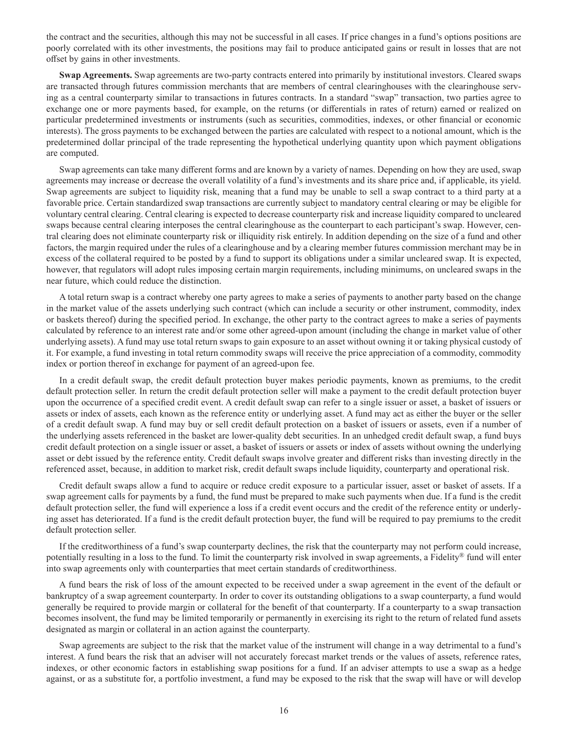the contract and the securities, although this may not be successful in all cases. If price changes in a fund's options positions are poorly correlated with its other investments, the positions may fail to produce anticipated gains or result in losses that are not offset by gains in other investments.

**Swap Agreements.** Swap agreements are two-party contracts entered into primarily by institutional investors. Cleared swaps are transacted through futures commission merchants that are members of central clearinghouses with the clearinghouse serving as a central counterparty similar to transactions in futures contracts. In a standard "swap" transaction, two parties agree to exchange one or more payments based, for example, on the returns (or differentials in rates of return) earned or realized on particular predetermined investments or instruments (such as securities, commodities, indexes, or other financial or economic interests). The gross payments to be exchanged between the parties are calculated with respect to a notional amount, which is the predetermined dollar principal of the trade representing the hypothetical underlying quantity upon which payment obligations are computed.

Swap agreements can take many different forms and are known by a variety of names. Depending on how they are used, swap agreements may increase or decrease the overall volatility of a fund's investments and its share price and, if applicable, its yield. Swap agreements are subject to liquidity risk, meaning that a fund may be unable to sell a swap contract to a third party at a favorable price. Certain standardized swap transactions are currently subject to mandatory central clearing or may be eligible for voluntary central clearing. Central clearing is expected to decrease counterparty risk and increase liquidity compared to uncleared swaps because central clearing interposes the central clearinghouse as the counterpart to each participant's swap. However, central clearing does not eliminate counterparty risk or illiquidity risk entirely. In addition depending on the size of a fund and other factors, the margin required under the rules of a clearinghouse and by a clearing member futures commission merchant may be in excess of the collateral required to be posted by a fund to support its obligations under a similar uncleared swap. It is expected, however, that regulators will adopt rules imposing certain margin requirements, including minimums, on uncleared swaps in the near future, which could reduce the distinction.

A total return swap is a contract whereby one party agrees to make a series of payments to another party based on the change in the market value of the assets underlying such contract (which can include a security or other instrument, commodity, index or baskets thereof) during the specified period. In exchange, the other party to the contract agrees to make a series of payments calculated by reference to an interest rate and/or some other agreed-upon amount (including the change in market value of other underlying assets). A fund may use total return swaps to gain exposure to an asset without owning it or taking physical custody of it. For example, a fund investing in total return commodity swaps will receive the price appreciation of a commodity, commodity index or portion thereof in exchange for payment of an agreed-upon fee.

In a credit default swap, the credit default protection buyer makes periodic payments, known as premiums, to the credit default protection seller. In return the credit default protection seller will make a payment to the credit default protection buyer upon the occurrence of a specified credit event. A credit default swap can refer to a single issuer or asset, a basket of issuers or assets or index of assets, each known as the reference entity or underlying asset. A fund may act as either the buyer or the seller of a credit default swap. A fund may buy or sell credit default protection on a basket of issuers or assets, even if a number of the underlying assets referenced in the basket are lower-quality debt securities. In an unhedged credit default swap, a fund buys credit default protection on a single issuer or asset, a basket of issuers or assets or index of assets without owning the underlying asset or debt issued by the reference entity. Credit default swaps involve greater and different risks than investing directly in the referenced asset, because, in addition to market risk, credit default swaps include liquidity, counterparty and operational risk.

Credit default swaps allow a fund to acquire or reduce credit exposure to a particular issuer, asset or basket of assets. If a swap agreement calls for payments by a fund, the fund must be prepared to make such payments when due. If a fund is the credit default protection seller, the fund will experience a loss if a credit event occurs and the credit of the reference entity or underlying asset has deteriorated. If a fund is the credit default protection buyer, the fund will be required to pay premiums to the credit default protection seller.

If the creditworthiness of a fund's swap counterparty declines, the risk that the counterparty may not perform could increase, potentially resulting in a loss to the fund. To limit the counterparty risk involved in swap agreements, a Fidelity® fund will enter into swap agreements only with counterparties that meet certain standards of creditworthiness.

A fund bears the risk of loss of the amount expected to be received under a swap agreement in the event of the default or bankruptcy of a swap agreement counterparty. In order to cover its outstanding obligations to a swap counterparty, a fund would generally be required to provide margin or collateral for the benefit of that counterparty. If a counterparty to a swap transaction becomes insolvent, the fund may be limited temporarily or permanently in exercising its right to the return of related fund assets designated as margin or collateral in an action against the counterparty.

Swap agreements are subject to the risk that the market value of the instrument will change in a way detrimental to a fund's interest. A fund bears the risk that an adviser will not accurately forecast market trends or the values of assets, reference rates, indexes, or other economic factors in establishing swap positions for a fund. If an adviser attempts to use a swap as a hedge against, or as a substitute for, a portfolio investment, a fund may be exposed to the risk that the swap will have or will develop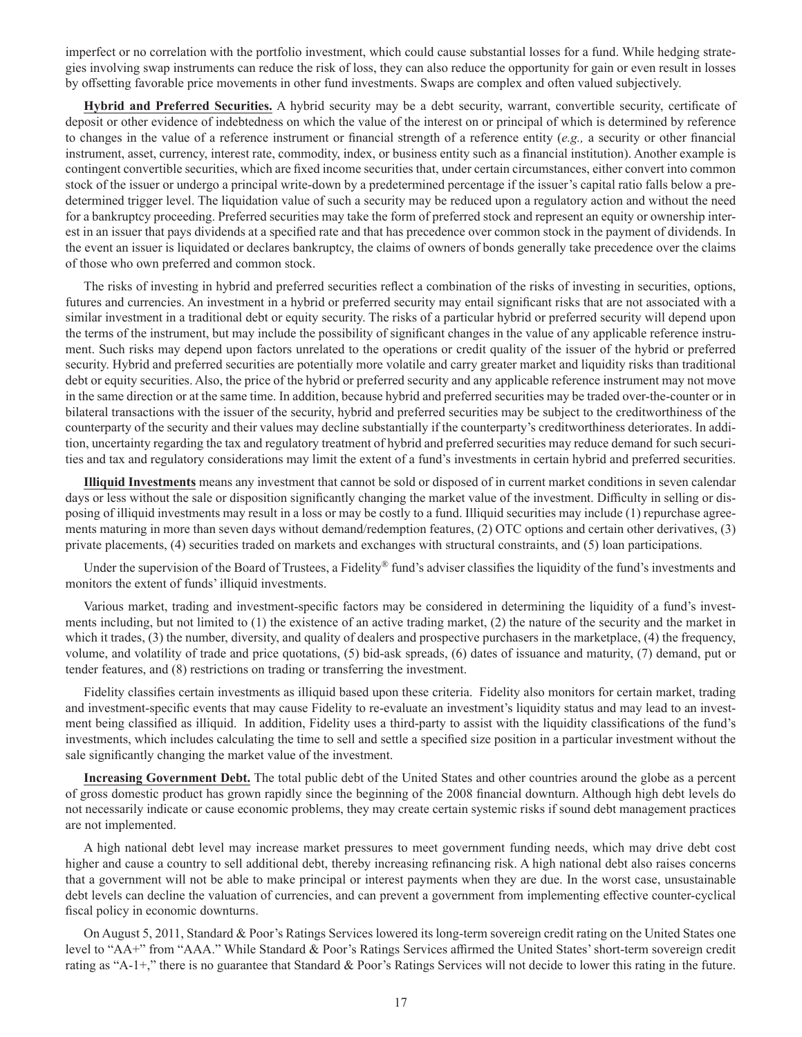imperfect or no correlation with the portfolio investment, which could cause substantial losses for a fund. While hedging strategies involving swap instruments can reduce the risk of loss, they can also reduce the opportunity for gain or even result in losses by offsetting favorable price movements in other fund investments. Swaps are complex and often valued subjectively.

**Hybrid and Preferred Securities.** A hybrid security may be a debt security, warrant, convertible security, certificate of deposit or other evidence of indebtedness on which the value of the interest on or principal of which is determined by reference to changes in the value of a reference instrument or financial strength of a reference entity (*e.g.,* a security or other financial instrument, asset, currency, interest rate, commodity, index, or business entity such as a financial institution). Another example is contingent convertible securities, which are fixed income securities that, under certain circumstances, either convert into common stock of the issuer or undergo a principal write-down by a predetermined percentage if the issuer's capital ratio falls below a predetermined trigger level. The liquidation value of such a security may be reduced upon a regulatory action and without the need for a bankruptcy proceeding. Preferred securities may take the form of preferred stock and represent an equity or ownership interest in an issuer that pays dividends at a specified rate and that has precedence over common stock in the payment of dividends. In the event an issuer is liquidated or declares bankruptcy, the claims of owners of bonds generally take precedence over the claims of those who own preferred and common stock.

The risks of investing in hybrid and preferred securities reflect a combination of the risks of investing in securities, options, futures and currencies. An investment in a hybrid or preferred security may entail significant risks that are not associated with a similar investment in a traditional debt or equity security. The risks of a particular hybrid or preferred security will depend upon the terms of the instrument, but may include the possibility of significant changes in the value of any applicable reference instrument. Such risks may depend upon factors unrelated to the operations or credit quality of the issuer of the hybrid or preferred security. Hybrid and preferred securities are potentially more volatile and carry greater market and liquidity risks than traditional debt or equity securities. Also, the price of the hybrid or preferred security and any applicable reference instrument may not move in the same direction or at the same time. In addition, because hybrid and preferred securities may be traded over-the-counter or in bilateral transactions with the issuer of the security, hybrid and preferred securities may be subject to the creditworthiness of the counterparty of the security and their values may decline substantially if the counterparty's creditworthiness deteriorates. In addition, uncertainty regarding the tax and regulatory treatment of hybrid and preferred securities may reduce demand for such securities and tax and regulatory considerations may limit the extent of a fund's investments in certain hybrid and preferred securities.

**Illiquid Investments** means any investment that cannot be sold or disposed of in current market conditions in seven calendar days or less without the sale or disposition significantly changing the market value of the investment. Difficulty in selling or disposing of illiquid investments may result in a loss or may be costly to a fund. Illiquid securities may include (1) repurchase agreements maturing in more than seven days without demand/redemption features, (2) OTC options and certain other derivatives, (3) private placements, (4) securities traded on markets and exchanges with structural constraints, and (5) loan participations.

Under the supervision of the Board of Trustees, a Fidelity® fund's adviser classifies the liquidity of the fund's investments and monitors the extent of funds' illiquid investments.

Various market, trading and investment-specific factors may be considered in determining the liquidity of a fund's investments including, but not limited to (1) the existence of an active trading market, (2) the nature of the security and the market in which it trades, (3) the number, diversity, and quality of dealers and prospective purchasers in the marketplace, (4) the frequency, volume, and volatility of trade and price quotations, (5) bid-ask spreads, (6) dates of issuance and maturity, (7) demand, put or tender features, and (8) restrictions on trading or transferring the investment.

Fidelity classifies certain investments as illiquid based upon these criteria. Fidelity also monitors for certain market, trading and investment-specific events that may cause Fidelity to re-evaluate an investment's liquidity status and may lead to an investment being classified as illiquid. In addition, Fidelity uses a third-party to assist with the liquidity classifications of the fund's investments, which includes calculating the time to sell and settle a specified size position in a particular investment without the sale significantly changing the market value of the investment.

**Increasing Government Debt.** The total public debt of the United States and other countries around the globe as a percent of gross domestic product has grown rapidly since the beginning of the 2008 financial downturn. Although high debt levels do not necessarily indicate or cause economic problems, they may create certain systemic risks if sound debt management practices are not implemented.

A high national debt level may increase market pressures to meet government funding needs, which may drive debt cost higher and cause a country to sell additional debt, thereby increasing refinancing risk. A high national debt also raises concerns that a government will not be able to make principal or interest payments when they are due. In the worst case, unsustainable debt levels can decline the valuation of currencies, and can prevent a government from implementing effective counter-cyclical fiscal policy in economic downturns.

On August 5, 2011, Standard & Poor's Ratings Services lowered its long-term sovereign credit rating on the United States one level to "AA+" from "AAA." While Standard & Poor's Ratings Services affirmed the United States' short-term sovereign credit rating as "A-1+," there is no guarantee that Standard & Poor's Ratings Services will not decide to lower this rating in the future.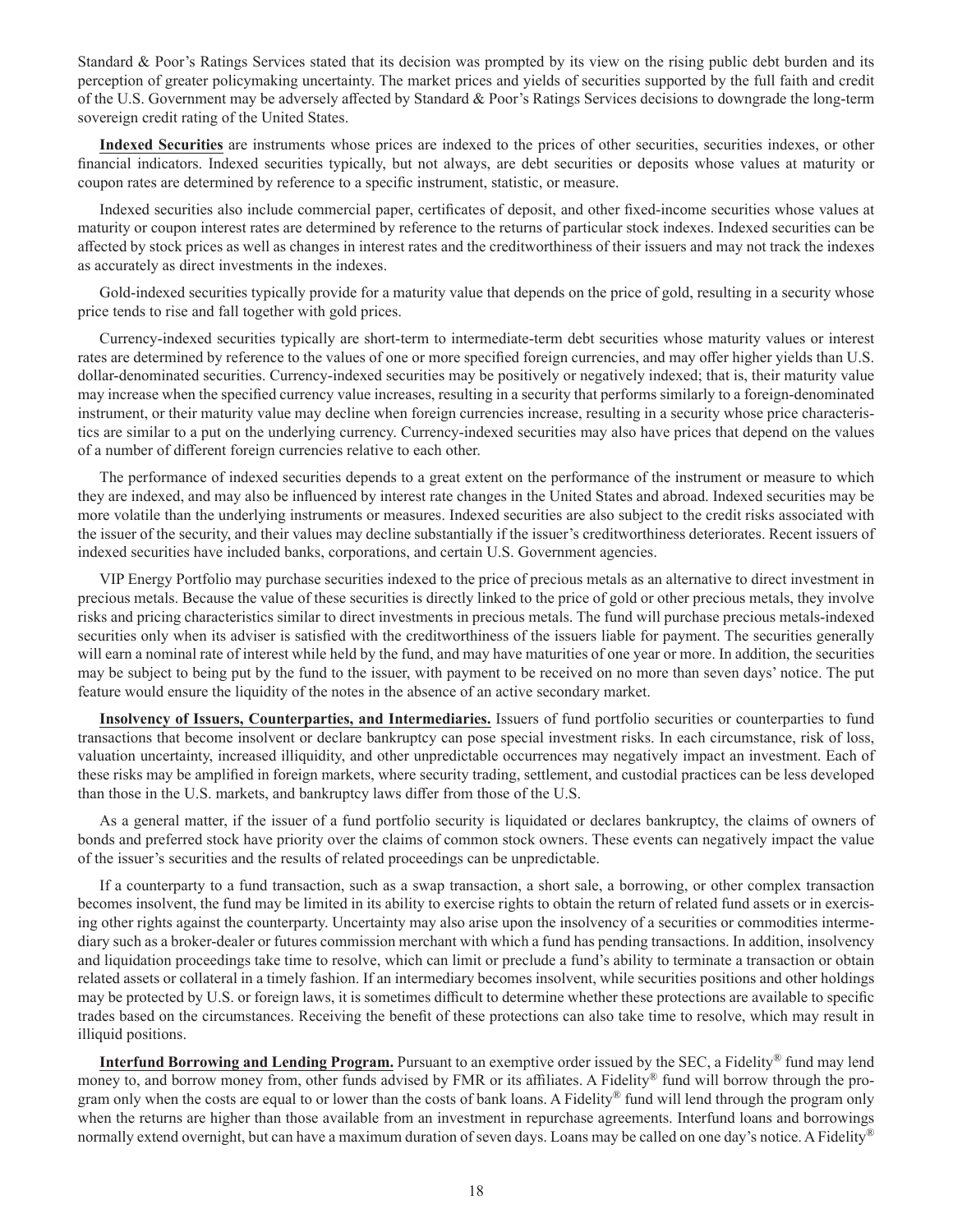Standard & Poor's Ratings Services stated that its decision was prompted by its view on the rising public debt burden and its perception of greater policymaking uncertainty. The market prices and yields of securities supported by the full faith and credit of the U.S. Government may be adversely affected by Standard & Poor's Ratings Services decisions to downgrade the long-term sovereign credit rating of the United States.

**Indexed Securities** are instruments whose prices are indexed to the prices of other securities, securities indexes, or other financial indicators. Indexed securities typically, but not always, are debt securities or deposits whose values at maturity or coupon rates are determined by reference to a specific instrument, statistic, or measure.

Indexed securities also include commercial paper, certificates of deposit, and other fixed-income securities whose values at maturity or coupon interest rates are determined by reference to the returns of particular stock indexes. Indexed securities can be affected by stock prices as well as changes in interest rates and the creditworthiness of their issuers and may not track the indexes as accurately as direct investments in the indexes.

Gold-indexed securities typically provide for a maturity value that depends on the price of gold, resulting in a security whose price tends to rise and fall together with gold prices.

Currency-indexed securities typically are short-term to intermediate-term debt securities whose maturity values or interest rates are determined by reference to the values of one or more specified foreign currencies, and may offer higher yields than U.S. dollar-denominated securities. Currency-indexed securities may be positively or negatively indexed; that is, their maturity value may increase when the specified currency value increases, resulting in a security that performs similarly to a foreign-denominated instrument, or their maturity value may decline when foreign currencies increase, resulting in a security whose price characteristics are similar to a put on the underlying currency. Currency-indexed securities may also have prices that depend on the values of a number of different foreign currencies relative to each other.

The performance of indexed securities depends to a great extent on the performance of the instrument or measure to which they are indexed, and may also be influenced by interest rate changes in the United States and abroad. Indexed securities may be more volatile than the underlying instruments or measures. Indexed securities are also subject to the credit risks associated with the issuer of the security, and their values may decline substantially if the issuer's creditworthiness deteriorates. Recent issuers of indexed securities have included banks, corporations, and certain U.S. Government agencies.

VIP Energy Portfolio may purchase securities indexed to the price of precious metals as an alternative to direct investment in precious metals. Because the value of these securities is directly linked to the price of gold or other precious metals, they involve risks and pricing characteristics similar to direct investments in precious metals. The fund will purchase precious metals-indexed securities only when its adviser is satisfied with the creditworthiness of the issuers liable for payment. The securities generally will earn a nominal rate of interest while held by the fund, and may have maturities of one year or more. In addition, the securities may be subject to being put by the fund to the issuer, with payment to be received on no more than seven days' notice. The put feature would ensure the liquidity of the notes in the absence of an active secondary market.

**Insolvency of Issuers, Counterparties, and Intermediaries.** Issuers of fund portfolio securities or counterparties to fund transactions that become insolvent or declare bankruptcy can pose special investment risks. In each circumstance, risk of loss, valuation uncertainty, increased illiquidity, and other unpredictable occurrences may negatively impact an investment. Each of these risks may be amplified in foreign markets, where security trading, settlement, and custodial practices can be less developed than those in the U.S. markets, and bankruptcy laws differ from those of the U.S.

As a general matter, if the issuer of a fund portfolio security is liquidated or declares bankruptcy, the claims of owners of bonds and preferred stock have priority over the claims of common stock owners. These events can negatively impact the value of the issuer's securities and the results of related proceedings can be unpredictable.

If a counterparty to a fund transaction, such as a swap transaction, a short sale, a borrowing, or other complex transaction becomes insolvent, the fund may be limited in its ability to exercise rights to obtain the return of related fund assets or in exercising other rights against the counterparty. Uncertainty may also arise upon the insolvency of a securities or commodities intermediary such as a broker-dealer or futures commission merchant with which a fund has pending transactions. In addition, insolvency and liquidation proceedings take time to resolve, which can limit or preclude a fund's ability to terminate a transaction or obtain related assets or collateral in a timely fashion. If an intermediary becomes insolvent, while securities positions and other holdings may be protected by U.S. or foreign laws, it is sometimes difficult to determine whether these protections are available to specific trades based on the circumstances. Receiving the benefit of these protections can also take time to resolve, which may result in illiquid positions.

**Interfund Borrowing and Lending Program.** Pursuant to an exemptive order issued by the SEC, a Fidelity® fund may lend money to, and borrow money from, other funds advised by FMR or its affiliates. A Fidelity® fund will borrow through the program only when the costs are equal to or lower than the costs of bank loans. A Fidelity® fund will lend through the program only when the returns are higher than those available from an investment in repurchase agreements. Interfund loans and borrowings normally extend overnight, but can have a maximum duration of seven days. Loans may be called on one day's notice. A Fidelity®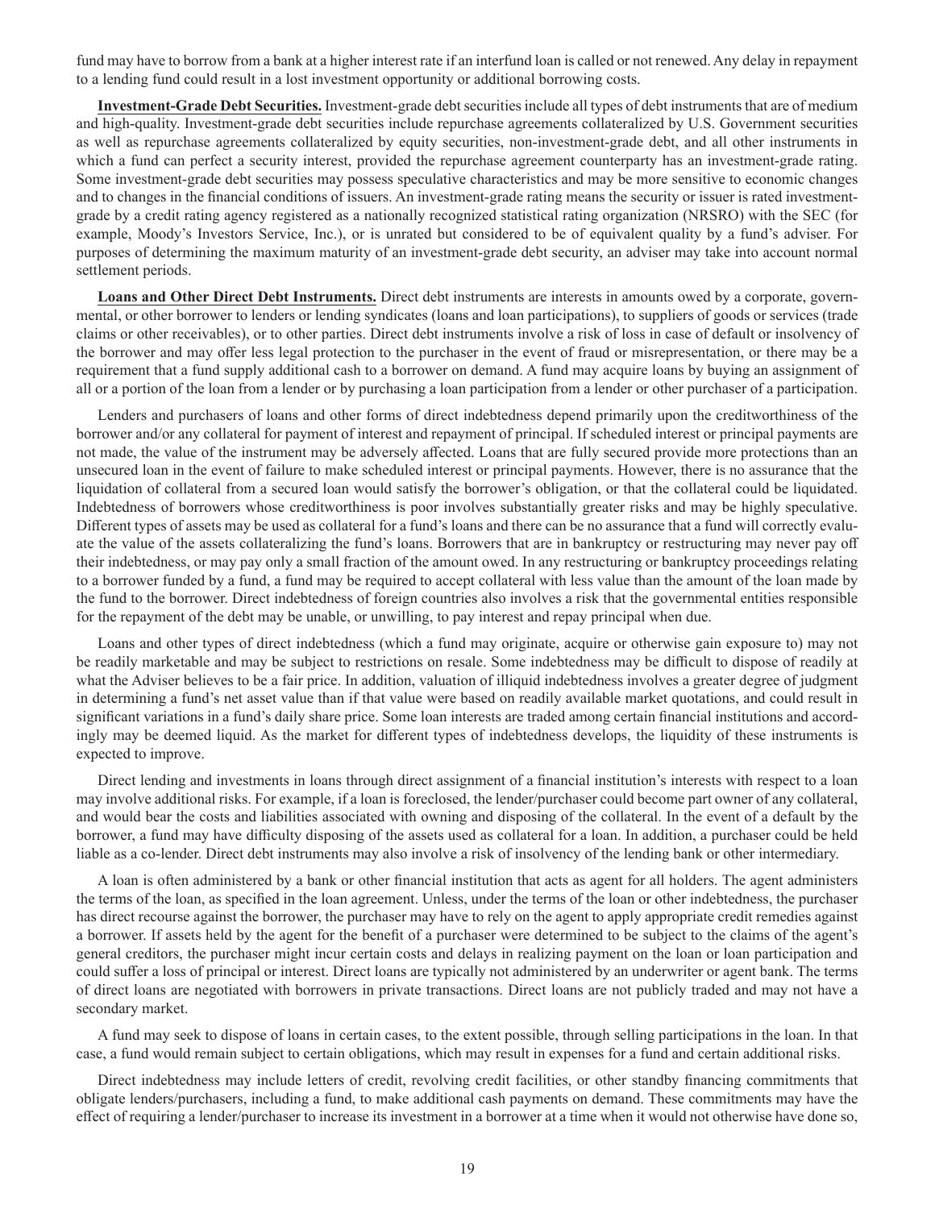fund may have to borrow from a bank at a higher interest rate if an interfund loan is called or not renewed. Any delay in repayment to a lending fund could result in a lost investment opportunity or additional borrowing costs.

**Investment-Grade Debt Securities.** Investment-grade debt securities include all types of debt instruments that are of medium and high-quality. Investment-grade debt securities include repurchase agreements collateralized by U.S. Government securities as well as repurchase agreements collateralized by equity securities, non-investment-grade debt, and all other instruments in which a fund can perfect a security interest, provided the repurchase agreement counterparty has an investment-grade rating. Some investment-grade debt securities may possess speculative characteristics and may be more sensitive to economic changes and to changes in the financial conditions of issuers. An investment-grade rating means the security or issuer is rated investment-grade by a credit rating agency registered as a nationally recognized statistical rating organization (NRSRO) with the SEC (for example, Moody's Investors Service, Inc.), or is unrated but considered to be of equivalent quality by a fund's adviser. For purposes of determining the maximum maturity of an investment-grade debt security, an adviser may take into account normal settlement periods.

**Loans and Other Direct Debt Instruments.** Direct debt instruments are interests in amounts owed by a corporate, governmental, or other borrower to lenders or lending syndicates (loans and loan participations), to suppliers of goods or services (trade claims or other receivables), or to other parties. Direct debt instruments involve a risk of loss in case of default or insolvency of the borrower and may offer less legal protection to the purchaser in the event of fraud or misrepresentation, or there may be a requirement that a fund supply additional cash to a borrower on demand. A fund may acquire loans by buying an assignment of all or a portion of the loan from a lender or by purchasing a loan participation from a lender or other purchaser of a participation.

Lenders and purchasers of loans and other forms of direct indebtedness depend primarily upon the creditworthiness of the borrower and/or any collateral for payment of interest and repayment of principal. If scheduled interest or principal payments are not made, the value of the instrument may be adversely affected. Loans that are fully secured provide more protections than an unsecured loan in the event of failure to make scheduled interest or principal payments. However, there is no assurance that the liquidation of collateral from a secured loan would satisfy the borrower's obligation, or that the collateral could be liquidated. Indebtedness of borrowers whose creditworthiness is poor involves substantially greater risks and may be highly speculative. Different types of assets may be used as collateral for a fund's loans and there can be no assurance that a fund will correctly evaluate the value of the assets collateralizing the fund's loans. Borrowers that are in bankruptcy or restructuring may never pay off their indebtedness, or may pay only a small fraction of the amount owed. In any restructuring or bankruptcy proceedings relating to a borrower funded by a fund, a fund may be required to accept collateral with less value than the amount of the loan made by the fund to the borrower. Direct indebtedness of foreign countries also involves a risk that the governmental entities responsible for the repayment of the debt may be unable, or unwilling, to pay interest and repay principal when due.

Loans and other types of direct indebtedness (which a fund may originate, acquire or otherwise gain exposure to) may not be readily marketable and may be subject to restrictions on resale. Some indebtedness may be difficult to dispose of readily at what the Adviser believes to be a fair price. In addition, valuation of illiquid indebtedness involves a greater degree of judgment in determining a fund's net asset value than if that value were based on readily available market quotations, and could result in significant variations in a fund's daily share price. Some loan interests are traded among certain financial institutions and accordingly may be deemed liquid. As the market for different types of indebtedness develops, the liquidity of these instruments is expected to improve.

Direct lending and investments in loans through direct assignment of a financial institution's interests with respect to a loan may involve additional risks. For example, if a loan is foreclosed, the lender/purchaser could become part owner of any collateral, and would bear the costs and liabilities associated with owning and disposing of the collateral. In the event of a default by the borrower, a fund may have difficulty disposing of the assets used as collateral for a loan. In addition, a purchaser could be held liable as a co-lender. Direct debt instruments may also involve a risk of insolvency of the lending bank or other intermediary.

A loan is often administered by a bank or other financial institution that acts as agent for all holders. The agent administers the terms of the loan, as specified in the loan agreement. Unless, under the terms of the loan or other indebtedness, the purchaser has direct recourse against the borrower, the purchaser may have to rely on the agent to apply appropriate credit remedies against a borrower. If assets held by the agent for the benefit of a purchaser were determined to be subject to the claims of the agent's general creditors, the purchaser might incur certain costs and delays in realizing payment on the loan or loan participation and could suffer a loss of principal or interest. Direct loans are typically not administered by an underwriter or agent bank. The terms of direct loans are negotiated with borrowers in private transactions. Direct loans are not publicly traded and may not have a secondary market.

A fund may seek to dispose of loans in certain cases, to the extent possible, through selling participations in the loan. In that case, a fund would remain subject to certain obligations, which may result in expenses for a fund and certain additional risks.

Direct indebtedness may include letters of credit, revolving credit facilities, or other standby financing commitments that obligate lenders/purchasers, including a fund, to make additional cash payments on demand. These commitments may have the effect of requiring a lender/purchaser to increase its investment in a borrower at a time when it would not otherwise have done so,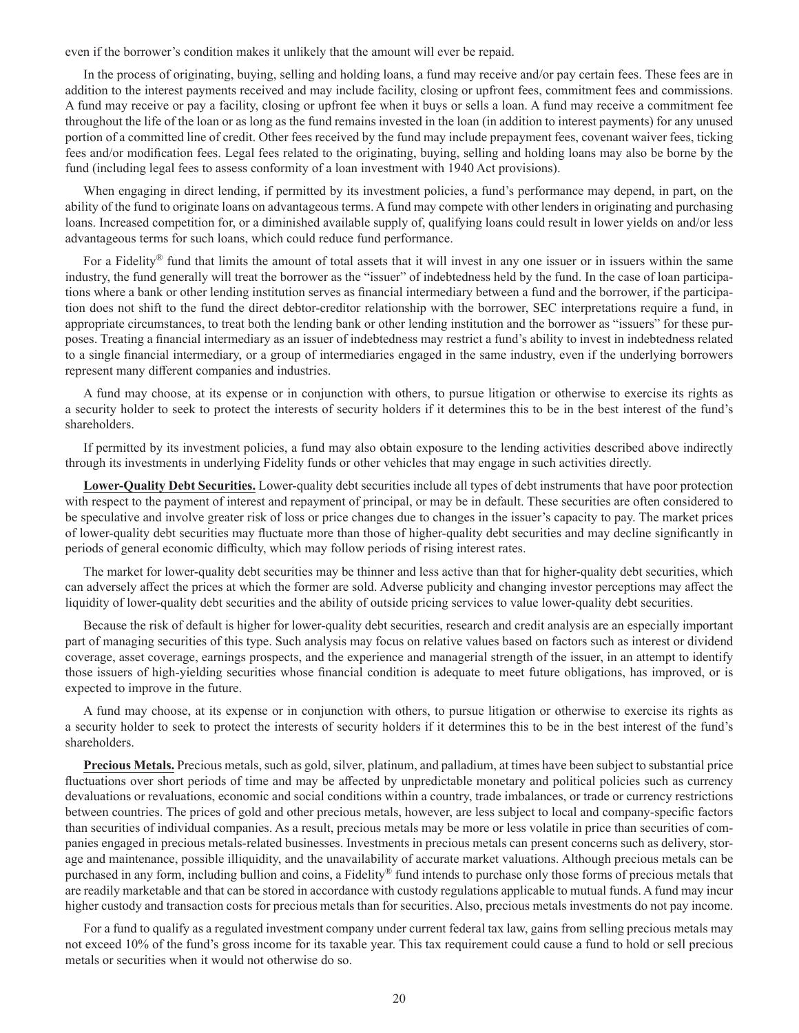even if the borrower's condition makes it unlikely that the amount will ever be repaid.

In the process of originating, buying, selling and holding loans, a fund may receive and/or pay certain fees. These fees are in addition to the interest payments received and may include facility, closing or upfront fees, commitment fees and commissions. A fund may receive or pay a facility, closing or upfront fee when it buys or sells a loan. A fund may receive a commitment fee throughout the life of the loan or as long as the fund remains invested in the loan (in addition to interest payments) for any unused portion of a committed line of credit. Other fees received by the fund may include prepayment fees, covenant waiver fees, ticking fees and/or modification fees. Legal fees related to the originating, buying, selling and holding loans may also be borne by the fund (including legal fees to assess conformity of a loan investment with 1940 Act provisions).

When engaging in direct lending, if permitted by its investment policies, a fund's performance may depend, in part, on the ability of the fund to originate loans on advantageous terms. A fund may compete with other lenders in originating and purchasing loans. Increased competition for, or a diminished available supply of, qualifying loans could result in lower yields on and/or less advantageous terms for such loans, which could reduce fund performance.

For a Fidelity® fund that limits the amount of total assets that it will invest in any one issuer or in issuers within the same industry, the fund generally will treat the borrower as the "issuer" of indebtedness held by the fund. In the case of loan participations where a bank or other lending institution serves as financial intermediary between a fund and the borrower, if the participation does not shift to the fund the direct debtor-creditor relationship with the borrower, SEC interpretations require a fund, in appropriate circumstances, to treat both the lending bank or other lending institution and the borrower as "issuers" for these purposes. Treating a financial intermediary as an issuer of indebtedness may restrict a fund's ability to invest in indebtedness related to a single financial intermediary, or a group of intermediaries engaged in the same industry, even if the underlying borrowers represent many different companies and industries.

A fund may choose, at its expense or in conjunction with others, to pursue litigation or otherwise to exercise its rights as a security holder to seek to protect the interests of security holders if it determines this to be in the best interest of the fund's shareholders.

If permitted by its investment policies, a fund may also obtain exposure to the lending activities described above indirectly through its investments in underlying Fidelity funds or other vehicles that may engage in such activities directly.

**Lower-Quality Debt Securities.** Lower-quality debt securities include all types of debt instruments that have poor protection with respect to the payment of interest and repayment of principal, or may be in default. These securities are often considered to be speculative and involve greater risk of loss or price changes due to changes in the issuer's capacity to pay. The market prices of lower-quality debt securities may fluctuate more than those of higher-quality debt securities and may decline significantly in periods of general economic difficulty, which may follow periods of rising interest rates.

The market for lower-quality debt securities may be thinner and less active than that for higher-quality debt securities, which can adversely affect the prices at which the former are sold. Adverse publicity and changing investor perceptions may affect the liquidity of lower-quality debt securities and the ability of outside pricing services to value lower-quality debt securities.

Because the risk of default is higher for lower-quality debt securities, research and credit analysis are an especially important part of managing securities of this type. Such analysis may focus on relative values based on factors such as interest or dividend coverage, asset coverage, earnings prospects, and the experience and managerial strength of the issuer, in an attempt to identify those issuers of high-yielding securities whose financial condition is adequate to meet future obligations, has improved, or is expected to improve in the future.

A fund may choose, at its expense or in conjunction with others, to pursue litigation or otherwise to exercise its rights as a security holder to seek to protect the interests of security holders if it determines this to be in the best interest of the fund's shareholders.

**Precious Metals.** Precious metals, such as gold, silver, platinum, and palladium, at times have been subject to substantial price fluctuations over short periods of time and may be affected by unpredictable monetary and political policies such as currency devaluations or revaluations, economic and social conditions within a country, trade imbalances, or trade or currency restrictions between countries. The prices of gold and other precious metals, however, are less subject to local and company-specific factors than securities of individual companies. As a result, precious metals may be more or less volatile in price than securities of companies engaged in precious metals-related businesses. Investments in precious metals can present concerns such as delivery, storage and maintenance, possible illiquidity, and the unavailability of accurate market valuations. Although precious metals can be purchased in any form, including bullion and coins, a Fidelity® fund intends to purchase only those forms of precious metals that are readily marketable and that can be stored in accordance with custody regulations applicable to mutual funds. A fund may incur higher custody and transaction costs for precious metals than for securities. Also, precious metals investments do not pay income.

For a fund to qualify as a regulated investment company under current federal tax law, gains from selling precious metals may not exceed 10% of the fund's gross income for its taxable year. This tax requirement could cause a fund to hold or sell precious metals or securities when it would not otherwise do so.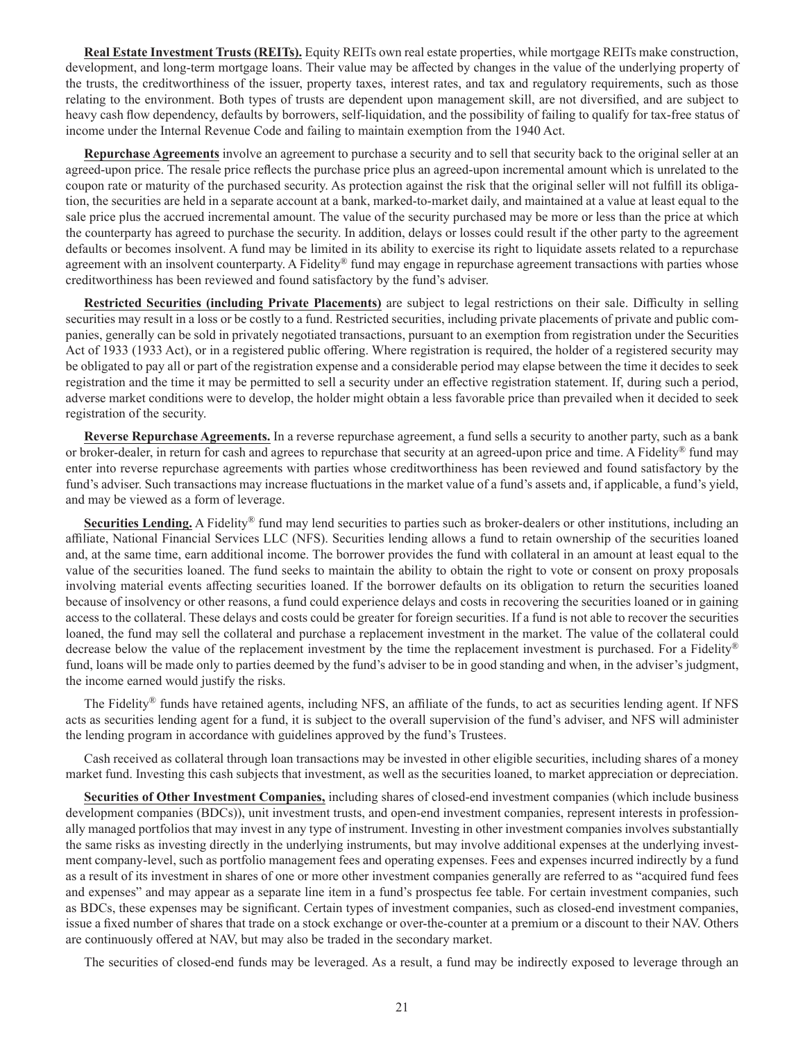**Real Estate Investment Trusts (REITs).** Equity REITs own real estate properties, while mortgage REITs make construction, development, and long-term mortgage loans. Their value may be affected by changes in the value of the underlying property of the trusts, the creditworthiness of the issuer, property taxes, interest rates, and tax and regulatory requirements, such as those relating to the environment. Both types of trusts are dependent upon management skill, are not diversified, and are subject to heavy cash flow dependency, defaults by borrowers, self-liquidation, and the possibility of failing to qualify for tax-free status of income under the Internal Revenue Code and failing to maintain exemption from the 1940 Act.

**Repurchase Agreements** involve an agreement to purchase a security and to sell that security back to the original seller at an agreed-upon price. The resale price reflects the purchase price plus an agreed-upon incremental amount which is unrelated to the coupon rate or maturity of the purchased security. As protection against the risk that the original seller will not fulfill its obligation, the securities are held in a separate account at a bank, marked-to-market daily, and maintained at a value at least equal to the sale price plus the accrued incremental amount. The value of the security purchased may be more or less than the price at which the counterparty has agreed to purchase the security. In addition, delays or losses could result if the other party to the agreement defaults or becomes insolvent. A fund may be limited in its ability to exercise its right to liquidate assets related to a repurchase agreement with an insolvent counterparty. A Fidelity® fund may engage in repurchase agreement transactions with parties whose creditworthiness has been reviewed and found satisfactory by the fund's adviser.

**Restricted Securities (including Private Placements)** are subject to legal restrictions on their sale. Difficulty in selling securities may result in a loss or be costly to a fund. Restricted securities, including private placements of private and public companies, generally can be sold in privately negotiated transactions, pursuant to an exemption from registration under the Securities Act of 1933 (1933 Act), or in a registered public offering. Where registration is required, the holder of a registered security may be obligated to pay all or part of the registration expense and a considerable period may elapse between the time it decides to seek registration and the time it may be permitted to sell a security under an effective registration statement. If, during such a period, adverse market conditions were to develop, the holder might obtain a less favorable price than prevailed when it decided to seek registration of the security.

**Reverse Repurchase Agreements.** In a reverse repurchase agreement, a fund sells a security to another party, such as a bank or broker-dealer, in return for cash and agrees to repurchase that security at an agreed-upon price and time. A Fidelity® fund may enter into reverse repurchase agreements with parties whose creditworthiness has been reviewed and found satisfactory by the fund's adviser. Such transactions may increase fluctuations in the market value of a fund's assets and, if applicable, a fund's yield, and may be viewed as a form of leverage.

**Securities Lending.** A Fidelity® fund may lend securities to parties such as broker-dealers or other institutions, including an affiliate, National Financial Services LLC (NFS). Securities lending allows a fund to retain ownership of the securities loaned and, at the same time, earn additional income. The borrower provides the fund with collateral in an amount at least equal to the value of the securities loaned. The fund seeks to maintain the ability to obtain the right to vote or consent on proxy proposals involving material events affecting securities loaned. If the borrower defaults on its obligation to return the securities loaned because of insolvency or other reasons, a fund could experience delays and costs in recovering the securities loaned or in gaining access to the collateral. These delays and costs could be greater for foreign securities. If a fund is not able to recover the securities loaned, the fund may sell the collateral and purchase a replacement investment in the market. The value of the collateral could decrease below the value of the replacement investment by the time the replacement investment is purchased. For a Fidelity® fund, loans will be made only to parties deemed by the fund's adviser to be in good standing and when, in the adviser's judgment, the income earned would justify the risks.

The Fidelity® funds have retained agents, including NFS, an affiliate of the funds, to act as securities lending agent. If NFS acts as securities lending agent for a fund, it is subject to the overall supervision of the fund's adviser, and NFS will administer the lending program in accordance with guidelines approved by the fund's Trustees.

Cash received as collateral through loan transactions may be invested in other eligible securities, including shares of a money market fund. Investing this cash subjects that investment, as well as the securities loaned, to market appreciation or depreciation.

**Securities of Other Investment Companies,** including shares of closed-end investment companies (which include business development companies (BDCs)), unit investment trusts, and open-end investment companies, represent interests in professionally managed portfolios that may invest in any type of instrument. Investing in other investment companies involves substantially the same risks as investing directly in the underlying instruments, but may involve additional expenses at the underlying investment company-level, such as portfolio management fees and operating expenses. Fees and expenses incurred indirectly by a fund as a result of its investment in shares of one or more other investment companies generally are referred to as "acquired fund fees and expenses" and may appear as a separate line item in a fund's prospectus fee table. For certain investment companies, such as BDCs, these expenses may be significant. Certain types of investment companies, such as closed-end investment companies, issue a fixed number of shares that trade on a stock exchange or over-the-counter at a premium or a discount to their NAV. Others are continuously offered at NAV, but may also be traded in the secondary market.

The securities of closed-end funds may be leveraged. As a result, a fund may be indirectly exposed to leverage through an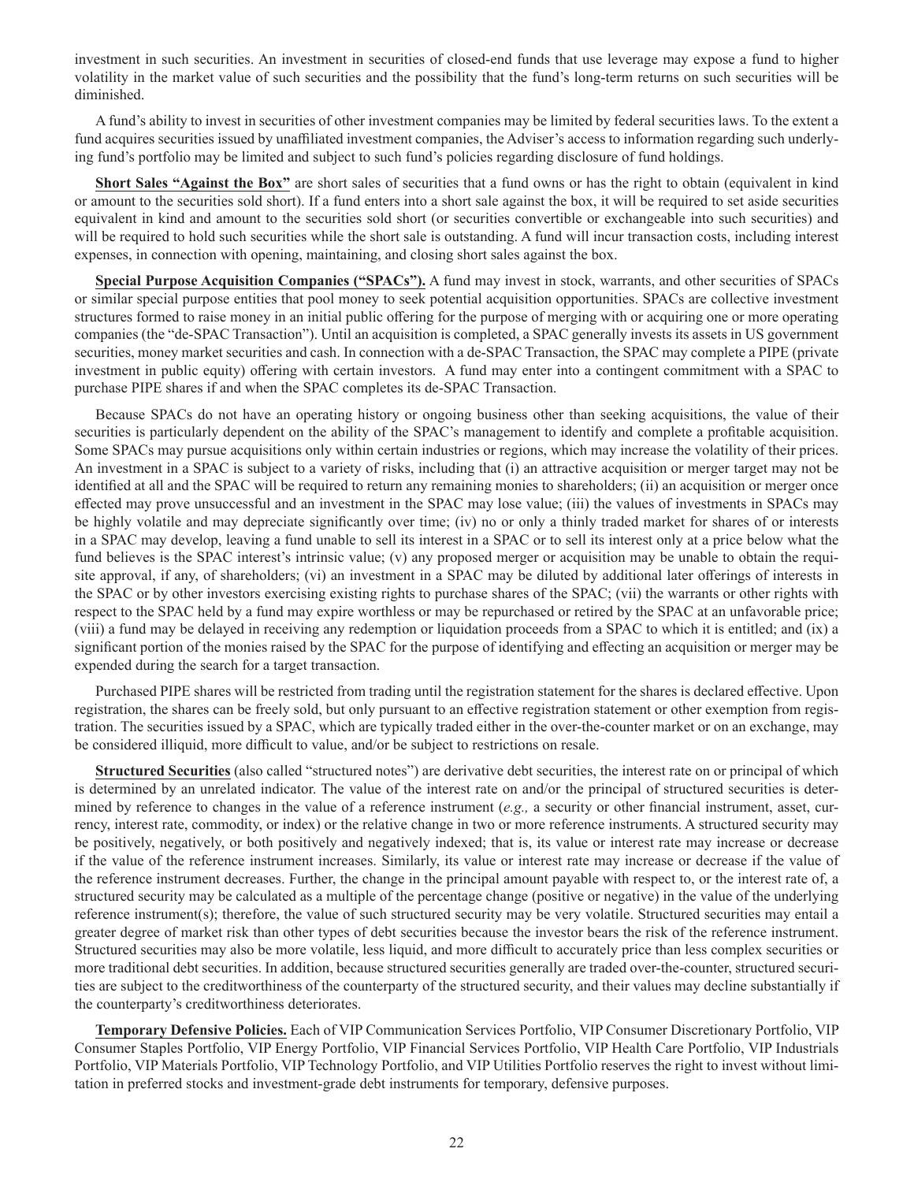investment in such securities. An investment in securities of closed-end funds that use leverage may expose a fund to higher volatility in the market value of such securities and the possibility that the fund's long-term returns on such securities will be diminished.

A fund's ability to invest in securities of other investment companies may be limited by federal securities laws. To the extent a fund acquires securities issued by unaffiliated investment companies, the Adviser's access to information regarding such underlying fund's portfolio may be limited and subject to such fund's policies regarding disclosure of fund holdings.

**Short Sales "Against the Box"** are short sales of securities that a fund owns or has the right to obtain (equivalent in kind or amount to the securities sold short). If a fund enters into a short sale against the box, it will be required to set aside securities equivalent in kind and amount to the securities sold short (or securities convertible or exchangeable into such securities) and will be required to hold such securities while the short sale is outstanding. A fund will incur transaction costs, including interest expenses, in connection with opening, maintaining, and closing short sales against the box.

**Special Purpose Acquisition Companies ("SPACs").** A fund may invest in stock, warrants, and other securities of SPACs or similar special purpose entities that pool money to seek potential acquisition opportunities. SPACs are collective investment structures formed to raise money in an initial public offering for the purpose of merging with or acquiring one or more operating companies (the "de-SPAC Transaction"). Until an acquisition is completed, a SPAC generally invests its assets in US government securities, money market securities and cash. In connection with a de-SPAC Transaction, the SPAC may complete a PIPE (private investment in public equity) offering with certain investors. A fund may enter into a contingent commitment with a SPAC to purchase PIPE shares if and when the SPAC completes its de-SPAC Transaction.

Because SPACs do not have an operating history or ongoing business other than seeking acquisitions, the value of their securities is particularly dependent on the ability of the SPAC's management to identify and complete a profitable acquisition. Some SPACs may pursue acquisitions only within certain industries or regions, which may increase the volatility of their prices. An investment in a SPAC is subject to a variety of risks, including that (i) an attractive acquisition or merger target may not be identified at all and the SPAC will be required to return any remaining monies to shareholders; (ii) an acquisition or merger once effected may prove unsuccessful and an investment in the SPAC may lose value; (iii) the values of investments in SPACs may be highly volatile and may depreciate significantly over time; (iv) no or only a thinly traded market for shares of or interests in a SPAC may develop, leaving a fund unable to sell its interest in a SPAC or to sell its interest only at a price below what the fund believes is the SPAC interest's intrinsic value; (v) any proposed merger or acquisition may be unable to obtain the requisite approval, if any, of shareholders; (vi) an investment in a SPAC may be diluted by additional later offerings of interests in the SPAC or by other investors exercising existing rights to purchase shares of the SPAC; (vii) the warrants or other rights with respect to the SPAC held by a fund may expire worthless or may be repurchased or retired by the SPAC at an unfavorable price; (viii) a fund may be delayed in receiving any redemption or liquidation proceeds from a SPAC to which it is entitled; and (ix) a significant portion of the monies raised by the SPAC for the purpose of identifying and effecting an acquisition or merger may be expended during the search for a target transaction.

Purchased PIPE shares will be restricted from trading until the registration statement for the shares is declared effective. Upon registration, the shares can be freely sold, but only pursuant to an effective registration statement or other exemption from registration. The securities issued by a SPAC, which are typically traded either in the over-the-counter market or on an exchange, may be considered illiquid, more difficult to value, and/or be subject to restrictions on resale.

**Structured Securities** (also called "structured notes") are derivative debt securities, the interest rate on or principal of which is determined by an unrelated indicator. The value of the interest rate on and/or the principal of structured securities is determined by reference to changes in the value of a reference instrument (*e.g.,* a security or other financial instrument, asset, currency, interest rate, commodity, or index) or the relative change in two or more reference instruments. A structured security may be positively, negatively, or both positively and negatively indexed; that is, its value or interest rate may increase or decrease if the value of the reference instrument increases. Similarly, its value or interest rate may increase or decrease if the value of the reference instrument decreases. Further, the change in the principal amount payable with respect to, or the interest rate of, a structured security may be calculated as a multiple of the percentage change (positive or negative) in the value of the underlying reference instrument(s); therefore, the value of such structured security may be very volatile. Structured securities may entail a greater degree of market risk than other types of debt securities because the investor bears the risk of the reference instrument. Structured securities may also be more volatile, less liquid, and more difficult to accurately price than less complex securities or more traditional debt securities. In addition, because structured securities generally are traded over-the-counter, structured securities are subject to the creditworthiness of the counterparty of the structured security, and their values may decline substantially if the counterparty's creditworthiness deteriorates.

**Temporary Defensive Policies.** Each of VIP Communication Services Portfolio, VIP Consumer Discretionary Portfolio, VIP Consumer Staples Portfolio, VIP Energy Portfolio, VIP Financial Services Portfolio, VIP Health Care Portfolio, VIP Industrials Portfolio, VIP Materials Portfolio, VIP Technology Portfolio, and VIP Utilities Portfolio reserves the right to invest without limitation in preferred stocks and investment-grade debt instruments for temporary, defensive purposes.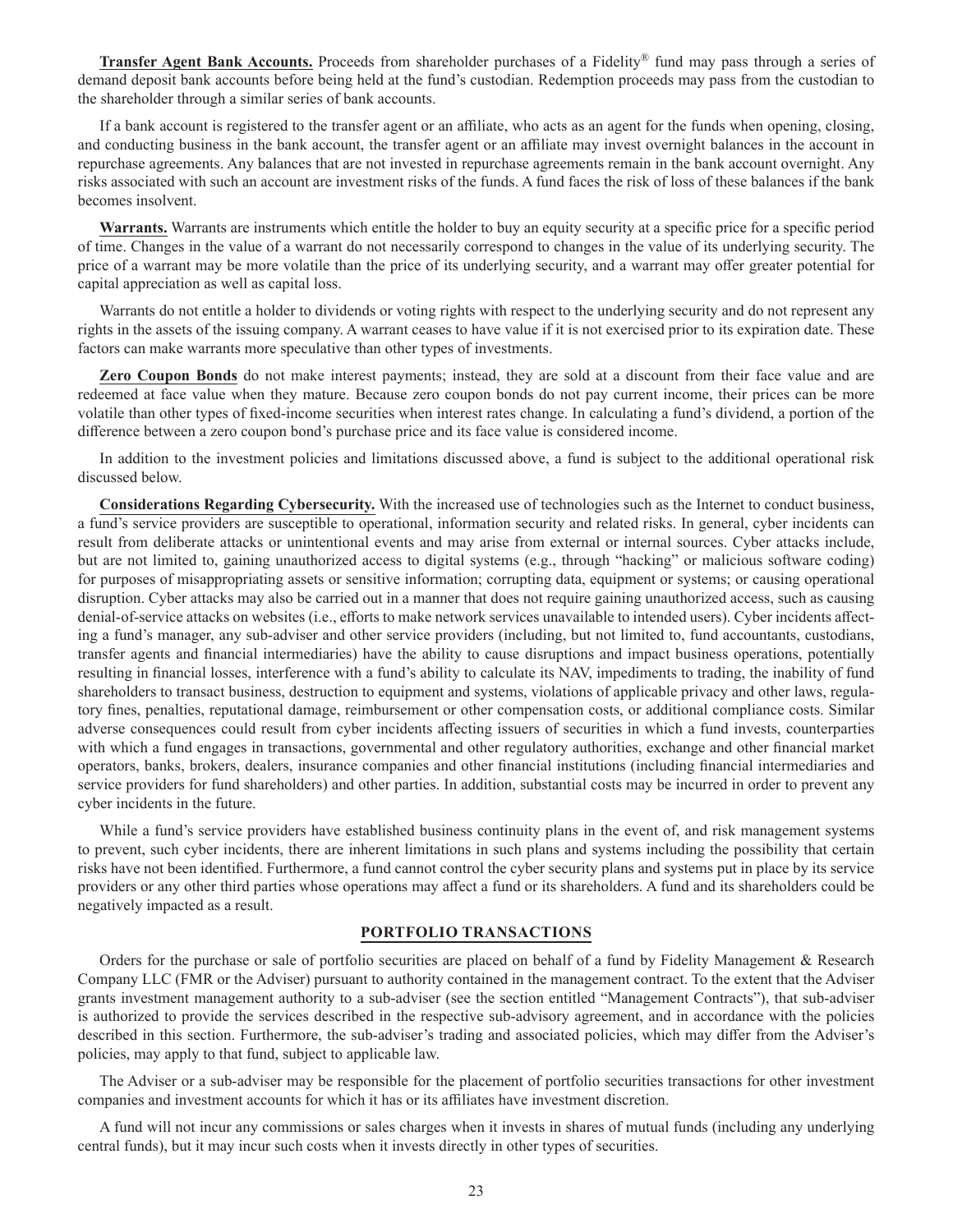**Transfer Agent Bank Accounts.** Proceeds from shareholder purchases of a Fidelity® fund may pass through a series of demand deposit bank accounts before being held at the fund's custodian. Redemption proceeds may pass from the custodian to the shareholder through a similar series of bank accounts.

If a bank account is registered to the transfer agent or an affiliate, who acts as an agent for the funds when opening, closing, and conducting business in the bank account, the transfer agent or an affiliate may invest overnight balances in the account in repurchase agreements. Any balances that are not invested in repurchase agreements remain in the bank account overnight. Any risks associated with such an account are investment risks of the funds. A fund faces the risk of loss of these balances if the bank becomes insolvent.

**Warrants.** Warrants are instruments which entitle the holder to buy an equity security at a specific price for a specific period of time. Changes in the value of a warrant do not necessarily correspond to changes in the value of its underlying security. The price of a warrant may be more volatile than the price of its underlying security, and a warrant may offer greater potential for capital appreciation as well as capital loss.

Warrants do not entitle a holder to dividends or voting rights with respect to the underlying security and do not represent any rights in the assets of the issuing company. A warrant ceases to have value if it is not exercised prior to its expiration date. These factors can make warrants more speculative than other types of investments.

**Zero Coupon Bonds** do not make interest payments; instead, they are sold at a discount from their face value and are redeemed at face value when they mature. Because zero coupon bonds do not pay current income, their prices can be more volatile than other types of fixed-income securities when interest rates change. In calculating a fund's dividend, a portion of the difference between a zero coupon bond's purchase price and its face value is considered income.

In addition to the investment policies and limitations discussed above, a fund is subject to the additional operational risk discussed below.

**Considerations Regarding Cybersecurity.** With the increased use of technologies such as the Internet to conduct business, a fund's service providers are susceptible to operational, information security and related risks. In general, cyber incidents can result from deliberate attacks or unintentional events and may arise from external or internal sources. Cyber attacks include, but are not limited to, gaining unauthorized access to digital systems (e.g., through "hacking" or malicious software coding) for purposes of misappropriating assets or sensitive information; corrupting data, equipment or systems; or causing operational disruption. Cyber attacks may also be carried out in a manner that does not require gaining unauthorized access, such as causing denial-of-service attacks on websites (i.e., efforts to make network services unavailable to intended users). Cyber incidents affecting a fund's manager, any sub-adviser and other service providers (including, but not limited to, fund accountants, custodians, transfer agents and financial intermediaries) have the ability to cause disruptions and impact business operations, potentially resulting in financial losses, interference with a fund's ability to calculate its NAV, impediments to trading, the inability of fund shareholders to transact business, destruction to equipment and systems, violations of applicable privacy and other laws, regulatory fines, penalties, reputational damage, reimbursement or other compensation costs, or additional compliance costs. Similar adverse consequences could result from cyber incidents affecting issuers of securities in which a fund invests, counterparties with which a fund engages in transactions, governmental and other regulatory authorities, exchange and other financial market operators, banks, brokers, dealers, insurance companies and other financial institutions (including financial intermediaries and service providers for fund shareholders) and other parties. In addition, substantial costs may be incurred in order to prevent any cyber incidents in the future.

While a fund's service providers have established business continuity plans in the event of, and risk management systems to prevent, such cyber incidents, there are inherent limitations in such plans and systems including the possibility that certain risks have not been identified. Furthermore, a fund cannot control the cyber security plans and systems put in place by its service providers or any other third parties whose operations may affect a fund or its shareholders. A fund and its shareholders could be negatively impacted as a result.

## PORTFOLIO TRANSACTIONS

Orders for the purchase or sale of portfolio securities are placed on behalf of a fund by Fidelity Management & Research Company LLC (FMR or the Adviser) pursuant to authority contained in the management contract. To the extent that the Adviser grants investment management authority to a sub-adviser (see the section entitled "Management Contracts"), that sub-adviser is authorized to provide the services described in the respective sub-advisory agreement, and in accordance with the policies described in this section. Furthermore, the sub-adviser's trading and associated policies, which may differ from the Adviser's policies, may apply to that fund, subject to applicable law.

The Adviser or a sub-adviser may be responsible for the placement of portfolio securities transactions for other investment companies and investment accounts for which it has or its affiliates have investment discretion.

A fund will not incur any commissions or sales charges when it invests in shares of mutual funds (including any underlying central funds), but it may incur such costs when it invests directly in other types of securities.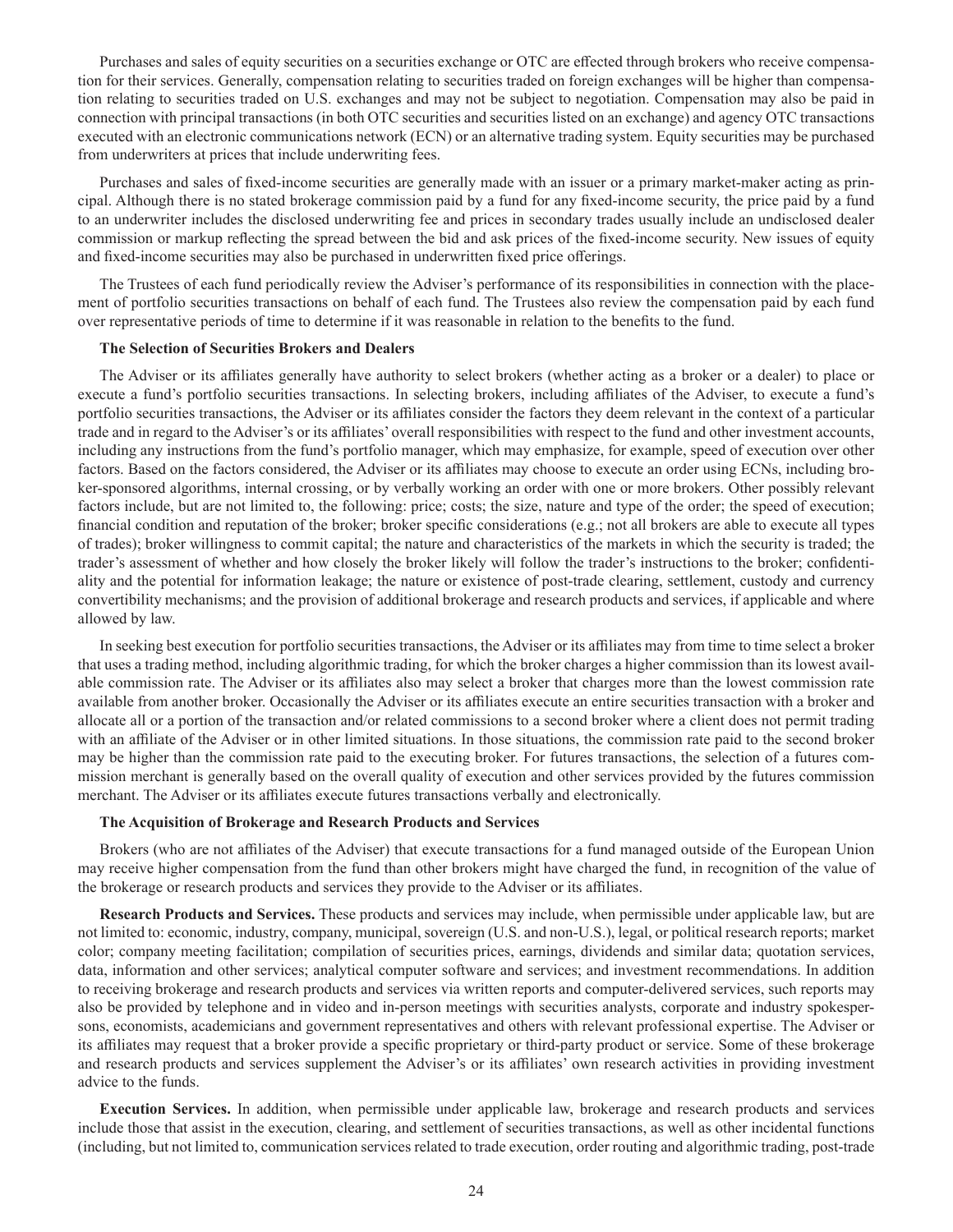Purchases and sales of equity securities on a securities exchange or OTC are effected through brokers who receive compensation for their services. Generally, compensation relating to securities traded on foreign exchanges will be higher than compensation relating to securities traded on U.S. exchanges and may not be subject to negotiation. Compensation may also be paid in connection with principal transactions (in both OTC securities and securities listed on an exchange) and agency OTC transactions executed with an electronic communications network (ECN) or an alternative trading system. Equity securities may be purchased from underwriters at prices that include underwriting fees.

Purchases and sales of fixed-income securities are generally made with an issuer or a primary market-maker acting as principal. Although there is no stated brokerage commission paid by a fund for any fixed-income security, the price paid by a fund to an underwriter includes the disclosed underwriting fee and prices in secondary trades usually include an undisclosed dealer commission or markup reflecting the spread between the bid and ask prices of the fixed-income security. New issues of equity and fixed-income securities may also be purchased in underwritten fixed price offerings.

The Trustees of each fund periodically review the Adviser's performance of its responsibilities in connection with the placement of portfolio securities transactions on behalf of each fund. The Trustees also review the compensation paid by each fund over representative periods of time to determine if it was reasonable in relation to the benefits to the fund.

**The Selection of Securities Brokers and Dealers**

The Adviser or its affiliates generally have authority to select brokers (whether acting as a broker or a dealer) to place or execute a fund's portfolio securities transactions. In selecting brokers, including affiliates of the Adviser, to execute a fund's portfolio securities transactions, the Adviser or its affiliates consider the factors they deem relevant in the context of a particular trade and in regard to the Adviser's or its affiliates' overall responsibilities with respect to the fund and other investment accounts, including any instructions from the fund's portfolio manager, which may emphasize, for example, speed of execution over other factors. Based on the factors considered, the Adviser or its affiliates may choose to execute an order using ECNs, including broker-sponsored algorithms, internal crossing, or by verbally working an order with one or more brokers. Other possibly relevant factors include, but are not limited to, the following: price; costs; the size, nature and type of the order; the speed of execution; financial condition and reputation of the broker; broker specific considerations (e.g.; not all brokers are able to execute all types of trades); broker willingness to commit capital; the nature and characteristics of the markets in which the security is traded; the trader's assessment of whether and how closely the broker likely will follow the trader's instructions to the broker; confidentiality and the potential for information leakage; the nature or existence of post-trade clearing, settlement, custody and currency convertibility mechanisms; and the provision of additional brokerage and research products and services, if applicable and where allowed by law.

In seeking best execution for portfolio securities transactions, the Adviser or its affiliates may from time to time select a broker that uses a trading method, including algorithmic trading, for which the broker charges a higher commission than its lowest available commission rate. The Adviser or its affiliates also may select a broker that charges more than the lowest commission rate available from another broker. Occasionally the Adviser or its affiliates execute an entire securities transaction with a broker and allocate all or a portion of the transaction and/or related commissions to a second broker where a client does not permit trading with an affiliate of the Adviser or in other limited situations. In those situations, the commission rate paid to the second broker may be higher than the commission rate paid to the executing broker. For futures transactions, the selection of a futures commission merchant is generally based on the overall quality of execution and other services provided by the futures commission merchant. The Adviser or its affiliates execute futures transactions verbally and electronically.

**The Acquisition of Brokerage and Research Products and Services**

Brokers (who are not affiliates of the Adviser) that execute transactions for a fund managed outside of the European Union may receive higher compensation from the fund than other brokers might have charged the fund, in recognition of the value of the brokerage or research products and services they provide to the Adviser or its affiliates.

**Research Products and Services.** These products and services may include, when permissible under applicable law, but are not limited to: economic, industry, company, municipal, sovereign (U.S. and non-U.S.), legal, or political research reports; market color; company meeting facilitation; compilation of securities prices, earnings, dividends and similar data; quotation services, data, information and other services; analytical computer software and services; and investment recommendations. In addition to receiving brokerage and research products and services via written reports and computer-delivered services, such reports may also be provided by telephone and in video and in-person meetings with securities analysts, corporate and industry spokespersons, economists, academicians and government representatives and others with relevant professional expertise. The Adviser or its affiliates may request that a broker provide a specific proprietary or third-party product or service. Some of these brokerage and research products and services supplement the Adviser's or its affiliates' own research activities in providing investment advice to the funds.

**Execution Services.** In addition, when permissible under applicable law, brokerage and research products and services include those that assist in the execution, clearing, and settlement of securities transactions, as well as other incidental functions (including, but not limited to, communication services related to trade execution, order routing and algorithmic trading, post-trade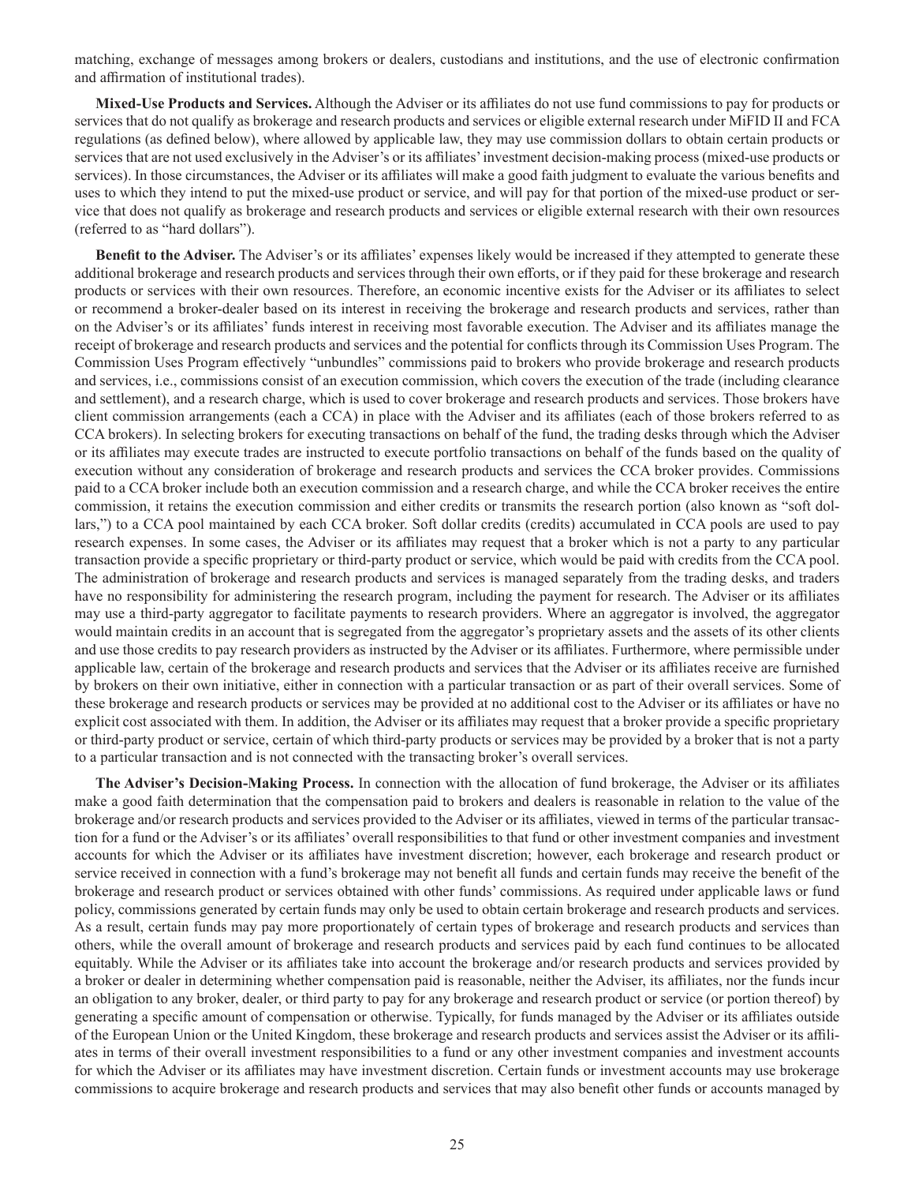matching, exchange of messages among brokers or dealers, custodians and institutions, and the use of electronic confirmation and affirmation of institutional trades).

**Mixed-Use Products and Services.** Although the Adviser or its affiliates do not use fund commissions to pay for products or services that do not qualify as brokerage and research products and services or eligible external research under MiFID II and FCA regulations (as defined below), where allowed by applicable law, they may use commission dollars to obtain certain products or services that are not used exclusively in the Adviser's or its affiliates' investment decision-making process (mixed-use products or services). In those circumstances, the Adviser or its affiliates will make a good faith judgment to evaluate the various benefits and uses to which they intend to put the mixed-use product or service, and will pay for that portion of the mixed-use product or service that does not qualify as brokerage and research products and services or eligible external research with their own resources (referred to as "hard dollars").

**Benefit to the Adviser.** The Adviser's or its affiliates' expenses likely would be increased if they attempted to generate these additional brokerage and research products and services through their own efforts, or if they paid for these brokerage and research products or services with their own resources. Therefore, an economic incentive exists for the Adviser or its affiliates to select or recommend a broker-dealer based on its interest in receiving the brokerage and research products and services, rather than on the Adviser's or its affiliates' funds interest in receiving most favorable execution. The Adviser and its affiliates manage the receipt of brokerage and research products and services and the potential for conflicts through its Commission Uses Program. The Commission Uses Program effectively "unbundles" commissions paid to brokers who provide brokerage and research products and services, i.e., commissions consist of an execution commission, which covers the execution of the trade (including clearance and settlement), and a research charge, which is used to cover brokerage and research products and services. Those brokers have client commission arrangements (each a CCA) in place with the Adviser and its affiliates (each of those brokers referred to as CCA brokers). In selecting brokers for executing transactions on behalf of the fund, the trading desks through which the Adviser or its affiliates may execute trades are instructed to execute portfolio transactions on behalf of the funds based on the quality of execution without any consideration of brokerage and research products and services the CCA broker provides. Commissions paid to a CCA broker include both an execution commission and a research charge, and while the CCA broker receives the entire commission, it retains the execution commission and either credits or transmits the research portion (also known as "soft dollars,") to a CCA pool maintained by each CCA broker. Soft dollar credits (credits) accumulated in CCA pools are used to pay research expenses. In some cases, the Adviser or its affiliates may request that a broker which is not a party to any particular transaction provide a specific proprietary or third-party product or service, which would be paid with credits from the CCA pool. The administration of brokerage and research products and services is managed separately from the trading desks, and traders have no responsibility for administering the research program, including the payment for research. The Adviser or its affiliates may use a third-party aggregator to facilitate payments to research providers. Where an aggregator is involved, the aggregator would maintain credits in an account that is segregated from the aggregator's proprietary assets and the assets of its other clients and use those credits to pay research providers as instructed by the Adviser or its affiliates. Furthermore, where permissible under applicable law, certain of the brokerage and research products and services that the Adviser or its affiliates receive are furnished by brokers on their own initiative, either in connection with a particular transaction or as part of their overall services. Some of these brokerage and research products or services may be provided at no additional cost to the Adviser or its affiliates or have no explicit cost associated with them. In addition, the Adviser or its affiliates may request that a broker provide a specific proprietary or third-party product or service, certain of which third-party products or services may be provided by a broker that is not a party to a particular transaction and is not connected with the transacting broker's overall services.

**The Adviser's Decision-Making Process.** In connection with the allocation of fund brokerage, the Adviser or its affiliates make a good faith determination that the compensation paid to brokers and dealers is reasonable in relation to the value of the brokerage and/or research products and services provided to the Adviser or its affiliates, viewed in terms of the particular transaction for a fund or the Adviser's or its affiliates' overall responsibilities to that fund or other investment companies and investment accounts for which the Adviser or its affiliates have investment discretion; however, each brokerage and research product or service received in connection with a fund's brokerage may not benefit all funds and certain funds may receive the benefit of the brokerage and research product or service obtained with other funds' commissions. As required under applicable laws or fund policy, commissions generated by certain funds may only be used to obtain certain brokerage and research products and services. As a result, certain funds may pay more proportionately of certain types of brokerage and research products and services than others, while the overall amount of brokerage and research products and services paid by each fund continues to be allocated equitably. While the Adviser or its affiliates take into account the brokerage and/or research products and services provided by a broker or dealer in determining whether compensation paid is reasonable, neither the Adviser, its affiliates, nor the funds incur an obligation to any broker, dealer, or third party to pay for any brokerage and research product or service (or portion thereof) by generating a specific amount of compensation or otherwise. Typically, for funds managed by the Adviser or its affiliates outside of the European Union or the United Kingdom, these brokerage and research products and services assist the Adviser or its affiliates in terms of their overall investment responsibilities to a fund or any other investment companies and investment accounts for which the Adviser or its affiliates may have investment discretion. Certain funds or investment accounts may use brokerage commissions to acquire brokerage and research products and services that may also benefit other funds or accounts managed by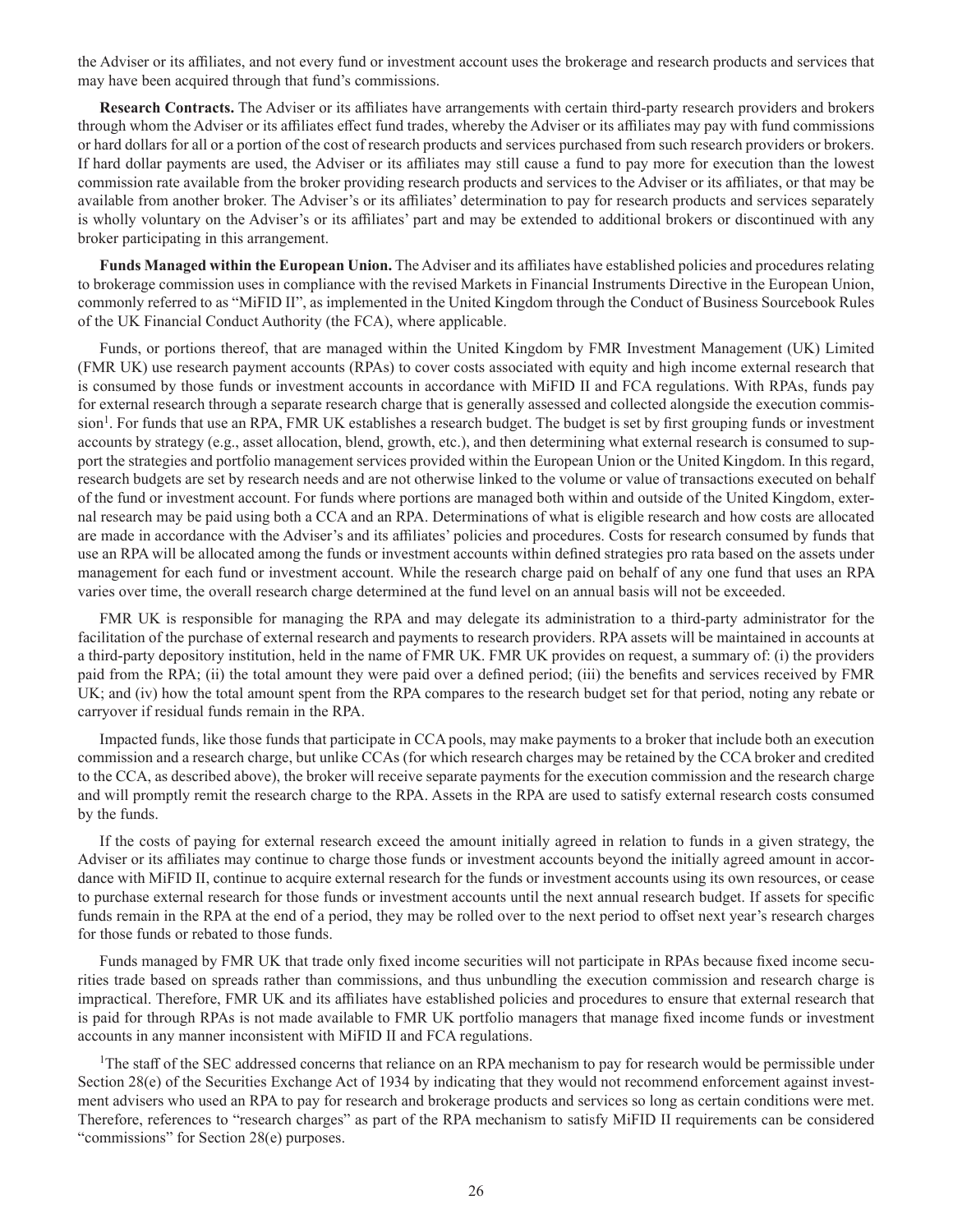the Adviser or its affiliates, and not every fund or investment account uses the brokerage and research products and services that may have been acquired through that fund's commissions.

**Research Contracts.** The Adviser or its affiliates have arrangements with certain third-party research providers and brokers through whom the Adviser or its affiliates effect fund trades, whereby the Adviser or its affiliates may pay with fund commissions or hard dollars for all or a portion of the cost of research products and services purchased from such research providers or brokers. If hard dollar payments are used, the Adviser or its affiliates may still cause a fund to pay more for execution than the lowest commission rate available from the broker providing research products and services to the Adviser or its affiliates, or that may be available from another broker. The Adviser's or its affiliates' determination to pay for research products and services separately is wholly voluntary on the Adviser's or its affiliates' part and may be extended to additional brokers or discontinued with any broker participating in this arrangement.

**Funds Managed within the European Union.** The Adviser and its affiliates have established policies and procedures relating to brokerage commission uses in compliance with the revised Markets in Financial Instruments Directive in the European Union, commonly referred to as "MiFID II", as implemented in the United Kingdom through the Conduct of Business Sourcebook Rules of the UK Financial Conduct Authority (the FCA), where applicable.

Funds, or portions thereof, that are managed within the United Kingdom by FMR Investment Management (UK) Limited (FMR UK) use research payment accounts (RPAs) to cover costs associated with equity and high income external research that is consumed by those funds or investment accounts in accordance with MiFID II and FCA regulations. With RPAs, funds pay for external research through a separate research charge that is generally assessed and collected alongside the execution commission[1]. For funds that use an RPA, FMR UK establishes a research budget. The budget is set by first grouping funds or investment accounts by strategy (e.g., asset allocation, blend, growth, etc.), and then determining what external research is consumed to support the strategies and portfolio management services provided within the European Union or the United Kingdom. In this regard, research budgets are set by research needs and are not otherwise linked to the volume or value of transactions executed on behalf of the fund or investment account. For funds where portions are managed both within and outside of the United Kingdom, external research may be paid using both a CCA and an RPA. Determinations of what is eligible research and how costs are allocated are made in accordance with the Adviser's and its affiliates' policies and procedures. Costs for research consumed by funds that use an RPA will be allocated among the funds or investment accounts within defined strategies pro rata based on the assets under management for each fund or investment account. While the research charge paid on behalf of any one fund that uses an RPA varies over time, the overall research charge determined at the fund level on an annual basis will not be exceeded.

FMR UK is responsible for managing the RPA and may delegate its administration to a third-party administrator for the facilitation of the purchase of external research and payments to research providers. RPA assets will be maintained in accounts at a third-party depository institution, held in the name of FMR UK. FMR UK provides on request, a summary of: (i) the providers paid from the RPA; (ii) the total amount they were paid over a defined period; (iii) the benefits and services received by FMR UK; and (iv) how the total amount spent from the RPA compares to the research budget set for that period, noting any rebate or carryover if residual funds remain in the RPA.

Impacted funds, like those funds that participate in CCA pools, may make payments to a broker that include both an execution commission and a research charge, but unlike CCAs (for which research charges may be retained by the CCA broker and credited to the CCA, as described above), the broker will receive separate payments for the execution commission and the research charge and will promptly remit the research charge to the RPA. Assets in the RPA are used to satisfy external research costs consumed by the funds.

If the costs of paying for external research exceed the amount initially agreed in relation to funds in a given strategy, the Adviser or its affiliates may continue to charge those funds or investment accounts beyond the initially agreed amount in accordance with MiFID II, continue to acquire external research for the funds or investment accounts using its own resources, or cease to purchase external research for those funds or investment accounts until the next annual research budget. If assets for specific funds remain in the RPA at the end of a period, they may be rolled over to the next period to offset next year's research charges for those funds or rebated to those funds.

Funds managed by FMR UK that trade only fixed income securities will not participate in RPAs because fixed income securities trade based on spreads rather than commissions, and thus unbundling the execution commission and research charge is impractical. Therefore, FMR UK and its affiliates have established policies and procedures to ensure that external research that is paid for through RPAs is not made available to FMR UK portfolio managers that manage fixed income funds or investment accounts in any manner inconsistent with MiFID II and FCA regulations.

[1]The staff of the SEC addressed concerns that reliance on an RPA mechanism to pay for research would be permissible under Section 28(e) of the Securities Exchange Act of 1934 by indicating that they would not recommend enforcement against investment advisers who used an RPA to pay for research and brokerage products and services so long as certain conditions were met. Therefore, references to "research charges" as part of the RPA mechanism to satisfy MiFID II requirements can be considered "commissions" for Section 28(e) purposes.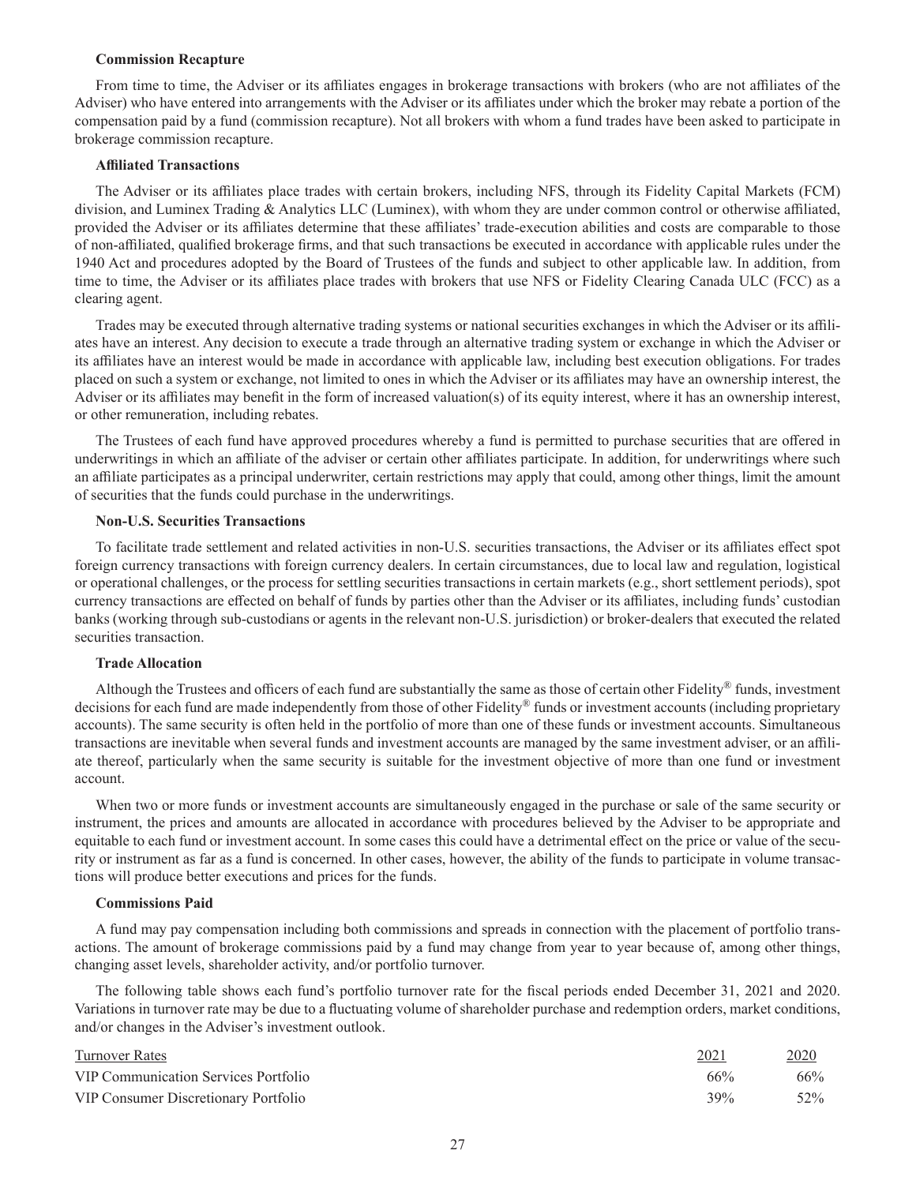**Commission Recapture**

From time to time, the Adviser or its affiliates engages in brokerage transactions with brokers (who are not affiliates of the Adviser) who have entered into arrangements with the Adviser or its affiliates under which the broker may rebate a portion of the compensation paid by a fund (commission recapture). Not all brokers with whom a fund trades have been asked to participate in brokerage commission recapture.

**Affiliated Transactions**

The Adviser or its affiliates place trades with certain brokers, including NFS, through its Fidelity Capital Markets (FCM) division, and Luminex Trading & Analytics LLC (Luminex), with whom they are under common control or otherwise affiliated, provided the Adviser or its affiliates determine that these affiliates' trade-execution abilities and costs are comparable to those of non-affiliated, qualified brokerage firms, and that such transactions be executed in accordance with applicable rules under the 1940 Act and procedures adopted by the Board of Trustees of the funds and subject to other applicable law. In addition, from time to time, the Adviser or its affiliates place trades with brokers that use NFS or Fidelity Clearing Canada ULC (FCC) as a clearing agent.

Trades may be executed through alternative trading systems or national securities exchanges in which the Adviser or its affiliates have an interest. Any decision to execute a trade through an alternative trading system or exchange in which the Adviser or its affiliates have an interest would be made in accordance with applicable law, including best execution obligations. For trades placed on such a system or exchange, not limited to ones in which the Adviser or its affiliates may have an ownership interest, the Adviser or its affiliates may benefit in the form of increased valuation(s) of its equity interest, where it has an ownership interest, or other remuneration, including rebates.

The Trustees of each fund have approved procedures whereby a fund is permitted to purchase securities that are offered in underwritings in which an affiliate of the adviser or certain other affiliates participate. In addition, for underwritings where such an affiliate participates as a principal underwriter, certain restrictions may apply that could, among other things, limit the amount of securities that the funds could purchase in the underwritings.

**Non-U.S. Securities Transactions**

To facilitate trade settlement and related activities in non-U.S. securities transactions, the Adviser or its affiliates effect spot foreign currency transactions with foreign currency dealers. In certain circumstances, due to local law and regulation, logistical or operational challenges, or the process for settling securities transactions in certain markets (e.g., short settlement periods), spot currency transactions are effected on behalf of funds by parties other than the Adviser or its affiliates, including funds' custodian banks (working through sub-custodians or agents in the relevant non-U.S. jurisdiction) or broker-dealers that executed the related securities transaction.

**Trade Allocation**

Although the Trustees and officers of each fund are substantially the same as those of certain other Fidelity® funds, investment decisions for each fund are made independently from those of other Fidelity® funds or investment accounts (including proprietary accounts). The same security is often held in the portfolio of more than one of these funds or investment accounts. Simultaneous transactions are inevitable when several funds and investment accounts are managed by the same investment adviser, or an affiliate thereof, particularly when the same security is suitable for the investment objective of more than one fund or investment account.

When two or more funds or investment accounts are simultaneously engaged in the purchase or sale of the same security or instrument, the prices and amounts are allocated in accordance with procedures believed by the Adviser to be appropriate and equitable to each fund or investment account. In some cases this could have a detrimental effect on the price or value of the security or instrument as far as a fund is concerned. In other cases, however, the ability of the funds to participate in volume transactions will produce better executions and prices for the funds.

**Commissions Paid**

A fund may pay compensation including both commissions and spreads in connection with the placement of portfolio transactions. The amount of brokerage commissions paid by a fund may change from year to year because of, among other things, changing asset levels, shareholder activity, and/or portfolio turnover.

The following table shows each fund's portfolio turnover rate for the fiscal periods ended December 31, 2021 and 2020. Variations in turnover rate may be due to a fluctuating volume of shareholder purchase and redemption orders, market conditions, and/or changes in the Adviser's investment outlook.

| Turnover Rates | 2021 | 2020 |
|---|---|---|
| VIP Communication Services Portfolio | 66% | 66% |
| VIP Consumer Discretionary Portfolio | 39% | 52% |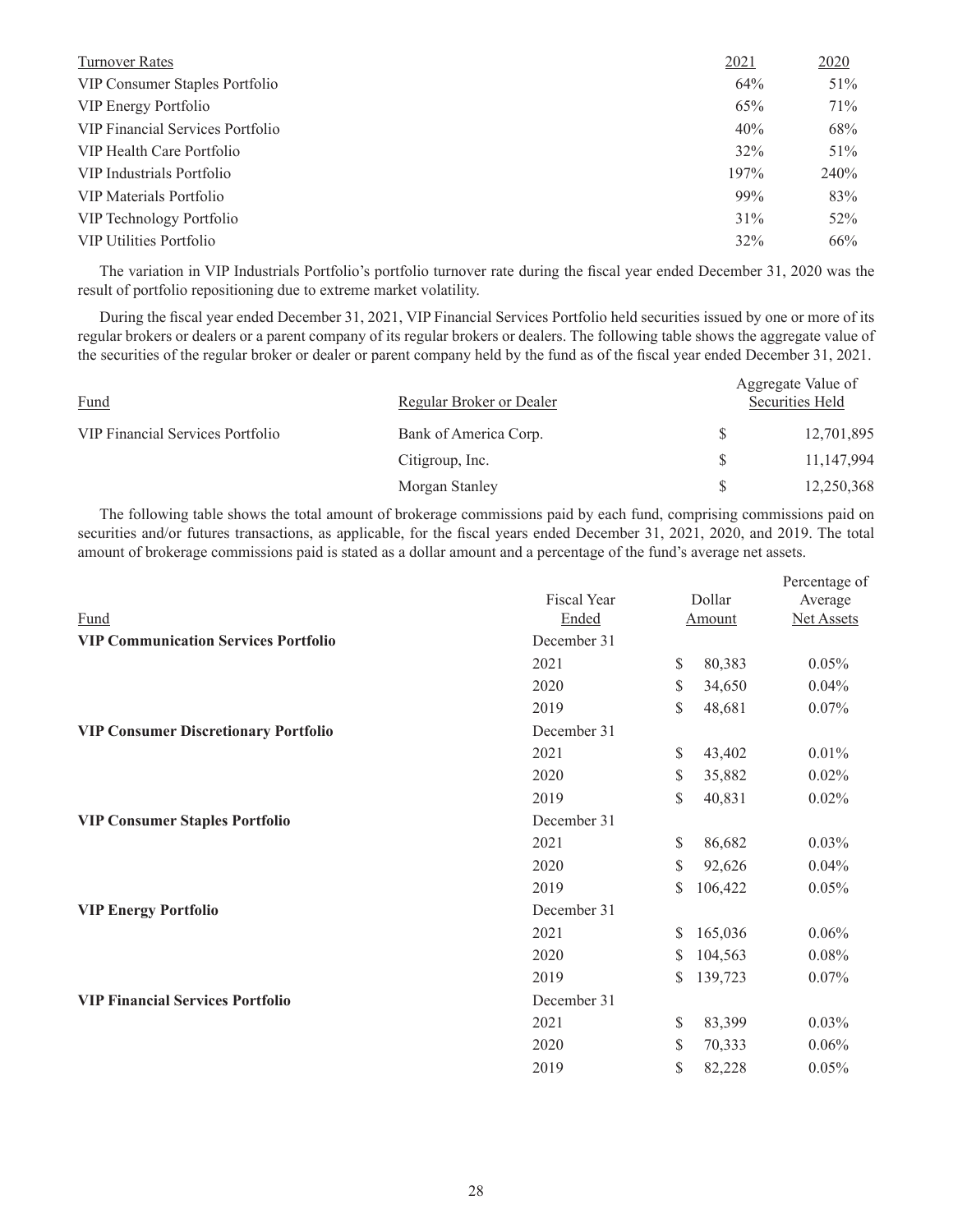| Turnover Rates | 2021 | 2020 |
|---|---|---|
| VIP Consumer Staples Portfolio | 64% | 51% |
| VIP Energy Portfolio | 65% | 71% |
| VIP Financial Services Portfolio | 40% | 68% |
| VIP Health Care Portfolio | 32% | 51% |
| VIP Industrials Portfolio | 197% | 240% |
| VIP Materials Portfolio | 99% | 83% |
| VIP Technology Portfolio | 31% | 52% |
| VIP Utilities Portfolio | 32% | 66% |

The variation in VIP Industrials Portfolio's portfolio turnover rate during the fiscal year ended December 31, 2020 was the result of portfolio repositioning due to extreme market volatility.

During the fiscal year ended December 31, 2021, VIP Financial Services Portfolio held securities issued by one or more of its regular brokers or dealers or a parent company of its regular brokers or dealers. The following table shows the aggregate value of the securities of the regular broker or dealer or parent company held by the fund as of the fiscal year ended December 31, 2021.

| Fund | Regular Broker or Dealer | Aggregate Value of Securities Held |
|---|---|---|
| VIP Financial Services Portfolio | Bank of America Corp. | $ 12,701,895 |
| | Citigroup, Inc. | $ 11,147,994 |
| | Morgan Stanley | $ 12,250,368 |

The following table shows the total amount of brokerage commissions paid by each fund, comprising commissions paid on securities and/or futures transactions, as applicable, for the fiscal years ended December 31, 2021, 2020, and 2019. The total amount of brokerage commissions paid is stated as a dollar amount and a percentage of the fund's average net assets.

| Fund | Fiscal Year Ended | Dollar Amount | Percentage of Average Net Assets |
|---|---|---|---|
| **VIP Communication Services Portfolio** | December 31 | | |
| | 2021 | $ 80,383 | 0.05% |
| | 2020 | $ 34,650 | 0.04% |
| | 2019 | $ 48,681 | 0.07% |
| **VIP Consumer Discretionary Portfolio** | December 31 | | |
| | 2021 | $ 43,402 | 0.01% |
| | 2020 | $ 35,882 | 0.02% |
| | 2019 | $ 40,831 | 0.02% |
| **VIP Consumer Staples Portfolio** | December 31 | | |
| | 2021 | $ 86,682 | 0.03% |
| | 2020 | $ 92,626 | 0.04% |
| | 2019 | $ 106,422 | 0.05% |
| **VIP Energy Portfolio** | December 31 | | |
| | 2021 | $ 165,036 | 0.06% |
| | 2020 | $ 104,563 | 0.08% |
| | 2019 | $ 139,723 | 0.07% |
| **VIP Financial Services Portfolio** | December 31 | | |
| | 2021 | $ 83,399 | 0.03% |
| | 2020 | $ 70,333 | 0.06% |
| | 2019 | $ 82,228 | 0.05% |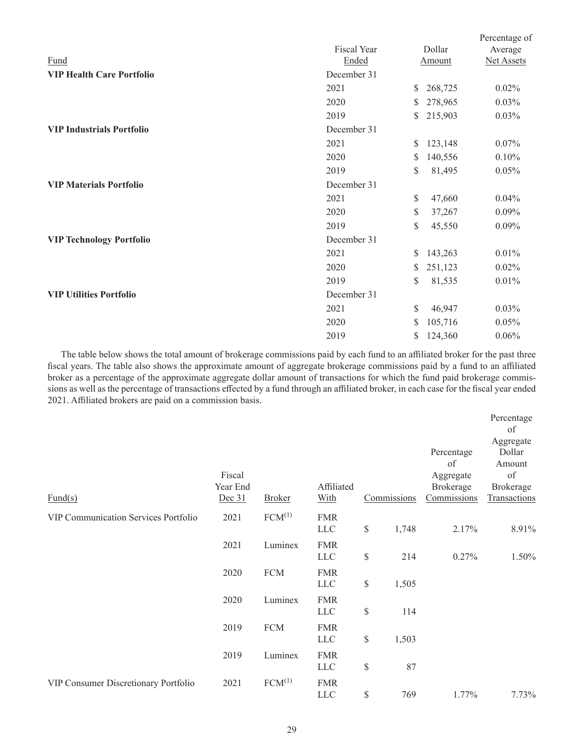| Fund | Fiscal Year Ended | Dollar Amount | Percentage of Average Net Assets |
|---|---|---|---|
| **VIP Health Care Portfolio** | December 31 | | |
| | 2021 | $ 268,725 | 0.02% |
| | 2020 | $ 278,965 | 0.03% |
| | 2019 | $ 215,903 | 0.03% |
| **VIP Industrials Portfolio** | December 31 | | |
| | 2021 | $ 123,148 | 0.07% |
| | 2020 | $ 140,556 | 0.10% |
| | 2019 | $ 81,495 | 0.05% |
| **VIP Materials Portfolio** | December 31 | | |
| | 2021 | $ 47,660 | 0.04% |
| | 2020 | $ 37,267 | 0.09% |
| | 2019 | $ 45,550 | 0.09% |
| **VIP Technology Portfolio** | December 31 | | |
| | 2021 | $ 143,263 | 0.01% |
| | 2020 | $ 251,123 | 0.02% |
| | 2019 | $ 81,535 | 0.01% |
| **VIP Utilities Portfolio** | December 31 | | |
| | 2021 | $ 46,947 | 0.03% |
| | 2020 | $ 105,716 | 0.05% |
| | 2019 | $ 124,360 | 0.06% |

The table below shows the total amount of brokerage commissions paid by each fund to an affiliated broker for the past three fiscal years. The table also shows the approximate amount of aggregate brokerage commissions paid by a fund to an affiliated broker as a percentage of the approximate aggregate dollar amount of transactions for which the fund paid brokerage commissions as well as the percentage of transactions effected by a fund through an affiliated broker, in each case for the fiscal year ended 2021. Affiliated brokers are paid on a commission basis.

| Fund(s) | Fiscal Year End Dec 31 | Broker | Affiliated With | Commissions | Percentage of Aggregate Brokerage Commissions | Percentage of Aggregate Dollar Amount of Brokerage Transactions |
|---|---|---|---|---|---|---|
| VIP Communication Services Portfolio | 2021 | FCM[(1)] | FMR LLC | $ 1,748 | 2.17% | 8.91% |
| | 2021 | Luminex | FMR LLC | $ 214 | 0.27% | 1.50% |
| | 2020 | FCM | FMR LLC | $ 1,505 | | |
| | 2020 | Luminex | FMR LLC | $ 114 | | |
| | 2019 | FCM | FMR LLC | $ 1,503 | | |
| | 2019 | Luminex | FMR LLC | $ 87 | | |
| VIP Consumer Discretionary Portfolio | 2021 | FCM[(1)] | FMR LLC | $ 769 | 1.77% | 7.73% |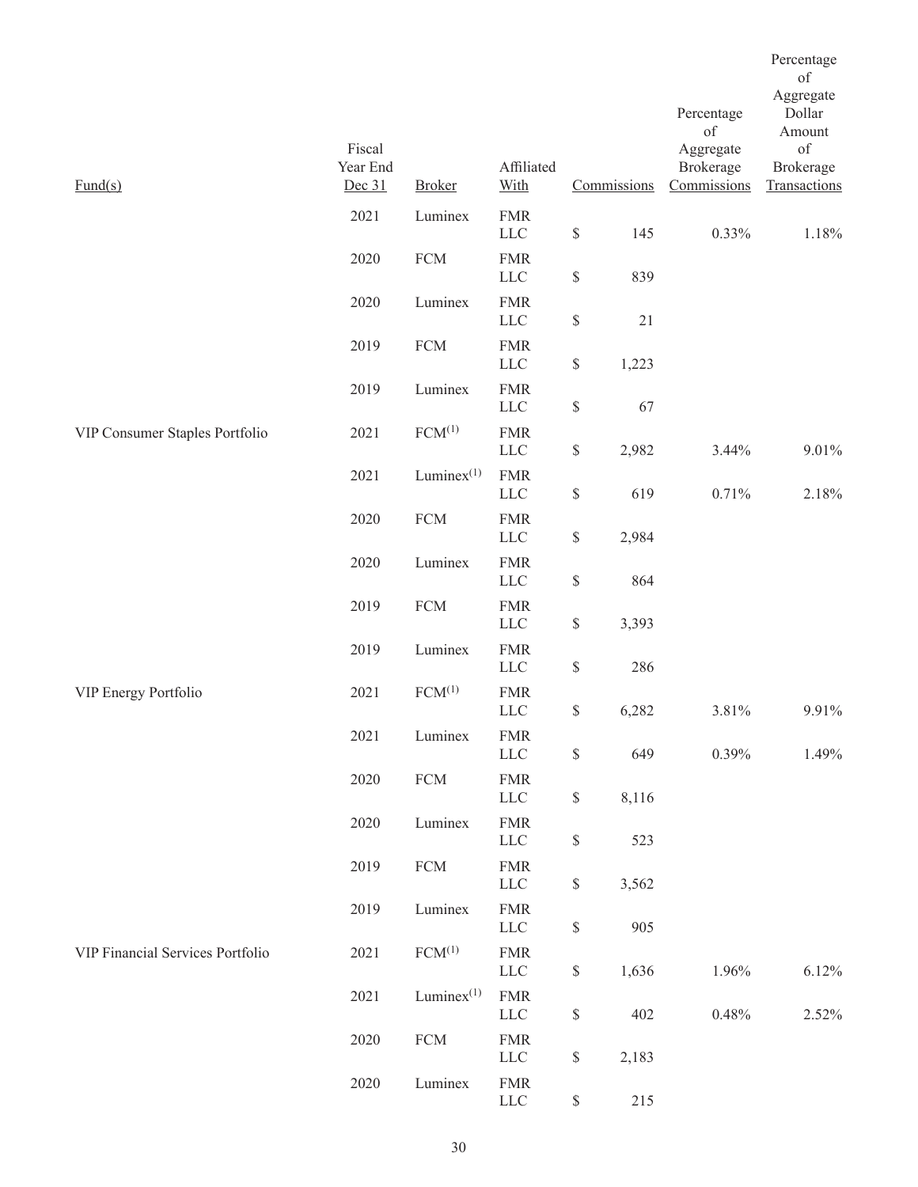| Fund(s) | Fiscal Year End Dec 31 | Broker | Affiliated With | Commissions | Percentage of Aggregate Brokerage Commissions | Percentage of Aggregate Dollar Amount of Brokerage Transactions |
|---|---|---|---|---|---|---|
| | 2021 | Luminex | FMR LLC | $ 145 | 0.33% | 1.18% |
| | 2020 | FCM | FMR LLC | $ 839 | | |
| | 2020 | Luminex | FMR LLC | $ 21 | | |
| | 2019 | FCM | FMR LLC | $ 1,223 | | |
| | 2019 | Luminex | FMR LLC | $ 67 | | |
| VIP Consumer Staples Portfolio | 2021 | FCM[(1)] | FMR LLC | $ 2,982 | 3.44% | 9.01% |
| | 2021 | Luminex[(1)] | FMR LLC | $ 619 | 0.71% | 2.18% |
| | 2020 | FCM | FMR LLC | $ 2,984 | | |
| | 2020 | Luminex | FMR LLC | $ 864 | | |
| | 2019 | FCM | FMR LLC | $ 3,393 | | |
| | 2019 | Luminex | FMR LLC | $ 286 | | |
| VIP Energy Portfolio | 2021 | FCM[(1)] | FMR LLC | $ 6,282 | 3.81% | 9.91% |
| | 2021 | Luminex | FMR LLC | $ 649 | 0.39% | 1.49% |
| | 2020 | FCM | FMR LLC | $ 8,116 | | |
| | 2020 | Luminex | FMR LLC | $ 523 | | |
| | 2019 | FCM | FMR LLC | $ 3,562 | | |
| | 2019 | Luminex | FMR LLC | $ 905 | | |
| VIP Financial Services Portfolio | 2021 | FCM[(1)] | FMR LLC | $ 1,636 | 1.96% | 6.12% |
| | 2021 | Luminex[(1)] | FMR LLC | $ 402 | 0.48% | 2.52% |
| | 2020 | FCM | FMR LLC | $ 2,183 | | |
| | 2020 | Luminex | FMR LLC | $ 215 | | |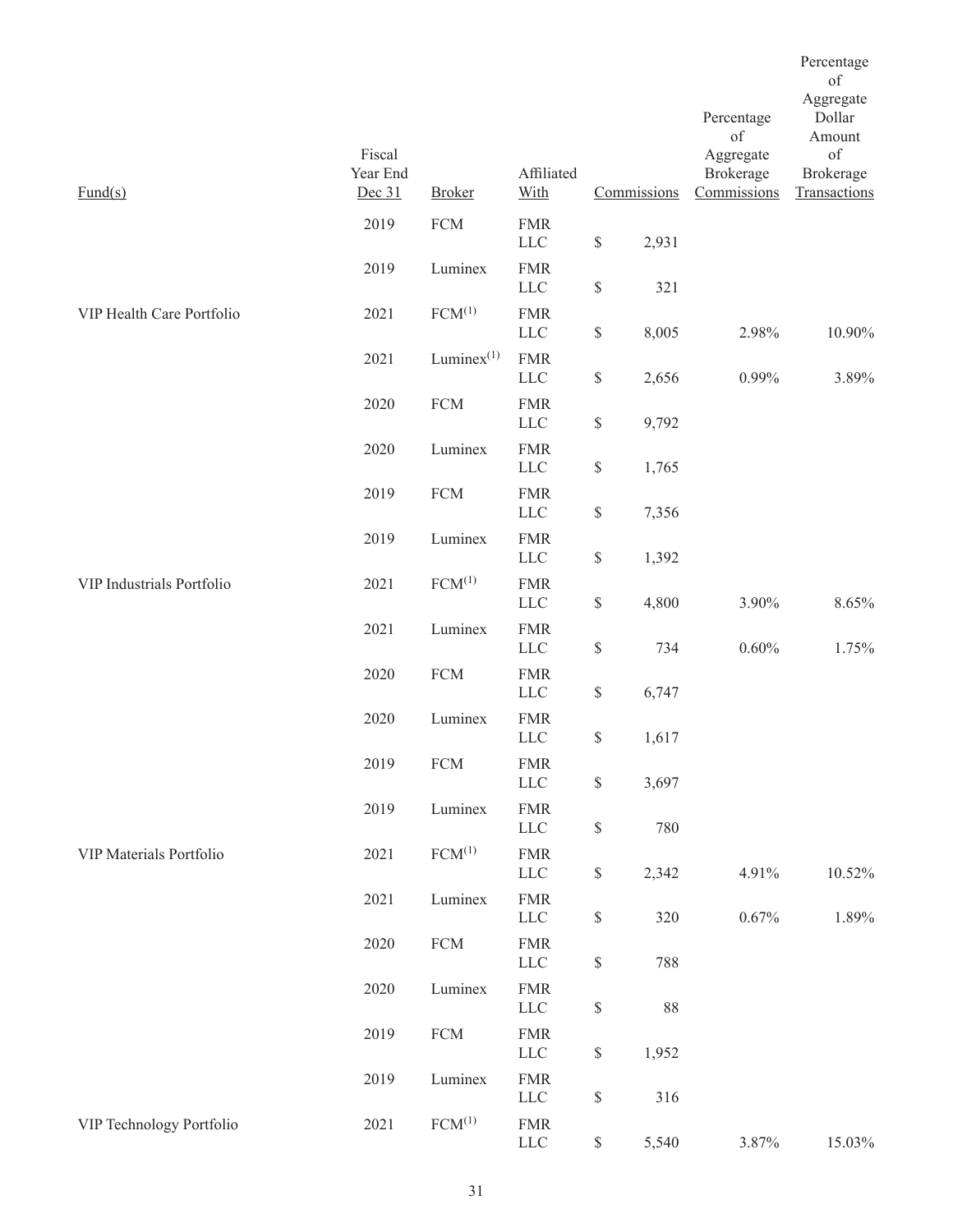| Fund(s) | Fiscal Year End Dec 31 | Broker | Affiliated With | Commissions | Percentage of Aggregate Brokerage Commissions | Percentage of Aggregate Dollar Amount of Brokerage Transactions |
|---|---|---|---|---|---|---|
| | 2019 | FCM | FMR LLC | $ 2,931 | | |
| | 2019 | Luminex | FMR LLC | $ 321 | | |
| VIP Health Care Portfolio | 2021 | FCM(1) | FMR LLC | $ 8,005 | 2.98% | 10.90% |
| | 2021 | Luminex(1) | FMR LLC | $ 2,656 | 0.99% | 3.89% |
| | 2020 | FCM | FMR LLC | $ 9,792 | | |
| | 2020 | Luminex | FMR LLC | $ 1,765 | | |
| | 2019 | FCM | FMR LLC | $ 7,356 | | |
| | 2019 | Luminex | FMR LLC | $ 1,392 | | |
| VIP Industrials Portfolio | 2021 | FCM(1) | FMR LLC | $ 4,800 | 3.90% | 8.65% |
| | 2021 | Luminex | FMR LLC | $ 734 | 0.60% | 1.75% |
| | 2020 | FCM | FMR LLC | $ 6,747 | | |
| | 2020 | Luminex | FMR LLC | $ 1,617 | | |
| | 2019 | FCM | FMR LLC | $ 3,697 | | |
| | 2019 | Luminex | FMR LLC | $ 780 | | |
| VIP Materials Portfolio | 2021 | FCM(1) | FMR LLC | $ 2,342 | 4.91% | 10.52% |
| | 2021 | Luminex | FMR LLC | $ 320 | 0.67% | 1.89% |
| | 2020 | FCM | FMR LLC | $ 788 | | |
| | 2020 | Luminex | FMR LLC | $ 88 | | |
| | 2019 | FCM | FMR LLC | $ 1,952 | | |
| | 2019 | Luminex | FMR LLC | $ 316 | | |
| VIP Technology Portfolio | 2021 | FCM(1) | FMR LLC | $ 5,540 | 3.87% | 15.03% |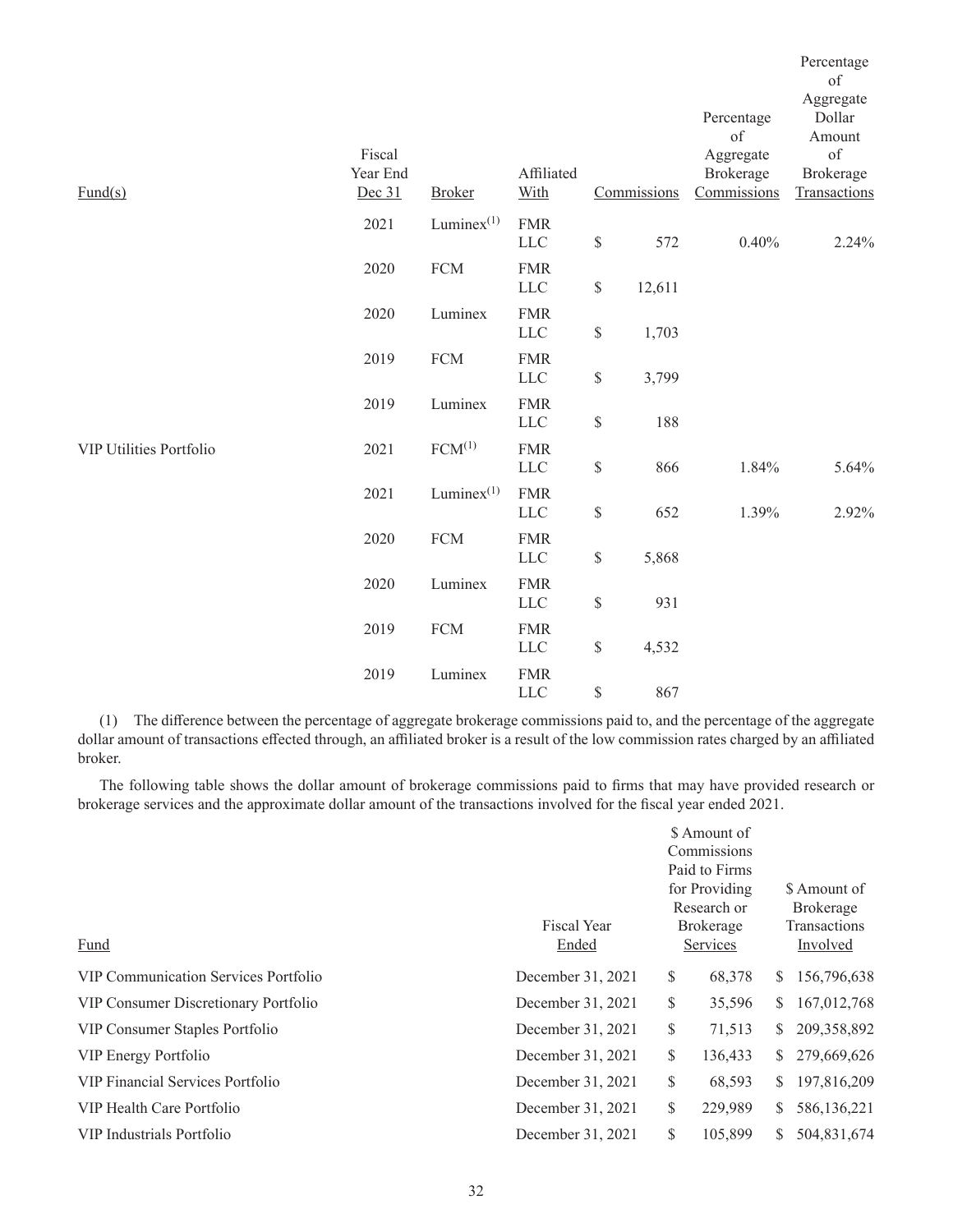| Fund(s) | Fiscal Year End Dec 31 | Broker | Affiliated With | Commissions | Percentage of Aggregate Brokerage Commissions | Percentage of Aggregate Dollar Amount of Brokerage Transactions |
|---|---|---|---|---|---|---|
| | 2021 | Luminex[(1)] | FMR LLC | $ 572 | 0.40% | 2.24% |
| | 2020 | FCM | FMR LLC | $ 12,611 | | |
| | 2020 | Luminex | FMR LLC | $ 1,703 | | |
| | 2019 | FCM | FMR LLC | $ 3,799 | | |
| | 2019 | Luminex | FMR LLC | $ 188 | | |
| VIP Utilities Portfolio | 2021 | FCM[(1)] | FMR LLC | $ 866 | 1.84% | 5.64% |
| | 2021 | Luminex[(1)] | FMR LLC | $ 652 | 1.39% | 2.92% |
| | 2020 | FCM | FMR LLC | $ 5,868 | | |
| | 2020 | Luminex | FMR LLC | $ 931 | | |
| | 2019 | FCM | FMR LLC | $ 4,532 | | |
| | 2019 | Luminex | FMR LLC | $ 867 | | |

(1) The difference between the percentage of aggregate brokerage commissions paid to, and the percentage of the aggregate dollar amount of transactions effected through, an affiliated broker is a result of the low commission rates charged by an affiliated broker.

The following table shows the dollar amount of brokerage commissions paid to firms that may have provided research or brokerage services and the approximate dollar amount of the transactions involved for the fiscal year ended 2021.

| Fund | Fiscal Year Ended | $ Amount of Commissions Paid to Firms for Providing Research or Brokerage Services | $ Amount of Brokerage Transactions Involved |
|---|---|---|---|
| VIP Communication Services Portfolio | December 31, 2021 | $ 68,378 | $ 156,796,638 |
| VIP Consumer Discretionary Portfolio | December 31, 2021 | $ 35,596 | $ 167,012,768 |
| VIP Consumer Staples Portfolio | December 31, 2021 | $ 71,513 | $ 209,358,892 |
| VIP Energy Portfolio | December 31, 2021 | $ 136,433 | $ 279,669,626 |
| VIP Financial Services Portfolio | December 31, 2021 | $ 68,593 | $ 197,816,209 |
| VIP Health Care Portfolio | December 31, 2021 | $ 229,989 | $ 586,136,221 |
| VIP Industrials Portfolio | December 31, 2021 | $ 105,899 | $ 504,831,674 |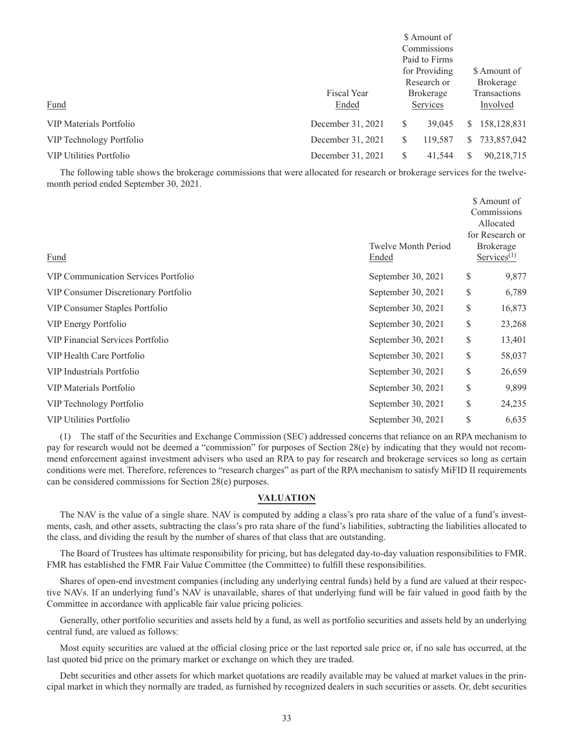| Fund | Fiscal Year Ended | $ Amount of Commissions Paid to Firms for Providing Research or Brokerage Services | $ Amount of Brokerage Transactions Involved |
|---|---|---|---|
| VIP Materials Portfolio | December 31, 2021 | $ 39,045 | $ 158,128,831 |
| VIP Technology Portfolio | December 31, 2021 | $ 119,587 | $ 733,857,042 |
| VIP Utilities Portfolio | December 31, 2021 | $ 41,544 | $ 90,218,715 |

The following table shows the brokerage commissions that were allocated for research or brokerage services for the twelve-month period ended September 30, 2021.

| Fund | Twelve Month Period Ended | $ Amount of Commissions Allocated for Research or Brokerage Services(1) |
|---|---|---|
| VIP Communication Services Portfolio | September 30, 2021 | $ 9,877 |
| VIP Consumer Discretionary Portfolio | September 30, 2021 | $ 6,789 |
| VIP Consumer Staples Portfolio | September 30, 2021 | $ 16,873 |
| VIP Energy Portfolio | September 30, 2021 | $ 23,268 |
| VIP Financial Services Portfolio | September 30, 2021 | $ 13,401 |
| VIP Health Care Portfolio | September 30, 2021 | $ 58,037 |
| VIP Industrials Portfolio | September 30, 2021 | $ 26,659 |
| VIP Materials Portfolio | September 30, 2021 | $ 9,899 |
| VIP Technology Portfolio | September 30, 2021 | $ 24,235 |
| VIP Utilities Portfolio | September 30, 2021 | $ 6,635 |

(1) The staff of the Securities and Exchange Commission (SEC) addressed concerns that reliance on an RPA mechanism to pay for research would not be deemed a "commission" for purposes of Section 28(e) by indicating that they would not recommend enforcement against investment advisers who used an RPA to pay for research and brokerage services so long as certain conditions were met. Therefore, references to "research charges" as part of the RPA mechanism to satisfy MiFID II requirements can be considered commissions for Section 28(e) purposes.

## VALUATION

The NAV is the value of a single share. NAV is computed by adding a class's pro rata share of the value of a fund's investments, cash, and other assets, subtracting the class's pro rata share of the fund's liabilities, subtracting the liabilities allocated to the class, and dividing the result by the number of shares of that class that are outstanding.

The Board of Trustees has ultimate responsibility for pricing, but has delegated day-to-day valuation responsibilities to FMR. FMR has established the FMR Fair Value Committee (the Committee) to fulfill these responsibilities.

Shares of open-end investment companies (including any underlying central funds) held by a fund are valued at their respective NAVs. If an underlying fund's NAV is unavailable, shares of that underlying fund will be fair valued in good faith by the Committee in accordance with applicable fair value pricing policies.

Generally, other portfolio securities and assets held by a fund, as well as portfolio securities and assets held by an underlying central fund, are valued as follows:

Most equity securities are valued at the official closing price or the last reported sale price or, if no sale has occurred, at the last quoted bid price on the primary market or exchange on which they are traded.

Debt securities and other assets for which market quotations are readily available may be valued at market values in the principal market in which they normally are traded, as furnished by recognized dealers in such securities or assets. Or, debt securities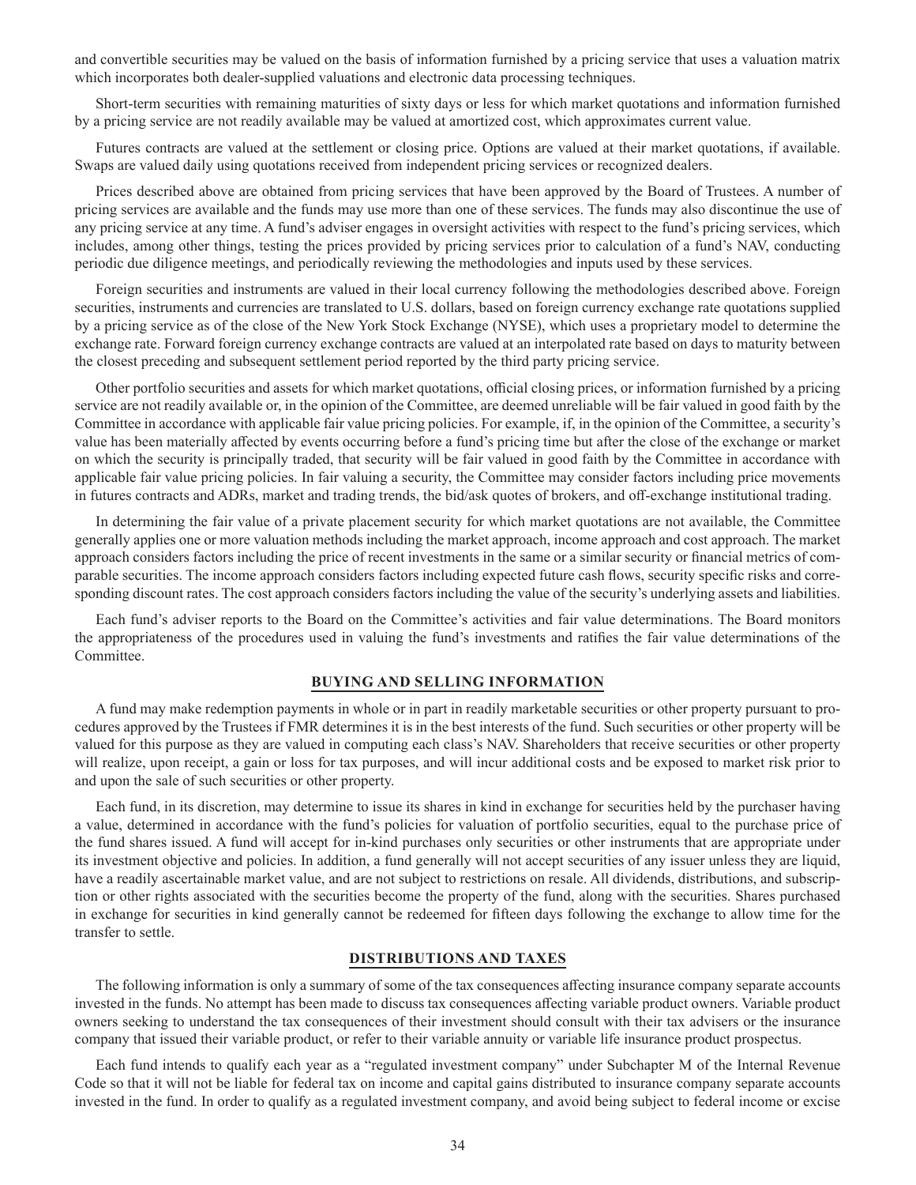and convertible securities may be valued on the basis of information furnished by a pricing service that uses a valuation matrix which incorporates both dealer-supplied valuations and electronic data processing techniques.

Short-term securities with remaining maturities of sixty days or less for which market quotations and information furnished by a pricing service are not readily available may be valued at amortized cost, which approximates current value.

Futures contracts are valued at the settlement or closing price. Options are valued at their market quotations, if available. Swaps are valued daily using quotations received from independent pricing services or recognized dealers.

Prices described above are obtained from pricing services that have been approved by the Board of Trustees. A number of pricing services are available and the funds may use more than one of these services. The funds may also discontinue the use of any pricing service at any time. A fund's adviser engages in oversight activities with respect to the fund's pricing services, which includes, among other things, testing the prices provided by pricing services prior to calculation of a fund's NAV, conducting periodic due diligence meetings, and periodically reviewing the methodologies and inputs used by these services.

Foreign securities and instruments are valued in their local currency following the methodologies described above. Foreign securities, instruments and currencies are translated to U.S. dollars, based on foreign currency exchange rate quotations supplied by a pricing service as of the close of the New York Stock Exchange (NYSE), which uses a proprietary model to determine the exchange rate. Forward foreign currency exchange contracts are valued at an interpolated rate based on days to maturity between the closest preceding and subsequent settlement period reported by the third party pricing service.

Other portfolio securities and assets for which market quotations, official closing prices, or information furnished by a pricing service are not readily available or, in the opinion of the Committee, are deemed unreliable will be fair valued in good faith by the Committee in accordance with applicable fair value pricing policies. For example, if, in the opinion of the Committee, a security's value has been materially affected by events occurring before a fund's pricing time but after the close of the exchange or market on which the security is principally traded, that security will be fair valued in good faith by the Committee in accordance with applicable fair value pricing policies. In fair valuing a security, the Committee may consider factors including price movements in futures contracts and ADRs, market and trading trends, the bid/ask quotes of brokers, and off-exchange institutional trading.

In determining the fair value of a private placement security for which market quotations are not available, the Committee generally applies one or more valuation methods including the market approach, income approach and cost approach. The market approach considers factors including the price of recent investments in the same or a similar security or financial metrics of comparable securities. The income approach considers factors including expected future cash flows, security specific risks and corresponding discount rates. The cost approach considers factors including the value of the security's underlying assets and liabilities.

Each fund's adviser reports to the Board on the Committee's activities and fair value determinations. The Board monitors the appropriateness of the procedures used in valuing the fund's investments and ratifies the fair value determinations of the Committee.

## BUYING AND SELLING INFORMATION

A fund may make redemption payments in whole or in part in readily marketable securities or other property pursuant to procedures approved by the Trustees if FMR determines it is in the best interests of the fund. Such securities or other property will be valued for this purpose as they are valued in computing each class's NAV. Shareholders that receive securities or other property will realize, upon receipt, a gain or loss for tax purposes, and will incur additional costs and be exposed to market risk prior to and upon the sale of such securities or other property.

Each fund, in its discretion, may determine to issue its shares in kind in exchange for securities held by the purchaser having a value, determined in accordance with the fund's policies for valuation of portfolio securities, equal to the purchase price of the fund shares issued. A fund will accept for in-kind purchases only securities or other instruments that are appropriate under its investment objective and policies. In addition, a fund generally will not accept securities of any issuer unless they are liquid, have a readily ascertainable market value, and are not subject to restrictions on resale. All dividends, distributions, and subscription or other rights associated with the securities become the property of the fund, along with the securities. Shares purchased in exchange for securities in kind generally cannot be redeemed for fifteen days following the exchange to allow time for the transfer to settle.

## DISTRIBUTIONS AND TAXES

The following information is only a summary of some of the tax consequences affecting insurance company separate accounts invested in the funds. No attempt has been made to discuss tax consequences affecting variable product owners. Variable product owners seeking to understand the tax consequences of their investment should consult with their tax advisers or the insurance company that issued their variable product, or refer to their variable annuity or variable life insurance product prospectus.

Each fund intends to qualify each year as a "regulated investment company" under Subchapter M of the Internal Revenue Code so that it will not be liable for federal tax on income and capital gains distributed to insurance company separate accounts invested in the fund. In order to qualify as a regulated investment company, and avoid being subject to federal income or excise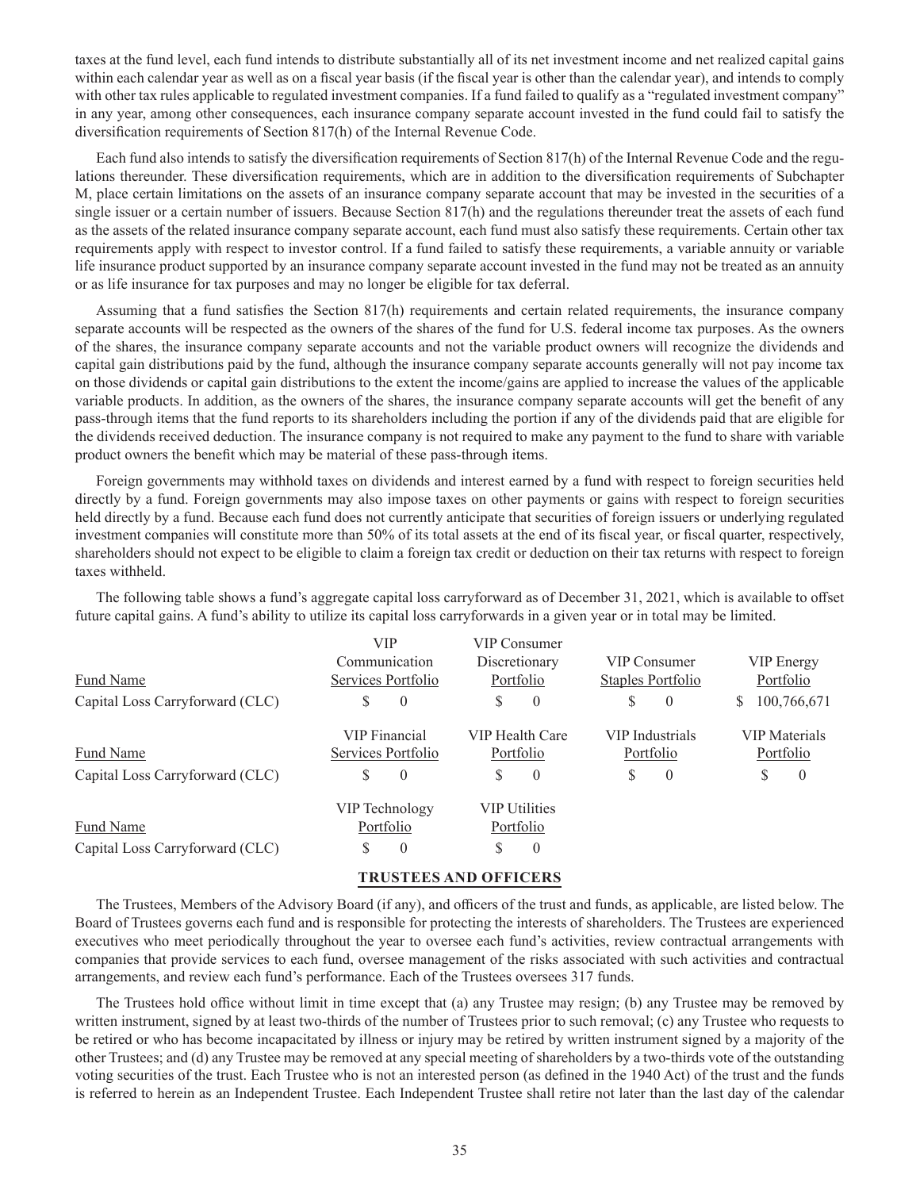taxes at the fund level, each fund intends to distribute substantially all of its net investment income and net realized capital gains within each calendar year as well as on a fiscal year basis (if the fiscal year is other than the calendar year), and intends to comply with other tax rules applicable to regulated investment companies. If a fund failed to qualify as a "regulated investment company" in any year, among other consequences, each insurance company separate account invested in the fund could fail to satisfy the diversification requirements of Section 817(h) of the Internal Revenue Code.

Each fund also intends to satisfy the diversification requirements of Section 817(h) of the Internal Revenue Code and the regulations thereunder. These diversification requirements, which are in addition to the diversification requirements of Subchapter M, place certain limitations on the assets of an insurance company separate account that may be invested in the securities of a single issuer or a certain number of issuers. Because Section 817(h) and the regulations thereunder treat the assets of each fund as the assets of the related insurance company separate account, each fund must also satisfy these requirements. Certain other tax requirements apply with respect to investor control. If a fund failed to satisfy these requirements, a variable annuity or variable life insurance product supported by an insurance company separate account invested in the fund may not be treated as an annuity or as life insurance for tax purposes and may no longer be eligible for tax deferral.

Assuming that a fund satisfies the Section 817(h) requirements and certain related requirements, the insurance company separate accounts will be respected as the owners of the shares of the fund for U.S. federal income tax purposes. As the owners of the shares, the insurance company separate accounts and not the variable product owners will recognize the dividends and capital gain distributions paid by the fund, although the insurance company separate accounts generally will not pay income tax on those dividends or capital gain distributions to the extent the income/gains are applied to increase the values of the applicable variable products. In addition, as the owners of the shares, the insurance company separate accounts will get the benefit of any pass-through items that the fund reports to its shareholders including the portion if any of the dividends paid that are eligible for the dividends received deduction. The insurance company is not required to make any payment to the fund to share with variable product owners the benefit which may be material of these pass-through items.

Foreign governments may withhold taxes on dividends and interest earned by a fund with respect to foreign securities held directly by a fund. Foreign governments may also impose taxes on other payments or gains with respect to foreign securities held directly by a fund. Because each fund does not currently anticipate that securities of foreign issuers or underlying regulated investment companies will constitute more than 50% of its total assets at the end of its fiscal year, or fiscal quarter, respectively, shareholders should not expect to be eligible to claim a foreign tax credit or deduction on their tax returns with respect to foreign taxes withheld.

The following table shows a fund's aggregate capital loss carryforward as of December 31, 2021, which is available to offset future capital gains. A fund's ability to utilize its capital loss carryforwards in a given year or in total may be limited.

| Fund Name | VIP Communication Services Portfolio | VIP Consumer Discretionary Portfolio | VIP Consumer Staples Portfolio | VIP Energy Portfolio |
|---|---|---|---|---|
| Capital Loss Carryforward (CLC) | $ 0 | $ 0 | $ 0 | $ 100,766,671 |

| Fund Name | VIP Financial Services Portfolio | VIP Health Care Portfolio | VIP Industrials Portfolio | VIP Materials Portfolio |
|---|---|---|---|---|
| Capital Loss Carryforward (CLC) | $ 0 | $ 0 | $ 0 | $ 0 |

| Fund Name | VIP Technology Portfolio | VIP Utilities Portfolio |
|---|---|---|
| Capital Loss Carryforward (CLC) | $ 0 | $ 0 |

## TRUSTEES AND OFFICERS

The Trustees, Members of the Advisory Board (if any), and officers of the trust and funds, as applicable, are listed below. The Board of Trustees governs each fund and is responsible for protecting the interests of shareholders. The Trustees are experienced executives who meet periodically throughout the year to oversee each fund's activities, review contractual arrangements with companies that provide services to each fund, oversee management of the risks associated with such activities and contractual arrangements, and review each fund's performance. Each of the Trustees oversees 317 funds.

The Trustees hold office without limit in time except that (a) any Trustee may resign; (b) any Trustee may be removed by written instrument, signed by at least two-thirds of the number of Trustees prior to such removal; (c) any Trustee who requests to be retired or who has become incapacitated by illness or injury may be retired by written instrument signed by a majority of the other Trustees; and (d) any Trustee may be removed at any special meeting of shareholders by a two-thirds vote of the outstanding voting securities of the trust. Each Trustee who is not an interested person (as defined in the 1940 Act) of the trust and the funds is referred to herein as an Independent Trustee. Each Independent Trustee shall retire not later than the last day of the calendar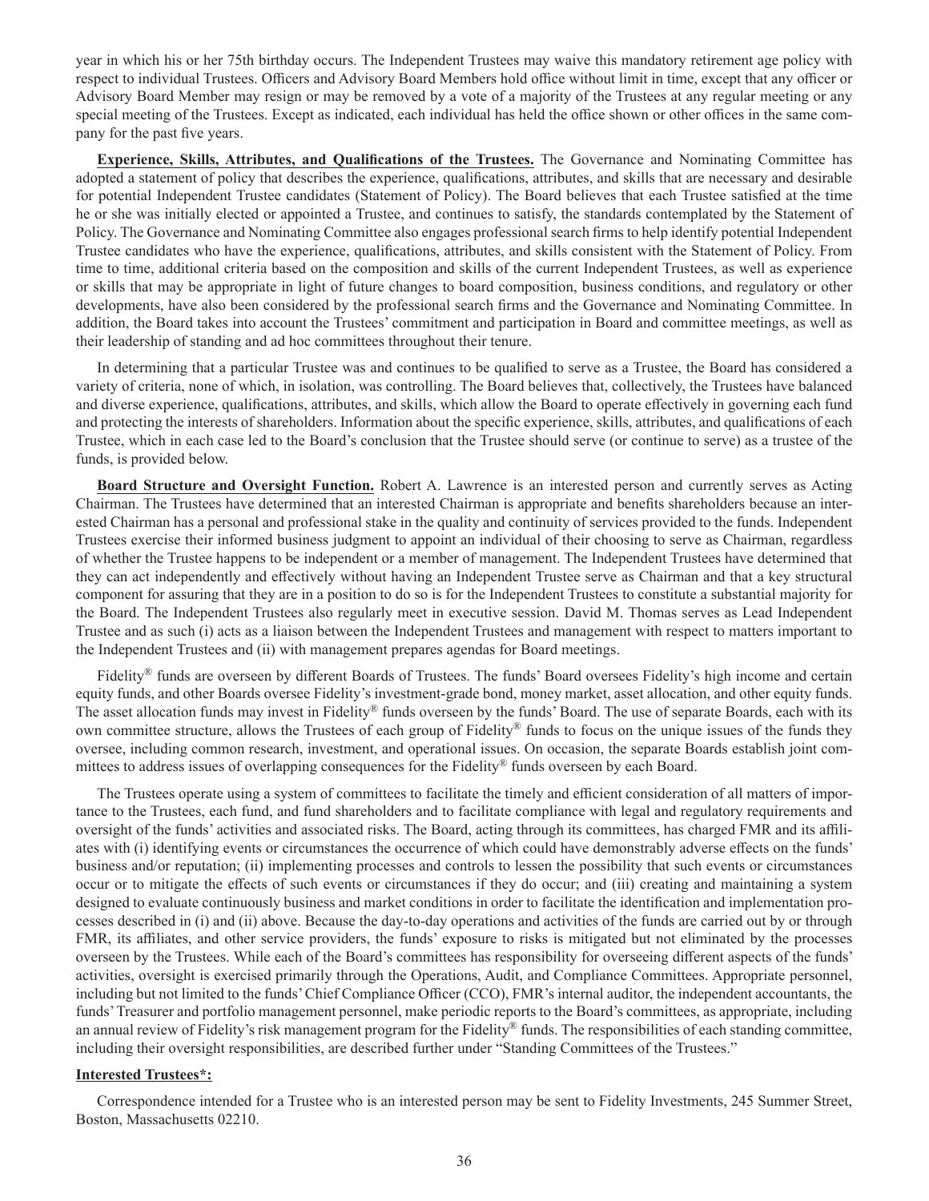year in which his or her 75th birthday occurs. The Independent Trustees may waive this mandatory retirement age policy with respect to individual Trustees. Officers and Advisory Board Members hold office without limit in time, except that any officer or Advisory Board Member may resign or may be removed by a vote of a majority of the Trustees at any regular meeting or any special meeting of the Trustees. Except as indicated, each individual has held the office shown or other offices in the same company for the past five years.

**Experience, Skills, Attributes, and Qualifications of the Trustees.** The Governance and Nominating Committee has adopted a statement of policy that describes the experience, qualifications, attributes, and skills that are necessary and desirable for potential Independent Trustee candidates (Statement of Policy). The Board believes that each Trustee satisfied at the time he or she was initially elected or appointed a Trustee, and continues to satisfy, the standards contemplated by the Statement of Policy. The Governance and Nominating Committee also engages professional search firms to help identify potential Independent Trustee candidates who have the experience, qualifications, attributes, and skills consistent with the Statement of Policy. From time to time, additional criteria based on the composition and skills of the current Independent Trustees, as well as experience or skills that may be appropriate in light of future changes to board composition, business conditions, and regulatory or other developments, have also been considered by the professional search firms and the Governance and Nominating Committee. In addition, the Board takes into account the Trustees' commitment and participation in Board and committee meetings, as well as their leadership of standing and ad hoc committees throughout their tenure.

In determining that a particular Trustee was and continues to be qualified to serve as a Trustee, the Board has considered a variety of criteria, none of which, in isolation, was controlling. The Board believes that, collectively, the Trustees have balanced and diverse experience, qualifications, attributes, and skills, which allow the Board to operate effectively in governing each fund and protecting the interests of shareholders. Information about the specific experience, skills, attributes, and qualifications of each Trustee, which in each case led to the Board's conclusion that the Trustee should serve (or continue to serve) as a trustee of the funds, is provided below.

**Board Structure and Oversight Function.** Robert A. Lawrence is an interested person and currently serves as Acting Chairman. The Trustees have determined that an interested Chairman is appropriate and benefits shareholders because an interested Chairman has a personal and professional stake in the quality and continuity of services provided to the funds. Independent Trustees exercise their informed business judgment to appoint an individual of their choosing to serve as Chairman, regardless of whether the Trustee happens to be independent or a member of management. The Independent Trustees have determined that they can act independently and effectively without having an Independent Trustee serve as Chairman and that a key structural component for assuring that they are in a position to do so is for the Independent Trustees to constitute a substantial majority for the Board. The Independent Trustees also regularly meet in executive session. David M. Thomas serves as Lead Independent Trustee and as such (i) acts as a liaison between the Independent Trustees and management with respect to matters important to the Independent Trustees and (ii) with management prepares agendas for Board meetings.

Fidelity® funds are overseen by different Boards of Trustees. The funds' Board oversees Fidelity's high income and certain equity funds, and other Boards oversee Fidelity's investment-grade bond, money market, asset allocation, and other equity funds. The asset allocation funds may invest in Fidelity® funds overseen by the funds' Board. The use of separate Boards, each with its own committee structure, allows the Trustees of each group of Fidelity® funds to focus on the unique issues of the funds they oversee, including common research, investment, and operational issues. On occasion, the separate Boards establish joint committees to address issues of overlapping consequences for the Fidelity® funds overseen by each Board.

The Trustees operate using a system of committees to facilitate the timely and efficient consideration of all matters of importance to the Trustees, each fund, and fund shareholders and to facilitate compliance with legal and regulatory requirements and oversight of the funds' activities and associated risks. The Board, acting through its committees, has charged FMR and its affiliates with (i) identifying events or circumstances the occurrence of which could have demonstrably adverse effects on the funds' business and/or reputation; (ii) implementing processes and controls to lessen the possibility that such events or circumstances occur or to mitigate the effects of such events or circumstances if they do occur; and (iii) creating and maintaining a system designed to evaluate continuously business and market conditions in order to facilitate the identification and implementation processes described in (i) and (ii) above. Because the day-to-day operations and activities of the funds are carried out by or through FMR, its affiliates, and other service providers, the funds' exposure to risks is mitigated but not eliminated by the processes overseen by the Trustees. While each of the Board's committees has responsibility for overseeing different aspects of the funds' activities, oversight is exercised primarily through the Operations, Audit, and Compliance Committees. Appropriate personnel, including but not limited to the funds' Chief Compliance Officer (CCO), FMR's internal auditor, the independent accountants, the funds' Treasurer and portfolio management personnel, make periodic reports to the Board's committees, as appropriate, including an annual review of Fidelity's risk management program for the Fidelity® funds. The responsibilities of each standing committee, including their oversight responsibilities, are described further under "Standing Committees of the Trustees."

**Interested Trustees*:**

Correspondence intended for a Trustee who is an interested person may be sent to Fidelity Investments, 245 Summer Street, Boston, Massachusetts 02210.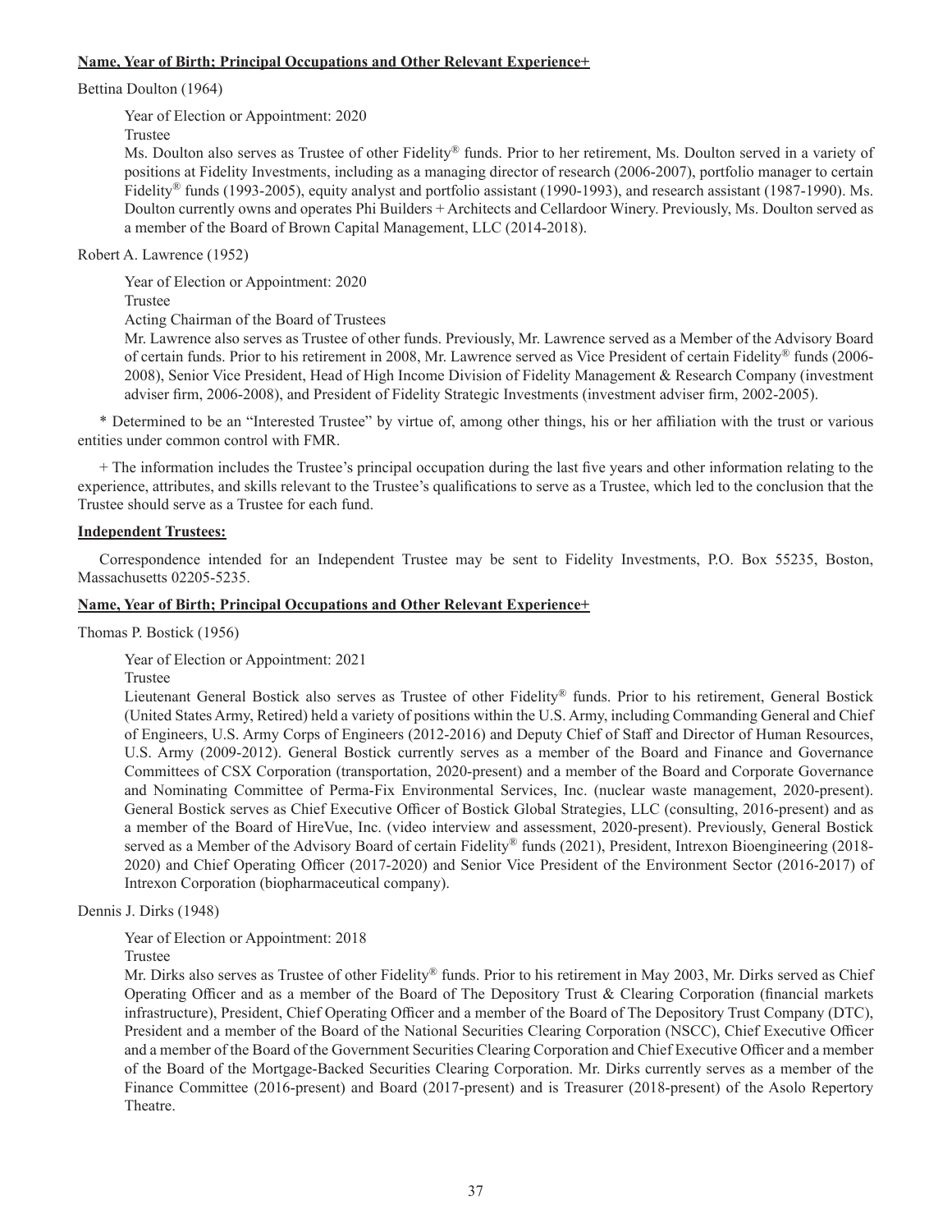**Name, Year of Birth; Principal Occupations and Other Relevant Experience+**

Bettina Doulton (1964)

Year of Election or Appointment: 2020

Trustee

Ms. Doulton also serves as Trustee of other Fidelity® funds. Prior to her retirement, Ms. Doulton served in a variety of positions at Fidelity Investments, including as a managing director of research (2006-2007), portfolio manager to certain Fidelity® funds (1993-2005), equity analyst and portfolio assistant (1990-1993), and research assistant (1987-1990). Ms. Doulton currently owns and operates Phi Builders + Architects and Cellardoor Winery. Previously, Ms. Doulton served as a member of the Board of Brown Capital Management, LLC (2014-2018).

Robert A. Lawrence (1952)

Year of Election or Appointment: 2020

Trustee

Acting Chairman of the Board of Trustees

Mr. Lawrence also serves as Trustee of other funds. Previously, Mr. Lawrence served as a Member of the Advisory Board of certain funds. Prior to his retirement in 2008, Mr. Lawrence served as Vice President of certain Fidelity® funds (2006-2008), Senior Vice President, Head of High Income Division of Fidelity Management & Research Company (investment adviser firm, 2006-2008), and President of Fidelity Strategic Investments (investment adviser firm, 2002-2005).

* Determined to be an "Interested Trustee" by virtue of, among other things, his or her affiliation with the trust or various entities under common control with FMR.

+ The information includes the Trustee's principal occupation during the last five years and other information relating to the experience, attributes, and skills relevant to the Trustee's qualifications to serve as a Trustee, which led to the conclusion that the Trustee should serve as a Trustee for each fund.

**Independent Trustees:**

Correspondence intended for an Independent Trustee may be sent to Fidelity Investments, P.O. Box 55235, Boston, Massachusetts 02205-5235.

**Name, Year of Birth; Principal Occupations and Other Relevant Experience+**

Thomas P. Bostick (1956)

Year of Election or Appointment: 2021

Trustee

Lieutenant General Bostick also serves as Trustee of other Fidelity® funds. Prior to his retirement, General Bostick (United States Army, Retired) held a variety of positions within the U.S. Army, including Commanding General and Chief of Engineers, U.S. Army Corps of Engineers (2012-2016) and Deputy Chief of Staff and Director of Human Resources, U.S. Army (2009-2012). General Bostick currently serves as a member of the Board and Finance and Governance Committees of CSX Corporation (transportation, 2020-present) and a member of the Board and Corporate Governance and Nominating Committee of Perma-Fix Environmental Services, Inc. (nuclear waste management, 2020-present). General Bostick serves as Chief Executive Officer of Bostick Global Strategies, LLC (consulting, 2016-present) and as a member of the Board of HireVue, Inc. (video interview and assessment, 2020-present). Previously, General Bostick served as a Member of the Advisory Board of certain Fidelity® funds (2021), President, Intrexon Bioengineering (2018-2020) and Chief Operating Officer (2017-2020) and Senior Vice President of the Environment Sector (2016-2017) of Intrexon Corporation (biopharmaceutical company).

Dennis J. Dirks (1948)

Year of Election or Appointment: 2018

Trustee

Mr. Dirks also serves as Trustee of other Fidelity® funds. Prior to his retirement in May 2003, Mr. Dirks served as Chief Operating Officer and as a member of the Board of The Depository Trust & Clearing Corporation (financial markets infrastructure), President, Chief Operating Officer and a member of the Board of The Depository Trust Company (DTC), President and a member of the Board of the National Securities Clearing Corporation (NSCC), Chief Executive Officer and a member of the Board of the Government Securities Clearing Corporation and Chief Executive Officer and a member of the Board of the Mortgage-Backed Securities Clearing Corporation. Mr. Dirks currently serves as a member of the Finance Committee (2016-present) and Board (2017-present) and is Treasurer (2018-present) of the Asolo Repertory Theatre.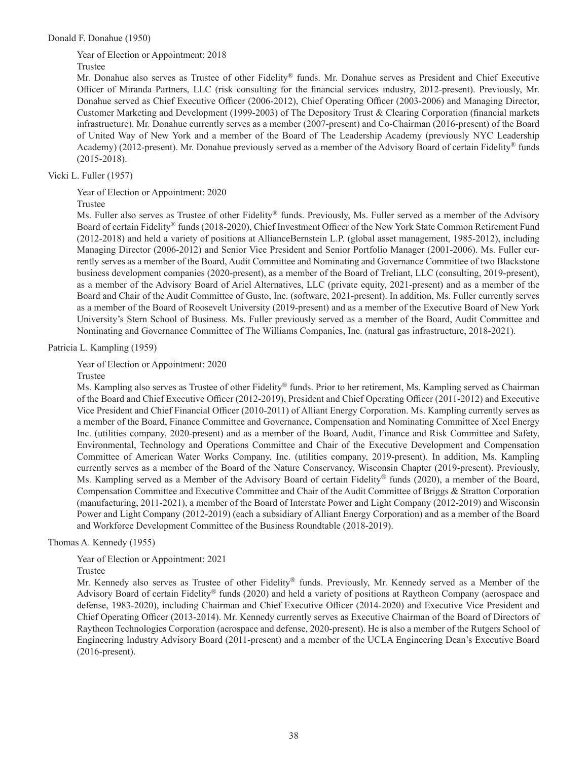Donald F. Donahue (1950)

Year of Election or Appointment: 2018

Trustee

Mr. Donahue also serves as Trustee of other Fidelity® funds. Mr. Donahue serves as President and Chief Executive Officer of Miranda Partners, LLC (risk consulting for the financial services industry, 2012-present). Previously, Mr. Donahue served as Chief Executive Officer (2006-2012), Chief Operating Officer (2003-2006) and Managing Director, Customer Marketing and Development (1999-2003) of The Depository Trust & Clearing Corporation (financial markets infrastructure). Mr. Donahue currently serves as a member (2007-present) and Co-Chairman (2016-present) of the Board of United Way of New York and a member of the Board of The Leadership Academy (previously NYC Leadership Academy) (2012-present). Mr. Donahue previously served as a member of the Advisory Board of certain Fidelity® funds (2015-2018).

Vicki L. Fuller (1957)

Year of Election or Appointment: 2020

Trustee

Ms. Fuller also serves as Trustee of other Fidelity® funds. Previously, Ms. Fuller served as a member of the Advisory Board of certain Fidelity® funds (2018-2020), Chief Investment Officer of the New York State Common Retirement Fund (2012-2018) and held a variety of positions at AllianceBernstein L.P. (global asset management, 1985-2012), including Managing Director (2006-2012) and Senior Vice President and Senior Portfolio Manager (2001-2006). Ms. Fuller currently serves as a member of the Board, Audit Committee and Nominating and Governance Committee of two Blackstone business development companies (2020-present), as a member of the Board of Treliant, LLC (consulting, 2019-present), as a member of the Advisory Board of Ariel Alternatives, LLC (private equity, 2021-present) and as a member of the Board and Chair of the Audit Committee of Gusto, Inc. (software, 2021-present). In addition, Ms. Fuller currently serves as a member of the Board of Roosevelt University (2019-present) and as a member of the Executive Board of New York University's Stern School of Business. Ms. Fuller previously served as a member of the Board, Audit Committee and Nominating and Governance Committee of The Williams Companies, Inc. (natural gas infrastructure, 2018-2021).

Patricia L. Kampling (1959)

Year of Election or Appointment: 2020

Trustee

Ms. Kampling also serves as Trustee of other Fidelity® funds. Prior to her retirement, Ms. Kampling served as Chairman of the Board and Chief Executive Officer (2012-2019), President and Chief Operating Officer (2011-2012) and Executive Vice President and Chief Financial Officer (2010-2011) of Alliant Energy Corporation. Ms. Kampling currently serves as a member of the Board, Finance Committee and Governance, Compensation and Nominating Committee of Xcel Energy Inc. (utilities company, 2020-present) and as a member of the Board, Audit, Finance and Risk Committee and Safety, Environmental, Technology and Operations Committee and Chair of the Executive Development and Compensation Committee of American Water Works Company, Inc. (utilities company, 2019-present). In addition, Ms. Kampling currently serves as a member of the Board of the Nature Conservancy, Wisconsin Chapter (2019-present). Previously, Ms. Kampling served as a Member of the Advisory Board of certain Fidelity® funds (2020), a member of the Board, Compensation Committee and Executive Committee and Chair of the Audit Committee of Briggs & Stratton Corporation (manufacturing, 2011-2021), a member of the Board of Interstate Power and Light Company (2012-2019) and Wisconsin Power and Light Company (2012-2019) (each a subsidiary of Alliant Energy Corporation) and as a member of the Board and Workforce Development Committee of the Business Roundtable (2018-2019).

Thomas A. Kennedy (1955)

Year of Election or Appointment: 2021

Trustee

Mr. Kennedy also serves as Trustee of other Fidelity® funds. Previously, Mr. Kennedy served as a Member of the Advisory Board of certain Fidelity® funds (2020) and held a variety of positions at Raytheon Company (aerospace and defense, 1983-2020), including Chairman and Chief Executive Officer (2014-2020) and Executive Vice President and Chief Operating Officer (2013-2014). Mr. Kennedy currently serves as Executive Chairman of the Board of Directors of Raytheon Technologies Corporation (aerospace and defense, 2020-present). He is also a member of the Rutgers School of Engineering Industry Advisory Board (2011-present) and a member of the UCLA Engineering Dean's Executive Board (2016-present).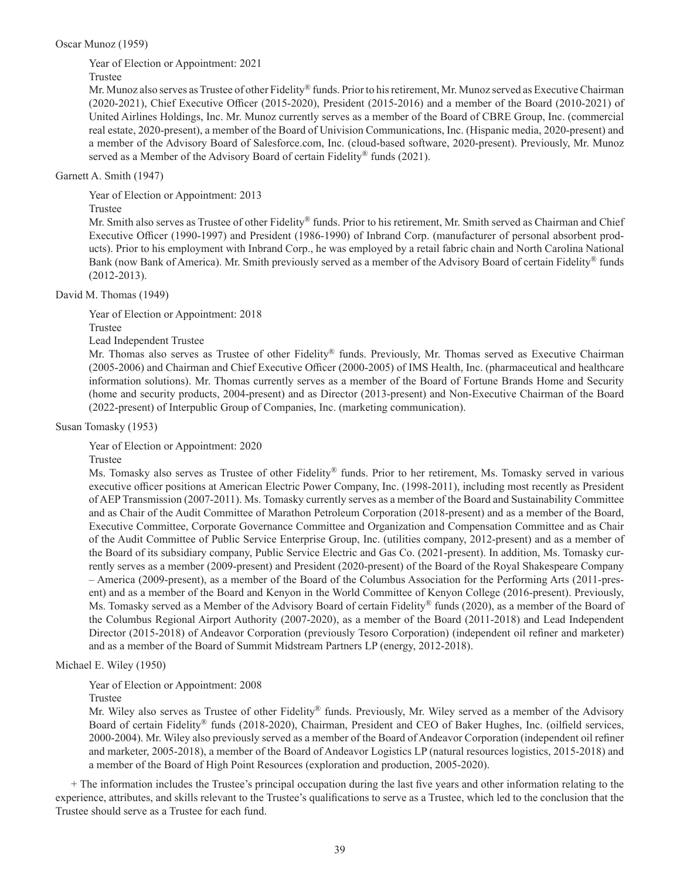Oscar Munoz (1959)

Year of Election or Appointment: 2021

Trustee

Mr. Munoz also serves as Trustee of other Fidelity® funds. Prior to his retirement, Mr. Munoz served as Executive Chairman (2020-2021), Chief Executive Officer (2015-2020), President (2015-2016) and a member of the Board (2010-2021) of United Airlines Holdings, Inc. Mr. Munoz currently serves as a member of the Board of CBRE Group, Inc. (commercial real estate, 2020-present), a member of the Board of Univision Communications, Inc. (Hispanic media, 2020-present) and a member of the Advisory Board of Salesforce.com, Inc. (cloud-based software, 2020-present). Previously, Mr. Munoz served as a Member of the Advisory Board of certain Fidelity® funds (2021).

Garnett A. Smith (1947)

Year of Election or Appointment: 2013

Trustee

Mr. Smith also serves as Trustee of other Fidelity® funds. Prior to his retirement, Mr. Smith served as Chairman and Chief Executive Officer (1990-1997) and President (1986-1990) of Inbrand Corp. (manufacturer of personal absorbent products). Prior to his employment with Inbrand Corp., he was employed by a retail fabric chain and North Carolina National Bank (now Bank of America). Mr. Smith previously served as a member of the Advisory Board of certain Fidelity® funds (2012-2013).

David M. Thomas (1949)

Year of Election or Appointment: 2018

Trustee

Lead Independent Trustee

Mr. Thomas also serves as Trustee of other Fidelity® funds. Previously, Mr. Thomas served as Executive Chairman (2005-2006) and Chairman and Chief Executive Officer (2000-2005) of IMS Health, Inc. (pharmaceutical and healthcare information solutions). Mr. Thomas currently serves as a member of the Board of Fortune Brands Home and Security (home and security products, 2004-present) and as Director (2013-present) and Non-Executive Chairman of the Board (2022-present) of Interpublic Group of Companies, Inc. (marketing communication).

Susan Tomasky (1953)

Year of Election or Appointment: 2020

Trustee

Ms. Tomasky also serves as Trustee of other Fidelity® funds. Prior to her retirement, Ms. Tomasky served in various executive officer positions at American Electric Power Company, Inc. (1998-2011), including most recently as President of AEP Transmission (2007-2011). Ms. Tomasky currently serves as a member of the Board and Sustainability Committee and as Chair of the Audit Committee of Marathon Petroleum Corporation (2018-present) and as a member of the Board, Executive Committee, Corporate Governance Committee and Organization and Compensation Committee and as Chair of the Audit Committee of Public Service Enterprise Group, Inc. (utilities company, 2012-present) and as a member of the Board of its subsidiary company, Public Service Electric and Gas Co. (2021-present). In addition, Ms. Tomasky currently serves as a member (2009-present) and President (2020-present) of the Board of the Royal Shakespeare Company – America (2009-present), as a member of the Board of the Columbus Association for the Performing Arts (2011-present) and as a member of the Board and Kenyon in the World Committee of Kenyon College (2016-present). Previously, Ms. Tomasky served as a Member of the Advisory Board of certain Fidelity® funds (2020), as a member of the Board of the Columbus Regional Airport Authority (2007-2020), as a member of the Board (2011-2018) and Lead Independent Director (2015-2018) of Andeavor Corporation (previously Tesoro Corporation) (independent oil refiner and marketer) and as a member of the Board of Summit Midstream Partners LP (energy, 2012-2018).

Michael E. Wiley (1950)

Year of Election or Appointment: 2008

Trustee

Mr. Wiley also serves as Trustee of other Fidelity® funds. Previously, Mr. Wiley served as a member of the Advisory Board of certain Fidelity® funds (2018-2020), Chairman, President and CEO of Baker Hughes, Inc. (oilfield services, 2000-2004). Mr. Wiley also previously served as a member of the Board of Andeavor Corporation (independent oil refiner and marketer, 2005-2018), a member of the Board of Andeavor Logistics LP (natural resources logistics, 2015-2018) and a member of the Board of High Point Resources (exploration and production, 2005-2020).

+ The information includes the Trustee's principal occupation during the last five years and other information relating to the experience, attributes, and skills relevant to the Trustee's qualifications to serve as a Trustee, which led to the conclusion that the Trustee should serve as a Trustee for each fund.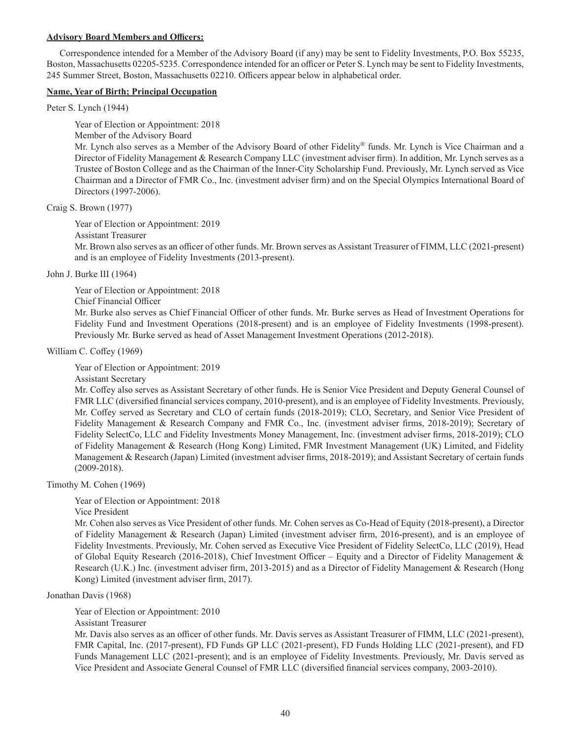**Advisory Board Members and Officers:**

Correspondence intended for a Member of the Advisory Board (if any) may be sent to Fidelity Investments, P.O. Box 55235, Boston, Massachusetts 02205-5235. Correspondence intended for an officer or Peter S. Lynch may be sent to Fidelity Investments, 245 Summer Street, Boston, Massachusetts 02210. Officers appear below in alphabetical order.

**Name, Year of Birth; Principal Occupation**

Peter S. Lynch (1944)

Year of Election or Appointment: 2018

Member of the Advisory Board

Mr. Lynch also serves as a Member of the Advisory Board of other Fidelity® funds. Mr. Lynch is Vice Chairman and a Director of Fidelity Management & Research Company LLC (investment adviser firm). In addition, Mr. Lynch serves as a Trustee of Boston College and as the Chairman of the Inner-City Scholarship Fund. Previously, Mr. Lynch served as Vice Chairman and a Director of FMR Co., Inc. (investment adviser firm) and on the Special Olympics International Board of Directors (1997-2006).

Craig S. Brown (1977)

Year of Election or Appointment: 2019

Assistant Treasurer

Mr. Brown also serves as an officer of other funds. Mr. Brown serves as Assistant Treasurer of FIMM, LLC (2021-present) and is an employee of Fidelity Investments (2013-present).

John J. Burke III (1964)

Year of Election or Appointment: 2018

Chief Financial Officer

Mr. Burke also serves as Chief Financial Officer of other funds. Mr. Burke serves as Head of Investment Operations for Fidelity Fund and Investment Operations (2018-present) and is an employee of Fidelity Investments (1998-present). Previously Mr. Burke served as head of Asset Management Investment Operations (2012-2018).

William C. Coffey (1969)

Year of Election or Appointment: 2019

Assistant Secretary

Mr. Coffey also serves as Assistant Secretary of other funds. He is Senior Vice President and Deputy General Counsel of FMR LLC (diversified financial services company, 2010-present), and is an employee of Fidelity Investments. Previously, Mr. Coffey served as Secretary and CLO of certain funds (2018-2019); CLO, Secretary, and Senior Vice President of Fidelity Management & Research Company and FMR Co., Inc. (investment adviser firms, 2018-2019); Secretary of Fidelity SelectCo, LLC and Fidelity Investments Money Management, Inc. (investment adviser firms, 2018-2019); CLO of Fidelity Management & Research (Hong Kong) Limited, FMR Investment Management (UK) Limited, and Fidelity Management & Research (Japan) Limited (investment adviser firms, 2018-2019); and Assistant Secretary of certain funds (2009-2018).

Timothy M. Cohen (1969)

Year of Election or Appointment: 2018

Vice President

Mr. Cohen also serves as Vice President of other funds. Mr. Cohen serves as Co-Head of Equity (2018-present), a Director of Fidelity Management & Research (Japan) Limited (investment adviser firm, 2016-present), and is an employee of Fidelity Investments. Previously, Mr. Cohen served as Executive Vice President of Fidelity SelectCo, LLC (2019), Head of Global Equity Research (2016-2018), Chief Investment Officer – Equity and a Director of Fidelity Management & Research (U.K.) Inc. (investment adviser firm, 2013-2015) and as a Director of Fidelity Management & Research (Hong Kong) Limited (investment adviser firm, 2017).

Jonathan Davis (1968)

Year of Election or Appointment: 2010

Assistant Treasurer

Mr. Davis also serves as an officer of other funds. Mr. Davis serves as Assistant Treasurer of FIMM, LLC (2021-present), FMR Capital, Inc. (2017-present), FD Funds GP LLC (2021-present), FD Funds Holding LLC (2021-present), and FD Funds Management LLC (2021-present); and is an employee of Fidelity Investments. Previously, Mr. Davis served as Vice President and Associate General Counsel of FMR LLC (diversified financial services company, 2003-2010).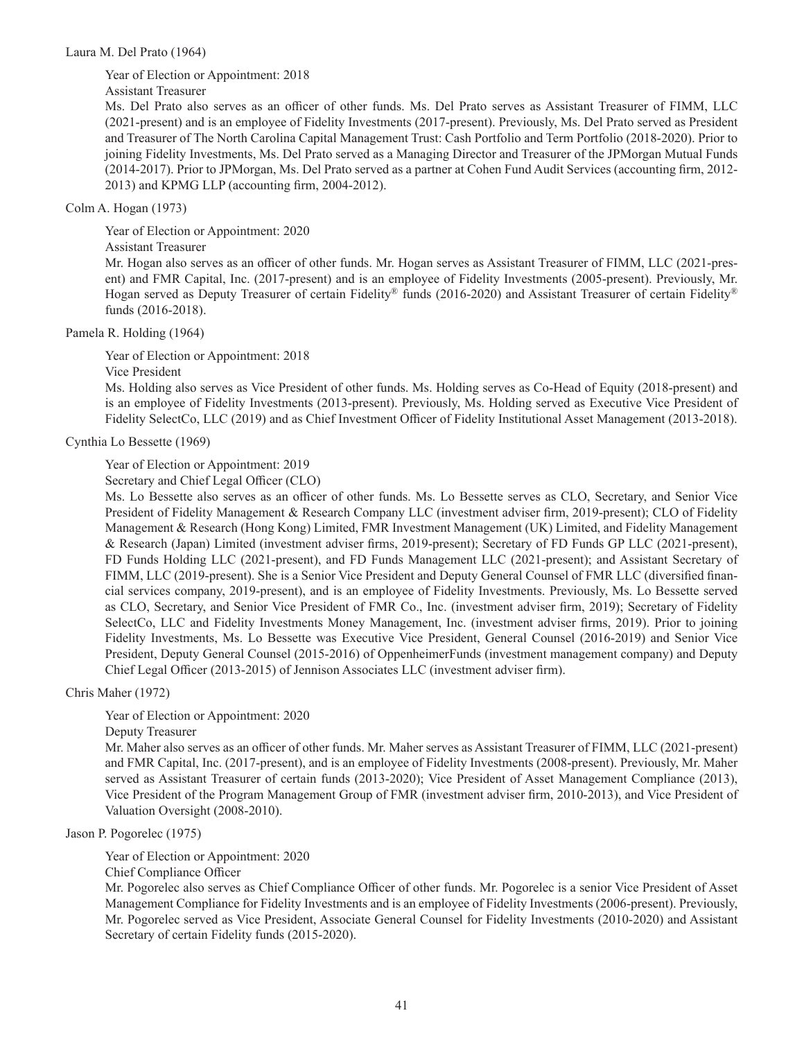Laura M. Del Prato (1964)

Year of Election or Appointment: 2018

Assistant Treasurer

Ms. Del Prato also serves as an officer of other funds. Ms. Del Prato serves as Assistant Treasurer of FIMM, LLC (2021-present) and is an employee of Fidelity Investments (2017-present). Previously, Ms. Del Prato served as President and Treasurer of The North Carolina Capital Management Trust: Cash Portfolio and Term Portfolio (2018-2020). Prior to joining Fidelity Investments, Ms. Del Prato served as a Managing Director and Treasurer of the JPMorgan Mutual Funds (2014-2017). Prior to JPMorgan, Ms. Del Prato served as a partner at Cohen Fund Audit Services (accounting firm, 2012-2013) and KPMG LLP (accounting firm, 2004-2012).

Colm A. Hogan (1973)

Year of Election or Appointment: 2020

Assistant Treasurer

Mr. Hogan also serves as an officer of other funds. Mr. Hogan serves as Assistant Treasurer of FIMM, LLC (2021-present) and FMR Capital, Inc. (2017-present) and is an employee of Fidelity Investments (2005-present). Previously, Mr. Hogan served as Deputy Treasurer of certain Fidelity® funds (2016-2020) and Assistant Treasurer of certain Fidelity® funds (2016-2018).

Pamela R. Holding (1964)

Year of Election or Appointment: 2018

Vice President

Ms. Holding also serves as Vice President of other funds. Ms. Holding serves as Co-Head of Equity (2018-present) and is an employee of Fidelity Investments (2013-present). Previously, Ms. Holding served as Executive Vice President of Fidelity SelectCo, LLC (2019) and as Chief Investment Officer of Fidelity Institutional Asset Management (2013-2018).

Cynthia Lo Bessette (1969)

Year of Election or Appointment: 2019

Secretary and Chief Legal Officer (CLO)

Ms. Lo Bessette also serves as an officer of other funds. Ms. Lo Bessette serves as CLO, Secretary, and Senior Vice President of Fidelity Management & Research Company LLC (investment adviser firm, 2019-present); CLO of Fidelity Management & Research (Hong Kong) Limited, FMR Investment Management (UK) Limited, and Fidelity Management & Research (Japan) Limited (investment adviser firms, 2019-present); Secretary of FD Funds GP LLC (2021-present), FD Funds Holding LLC (2021-present), and FD Funds Management LLC (2021-present); and Assistant Secretary of FIMM, LLC (2019-present). She is a Senior Vice President and Deputy General Counsel of FMR LLC (diversified financial services company, 2019-present), and is an employee of Fidelity Investments. Previously, Ms. Lo Bessette served as CLO, Secretary, and Senior Vice President of FMR Co., Inc. (investment adviser firm, 2019); Secretary of Fidelity SelectCo, LLC and Fidelity Investments Money Management, Inc. (investment adviser firms, 2019). Prior to joining Fidelity Investments, Ms. Lo Bessette was Executive Vice President, General Counsel (2016-2019) and Senior Vice President, Deputy General Counsel (2015-2016) of OppenheimerFunds (investment management company) and Deputy Chief Legal Officer (2013-2015) of Jennison Associates LLC (investment adviser firm).

Chris Maher (1972)

Year of Election or Appointment: 2020

Deputy Treasurer

Mr. Maher also serves as an officer of other funds. Mr. Maher serves as Assistant Treasurer of FIMM, LLC (2021-present) and FMR Capital, Inc. (2017-present), and is an employee of Fidelity Investments (2008-present). Previously, Mr. Maher served as Assistant Treasurer of certain funds (2013-2020); Vice President of Asset Management Compliance (2013), Vice President of the Program Management Group of FMR (investment adviser firm, 2010-2013), and Vice President of Valuation Oversight (2008-2010).

Jason P. Pogorelec (1975)

Year of Election or Appointment: 2020

Chief Compliance Officer

Mr. Pogorelec also serves as Chief Compliance Officer of other funds. Mr. Pogorelec is a senior Vice President of Asset Management Compliance for Fidelity Investments and is an employee of Fidelity Investments (2006-present). Previously, Mr. Pogorelec served as Vice President, Associate General Counsel for Fidelity Investments (2010-2020) and Assistant Secretary of certain Fidelity funds (2015-2020).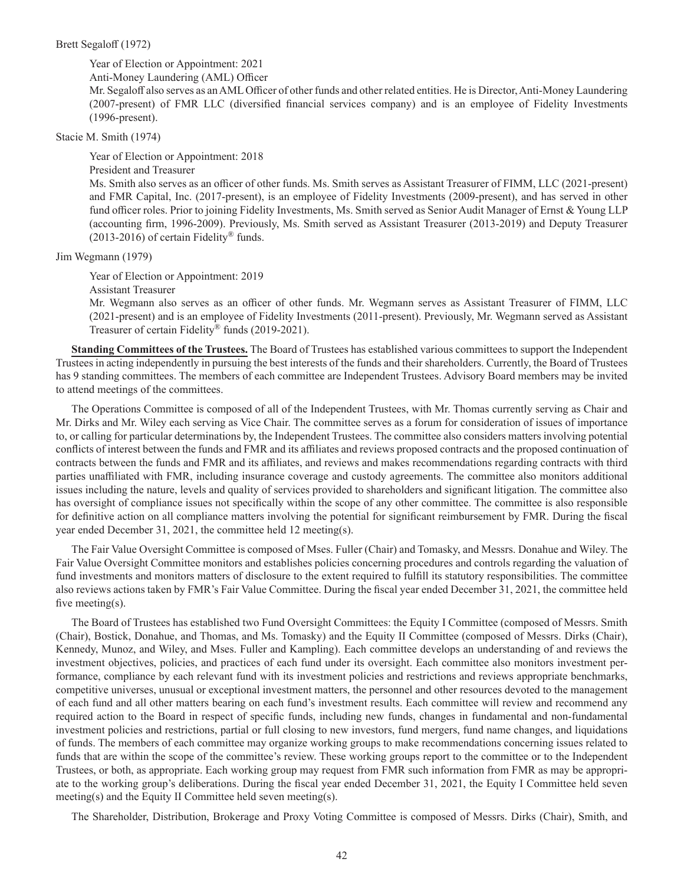Brett Segaloff (1972)

Year of Election or Appointment: 2021

Anti-Money Laundering (AML) Officer

Mr. Segaloff also serves as an AML Officer of other funds and other related entities. He is Director, Anti-Money Laundering (2007-present) of FMR LLC (diversified financial services company) and is an employee of Fidelity Investments (1996-present).

Stacie M. Smith (1974)

Year of Election or Appointment: 2018

President and Treasurer

Ms. Smith also serves as an officer of other funds. Ms. Smith serves as Assistant Treasurer of FIMM, LLC (2021-present) and FMR Capital, Inc. (2017-present), is an employee of Fidelity Investments (2009-present), and has served in other fund officer roles. Prior to joining Fidelity Investments, Ms. Smith served as Senior Audit Manager of Ernst & Young LLP (accounting firm, 1996-2009). Previously, Ms. Smith served as Assistant Treasurer (2013-2019) and Deputy Treasurer (2013-2016) of certain Fidelity® funds.

Jim Wegmann (1979)

Year of Election or Appointment: 2019

Assistant Treasurer

Mr. Wegmann also serves as an officer of other funds. Mr. Wegmann serves as Assistant Treasurer of FIMM, LLC (2021-present) and is an employee of Fidelity Investments (2011-present). Previously, Mr. Wegmann served as Assistant Treasurer of certain Fidelity® funds (2019-2021).

**Standing Committees of the Trustees.** The Board of Trustees has established various committees to support the Independent Trustees in acting independently in pursuing the best interests of the funds and their shareholders. Currently, the Board of Trustees has 9 standing committees. The members of each committee are Independent Trustees. Advisory Board members may be invited to attend meetings of the committees.

The Operations Committee is composed of all of the Independent Trustees, with Mr. Thomas currently serving as Chair and Mr. Dirks and Mr. Wiley each serving as Vice Chair. The committee serves as a forum for consideration of issues of importance to, or calling for particular determinations by, the Independent Trustees. The committee also considers matters involving potential conflicts of interest between the funds and FMR and its affiliates and reviews proposed contracts and the proposed continuation of contracts between the funds and FMR and its affiliates, and reviews and makes recommendations regarding contracts with third parties unaffiliated with FMR, including insurance coverage and custody agreements. The committee also monitors additional issues including the nature, levels and quality of services provided to shareholders and significant litigation. The committee also has oversight of compliance issues not specifically within the scope of any other committee. The committee is also responsible for definitive action on all compliance matters involving the potential for significant reimbursement by FMR. During the fiscal year ended December 31, 2021, the committee held 12 meeting(s).

The Fair Value Oversight Committee is composed of Mses. Fuller (Chair) and Tomasky, and Messrs. Donahue and Wiley. The Fair Value Oversight Committee monitors and establishes policies concerning procedures and controls regarding the valuation of fund investments and monitors matters of disclosure to the extent required to fulfill its statutory responsibilities. The committee also reviews actions taken by FMR's Fair Value Committee. During the fiscal year ended December 31, 2021, the committee held five meeting(s).

The Board of Trustees has established two Fund Oversight Committees: the Equity I Committee (composed of Messrs. Smith (Chair), Bostick, Donahue, and Thomas, and Ms. Tomasky) and the Equity II Committee (composed of Messrs. Dirks (Chair), Kennedy, Munoz, and Wiley, and Mses. Fuller and Kampling). Each committee develops an understanding of and reviews the investment objectives, policies, and practices of each fund under its oversight. Each committee also monitors investment performance, compliance by each relevant fund with its investment policies and restrictions and reviews appropriate benchmarks, competitive universes, unusual or exceptional investment matters, the personnel and other resources devoted to the management of each fund and all other matters bearing on each fund's investment results. Each committee will review and recommend any required action to the Board in respect of specific funds, including new funds, changes in fundamental and non-fundamental investment policies and restrictions, partial or full closing to new investors, fund mergers, fund name changes, and liquidations of funds. The members of each committee may organize working groups to make recommendations concerning issues related to funds that are within the scope of the committee's review. These working groups report to the committee or to the Independent Trustees, or both, as appropriate. Each working group may request from FMR such information from FMR as may be appropriate to the working group's deliberations. During the fiscal year ended December 31, 2021, the Equity I Committee held seven meeting(s) and the Equity II Committee held seven meeting(s).

The Shareholder, Distribution, Brokerage and Proxy Voting Committee is composed of Messrs. Dirks (Chair), Smith, and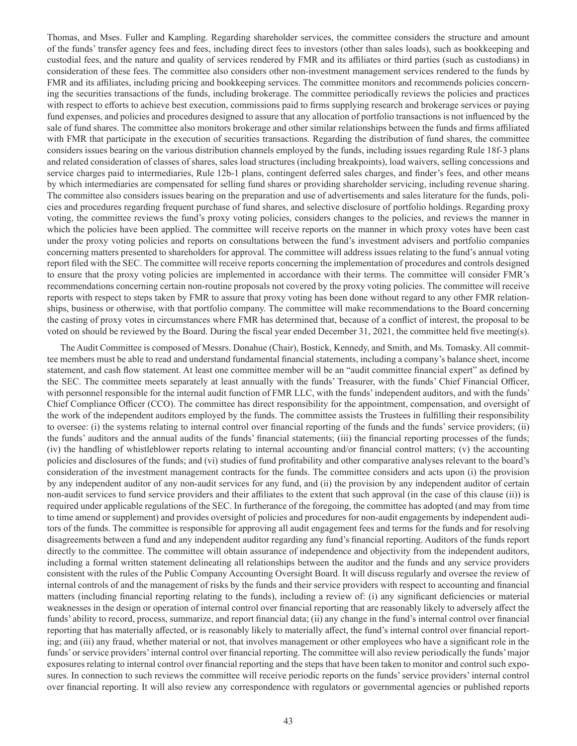Thomas, and Mses. Fuller and Kampling. Regarding shareholder services, the committee considers the structure and amount of the funds' transfer agency fees and fees, including direct fees to investors (other than sales loads), such as bookkeeping and custodial fees, and the nature and quality of services rendered by FMR and its affiliates or third parties (such as custodians) in consideration of these fees. The committee also considers other non-investment management services rendered to the funds by FMR and its affiliates, including pricing and bookkeeping services. The committee monitors and recommends policies concerning the securities transactions of the funds, including brokerage. The committee periodically reviews the policies and practices with respect to efforts to achieve best execution, commissions paid to firms supplying research and brokerage services or paying fund expenses, and policies and procedures designed to assure that any allocation of portfolio transactions is not influenced by the sale of fund shares. The committee also monitors brokerage and other similar relationships between the funds and firms affiliated with FMR that participate in the execution of securities transactions. Regarding the distribution of fund shares, the committee considers issues bearing on the various distribution channels employed by the funds, including issues regarding Rule 18f-3 plans and related consideration of classes of shares, sales load structures (including breakpoints), load waivers, selling concessions and service charges paid to intermediaries, Rule 12b-1 plans, contingent deferred sales charges, and finder's fees, and other means by which intermediaries are compensated for selling fund shares or providing shareholder servicing, including revenue sharing. The committee also considers issues bearing on the preparation and use of advertisements and sales literature for the funds, policies and procedures regarding frequent purchase of fund shares, and selective disclosure of portfolio holdings. Regarding proxy voting, the committee reviews the fund's proxy voting policies, considers changes to the policies, and reviews the manner in which the policies have been applied. The committee will receive reports on the manner in which proxy votes have been cast under the proxy voting policies and reports on consultations between the fund's investment advisers and portfolio companies concerning matters presented to shareholders for approval. The committee will address issues relating to the fund's annual voting report filed with the SEC. The committee will receive reports concerning the implementation of procedures and controls designed to ensure that the proxy voting policies are implemented in accordance with their terms. The committee will consider FMR's recommendations concerning certain non-routine proposals not covered by the proxy voting policies. The committee will receive reports with respect to steps taken by FMR to assure that proxy voting has been done without regard to any other FMR relationships, business or otherwise, with that portfolio company. The committee will make recommendations to the Board concerning the casting of proxy votes in circumstances where FMR has determined that, because of a conflict of interest, the proposal to be voted on should be reviewed by the Board. During the fiscal year ended December 31, 2021, the committee held five meeting(s).

The Audit Committee is composed of Messrs. Donahue (Chair), Bostick, Kennedy, and Smith, and Ms. Tomasky. All committee members must be able to read and understand fundamental financial statements, including a company's balance sheet, income statement, and cash flow statement. At least one committee member will be an "audit committee financial expert" as defined by the SEC. The committee meets separately at least annually with the funds' Treasurer, with the funds' Chief Financial Officer, with personnel responsible for the internal audit function of FMR LLC, with the funds' independent auditors, and with the funds' Chief Compliance Officer (CCO). The committee has direct responsibility for the appointment, compensation, and oversight of the work of the independent auditors employed by the funds. The committee assists the Trustees in fulfilling their responsibility to oversee: (i) the systems relating to internal control over financial reporting of the funds and the funds' service providers; (ii) the funds' auditors and the annual audits of the funds' financial statements; (iii) the financial reporting processes of the funds; (iv) the handling of whistleblower reports relating to internal accounting and/or financial control matters; (v) the accounting policies and disclosures of the funds; and (vi) studies of fund profitability and other comparative analyses relevant to the board's consideration of the investment management contracts for the funds. The committee considers and acts upon (i) the provision by any independent auditor of any non-audit services for any fund, and (ii) the provision by any independent auditor of certain non-audit services to fund service providers and their affiliates to the extent that such approval (in the case of this clause (ii)) is required under applicable regulations of the SEC. In furtherance of the foregoing, the committee has adopted (and may from time to time amend or supplement) and provides oversight of policies and procedures for non-audit engagements by independent auditors of the funds. The committee is responsible for approving all audit engagement fees and terms for the funds and for resolving disagreements between a fund and any independent auditor regarding any fund's financial reporting. Auditors of the funds report directly to the committee. The committee will obtain assurance of independence and objectivity from the independent auditors, including a formal written statement delineating all relationships between the auditor and the funds and any service providers consistent with the rules of the Public Company Accounting Oversight Board. It will discuss regularly and oversee the review of internal controls of and the management of risks by the funds and their service providers with respect to accounting and financial matters (including financial reporting relating to the funds), including a review of: (i) any significant deficiencies or material weaknesses in the design or operation of internal control over financial reporting that are reasonably likely to adversely affect the funds' ability to record, process, summarize, and report financial data; (ii) any change in the fund's internal control over financial reporting that has materially affected, or is reasonably likely to materially affect, the fund's internal control over financial reporting; and (iii) any fraud, whether material or not, that involves management or other employees who have a significant role in the funds' or service providers' internal control over financial reporting. The committee will also review periodically the funds' major exposures relating to internal control over financial reporting and the steps that have been taken to monitor and control such exposures. In connection to such reviews the committee will receive periodic reports on the funds' service providers' internal control over financial reporting. It will also review any correspondence with regulators or governmental agencies or published reports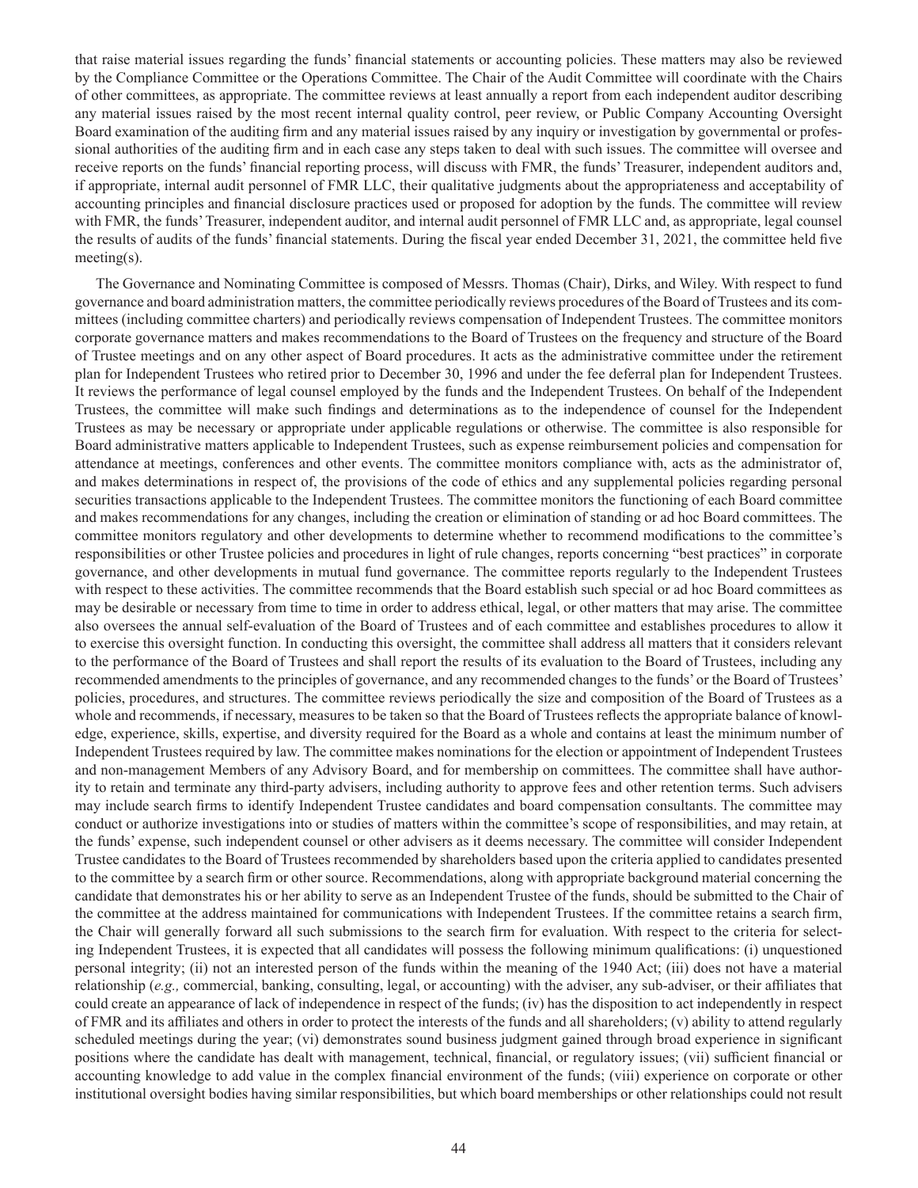that raise material issues regarding the funds' financial statements or accounting policies. These matters may also be reviewed by the Compliance Committee or the Operations Committee. The Chair of the Audit Committee will coordinate with the Chairs of other committees, as appropriate. The committee reviews at least annually a report from each independent auditor describing any material issues raised by the most recent internal quality control, peer review, or Public Company Accounting Oversight Board examination of the auditing firm and any material issues raised by any inquiry or investigation by governmental or professional authorities of the auditing firm and in each case any steps taken to deal with such issues. The committee will oversee and receive reports on the funds' financial reporting process, will discuss with FMR, the funds' Treasurer, independent auditors and, if appropriate, internal audit personnel of FMR LLC, their qualitative judgments about the appropriateness and acceptability of accounting principles and financial disclosure practices used or proposed for adoption by the funds. The committee will review with FMR, the funds' Treasurer, independent auditor, and internal audit personnel of FMR LLC and, as appropriate, legal counsel the results of audits of the funds' financial statements. During the fiscal year ended December 31, 2021, the committee held five meeting(s).

The Governance and Nominating Committee is composed of Messrs. Thomas (Chair), Dirks, and Wiley. With respect to fund governance and board administration matters, the committee periodically reviews procedures of the Board of Trustees and its committees (including committee charters) and periodically reviews compensation of Independent Trustees. The committee monitors corporate governance matters and makes recommendations to the Board of Trustees on the frequency and structure of the Board of Trustee meetings and on any other aspect of Board procedures. It acts as the administrative committee under the retirement plan for Independent Trustees who retired prior to December 30, 1996 and under the fee deferral plan for Independent Trustees. It reviews the performance of legal counsel employed by the funds and the Independent Trustees. On behalf of the Independent Trustees, the committee will make such findings and determinations as to the independence of counsel for the Independent Trustees as may be necessary or appropriate under applicable regulations or otherwise. The committee is also responsible for Board administrative matters applicable to Independent Trustees, such as expense reimbursement policies and compensation for attendance at meetings, conferences and other events. The committee monitors compliance with, acts as the administrator of, and makes determinations in respect of, the provisions of the code of ethics and any supplemental policies regarding personal securities transactions applicable to the Independent Trustees. The committee monitors the functioning of each Board committee and makes recommendations for any changes, including the creation or elimination of standing or ad hoc Board committees. The committee monitors regulatory and other developments to determine whether to recommend modifications to the committee's responsibilities or other Trustee policies and procedures in light of rule changes, reports concerning "best practices" in corporate governance, and other developments in mutual fund governance. The committee reports regularly to the Independent Trustees with respect to these activities. The committee recommends that the Board establish such special or ad hoc Board committees as may be desirable or necessary from time to time in order to address ethical, legal, or other matters that may arise. The committee also oversees the annual self-evaluation of the Board of Trustees and of each committee and establishes procedures to allow it to exercise this oversight function. In conducting this oversight, the committee shall address all matters that it considers relevant to the performance of the Board of Trustees and shall report the results of its evaluation to the Board of Trustees, including any recommended amendments to the principles of governance, and any recommended changes to the funds' or the Board of Trustees' policies, procedures, and structures. The committee reviews periodically the size and composition of the Board of Trustees as a whole and recommends, if necessary, measures to be taken so that the Board of Trustees reflects the appropriate balance of knowledge, experience, skills, expertise, and diversity required for the Board as a whole and contains at least the minimum number of Independent Trustees required by law. The committee makes nominations for the election or appointment of Independent Trustees and non-management Members of any Advisory Board, and for membership on committees. The committee shall have authority to retain and terminate any third-party advisers, including authority to approve fees and other retention terms. Such advisers may include search firms to identify Independent Trustee candidates and board compensation consultants. The committee may conduct or authorize investigations into or studies of matters within the committee's scope of responsibilities, and may retain, at the funds' expense, such independent counsel or other advisers as it deems necessary. The committee will consider Independent Trustee candidates to the Board of Trustees recommended by shareholders based upon the criteria applied to candidates presented to the committee by a search firm or other source. Recommendations, along with appropriate background material concerning the candidate that demonstrates his or her ability to serve as an Independent Trustee of the funds, should be submitted to the Chair of the committee at the address maintained for communications with Independent Trustees. If the committee retains a search firm, the Chair will generally forward all such submissions to the search firm for evaluation. With respect to the criteria for selecting Independent Trustees, it is expected that all candidates will possess the following minimum qualifications: (i) unquestioned personal integrity; (ii) not an interested person of the funds within the meaning of the 1940 Act; (iii) does not have a material relationship (*e.g.,* commercial, banking, consulting, legal, or accounting) with the adviser, any sub-adviser, or their affiliates that could create an appearance of lack of independence in respect of the funds; (iv) has the disposition to act independently in respect of FMR and its affiliates and others in order to protect the interests of the funds and all shareholders; (v) ability to attend regularly scheduled meetings during the year; (vi) demonstrates sound business judgment gained through broad experience in significant positions where the candidate has dealt with management, technical, financial, or regulatory issues; (vii) sufficient financial or accounting knowledge to add value in the complex financial environment of the funds; (viii) experience on corporate or other institutional oversight bodies having similar responsibilities, but which board memberships or other relationships could not result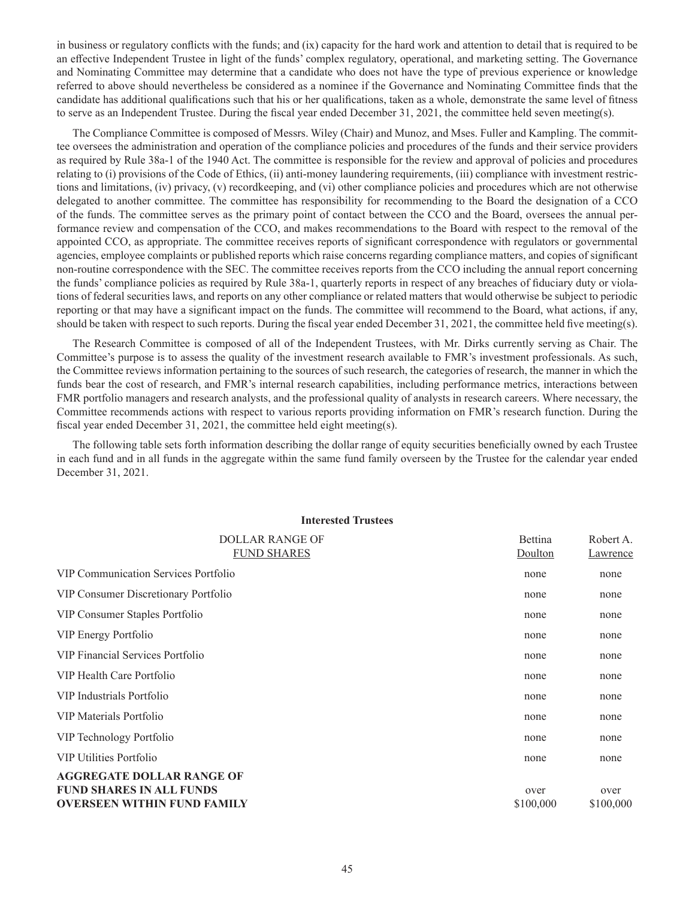in business or regulatory conflicts with the funds; and (ix) capacity for the hard work and attention to detail that is required to be an effective Independent Trustee in light of the funds' complex regulatory, operational, and marketing setting. The Governance and Nominating Committee may determine that a candidate who does not have the type of previous experience or knowledge referred to above should nevertheless be considered as a nominee if the Governance and Nominating Committee finds that the candidate has additional qualifications such that his or her qualifications, taken as a whole, demonstrate the same level of fitness to serve as an Independent Trustee. During the fiscal year ended December 31, 2021, the committee held seven meeting(s).

The Compliance Committee is composed of Messrs. Wiley (Chair) and Munoz, and Mses. Fuller and Kampling. The committee oversees the administration and operation of the compliance policies and procedures of the funds and their service providers as required by Rule 38a-1 of the 1940 Act. The committee is responsible for the review and approval of policies and procedures relating to (i) provisions of the Code of Ethics, (ii) anti-money laundering requirements, (iii) compliance with investment restrictions and limitations, (iv) privacy, (v) recordkeeping, and (vi) other compliance policies and procedures which are not otherwise delegated to another committee. The committee has responsibility for recommending to the Board the designation of a CCO of the funds. The committee serves as the primary point of contact between the CCO and the Board, oversees the annual performance review and compensation of the CCO, and makes recommendations to the Board with respect to the removal of the appointed CCO, as appropriate. The committee receives reports of significant correspondence with regulators or governmental agencies, employee complaints or published reports which raise concerns regarding compliance matters, and copies of significant non-routine correspondence with the SEC. The committee receives reports from the CCO including the annual report concerning the funds' compliance policies as required by Rule 38a-1, quarterly reports in respect of any breaches of fiduciary duty or violations of federal securities laws, and reports on any other compliance or related matters that would otherwise be subject to periodic reporting or that may have a significant impact on the funds. The committee will recommend to the Board, what actions, if any, should be taken with respect to such reports. During the fiscal year ended December 31, 2021, the committee held five meeting(s).

The Research Committee is composed of all of the Independent Trustees, with Mr. Dirks currently serving as Chair. The Committee's purpose is to assess the quality of the investment research available to FMR's investment professionals. As such, the Committee reviews information pertaining to the sources of such research, the categories of research, the manner in which the funds bear the cost of research, and FMR's internal research capabilities, including performance metrics, interactions between FMR portfolio managers and research analysts, and the professional quality of analysts in research careers. Where necessary, the Committee recommends actions with respect to various reports providing information on FMR's research function. During the fiscal year ended December 31, 2021, the committee held eight meeting(s).

The following table sets forth information describing the dollar range of equity securities beneficially owned by each Trustee in each fund and in all funds in the aggregate within the same fund family overseen by the Trustee for the calendar year ended December 31, 2021.

**Interested Trustees**

| DOLLAR RANGE OF FUND SHARES | Bettina Doulton | Robert A. Lawrence |
|---|---|---|
| VIP Communication Services Portfolio | none | none |
| VIP Consumer Discretionary Portfolio | none | none |
| VIP Consumer Staples Portfolio | none | none |
| VIP Energy Portfolio | none | none |
| VIP Financial Services Portfolio | none | none |
| VIP Health Care Portfolio | none | none |
| VIP Industrials Portfolio | none | none |
| VIP Materials Portfolio | none | none |
| VIP Technology Portfolio | none | none |
| VIP Utilities Portfolio | none | none |
| **AGGREGATE DOLLAR RANGE OF FUND SHARES IN ALL FUNDS OVERSEEN WITHIN FUND FAMILY** | over $100,000 | over $100,000 |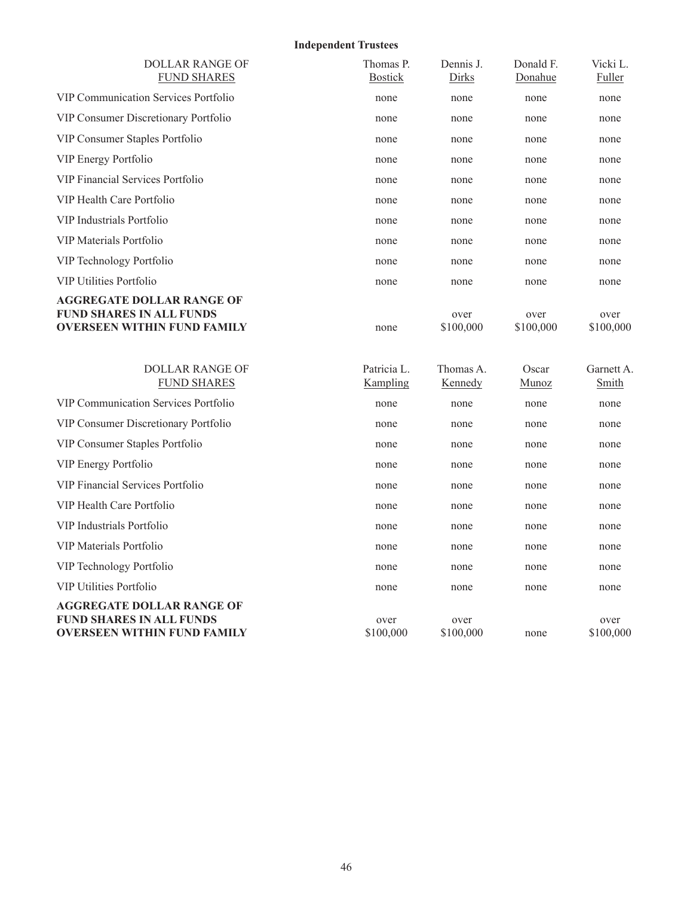**Independent Trustees**

| DOLLAR RANGE OF FUND SHARES | Thomas P. Bostick | Dennis J. Dirks | Donald F. Donahue | Vicki L. Fuller |
|---|---|---|---|---|
| VIP Communication Services Portfolio | none | none | none | none |
| VIP Consumer Discretionary Portfolio | none | none | none | none |
| VIP Consumer Staples Portfolio | none | none | none | none |
| VIP Energy Portfolio | none | none | none | none |
| VIP Financial Services Portfolio | none | none | none | none |
| VIP Health Care Portfolio | none | none | none | none |
| VIP Industrials Portfolio | none | none | none | none |
| VIP Materials Portfolio | none | none | none | none |
| VIP Technology Portfolio | none | none | none | none |
| VIP Utilities Portfolio | none | none | none | none |
| **AGGREGATE DOLLAR RANGE OF FUND SHARES IN ALL FUNDS OVERSEEN WITHIN FUND FAMILY** | none | over $100,000 | over $100,000 | over $100,000 |

| DOLLAR RANGE OF FUND SHARES | Patricia L. Kampling | Thomas A. Kennedy | Oscar Munoz | Garnett A. Smith |
|---|---|---|---|---|
| VIP Communication Services Portfolio | none | none | none | none |
| VIP Consumer Discretionary Portfolio | none | none | none | none |
| VIP Consumer Staples Portfolio | none | none | none | none |
| VIP Energy Portfolio | none | none | none | none |
| VIP Financial Services Portfolio | none | none | none | none |
| VIP Health Care Portfolio | none | none | none | none |
| VIP Industrials Portfolio | none | none | none | none |
| VIP Materials Portfolio | none | none | none | none |
| VIP Technology Portfolio | none | none | none | none |
| VIP Utilities Portfolio | none | none | none | none |
| **AGGREGATE DOLLAR RANGE OF FUND SHARES IN ALL FUNDS OVERSEEN WITHIN FUND FAMILY** | over $100,000 | over $100,000 | none | over $100,000 |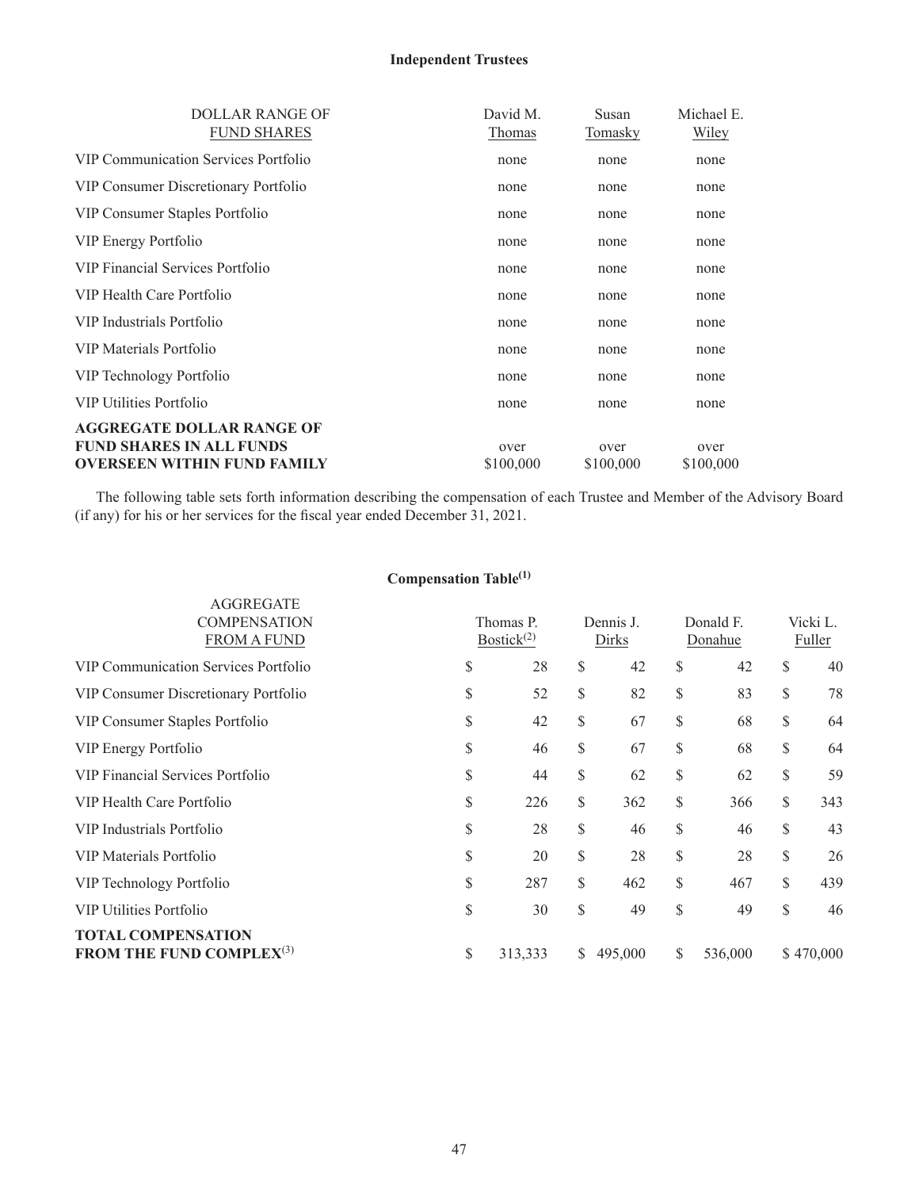**Independent Trustees**

| DOLLAR RANGE OF FUND SHARES | David M. Thomas | Susan Tomasky | Michael E. Wiley |
|---|---|---|---|
| VIP Communication Services Portfolio | none | none | none |
| VIP Consumer Discretionary Portfolio | none | none | none |
| VIP Consumer Staples Portfolio | none | none | none |
| VIP Energy Portfolio | none | none | none |
| VIP Financial Services Portfolio | none | none | none |
| VIP Health Care Portfolio | none | none | none |
| VIP Industrials Portfolio | none | none | none |
| VIP Materials Portfolio | none | none | none |
| VIP Technology Portfolio | none | none | none |
| VIP Utilities Portfolio | none | none | none |
| **AGGREGATE DOLLAR RANGE OF FUND SHARES IN ALL FUNDS OVERSEEN WITHIN FUND FAMILY** | over $100,000 | over $100,000 | over $100,000 |

The following table sets forth information describing the compensation of each Trustee and Member of the Advisory Board (if any) for his or her services for the fiscal year ended December 31, 2021.

**Compensation Table**[(1)]

| AGGREGATE COMPENSATION FROM A FUND | Thomas P. Bostick[(2)] | Dennis J. Dirks | Donald F. Donahue | Vicki L. Fuller |
|---|---|---|---|---|
| VIP Communication Services Portfolio | $ 28 | $ 42 | $ 42 | $ 40 |
| VIP Consumer Discretionary Portfolio | $ 52 | $ 82 | $ 83 | $ 78 |
| VIP Consumer Staples Portfolio | $ 42 | $ 67 | $ 68 | $ 64 |
| VIP Energy Portfolio | $ 46 | $ 67 | $ 68 | $ 64 |
| VIP Financial Services Portfolio | $ 44 | $ 62 | $ 62 | $ 59 |
| VIP Health Care Portfolio | $ 226 | $ 362 | $ 366 | $ 343 |
| VIP Industrials Portfolio | $ 28 | $ 46 | $ 46 | $ 43 |
| VIP Materials Portfolio | $ 20 | $ 28 | $ 28 | $ 26 |
| VIP Technology Portfolio | $ 287 | $ 462 | $ 467 | $ 439 |
| VIP Utilities Portfolio | $ 30 | $ 49 | $ 49 | $ 46 |
| **TOTAL COMPENSATION FROM THE FUND COMPLEX**[(3)] | $ 313,333 | $ 495,000 | $ 536,000 | $ 470,000 |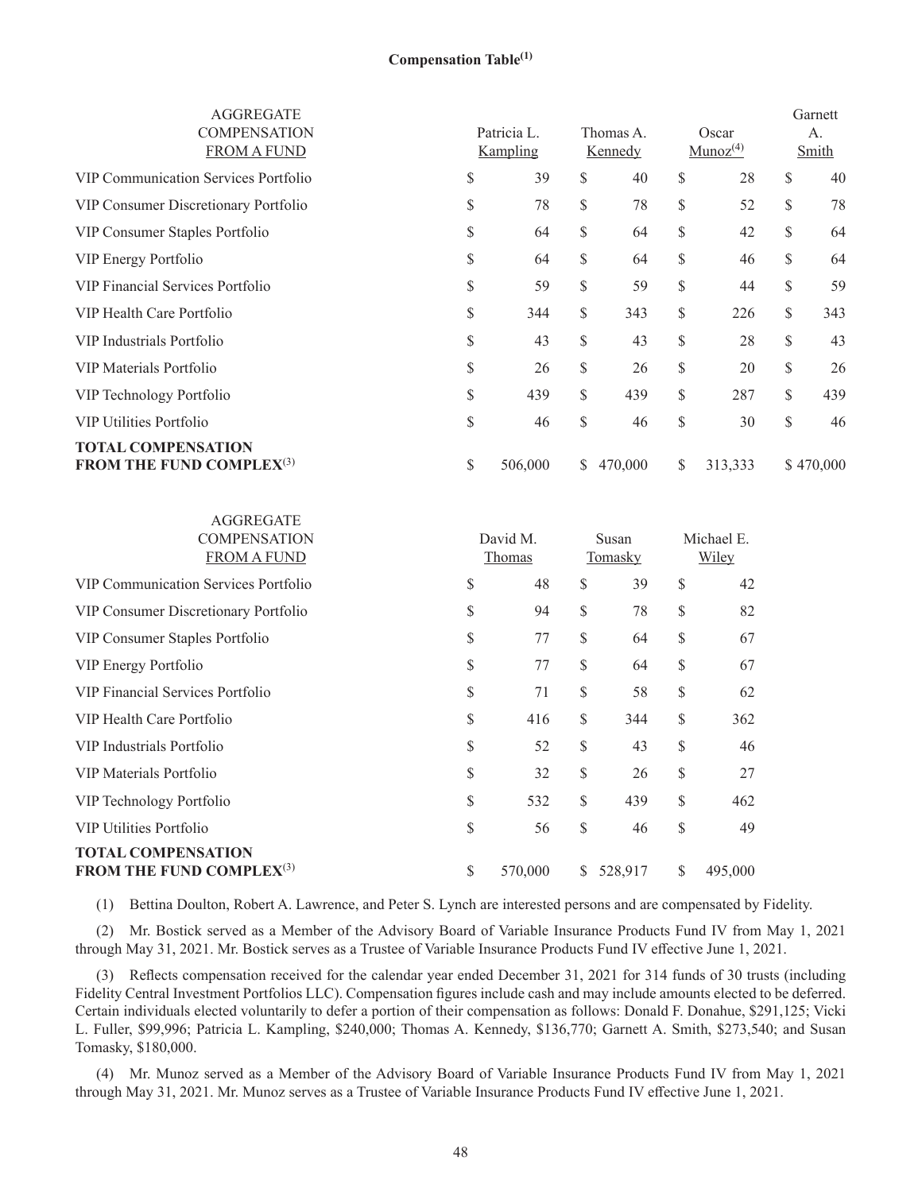**Compensation Table[1]**

| AGGREGATE COMPENSATION FROM A FUND | Patricia L. Kampling | Thomas A. Kennedy | Oscar Munoz[4] | Garnett A. Smith |
|---|---|---|---|---|
| VIP Communication Services Portfolio | $ 39 | $ 40 | $ 28 | $ 40 |
| VIP Consumer Discretionary Portfolio | $ 78 | $ 78 | $ 52 | $ 78 |
| VIP Consumer Staples Portfolio | $ 64 | $ 64 | $ 42 | $ 64 |
| VIP Energy Portfolio | $ 64 | $ 64 | $ 46 | $ 64 |
| VIP Financial Services Portfolio | $ 59 | $ 59 | $ 44 | $ 59 |
| VIP Health Care Portfolio | $ 344 | $ 343 | $ 226 | $ 343 |
| VIP Industrials Portfolio | $ 43 | $ 43 | $ 28 | $ 43 |
| VIP Materials Portfolio | $ 26 | $ 26 | $ 20 | $ 26 |
| VIP Technology Portfolio | $ 439 | $ 439 | $ 287 | $ 439 |
| VIP Utilities Portfolio | $ 46 | $ 46 | $ 30 | $ 46 |
| **TOTAL COMPENSATION FROM THE FUND COMPLEX**[3] | $ 506,000 | $ 470,000 | $ 313,333 | $ 470,000 |

| AGGREGATE COMPENSATION FROM A FUND | David M. Thomas | Susan Tomasky | Michael E. Wiley |
|---|---|---|---|
| VIP Communication Services Portfolio | $ 48 | $ 39 | $ 42 |
| VIP Consumer Discretionary Portfolio | $ 94 | $ 78 | $ 82 |
| VIP Consumer Staples Portfolio | $ 77 | $ 64 | $ 67 |
| VIP Energy Portfolio | $ 77 | $ 64 | $ 67 |
| VIP Financial Services Portfolio | $ 71 | $ 58 | $ 62 |
| VIP Health Care Portfolio | $ 416 | $ 344 | $ 362 |
| VIP Industrials Portfolio | $ 52 | $ 43 | $ 46 |
| VIP Materials Portfolio | $ 32 | $ 26 | $ 27 |
| VIP Technology Portfolio | $ 532 | $ 439 | $ 462 |
| VIP Utilities Portfolio | $ 56 | $ 46 | $ 49 |
| **TOTAL COMPENSATION FROM THE FUND COMPLEX**[3] | $ 570,000 | $ 528,917 | $ 495,000 |

(1) Bettina Doulton, Robert A. Lawrence, and Peter S. Lynch are interested persons and are compensated by Fidelity.

(2) Mr. Bostick served as a Member of the Advisory Board of Variable Insurance Products Fund IV from May 1, 2021 through May 31, 2021. Mr. Bostick serves as a Trustee of Variable Insurance Products Fund IV effective June 1, 2021.

(3) Reflects compensation received for the calendar year ended December 31, 2021 for 314 funds of 30 trusts (including Fidelity Central Investment Portfolios LLC). Compensation figures include cash and may include amounts elected to be deferred. Certain individuals elected voluntarily to defer a portion of their compensation as follows: Donald F. Donahue, $291,125; Vicki L. Fuller, $99,996; Patricia L. Kampling, $240,000; Thomas A. Kennedy, $136,770; Garnett A. Smith, $273,540; and Susan Tomasky, $180,000.

(4) Mr. Munoz served as a Member of the Advisory Board of Variable Insurance Products Fund IV from May 1, 2021 through May 31, 2021. Mr. Munoz serves as a Trustee of Variable Insurance Products Fund IV effective June 1, 2021.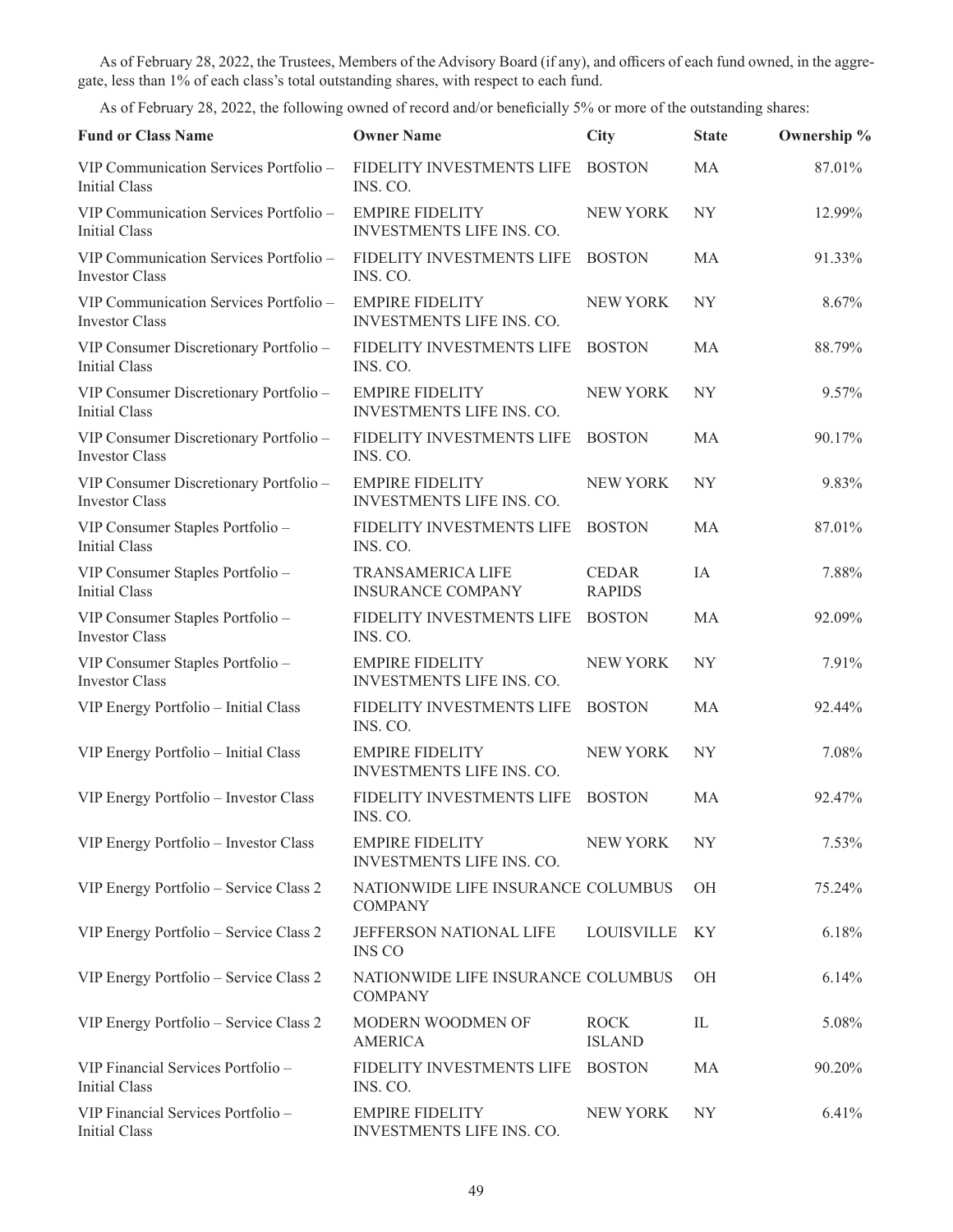As of February 28, 2022, the Trustees, Members of the Advisory Board (if any), and officers of each fund owned, in the aggregate, less than 1% of each class's total outstanding shares, with respect to each fund.

As of February 28, 2022, the following owned of record and/or beneficially 5% or more of the outstanding shares:

| Fund or Class Name | Owner Name | City | State | Ownership % |
|---|---|---|---|---|
| VIP Communication Services Portfolio – Initial Class | FIDELITY INVESTMENTS LIFE INS. CO. | BOSTON | MA | 87.01% |
| VIP Communication Services Portfolio – Initial Class | EMPIRE FIDELITY INVESTMENTS LIFE INS. CO. | NEW YORK | NY | 12.99% |
| VIP Communication Services Portfolio – Investor Class | FIDELITY INVESTMENTS LIFE INS. CO. | BOSTON | MA | 91.33% |
| VIP Communication Services Portfolio – Investor Class | EMPIRE FIDELITY INVESTMENTS LIFE INS. CO. | NEW YORK | NY | 8.67% |
| VIP Consumer Discretionary Portfolio – Initial Class | FIDELITY INVESTMENTS LIFE INS. CO. | BOSTON | MA | 88.79% |
| VIP Consumer Discretionary Portfolio – Initial Class | EMPIRE FIDELITY INVESTMENTS LIFE INS. CO. | NEW YORK | NY | 9.57% |
| VIP Consumer Discretionary Portfolio – Investor Class | FIDELITY INVESTMENTS LIFE INS. CO. | BOSTON | MA | 90.17% |
| VIP Consumer Discretionary Portfolio – Investor Class | EMPIRE FIDELITY INVESTMENTS LIFE INS. CO. | NEW YORK | NY | 9.83% |
| VIP Consumer Staples Portfolio – Initial Class | FIDELITY INVESTMENTS LIFE INS. CO. | BOSTON | MA | 87.01% |
| VIP Consumer Staples Portfolio – Initial Class | TRANSAMERICA LIFE INSURANCE COMPANY | CEDAR RAPIDS | IA | 7.88% |
| VIP Consumer Staples Portfolio – Investor Class | FIDELITY INVESTMENTS LIFE INS. CO. | BOSTON | MA | 92.09% |
| VIP Consumer Staples Portfolio – Investor Class | EMPIRE FIDELITY INVESTMENTS LIFE INS. CO. | NEW YORK | NY | 7.91% |
| VIP Energy Portfolio – Initial Class | FIDELITY INVESTMENTS LIFE INS. CO. | BOSTON | MA | 92.44% |
| VIP Energy Portfolio – Initial Class | EMPIRE FIDELITY INVESTMENTS LIFE INS. CO. | NEW YORK | NY | 7.08% |
| VIP Energy Portfolio – Investor Class | FIDELITY INVESTMENTS LIFE INS. CO. | BOSTON | MA | 92.47% |
| VIP Energy Portfolio – Investor Class | EMPIRE FIDELITY INVESTMENTS LIFE INS. CO. | NEW YORK | NY | 7.53% |
| VIP Energy Portfolio – Service Class 2 | NATIONWIDE LIFE INSURANCE COMPANY | COLUMBUS | OH | 75.24% |
| VIP Energy Portfolio – Service Class 2 | JEFFERSON NATIONAL LIFE INS CO | LOUISVILLE | KY | 6.18% |
| VIP Energy Portfolio – Service Class 2 | NATIONWIDE LIFE INSURANCE COMPANY | COLUMBUS | OH | 6.14% |
| VIP Energy Portfolio – Service Class 2 | MODERN WOODMEN OF AMERICA | ROCK ISLAND | IL | 5.08% |
| VIP Financial Services Portfolio – Initial Class | FIDELITY INVESTMENTS LIFE INS. CO. | BOSTON | MA | 90.20% |
| VIP Financial Services Portfolio – Initial Class | EMPIRE FIDELITY INVESTMENTS LIFE INS. CO. | NEW YORK | NY | 6.41% |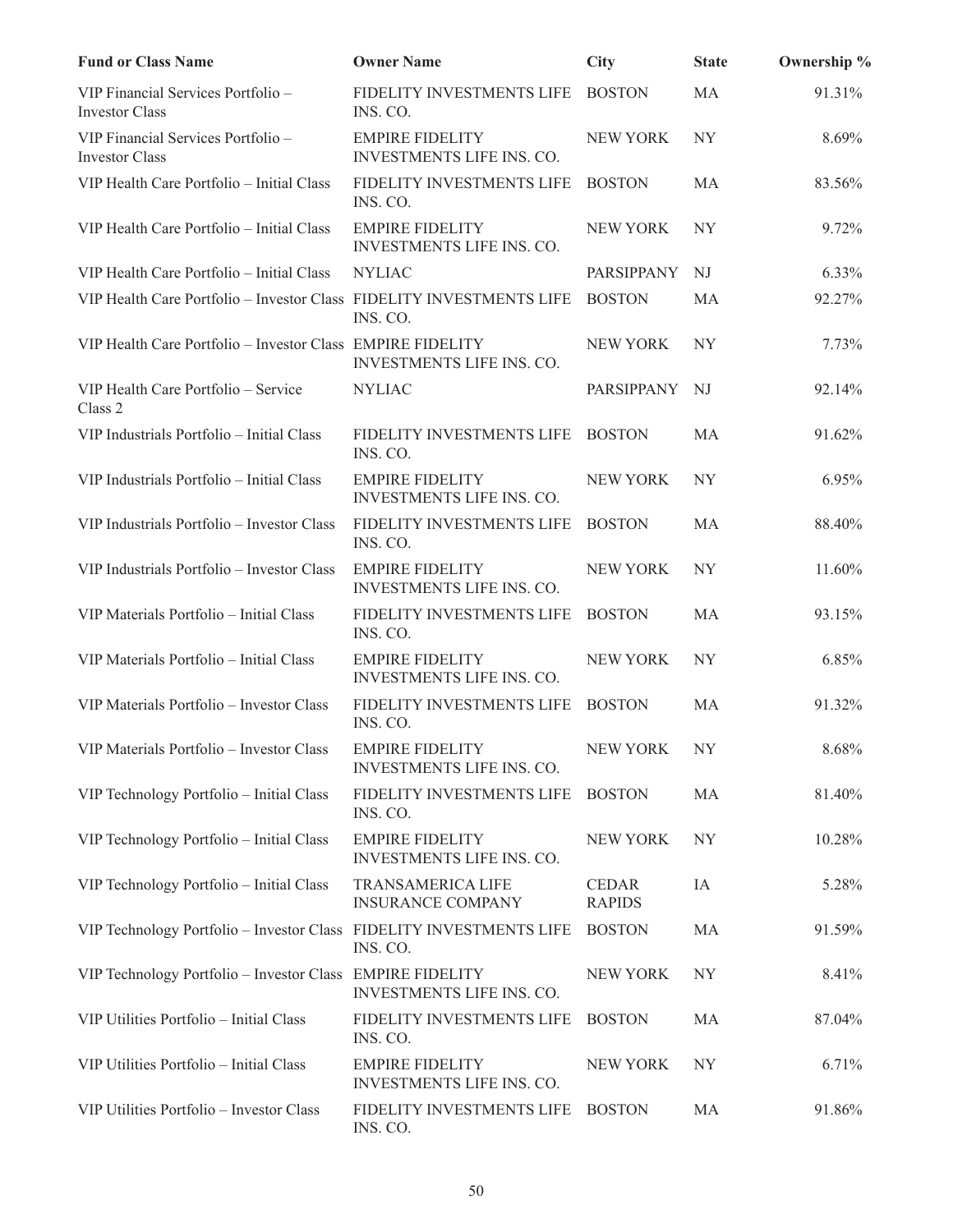| Fund or Class Name | Owner Name | City | State | Ownership % |
|---|---|---|---|---|
| VIP Financial Services Portfolio – Investor Class | FIDELITY INVESTMENTS LIFE INS. CO. | BOSTON | MA | 91.31% |
| VIP Financial Services Portfolio – Investor Class | EMPIRE FIDELITY INVESTMENTS LIFE INS. CO. | NEW YORK | NY | 8.69% |
| VIP Health Care Portfolio – Initial Class | FIDELITY INVESTMENTS LIFE INS. CO. | BOSTON | MA | 83.56% |
| VIP Health Care Portfolio – Initial Class | EMPIRE FIDELITY INVESTMENTS LIFE INS. CO. | NEW YORK | NY | 9.72% |
| VIP Health Care Portfolio – Initial Class | NYLIAC | PARSIPPANY | NJ | 6.33% |
| VIP Health Care Portfolio – Investor Class | FIDELITY INVESTMENTS LIFE INS. CO. | BOSTON | MA | 92.27% |
| VIP Health Care Portfolio – Investor Class | EMPIRE FIDELITY INVESTMENTS LIFE INS. CO. | NEW YORK | NY | 7.73% |
| VIP Health Care Portfolio – Service Class 2 | NYLIAC | PARSIPPANY | NJ | 92.14% |
| VIP Industrials Portfolio – Initial Class | FIDELITY INVESTMENTS LIFE INS. CO. | BOSTON | MA | 91.62% |
| VIP Industrials Portfolio – Initial Class | EMPIRE FIDELITY INVESTMENTS LIFE INS. CO. | NEW YORK | NY | 6.95% |
| VIP Industrials Portfolio – Investor Class | FIDELITY INVESTMENTS LIFE INS. CO. | BOSTON | MA | 88.40% |
| VIP Industrials Portfolio – Investor Class | EMPIRE FIDELITY INVESTMENTS LIFE INS. CO. | NEW YORK | NY | 11.60% |
| VIP Materials Portfolio – Initial Class | FIDELITY INVESTMENTS LIFE INS. CO. | BOSTON | MA | 93.15% |
| VIP Materials Portfolio – Initial Class | EMPIRE FIDELITY INVESTMENTS LIFE INS. CO. | NEW YORK | NY | 6.85% |
| VIP Materials Portfolio – Investor Class | FIDELITY INVESTMENTS LIFE INS. CO. | BOSTON | MA | 91.32% |
| VIP Materials Portfolio – Investor Class | EMPIRE FIDELITY INVESTMENTS LIFE INS. CO. | NEW YORK | NY | 8.68% |
| VIP Technology Portfolio – Initial Class | FIDELITY INVESTMENTS LIFE INS. CO. | BOSTON | MA | 81.40% |
| VIP Technology Portfolio – Initial Class | EMPIRE FIDELITY INVESTMENTS LIFE INS. CO. | NEW YORK | NY | 10.28% |
| VIP Technology Portfolio – Initial Class | TRANSAMERICA LIFE INSURANCE COMPANY | CEDAR RAPIDS | IA | 5.28% |
| VIP Technology Portfolio – Investor Class | FIDELITY INVESTMENTS LIFE INS. CO. | BOSTON | MA | 91.59% |
| VIP Technology Portfolio – Investor Class | EMPIRE FIDELITY INVESTMENTS LIFE INS. CO. | NEW YORK | NY | 8.41% |
| VIP Utilities Portfolio – Initial Class | FIDELITY INVESTMENTS LIFE INS. CO. | BOSTON | MA | 87.04% |
| VIP Utilities Portfolio – Initial Class | EMPIRE FIDELITY INVESTMENTS LIFE INS. CO. | NEW YORK | NY | 6.71% |
| VIP Utilities Portfolio – Investor Class | FIDELITY INVESTMENTS LIFE INS. CO. | BOSTON | MA | 91.86% |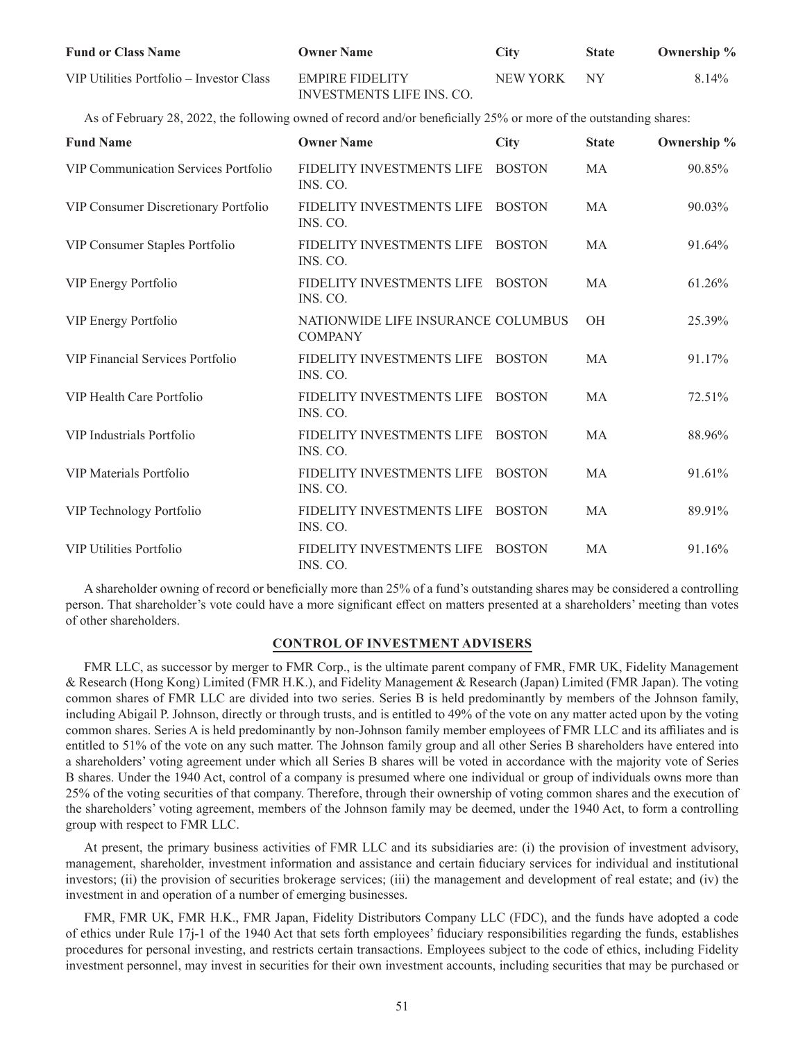| Fund or Class Name | Owner Name | City | State | Ownership % |
|---|---|---|---|---|
| VIP Utilities Portfolio – Investor Class | EMPIRE FIDELITY INVESTMENTS LIFE INS. CO. | NEW YORK | NY | 8.14% |

As of February 28, 2022, the following owned of record and/or beneficially 25% or more of the outstanding shares:

| Fund Name | Owner Name | City | State | Ownership % |
|---|---|---|---|---|
| VIP Communication Services Portfolio | FIDELITY INVESTMENTS LIFE INS. CO. | BOSTON | MA | 90.85% |
| VIP Consumer Discretionary Portfolio | FIDELITY INVESTMENTS LIFE INS. CO. | BOSTON | MA | 90.03% |
| VIP Consumer Staples Portfolio | FIDELITY INVESTMENTS LIFE INS. CO. | BOSTON | MA | 91.64% |
| VIP Energy Portfolio | FIDELITY INVESTMENTS LIFE INS. CO. | BOSTON | MA | 61.26% |
| VIP Energy Portfolio | NATIONWIDE LIFE INSURANCE COMPANY | COLUMBUS | OH | 25.39% |
| VIP Financial Services Portfolio | FIDELITY INVESTMENTS LIFE INS. CO. | BOSTON | MA | 91.17% |
| VIP Health Care Portfolio | FIDELITY INVESTMENTS LIFE INS. CO. | BOSTON | MA | 72.51% |
| VIP Industrials Portfolio | FIDELITY INVESTMENTS LIFE INS. CO. | BOSTON | MA | 88.96% |
| VIP Materials Portfolio | FIDELITY INVESTMENTS LIFE INS. CO. | BOSTON | MA | 91.61% |
| VIP Technology Portfolio | FIDELITY INVESTMENTS LIFE INS. CO. | BOSTON | MA | 89.91% |
| VIP Utilities Portfolio | FIDELITY INVESTMENTS LIFE INS. CO. | BOSTON | MA | 91.16% |

A shareholder owning of record or beneficially more than 25% of a fund's outstanding shares may be considered a controlling person. That shareholder's vote could have a more significant effect on matters presented at a shareholders' meeting than votes of other shareholders.

## CONTROL OF INVESTMENT ADVISERS

FMR LLC, as successor by merger to FMR Corp., is the ultimate parent company of FMR, FMR UK, Fidelity Management & Research (Hong Kong) Limited (FMR H.K.), and Fidelity Management & Research (Japan) Limited (FMR Japan). The voting common shares of FMR LLC are divided into two series. Series B is held predominantly by members of the Johnson family, including Abigail P. Johnson, directly or through trusts, and is entitled to 49% of the vote on any matter acted upon by the voting common shares. Series A is held predominantly by non-Johnson family member employees of FMR LLC and its affiliates and is entitled to 51% of the vote on any such matter. The Johnson family group and all other Series B shareholders have entered into a shareholders' voting agreement under which all Series B shares will be voted in accordance with the majority vote of Series B shares. Under the 1940 Act, control of a company is presumed where one individual or group of individuals owns more than 25% of the voting securities of that company. Therefore, through their ownership of voting common shares and the execution of the shareholders' voting agreement, members of the Johnson family may be deemed, under the 1940 Act, to form a controlling group with respect to FMR LLC.

At present, the primary business activities of FMR LLC and its subsidiaries are: (i) the provision of investment advisory, management, shareholder, investment information and assistance and certain fiduciary services for individual and institutional investors; (ii) the provision of securities brokerage services; (iii) the management and development of real estate; and (iv) the investment in and operation of a number of emerging businesses.

FMR, FMR UK, FMR H.K., FMR Japan, Fidelity Distributors Company LLC (FDC), and the funds have adopted a code of ethics under Rule 17j-1 of the 1940 Act that sets forth employees' fiduciary responsibilities regarding the funds, establishes procedures for personal investing, and restricts certain transactions. Employees subject to the code of ethics, including Fidelity investment personnel, may invest in securities for their own investment accounts, including securities that may be purchased or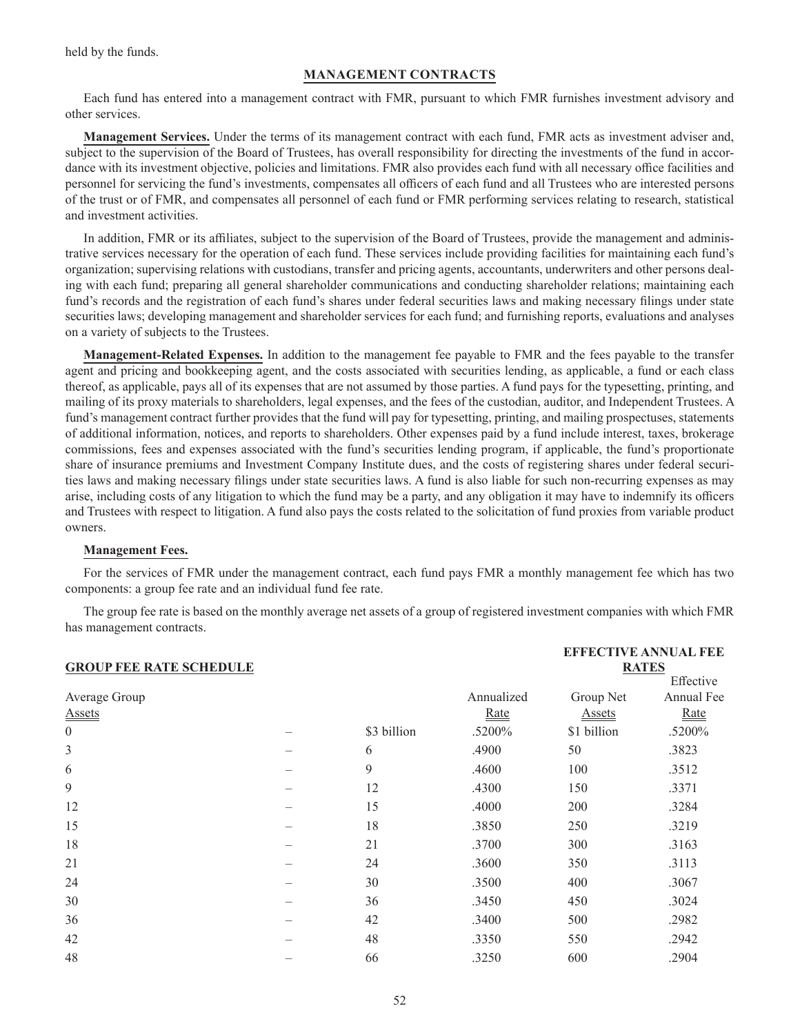held by the funds.

## MANAGEMENT CONTRACTS

Each fund has entered into a management contract with FMR, pursuant to which FMR furnishes investment advisory and other services.

**Management Services.** Under the terms of its management contract with each fund, FMR acts as investment adviser and, subject to the supervision of the Board of Trustees, has overall responsibility for directing the investments of the fund in accordance with its investment objective, policies and limitations. FMR also provides each fund with all necessary office facilities and personnel for servicing the fund's investments, compensates all officers of each fund and all Trustees who are interested persons of the trust or of FMR, and compensates all personnel of each fund or FMR performing services relating to research, statistical and investment activities.

In addition, FMR or its affiliates, subject to the supervision of the Board of Trustees, provide the management and administrative services necessary for the operation of each fund. These services include providing facilities for maintaining each fund's organization; supervising relations with custodians, transfer and pricing agents, accountants, underwriters and other persons dealing with each fund; preparing all general shareholder communications and conducting shareholder relations; maintaining each fund's records and the registration of each fund's shares under federal securities laws and making necessary filings under state securities laws; developing management and shareholder services for each fund; and furnishing reports, evaluations and analyses on a variety of subjects to the Trustees.

**Management-Related Expenses.** In addition to the management fee payable to FMR and the fees payable to the transfer agent and pricing and bookkeeping agent, and the costs associated with securities lending, as applicable, a fund or each class thereof, as applicable, pays all of its expenses that are not assumed by those parties. A fund pays for the typesetting, printing, and mailing of its proxy materials to shareholders, legal expenses, and the fees of the custodian, auditor, and Independent Trustees. A fund's management contract further provides that the fund will pay for typesetting, printing, and mailing prospectuses, statements of additional information, notices, and reports to shareholders. Other expenses paid by a fund include interest, taxes, brokerage commissions, fees and expenses associated with the fund's securities lending program, if applicable, the fund's proportionate share of insurance premiums and Investment Company Institute dues, and the costs of registering shares under federal securities laws and making necessary filings under state securities laws. A fund is also liable for such non-recurring expenses as may arise, including costs of any litigation to which the fund may be a party, and any obligation it may have to indemnify its officers and Trustees with respect to litigation. A fund also pays the costs related to the solicitation of fund proxies from variable product owners.

**Management Fees.**

For the services of FMR under the management contract, each fund pays FMR a monthly management fee which has two components: a group fee rate and an individual fund fee rate.

The group fee rate is based on the monthly average net assets of a group of registered investment companies with which FMR has management contracts.

| GROUP FEE RATE SCHEDULE | | | | EFFECTIVE ANNUAL FEE RATES | |
|---|---|---|---|---|---|
| Average Group Assets | | | Annualized Rate | Group Net Assets | Effective Annual Fee Rate |
| 0 | – | $3 billion | .5200% | $1 billion | .5200% |
| 3 | – | 6 | .4900 | 50 | .3823 |
| 6 | – | 9 | .4600 | 100 | .3512 |
| 9 | – | 12 | .4300 | 150 | .3371 |
| 12 | – | 15 | .4000 | 200 | .3284 |
| 15 | – | 18 | .3850 | 250 | .3219 |
| 18 | – | 21 | .3700 | 300 | .3163 |
| 21 | – | 24 | .3600 | 350 | .3113 |
| 24 | – | 30 | .3500 | 400 | .3067 |
| 30 | – | 36 | .3450 | 450 | .3024 |
| 36 | – | 42 | .3400 | 500 | .2982 |
| 42 | – | 48 | .3350 | 550 | .2942 |
| 48 | – | 66 | .3250 | 600 | .2904 |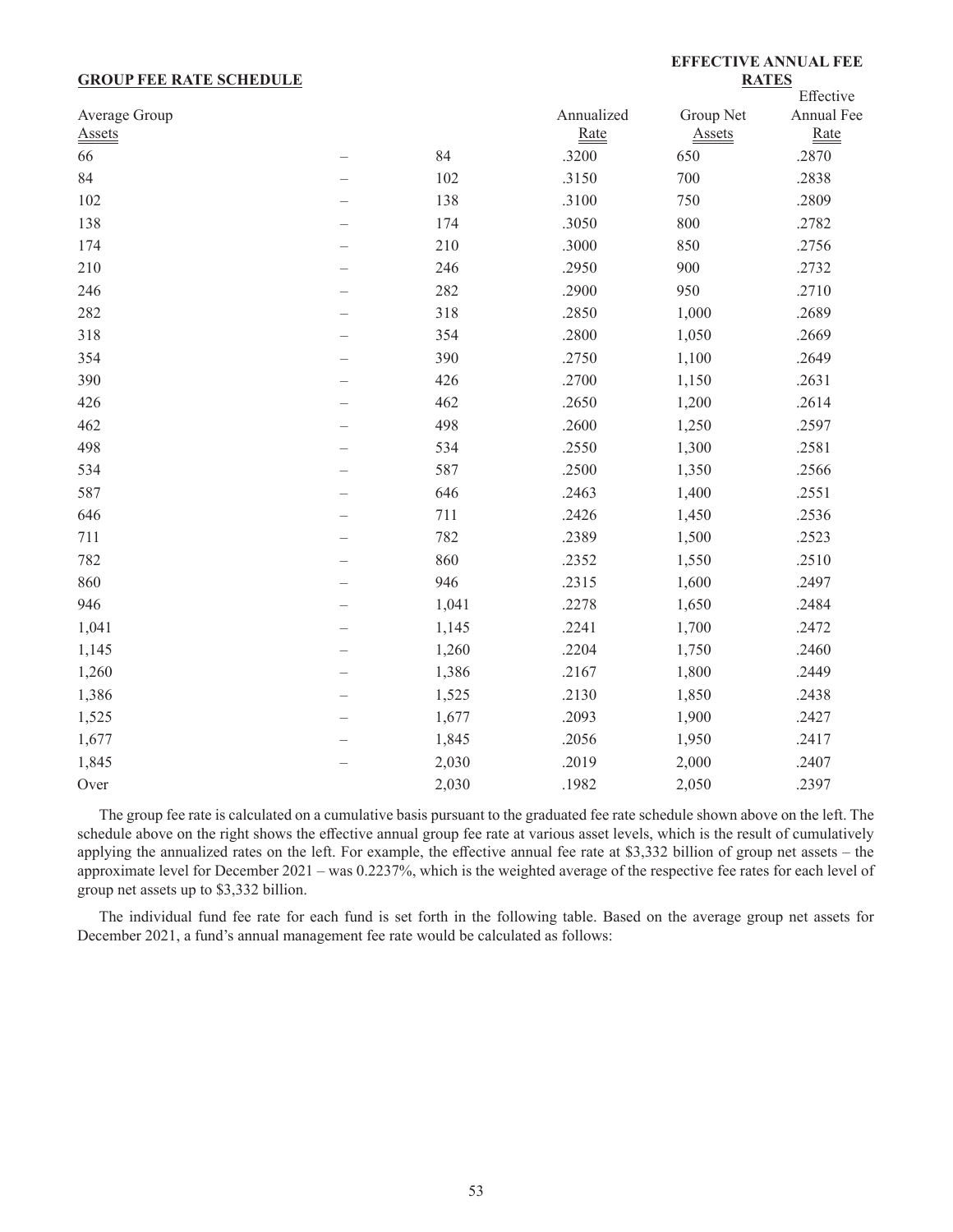| **GROUP FEE RATE SCHEDULE** | | | | **EFFECTIVE ANNUAL FEE RATES** | |
|---|---|---|---|---|---|
| Average Group Assets | | | Annualized Rate | Group Net Assets | Effective Annual Fee Rate |
| 66 | – | 84 | .3200 | 650 | .2870 |
| 84 | – | 102 | .3150 | 700 | .2838 |
| 102 | – | 138 | .3100 | 750 | .2809 |
| 138 | – | 174 | .3050 | 800 | .2782 |
| 174 | – | 210 | .3000 | 850 | .2756 |
| 210 | – | 246 | .2950 | 900 | .2732 |
| 246 | – | 282 | .2900 | 950 | .2710 |
| 282 | – | 318 | .2850 | 1,000 | .2689 |
| 318 | – | 354 | .2800 | 1,050 | .2669 |
| 354 | – | 390 | .2750 | 1,100 | .2649 |
| 390 | – | 426 | .2700 | 1,150 | .2631 |
| 426 | – | 462 | .2650 | 1,200 | .2614 |
| 462 | – | 498 | .2600 | 1,250 | .2597 |
| 498 | – | 534 | .2550 | 1,300 | .2581 |
| 534 | – | 587 | .2500 | 1,350 | .2566 |
| 587 | – | 646 | .2463 | 1,400 | .2551 |
| 646 | – | 711 | .2426 | 1,450 | .2536 |
| 711 | – | 782 | .2389 | 1,500 | .2523 |
| 782 | – | 860 | .2352 | 1,550 | .2510 |
| 860 | – | 946 | .2315 | 1,600 | .2497 |
| 946 | – | 1,041 | .2278 | 1,650 | .2484 |
| 1,041 | – | 1,145 | .2241 | 1,700 | .2472 |
| 1,145 | – | 1,260 | .2204 | 1,750 | .2460 |
| 1,260 | – | 1,386 | .2167 | 1,800 | .2449 |
| 1,386 | – | 1,525 | .2130 | 1,850 | .2438 |
| 1,525 | – | 1,677 | .2093 | 1,900 | .2427 |
| 1,677 | – | 1,845 | .2056 | 1,950 | .2417 |
| 1,845 | – | 2,030 | .2019 | 2,000 | .2407 |
| Over | | 2,030 | .1982 | 2,050 | .2397 |

The group fee rate is calculated on a cumulative basis pursuant to the graduated fee rate schedule shown above on the left. The schedule above on the right shows the effective annual group fee rate at various asset levels, which is the result of cumulatively applying the annualized rates on the left. For example, the effective annual fee rate at $3,332 billion of group net assets – the approximate level for December 2021 – was 0.2237%, which is the weighted average of the respective fee rates for each level of group net assets up to $3,332 billion.

The individual fund fee rate for each fund is set forth in the following table. Based on the average group net assets for December 2021, a fund's annual management fee rate would be calculated as follows: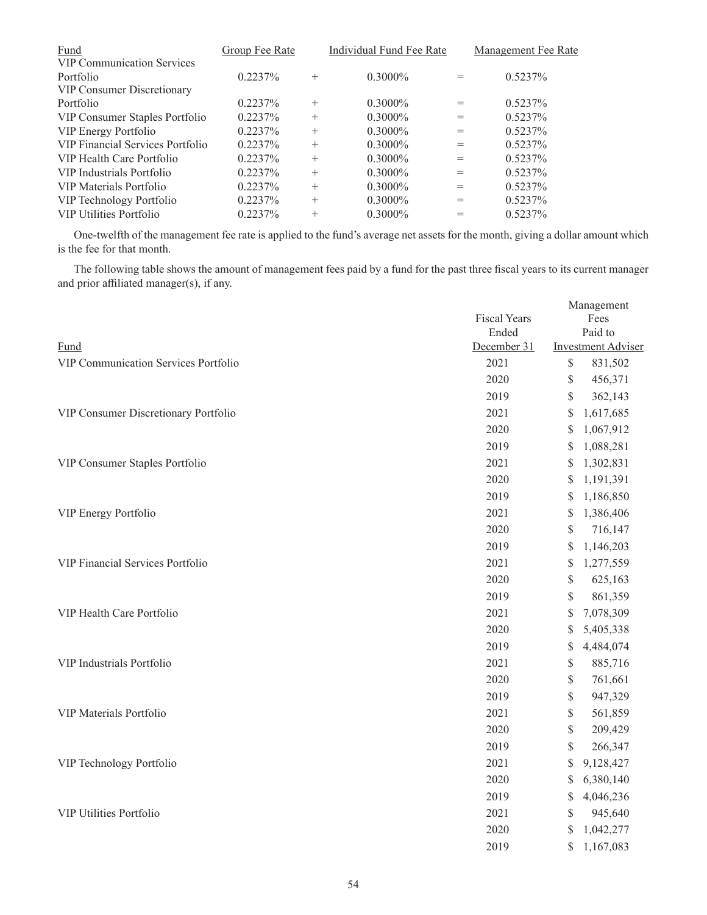| Fund | Group Fee Rate | | Individual Fund Fee Rate | | Management Fee Rate |
|---|---|---|---|---|---|
| VIP Communication Services Portfolio | 0.2237% | + | 0.3000% | = | 0.5237% |
| VIP Consumer Discretionary Portfolio | 0.2237% | + | 0.3000% | = | 0.5237% |
| VIP Consumer Staples Portfolio | 0.2237% | + | 0.3000% | = | 0.5237% |
| VIP Energy Portfolio | 0.2237% | + | 0.3000% | = | 0.5237% |
| VIP Financial Services Portfolio | 0.2237% | + | 0.3000% | = | 0.5237% |
| VIP Health Care Portfolio | 0.2237% | + | 0.3000% | = | 0.5237% |
| VIP Industrials Portfolio | 0.2237% | + | 0.3000% | = | 0.5237% |
| VIP Materials Portfolio | 0.2237% | + | 0.3000% | = | 0.5237% |
| VIP Technology Portfolio | 0.2237% | + | 0.3000% | = | 0.5237% |
| VIP Utilities Portfolio | 0.2237% | + | 0.3000% | = | 0.5237% |

One-twelfth of the management fee rate is applied to the fund's average net assets for the month, giving a dollar amount which is the fee for that month.

The following table shows the amount of management fees paid by a fund for the past three fiscal years to its current manager and prior affiliated manager(s), if any.

| Fund | Fiscal Years Ended December 31 | Management Fees Paid to Investment Adviser |
|---|---|---|
| VIP Communication Services Portfolio | 2021 | $ 831,502 |
| | 2020 | $ 456,371 |
| | 2019 | $ 362,143 |
| VIP Consumer Discretionary Portfolio | 2021 | $ 1,617,685 |
| | 2020 | $ 1,067,912 |
| | 2019 | $ 1,088,281 |
| VIP Consumer Staples Portfolio | 2021 | $ 1,302,831 |
| | 2020 | $ 1,191,391 |
| | 2019 | $ 1,186,850 |
| VIP Energy Portfolio | 2021 | $ 1,386,406 |
| | 2020 | $ 716,147 |
| | 2019 | $ 1,146,203 |
| VIP Financial Services Portfolio | 2021 | $ 1,277,559 |
| | 2020 | $ 625,163 |
| | 2019 | $ 861,359 |
| VIP Health Care Portfolio | 2021 | $ 7,078,309 |
| | 2020 | $ 5,405,338 |
| | 2019 | $ 4,484,074 |
| VIP Industrials Portfolio | 2021 | $ 885,716 |
| | 2020 | $ 761,661 |
| | 2019 | $ 947,329 |
| VIP Materials Portfolio | 2021 | $ 561,859 |
| | 2020 | $ 209,429 |
| | 2019 | $ 266,347 |
| VIP Technology Portfolio | 2021 | $ 9,128,427 |
| | 2020 | $ 6,380,140 |
| | 2019 | $ 4,046,236 |
| VIP Utilities Portfolio | 2021 | $ 945,640 |
| | 2020 | $ 1,042,277 |
| | 2019 | $ 1,167,083 |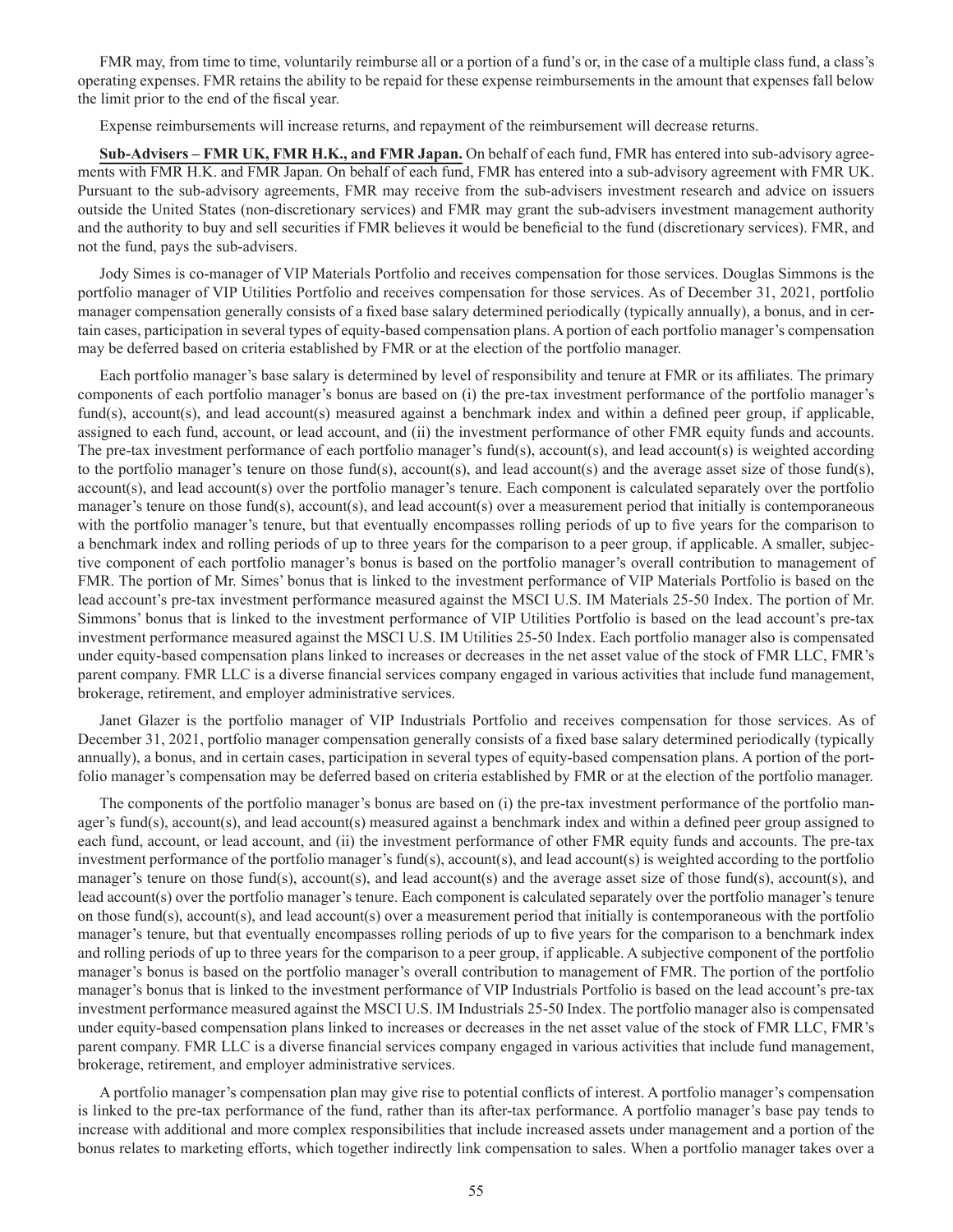FMR may, from time to time, voluntarily reimburse all or a portion of a fund's or, in the case of a multiple class fund, a class's operating expenses. FMR retains the ability to be repaid for these expense reimbursements in the amount that expenses fall below the limit prior to the end of the fiscal year.

Expense reimbursements will increase returns, and repayment of the reimbursement will decrease returns.

**Sub-Advisers – FMR UK, FMR H.K., and FMR Japan.** On behalf of each fund, FMR has entered into sub-advisory agreements with FMR H.K. and FMR Japan. On behalf of each fund, FMR has entered into a sub-advisory agreement with FMR UK. Pursuant to the sub-advisory agreements, FMR may receive from the sub-advisers investment research and advice on issuers outside the United States (non-discretionary services) and FMR may grant the sub-advisers investment management authority and the authority to buy and sell securities if FMR believes it would be beneficial to the fund (discretionary services). FMR, and not the fund, pays the sub-advisers.

Jody Simes is co-manager of VIP Materials Portfolio and receives compensation for those services. Douglas Simmons is the portfolio manager of VIP Utilities Portfolio and receives compensation for those services. As of December 31, 2021, portfolio manager compensation generally consists of a fixed base salary determined periodically (typically annually), a bonus, and in certain cases, participation in several types of equity-based compensation plans. A portion of each portfolio manager's compensation may be deferred based on criteria established by FMR or at the election of the portfolio manager.

Each portfolio manager's base salary is determined by level of responsibility and tenure at FMR or its affiliates. The primary components of each portfolio manager's bonus are based on (i) the pre-tax investment performance of the portfolio manager's fund(s), account(s), and lead account(s) measured against a benchmark index and within a defined peer group, if applicable, assigned to each fund, account, or lead account, and (ii) the investment performance of other FMR equity funds and accounts. The pre-tax investment performance of each portfolio manager's fund(s), account(s), and lead account(s) is weighted according to the portfolio manager's tenure on those fund(s), account(s), and lead account(s) and the average asset size of those fund(s), account(s), and lead account(s) over the portfolio manager's tenure. Each component is calculated separately over the portfolio manager's tenure on those fund(s), account(s), and lead account(s) over a measurement period that initially is contemporaneous with the portfolio manager's tenure, but that eventually encompasses rolling periods of up to five years for the comparison to a benchmark index and rolling periods of up to three years for the comparison to a peer group, if applicable. A smaller, subjective component of each portfolio manager's bonus is based on the portfolio manager's overall contribution to management of FMR. The portion of Mr. Simes' bonus that is linked to the investment performance of VIP Materials Portfolio is based on the lead account's pre-tax investment performance measured against the MSCI U.S. IM Materials 25-50 Index. The portion of Mr. Simmons' bonus that is linked to the investment performance of VIP Utilities Portfolio is based on the lead account's pre-tax investment performance measured against the MSCI U.S. IM Utilities 25-50 Index. Each portfolio manager also is compensated under equity-based compensation plans linked to increases or decreases in the net asset value of the stock of FMR LLC, FMR's parent company. FMR LLC is a diverse financial services company engaged in various activities that include fund management, brokerage, retirement, and employer administrative services.

Janet Glazer is the portfolio manager of VIP Industrials Portfolio and receives compensation for those services. As of December 31, 2021, portfolio manager compensation generally consists of a fixed base salary determined periodically (typically annually), a bonus, and in certain cases, participation in several types of equity-based compensation plans. A portion of the portfolio manager's compensation may be deferred based on criteria established by FMR or at the election of the portfolio manager.

The components of the portfolio manager's bonus are based on (i) the pre-tax investment performance of the portfolio manager's fund(s), account(s), and lead account(s) measured against a benchmark index and within a defined peer group assigned to each fund, account, or lead account, and (ii) the investment performance of other FMR equity funds and accounts. The pre-tax investment performance of the portfolio manager's fund(s), account(s), and lead account(s) is weighted according to the portfolio manager's tenure on those fund(s), account(s), and lead account(s) and the average asset size of those fund(s), account(s), and lead account(s) over the portfolio manager's tenure. Each component is calculated separately over the portfolio manager's tenure on those fund(s), account(s), and lead account(s) over a measurement period that initially is contemporaneous with the portfolio manager's tenure, but that eventually encompasses rolling periods of up to five years for the comparison to a benchmark index and rolling periods of up to three years for the comparison to a peer group, if applicable. A subjective component of the portfolio manager's bonus is based on the portfolio manager's overall contribution to management of FMR. The portion of the portfolio manager's bonus that is linked to the investment performance of VIP Industrials Portfolio is based on the lead account's pre-tax investment performance measured against the MSCI U.S. IM Industrials 25-50 Index. The portfolio manager also is compensated under equity-based compensation plans linked to increases or decreases in the net asset value of the stock of FMR LLC, FMR's parent company. FMR LLC is a diverse financial services company engaged in various activities that include fund management, brokerage, retirement, and employer administrative services.

A portfolio manager's compensation plan may give rise to potential conflicts of interest. A portfolio manager's compensation is linked to the pre-tax performance of the fund, rather than its after-tax performance. A portfolio manager's base pay tends to increase with additional and more complex responsibilities that include increased assets under management and a portion of the bonus relates to marketing efforts, which together indirectly link compensation to sales. When a portfolio manager takes over a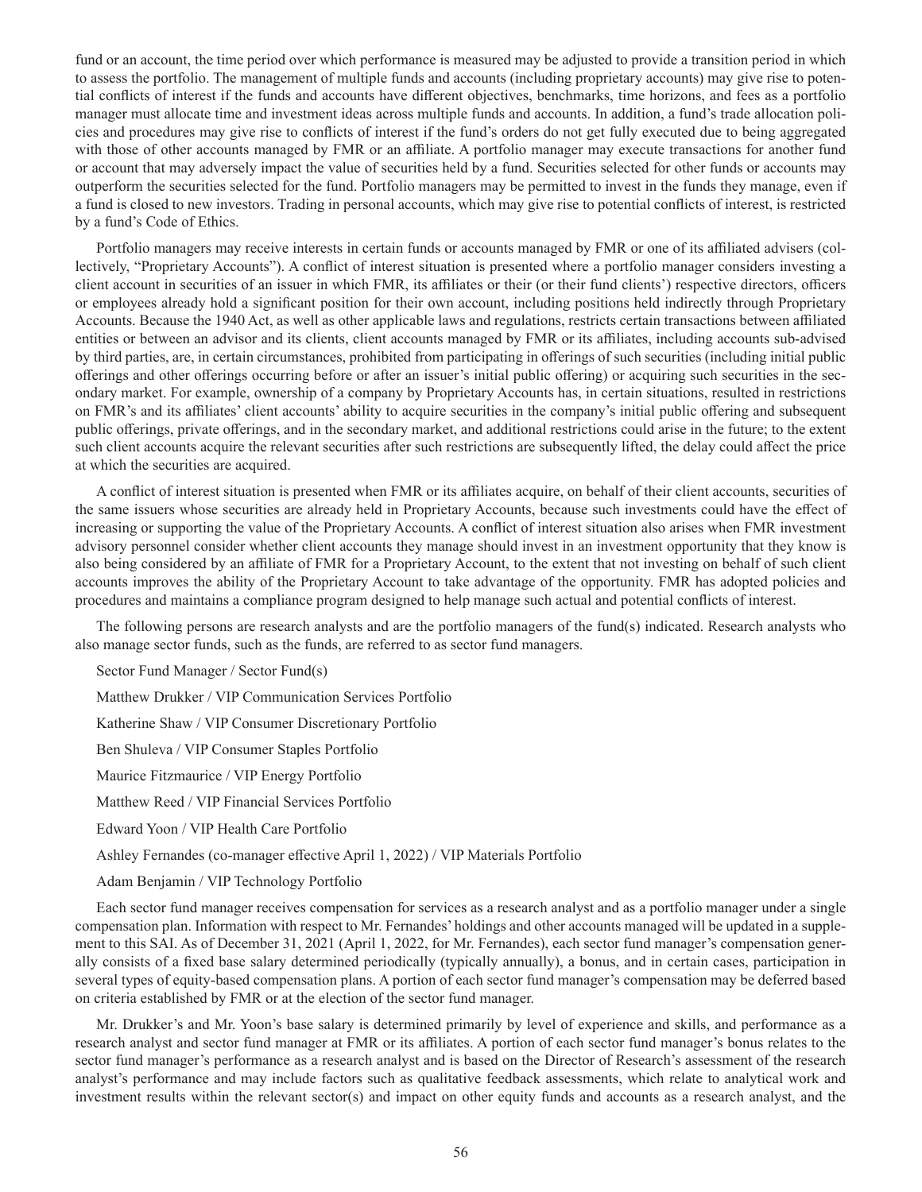fund or an account, the time period over which performance is measured may be adjusted to provide a transition period in which to assess the portfolio. The management of multiple funds and accounts (including proprietary accounts) may give rise to potential conflicts of interest if the funds and accounts have different objectives, benchmarks, time horizons, and fees as a portfolio manager must allocate time and investment ideas across multiple funds and accounts. In addition, a fund's trade allocation policies and procedures may give rise to conflicts of interest if the fund's orders do not get fully executed due to being aggregated with those of other accounts managed by FMR or an affiliate. A portfolio manager may execute transactions for another fund or account that may adversely impact the value of securities held by a fund. Securities selected for other funds or accounts may outperform the securities selected for the fund. Portfolio managers may be permitted to invest in the funds they manage, even if a fund is closed to new investors. Trading in personal accounts, which may give rise to potential conflicts of interest, is restricted by a fund's Code of Ethics.

Portfolio managers may receive interests in certain funds or accounts managed by FMR or one of its affiliated advisers (collectively, "Proprietary Accounts"). A conflict of interest situation is presented where a portfolio manager considers investing a client account in securities of an issuer in which FMR, its affiliates or their (or their fund clients') respective directors, officers or employees already hold a significant position for their own account, including positions held indirectly through Proprietary Accounts. Because the 1940 Act, as well as other applicable laws and regulations, restricts certain transactions between affiliated entities or between an advisor and its clients, client accounts managed by FMR or its affiliates, including accounts sub-advised by third parties, are, in certain circumstances, prohibited from participating in offerings of such securities (including initial public offerings and other offerings occurring before or after an issuer's initial public offering) or acquiring such securities in the secondary market. For example, ownership of a company by Proprietary Accounts has, in certain situations, resulted in restrictions on FMR's and its affiliates' client accounts' ability to acquire securities in the company's initial public offering and subsequent public offerings, private offerings, and in the secondary market, and additional restrictions could arise in the future; to the extent such client accounts acquire the relevant securities after such restrictions are subsequently lifted, the delay could affect the price at which the securities are acquired.

A conflict of interest situation is presented when FMR or its affiliates acquire, on behalf of their client accounts, securities of the same issuers whose securities are already held in Proprietary Accounts, because such investments could have the effect of increasing or supporting the value of the Proprietary Accounts. A conflict of interest situation also arises when FMR investment advisory personnel consider whether client accounts they manage should invest in an investment opportunity that they know is also being considered by an affiliate of FMR for a Proprietary Account, to the extent that not investing on behalf of such client accounts improves the ability of the Proprietary Account to take advantage of the opportunity. FMR has adopted policies and procedures and maintains a compliance program designed to help manage such actual and potential conflicts of interest.

The following persons are research analysts and are the portfolio managers of the fund(s) indicated. Research analysts who also manage sector funds, such as the funds, are referred to as sector fund managers.

Sector Fund Manager / Sector Fund(s)

Matthew Drukker / VIP Communication Services Portfolio

Katherine Shaw / VIP Consumer Discretionary Portfolio

Ben Shuleva / VIP Consumer Staples Portfolio

Maurice Fitzmaurice / VIP Energy Portfolio

Matthew Reed / VIP Financial Services Portfolio

Edward Yoon / VIP Health Care Portfolio

Ashley Fernandes (co-manager effective April 1, 2022) / VIP Materials Portfolio

Adam Benjamin / VIP Technology Portfolio

Each sector fund manager receives compensation for services as a research analyst and as a portfolio manager under a single compensation plan. Information with respect to Mr. Fernandes' holdings and other accounts managed will be updated in a supplement to this SAI. As of December 31, 2021 (April 1, 2022, for Mr. Fernandes), each sector fund manager's compensation generally consists of a fixed base salary determined periodically (typically annually), a bonus, and in certain cases, participation in several types of equity-based compensation plans. A portion of each sector fund manager's compensation may be deferred based on criteria established by FMR or at the election of the sector fund manager.

Mr. Drukker's and Mr. Yoon's base salary is determined primarily by level of experience and skills, and performance as a research analyst and sector fund manager at FMR or its affiliates. A portion of each sector fund manager's bonus relates to the sector fund manager's performance as a research analyst and is based on the Director of Research's assessment of the research analyst's performance and may include factors such as qualitative feedback assessments, which relate to analytical work and investment results within the relevant sector(s) and impact on other equity funds and accounts as a research analyst, and the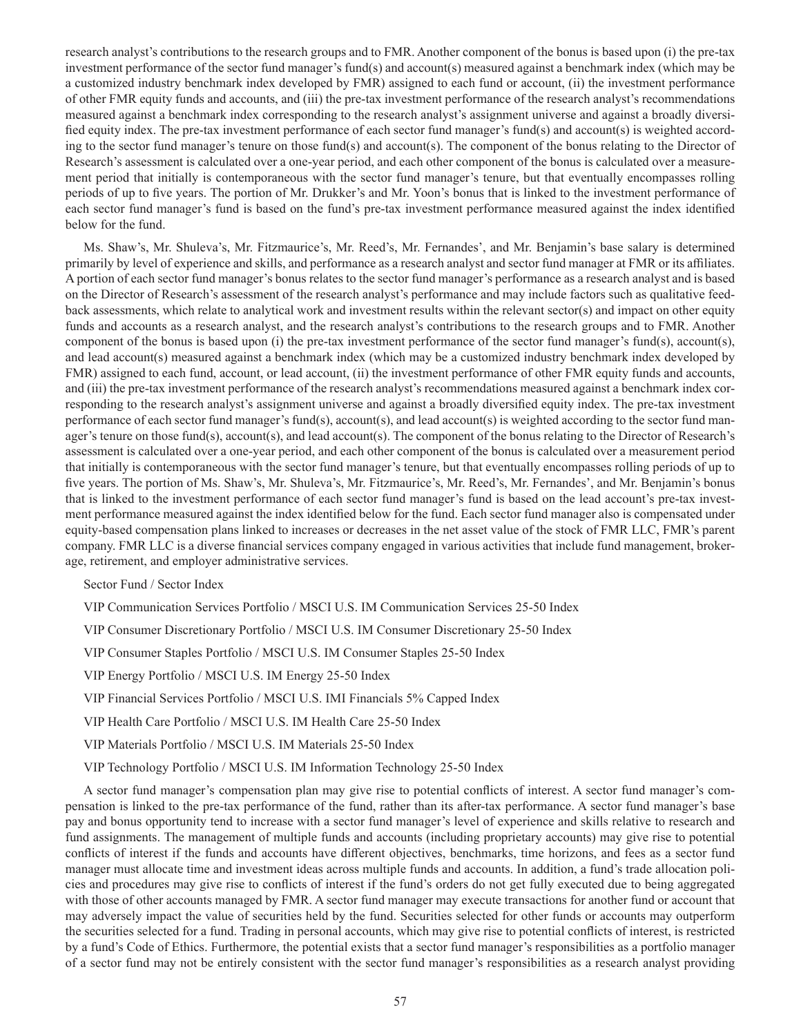research analyst's contributions to the research groups and to FMR. Another component of the bonus is based upon (i) the pre-tax investment performance of the sector fund manager's fund(s) and account(s) measured against a benchmark index (which may be a customized industry benchmark index developed by FMR) assigned to each fund or account, (ii) the investment performance of other FMR equity funds and accounts, and (iii) the pre-tax investment performance of the research analyst's recommendations measured against a benchmark index corresponding to the research analyst's assignment universe and against a broadly diversified equity index. The pre-tax investment performance of each sector fund manager's fund(s) and account(s) is weighted according to the sector fund manager's tenure on those fund(s) and account(s). The component of the bonus relating to the Director of Research's assessment is calculated over a one-year period, and each other component of the bonus is calculated over a measurement period that initially is contemporaneous with the sector fund manager's tenure, but that eventually encompasses rolling periods of up to five years. The portion of Mr. Drukker's and Mr. Yoon's bonus that is linked to the investment performance of each sector fund manager's fund is based on the fund's pre-tax investment performance measured against the index identified below for the fund.

Ms. Shaw's, Mr. Shuleva's, Mr. Fitzmaurice's, Mr. Reed's, Mr. Fernandes', and Mr. Benjamin's base salary is determined primarily by level of experience and skills, and performance as a research analyst and sector fund manager at FMR or its affiliates. A portion of each sector fund manager's bonus relates to the sector fund manager's performance as a research analyst and is based on the Director of Research's assessment of the research analyst's performance and may include factors such as qualitative feedback assessments, which relate to analytical work and investment results within the relevant sector(s) and impact on other equity funds and accounts as a research analyst, and the research analyst's contributions to the research groups and to FMR. Another component of the bonus is based upon (i) the pre-tax investment performance of the sector fund manager's fund(s), account(s), and lead account(s) measured against a benchmark index (which may be a customized industry benchmark index developed by FMR) assigned to each fund, account, or lead account, (ii) the investment performance of other FMR equity funds and accounts, and (iii) the pre-tax investment performance of the research analyst's recommendations measured against a benchmark index corresponding to the research analyst's assignment universe and against a broadly diversified equity index. The pre-tax investment performance of each sector fund manager's fund(s), account(s), and lead account(s) is weighted according to the sector fund manager's tenure on those fund(s), account(s), and lead account(s). The component of the bonus relating to the Director of Research's assessment is calculated over a one-year period, and each other component of the bonus is calculated over a measurement period that initially is contemporaneous with the sector fund manager's tenure, but that eventually encompasses rolling periods of up to five years. The portion of Ms. Shaw's, Mr. Shuleva's, Mr. Fitzmaurice's, Mr. Reed's, Mr. Fernandes', and Mr. Benjamin's bonus that is linked to the investment performance of each sector fund manager's fund is based on the lead account's pre-tax investment performance measured against the index identified below for the fund. Each sector fund manager also is compensated under equity-based compensation plans linked to increases or decreases in the net asset value of the stock of FMR LLC, FMR's parent company. FMR LLC is a diverse financial services company engaged in various activities that include fund management, brokerage, retirement, and employer administrative services.

Sector Fund / Sector Index

VIP Communication Services Portfolio / MSCI U.S. IM Communication Services 25-50 Index

VIP Consumer Discretionary Portfolio / MSCI U.S. IM Consumer Discretionary 25-50 Index

VIP Consumer Staples Portfolio / MSCI U.S. IM Consumer Staples 25-50 Index

VIP Energy Portfolio / MSCI U.S. IM Energy 25-50 Index

VIP Financial Services Portfolio / MSCI U.S. IMI Financials 5% Capped Index

VIP Health Care Portfolio / MSCI U.S. IM Health Care 25-50 Index

VIP Materials Portfolio / MSCI U.S. IM Materials 25-50 Index

VIP Technology Portfolio / MSCI U.S. IM Information Technology 25-50 Index

A sector fund manager's compensation plan may give rise to potential conflicts of interest. A sector fund manager's compensation is linked to the pre-tax performance of the fund, rather than its after-tax performance. A sector fund manager's base pay and bonus opportunity tend to increase with a sector fund manager's level of experience and skills relative to research and fund assignments. The management of multiple funds and accounts (including proprietary accounts) may give rise to potential conflicts of interest if the funds and accounts have different objectives, benchmarks, time horizons, and fees as a sector fund manager must allocate time and investment ideas across multiple funds and accounts. In addition, a fund's trade allocation policies and procedures may give rise to conflicts of interest if the fund's orders do not get fully executed due to being aggregated with those of other accounts managed by FMR. A sector fund manager may execute transactions for another fund or account that may adversely impact the value of securities held by the fund. Securities selected for other funds or accounts may outperform the securities selected for a fund. Trading in personal accounts, which may give rise to potential conflicts of interest, is restricted by a fund's Code of Ethics. Furthermore, the potential exists that a sector fund manager's responsibilities as a portfolio manager of a sector fund may not be entirely consistent with the sector fund manager's responsibilities as a research analyst providing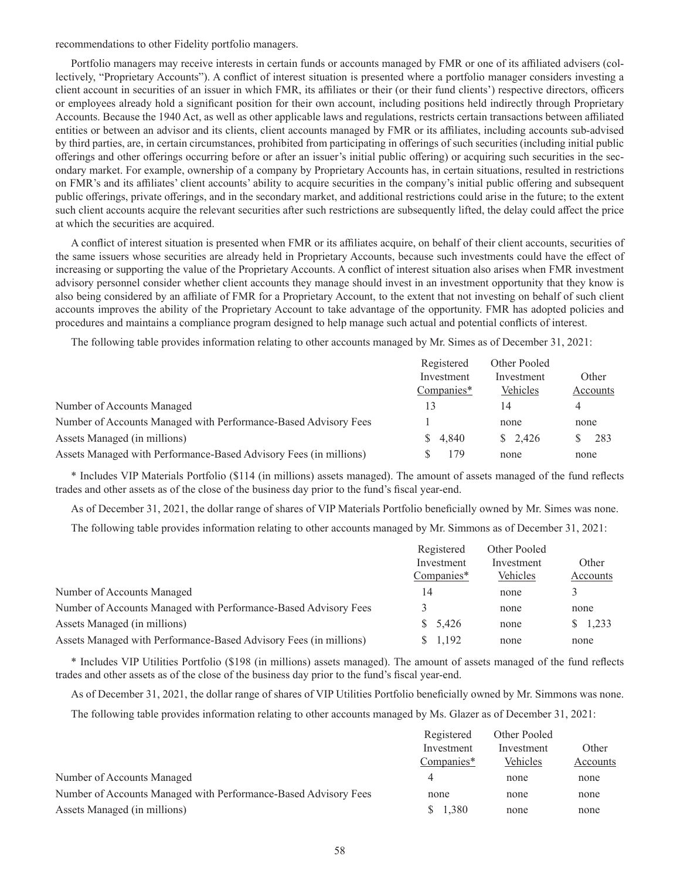recommendations to other Fidelity portfolio managers.

Portfolio managers may receive interests in certain funds or accounts managed by FMR or one of its affiliated advisers (collectively, "Proprietary Accounts"). A conflict of interest situation is presented where a portfolio manager considers investing a client account in securities of an issuer in which FMR, its affiliates or their (or their fund clients') respective directors, officers or employees already hold a significant position for their own account, including positions held indirectly through Proprietary Accounts. Because the 1940 Act, as well as other applicable laws and regulations, restricts certain transactions between affiliated entities or between an advisor and its clients, client accounts managed by FMR or its affiliates, including accounts sub-advised by third parties, are, in certain circumstances, prohibited from participating in offerings of such securities (including initial public offerings and other offerings occurring before or after an issuer's initial public offering) or acquiring such securities in the secondary market. For example, ownership of a company by Proprietary Accounts has, in certain situations, resulted in restrictions on FMR's and its affiliates' client accounts' ability to acquire securities in the company's initial public offering and subsequent public offerings, private offerings, and in the secondary market, and additional restrictions could arise in the future; to the extent such client accounts acquire the relevant securities after such restrictions are subsequently lifted, the delay could affect the price at which the securities are acquired.

A conflict of interest situation is presented when FMR or its affiliates acquire, on behalf of their client accounts, securities of the same issuers whose securities are already held in Proprietary Accounts, because such investments could have the effect of increasing or supporting the value of the Proprietary Accounts. A conflict of interest situation also arises when FMR investment advisory personnel consider whether client accounts they manage should invest in an investment opportunity that they know is also being considered by an affiliate of FMR for a Proprietary Account, to the extent that not investing on behalf of such client accounts improves the ability of the Proprietary Account to take advantage of the opportunity. FMR has adopted policies and procedures and maintains a compliance program designed to help manage such actual and potential conflicts of interest.

The following table provides information relating to other accounts managed by Mr. Simes as of December 31, 2021:

| | Registered Investment Companies* | Other Pooled Investment Vehicles | Other Accounts |
|---|---|---|---|
| Number of Accounts Managed | 13 | 14 | 4 |
| Number of Accounts Managed with Performance-Based Advisory Fees | 1 | none | none |
| Assets Managed (in millions) | $ 4,840 | $ 2,426 | $ 283 |
| Assets Managed with Performance-Based Advisory Fees (in millions) | $ 179 | none | none |

\* Includes VIP Materials Portfolio ($114 (in millions) assets managed). The amount of assets managed of the fund reflects trades and other assets as of the close of the business day prior to the fund's fiscal year-end.

As of December 31, 2021, the dollar range of shares of VIP Materials Portfolio beneficially owned by Mr. Simes was none.

The following table provides information relating to other accounts managed by Mr. Simmons as of December 31, 2021:

| | Registered Investment Companies* | Other Pooled Investment Vehicles | Other Accounts |
|---|---|---|---|
| Number of Accounts Managed | 14 | none | 3 |
| Number of Accounts Managed with Performance-Based Advisory Fees | 3 | none | none |
| Assets Managed (in millions) | $ 5,426 | none | $ 1,233 |
| Assets Managed with Performance-Based Advisory Fees (in millions) | $ 1,192 | none | none |

\* Includes VIP Utilities Portfolio ($198 (in millions) assets managed). The amount of assets managed of the fund reflects trades and other assets as of the close of the business day prior to the fund's fiscal year-end.

As of December 31, 2021, the dollar range of shares of VIP Utilities Portfolio beneficially owned by Mr. Simmons was none.

The following table provides information relating to other accounts managed by Ms. Glazer as of December 31, 2021:

| | Registered Investment Companies* | Other Pooled Investment Vehicles | Other Accounts |
|---|---|---|---|
| Number of Accounts Managed | 4 | none | none |
| Number of Accounts Managed with Performance-Based Advisory Fees | none | none | none |
| Assets Managed (in millions) | $ 1,380 | none | none |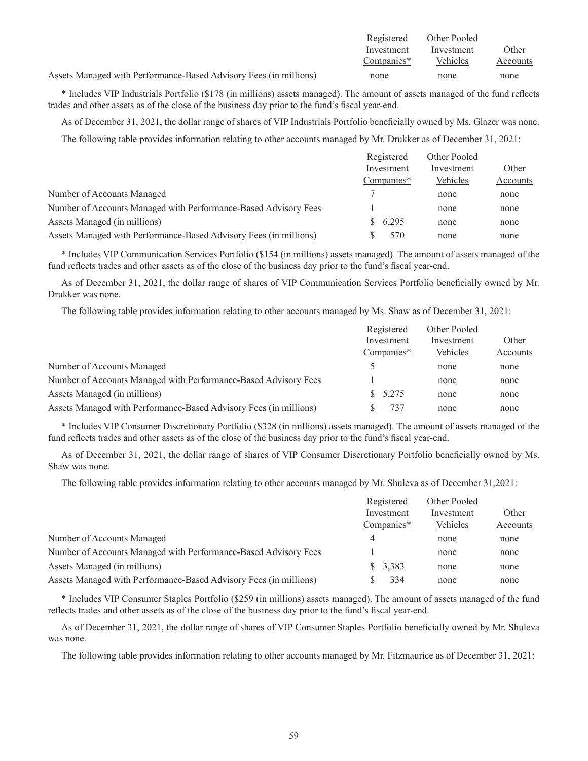| | Registered Investment Companies* | Other Pooled Investment Vehicles | Other Accounts |
|---|---|---|---|
| Assets Managed with Performance-Based Advisory Fees (in millions) | none | none | none |

* Includes VIP Industrials Portfolio ($178 (in millions) assets managed). The amount of assets managed of the fund reflects trades and other assets as of the close of the business day prior to the fund's fiscal year-end.

As of December 31, 2021, the dollar range of shares of VIP Industrials Portfolio beneficially owned by Ms. Glazer was none.

The following table provides information relating to other accounts managed by Mr. Drukker as of December 31, 2021:

| | Registered Investment Companies* | Other Pooled Investment Vehicles | Other Accounts |
|---|---|---|---|
| Number of Accounts Managed | 7 | none | none |
| Number of Accounts Managed with Performance-Based Advisory Fees | 1 | none | none |
| Assets Managed (in millions) | $ 6,295 | none | none |
| Assets Managed with Performance-Based Advisory Fees (in millions) | $ 570 | none | none |

* Includes VIP Communication Services Portfolio ($154 (in millions) assets managed). The amount of assets managed of the fund reflects trades and other assets as of the close of the business day prior to the fund's fiscal year-end.

As of December 31, 2021, the dollar range of shares of VIP Communication Services Portfolio beneficially owned by Mr. Drukker was none.

The following table provides information relating to other accounts managed by Ms. Shaw as of December 31, 2021:

| | Registered Investment Companies* | Other Pooled Investment Vehicles | Other Accounts |
|---|---|---|---|
| Number of Accounts Managed | 5 | none | none |
| Number of Accounts Managed with Performance-Based Advisory Fees | 1 | none | none |
| Assets Managed (in millions) | $ 5,275 | none | none |
| Assets Managed with Performance-Based Advisory Fees (in millions) | $ 737 | none | none |

* Includes VIP Consumer Discretionary Portfolio ($328 (in millions) assets managed). The amount of assets managed of the fund reflects trades and other assets as of the close of the business day prior to the fund's fiscal year-end.

As of December 31, 2021, the dollar range of shares of VIP Consumer Discretionary Portfolio beneficially owned by Ms. Shaw was none.

The following table provides information relating to other accounts managed by Mr. Shuleva as of December 31,2021:

| | Registered Investment Companies* | Other Pooled Investment Vehicles | Other Accounts |
|---|---|---|---|
| Number of Accounts Managed | 4 | none | none |
| Number of Accounts Managed with Performance-Based Advisory Fees | 1 | none | none |
| Assets Managed (in millions) | $ 3,383 | none | none |
| Assets Managed with Performance-Based Advisory Fees (in millions) | $ 334 | none | none |

* Includes VIP Consumer Staples Portfolio ($259 (in millions) assets managed). The amount of assets managed of the fund reflects trades and other assets as of the close of the business day prior to the fund's fiscal year-end.

As of December 31, 2021, the dollar range of shares of VIP Consumer Staples Portfolio beneficially owned by Mr. Shuleva was none.

The following table provides information relating to other accounts managed by Mr. Fitzmaurice as of December 31, 2021: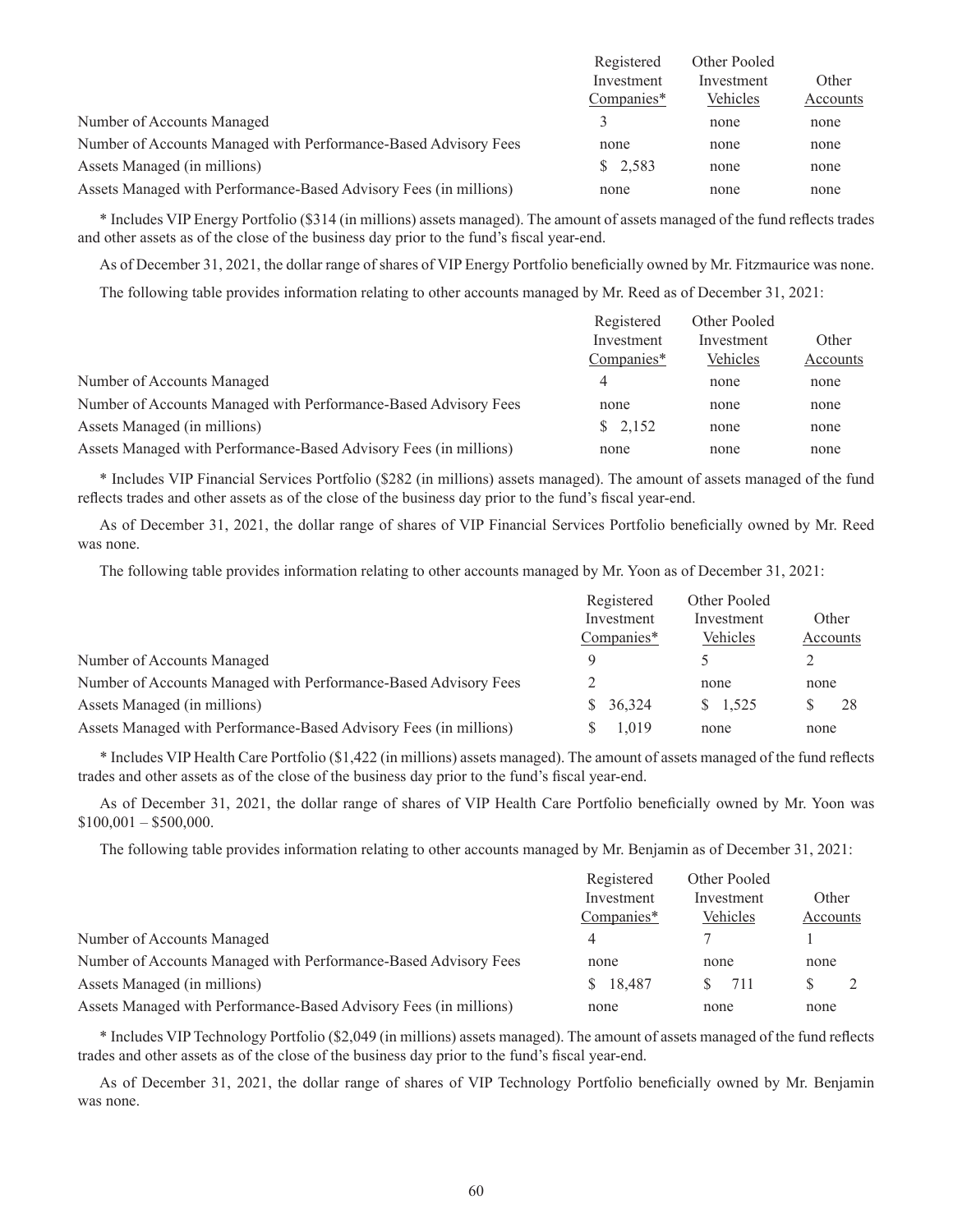| | Registered Investment Companies* | Other Pooled Investment Vehicles | Other Accounts |
|---|---|---|---|
| Number of Accounts Managed | 3 | none | none |
| Number of Accounts Managed with Performance-Based Advisory Fees | none | none | none |
| Assets Managed (in millions) | $ 2,583 | none | none |
| Assets Managed with Performance-Based Advisory Fees (in millions) | none | none | none |

* Includes VIP Energy Portfolio ($314 (in millions) assets managed). The amount of assets managed of the fund reflects trades and other assets as of the close of the business day prior to the fund's fiscal year-end.

As of December 31, 2021, the dollar range of shares of VIP Energy Portfolio beneficially owned by Mr. Fitzmaurice was none.

The following table provides information relating to other accounts managed by Mr. Reed as of December 31, 2021:

| | Registered Investment Companies* | Other Pooled Investment Vehicles | Other Accounts |
|---|---|---|---|
| Number of Accounts Managed | 4 | none | none |
| Number of Accounts Managed with Performance-Based Advisory Fees | none | none | none |
| Assets Managed (in millions) | $ 2,152 | none | none |
| Assets Managed with Performance-Based Advisory Fees (in millions) | none | none | none |

* Includes VIP Financial Services Portfolio ($282 (in millions) assets managed). The amount of assets managed of the fund reflects trades and other assets as of the close of the business day prior to the fund's fiscal year-end.

As of December 31, 2021, the dollar range of shares of VIP Financial Services Portfolio beneficially owned by Mr. Reed was none.

The following table provides information relating to other accounts managed by Mr. Yoon as of December 31, 2021:

| | Registered Investment Companies* | Other Pooled Investment Vehicles | Other Accounts |
|---|---|---|---|
| Number of Accounts Managed | 9 | 5 | 2 |
| Number of Accounts Managed with Performance-Based Advisory Fees | 2 | none | none |
| Assets Managed (in millions) | $ 36,324 | $ 1,525 | $ 28 |
| Assets Managed with Performance-Based Advisory Fees (in millions) | $ 1,019 | none | none |

* Includes VIP Health Care Portfolio ($1,422 (in millions) assets managed). The amount of assets managed of the fund reflects trades and other assets as of the close of the business day prior to the fund's fiscal year-end.

As of December 31, 2021, the dollar range of shares of VIP Health Care Portfolio beneficially owned by Mr. Yoon was $100,001 – $500,000.

The following table provides information relating to other accounts managed by Mr. Benjamin as of December 31, 2021:

| | Registered Investment Companies* | Other Pooled Investment Vehicles | Other Accounts |
|---|---|---|---|
| Number of Accounts Managed | 4 | 7 | 1 |
| Number of Accounts Managed with Performance-Based Advisory Fees | none | none | none |
| Assets Managed (in millions) | $ 18,487 | $ 711 | $ 2 |
| Assets Managed with Performance-Based Advisory Fees (in millions) | none | none | none |

* Includes VIP Technology Portfolio ($2,049 (in millions) assets managed). The amount of assets managed of the fund reflects trades and other assets as of the close of the business day prior to the fund's fiscal year-end.

As of December 31, 2021, the dollar range of shares of VIP Technology Portfolio beneficially owned by Mr. Benjamin was none.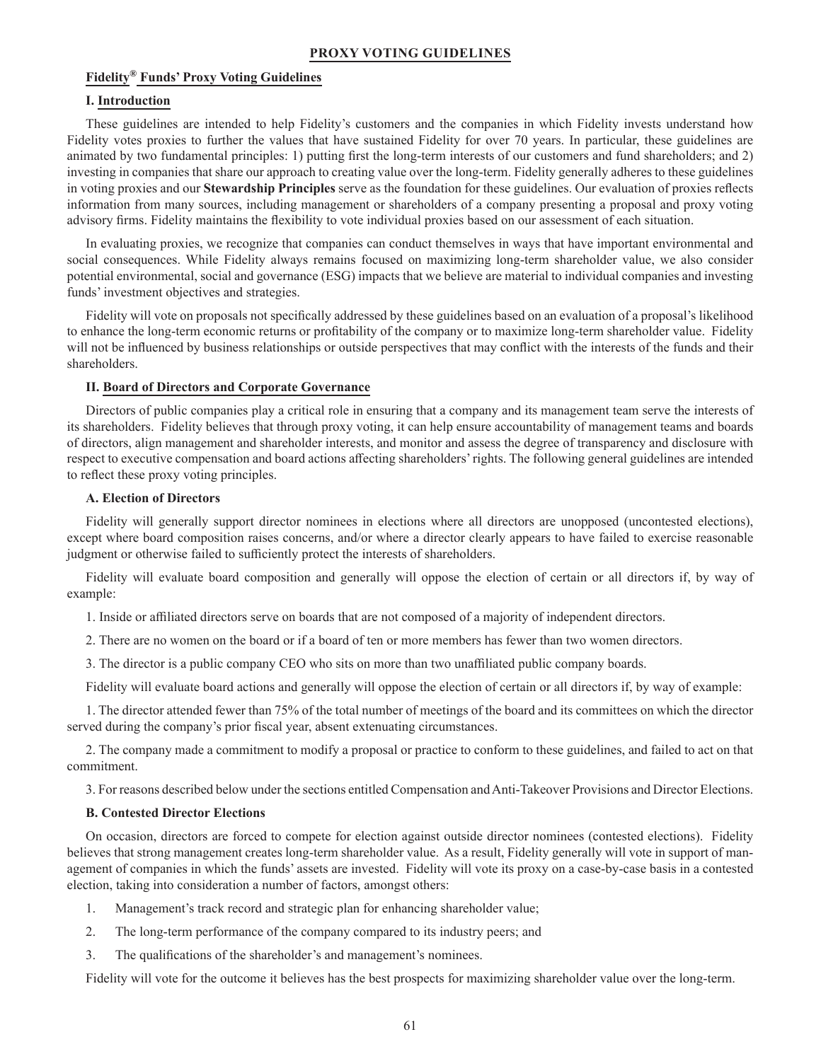# PROXY VOTING GUIDELINES

## Fidelity® Funds' Proxy Voting Guidelines

### I. Introduction

These guidelines are intended to help Fidelity's customers and the companies in which Fidelity invests understand how Fidelity votes proxies to further the values that have sustained Fidelity for over 70 years. In particular, these guidelines are animated by two fundamental principles: 1) putting first the long-term interests of our customers and fund shareholders; and 2) investing in companies that share our approach to creating value over the long-term. Fidelity generally adheres to these guidelines in voting proxies and our **Stewardship Principles** serve as the foundation for these guidelines. Our evaluation of proxies reflects information from many sources, including management or shareholders of a company presenting a proposal and proxy voting advisory firms. Fidelity maintains the flexibility to vote individual proxies based on our assessment of each situation.

In evaluating proxies, we recognize that companies can conduct themselves in ways that have important environmental and social consequences. While Fidelity always remains focused on maximizing long-term shareholder value, we also consider potential environmental, social and governance (ESG) impacts that we believe are material to individual companies and investing funds' investment objectives and strategies.

Fidelity will vote on proposals not specifically addressed by these guidelines based on an evaluation of a proposal's likelihood to enhance the long-term economic returns or profitability of the company or to maximize long-term shareholder value. Fidelity will not be influenced by business relationships or outside perspectives that may conflict with the interests of the funds and their shareholders.

### II. Board of Directors and Corporate Governance

Directors of public companies play a critical role in ensuring that a company and its management team serve the interests of its shareholders. Fidelity believes that through proxy voting, it can help ensure accountability of management teams and boards of directors, align management and shareholder interests, and monitor and assess the degree of transparency and disclosure with respect to executive compensation and board actions affecting shareholders' rights. The following general guidelines are intended to reflect these proxy voting principles.

#### A. Election of Directors

Fidelity will generally support director nominees in elections where all directors are unopposed (uncontested elections), except where board composition raises concerns, and/or where a director clearly appears to have failed to exercise reasonable judgment or otherwise failed to sufficiently protect the interests of shareholders.

Fidelity will evaluate board composition and generally will oppose the election of certain or all directors if, by way of example:

1. Inside or affiliated directors serve on boards that are not composed of a majority of independent directors.

2. There are no women on the board or if a board of ten or more members has fewer than two women directors.

3. The director is a public company CEO who sits on more than two unaffiliated public company boards.

Fidelity will evaluate board actions and generally will oppose the election of certain or all directors if, by way of example:

1. The director attended fewer than 75% of the total number of meetings of the board and its committees on which the director served during the company's prior fiscal year, absent extenuating circumstances.

2. The company made a commitment to modify a proposal or practice to conform to these guidelines, and failed to act on that commitment.

3. For reasons described below under the sections entitled Compensation and Anti-Takeover Provisions and Director Elections.

#### B. Contested Director Elections

On occasion, directors are forced to compete for election against outside director nominees (contested elections). Fidelity believes that strong management creates long-term shareholder value. As a result, Fidelity generally will vote in support of management of companies in which the funds' assets are invested. Fidelity will vote its proxy on a case-by-case basis in a contested election, taking into consideration a number of factors, amongst others:

1. Management's track record and strategic plan for enhancing shareholder value;
2. The long-term performance of the company compared to its industry peers; and
3. The qualifications of the shareholder's and management's nominees.

Fidelity will vote for the outcome it believes has the best prospects for maximizing shareholder value over the long-term.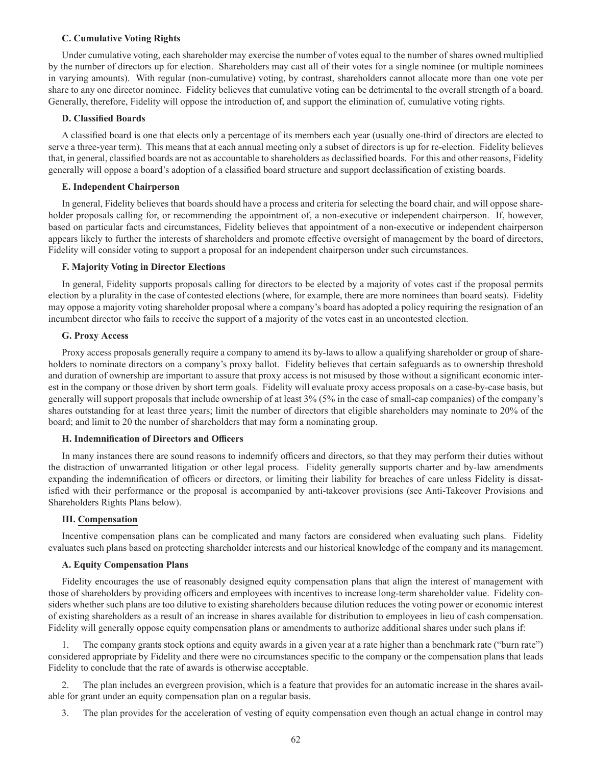### C. Cumulative Voting Rights

Under cumulative voting, each shareholder may exercise the number of votes equal to the number of shares owned multiplied by the number of directors up for election. Shareholders may cast all of their votes for a single nominee (or multiple nominees in varying amounts). With regular (non-cumulative) voting, by contrast, shareholders cannot allocate more than one vote per share to any one director nominee. Fidelity believes that cumulative voting can be detrimental to the overall strength of a board. Generally, therefore, Fidelity will oppose the introduction of, and support the elimination of, cumulative voting rights.

### D. Classified Boards

A classified board is one that elects only a percentage of its members each year (usually one-third of directors are elected to serve a three-year term). This means that at each annual meeting only a subset of directors is up for re-election. Fidelity believes that, in general, classified boards are not as accountable to shareholders as declassified boards. For this and other reasons, Fidelity generally will oppose a board's adoption of a classified board structure and support declassification of existing boards.

### E. Independent Chairperson

In general, Fidelity believes that boards should have a process and criteria for selecting the board chair, and will oppose shareholder proposals calling for, or recommending the appointment of, a non-executive or independent chairperson. If, however, based on particular facts and circumstances, Fidelity believes that appointment of a non-executive or independent chairperson appears likely to further the interests of shareholders and promote effective oversight of management by the board of directors, Fidelity will consider voting to support a proposal for an independent chairperson under such circumstances.

### F. Majority Voting in Director Elections

In general, Fidelity supports proposals calling for directors to be elected by a majority of votes cast if the proposal permits election by a plurality in the case of contested elections (where, for example, there are more nominees than board seats). Fidelity may oppose a majority voting shareholder proposal where a company's board has adopted a policy requiring the resignation of an incumbent director who fails to receive the support of a majority of the votes cast in an uncontested election.

### G. Proxy Access

Proxy access proposals generally require a company to amend its by-laws to allow a qualifying shareholder or group of shareholders to nominate directors on a company's proxy ballot. Fidelity believes that certain safeguards as to ownership threshold and duration of ownership are important to assure that proxy access is not misused by those without a significant economic interest in the company or those driven by short term goals. Fidelity will evaluate proxy access proposals on a case-by-case basis, but generally will support proposals that include ownership of at least 3% (5% in the case of small-cap companies) of the company's shares outstanding for at least three years; limit the number of directors that eligible shareholders may nominate to 20% of the board; and limit to 20 the number of shareholders that may form a nominating group.

### H. Indemnification of Directors and Officers

In many instances there are sound reasons to indemnify officers and directors, so that they may perform their duties without the distraction of unwarranted litigation or other legal process. Fidelity generally supports charter and by-law amendments expanding the indemnification of officers or directors, or limiting their liability for breaches of care unless Fidelity is dissatisfied with their performance or the proposal is accompanied by anti-takeover provisions (see Anti-Takeover Provisions and Shareholders Rights Plans below).

## III. Compensation

Incentive compensation plans can be complicated and many factors are considered when evaluating such plans. Fidelity evaluates such plans based on protecting shareholder interests and our historical knowledge of the company and its management.

### A. Equity Compensation Plans

Fidelity encourages the use of reasonably designed equity compensation plans that align the interest of management with those of shareholders by providing officers and employees with incentives to increase long-term shareholder value. Fidelity considers whether such plans are too dilutive to existing shareholders because dilution reduces the voting power or economic interest of existing shareholders as a result of an increase in shares available for distribution to employees in lieu of cash compensation. Fidelity will generally oppose equity compensation plans or amendments to authorize additional shares under such plans if:

1. The company grants stock options and equity awards in a given year at a rate higher than a benchmark rate ("burn rate") considered appropriate by Fidelity and there were no circumstances specific to the company or the compensation plans that leads Fidelity to conclude that the rate of awards is otherwise acceptable.

2. The plan includes an evergreen provision, which is a feature that provides for an automatic increase in the shares available for grant under an equity compensation plan on a regular basis.

3. The plan provides for the acceleration of vesting of equity compensation even though an actual change in control may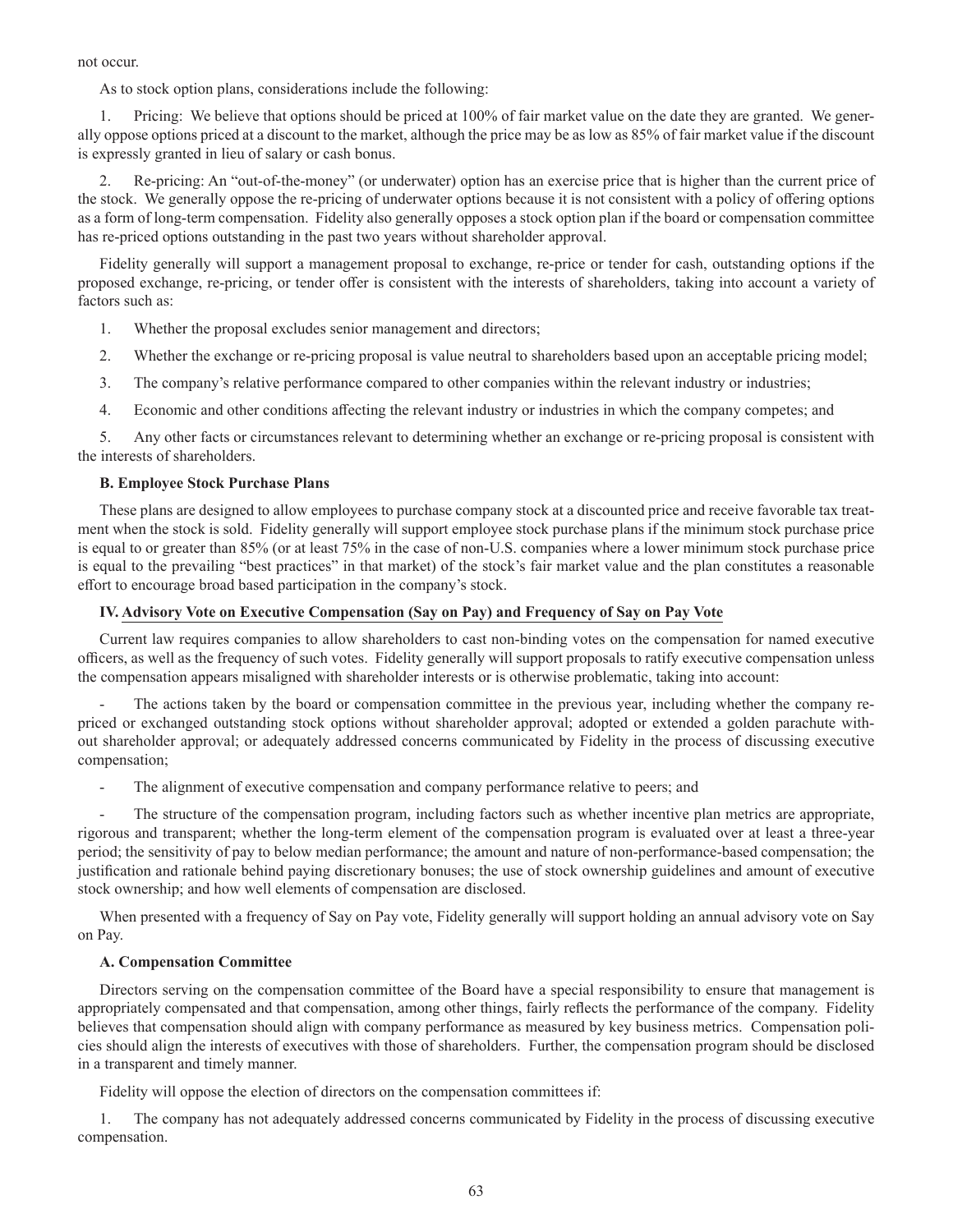not occur.

As to stock option plans, considerations include the following:

1. Pricing: We believe that options should be priced at 100% of fair market value on the date they are granted. We generally oppose options priced at a discount to the market, although the price may be as low as 85% of fair market value if the discount is expressly granted in lieu of salary or cash bonus.

2. Re-pricing: An "out-of-the-money" (or underwater) option has an exercise price that is higher than the current price of the stock. We generally oppose the re-pricing of underwater options because it is not consistent with a policy of offering options as a form of long-term compensation. Fidelity also generally opposes a stock option plan if the board or compensation committee has re-priced options outstanding in the past two years without shareholder approval.

Fidelity generally will support a management proposal to exchange, re-price or tender for cash, outstanding options if the proposed exchange, re-pricing, or tender offer is consistent with the interests of shareholders, taking into account a variety of factors such as:

1. Whether the proposal excludes senior management and directors;

2. Whether the exchange or re-pricing proposal is value neutral to shareholders based upon an acceptable pricing model;

3. The company's relative performance compared to other companies within the relevant industry or industries;

4. Economic and other conditions affecting the relevant industry or industries in which the company competes; and

5. Any other facts or circumstances relevant to determining whether an exchange or re-pricing proposal is consistent with the interests of shareholders.

**B. Employee Stock Purchase Plans**

These plans are designed to allow employees to purchase company stock at a discounted price and receive favorable tax treatment when the stock is sold. Fidelity generally will support employee stock purchase plans if the minimum stock purchase price is equal to or greater than 85% (or at least 75% in the case of non-U.S. companies where a lower minimum stock purchase price is equal to the prevailing "best practices" in that market) of the stock's fair market value and the plan constitutes a reasonable effort to encourage broad based participation in the company's stock.

**IV. Advisory Vote on Executive Compensation (Say on Pay) and Frequency of Say on Pay Vote**

Current law requires companies to allow shareholders to cast non-binding votes on the compensation for named executive officers, as well as the frequency of such votes. Fidelity generally will support proposals to ratify executive compensation unless the compensation appears misaligned with shareholder interests or is otherwise problematic, taking into account:

- The actions taken by the board or compensation committee in the previous year, including whether the company re-priced or exchanged outstanding stock options without shareholder approval; adopted or extended a golden parachute without shareholder approval; or adequately addressed concerns communicated by Fidelity in the process of discussing executive compensation;

- The alignment of executive compensation and company performance relative to peers; and

- The structure of the compensation program, including factors such as whether incentive plan metrics are appropriate, rigorous and transparent; whether the long-term element of the compensation program is evaluated over at least a three-year period; the sensitivity of pay to below median performance; the amount and nature of non-performance-based compensation; the justification and rationale behind paying discretionary bonuses; the use of stock ownership guidelines and amount of executive stock ownership; and how well elements of compensation are disclosed.

When presented with a frequency of Say on Pay vote, Fidelity generally will support holding an annual advisory vote on Say on Pay.

**A. Compensation Committee**

Directors serving on the compensation committee of the Board have a special responsibility to ensure that management is appropriately compensated and that compensation, among other things, fairly reflects the performance of the company. Fidelity believes that compensation should align with company performance as measured by key business metrics. Compensation policies should align the interests of executives with those of shareholders. Further, the compensation program should be disclosed in a transparent and timely manner.

Fidelity will oppose the election of directors on the compensation committees if:

1. The company has not adequately addressed concerns communicated by Fidelity in the process of discussing executive compensation.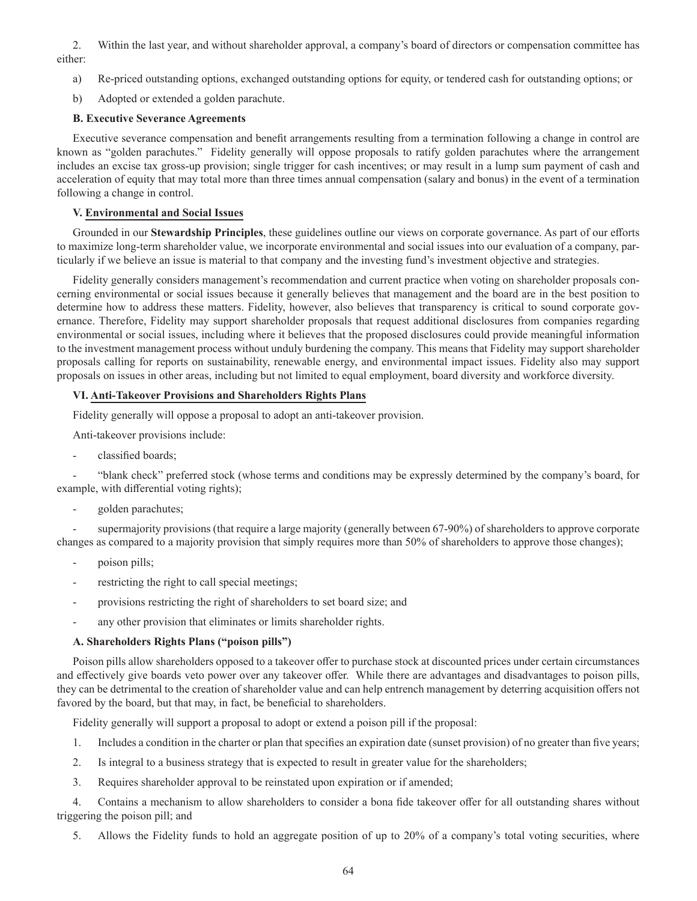2. Within the last year, and without shareholder approval, a company's board of directors or compensation committee has either:

a) Re-priced outstanding options, exchanged outstanding options for equity, or tendered cash for outstanding options; or

b) Adopted or extended a golden parachute.

**B. Executive Severance Agreements**

Executive severance compensation and benefit arrangements resulting from a termination following a change in control are known as "golden parachutes." Fidelity generally will oppose proposals to ratify golden parachutes where the arrangement includes an excise tax gross-up provision; single trigger for cash incentives; or may result in a lump sum payment of cash and acceleration of equity that may total more than three times annual compensation (salary and bonus) in the event of a termination following a change in control.

## V. Environmental and Social Issues

Grounded in our **Stewardship Principles**, these guidelines outline our views on corporate governance. As part of our efforts to maximize long-term shareholder value, we incorporate environmental and social issues into our evaluation of a company, particularly if we believe an issue is material to that company and the investing fund's investment objective and strategies.

Fidelity generally considers management's recommendation and current practice when voting on shareholder proposals concerning environmental or social issues because it generally believes that management and the board are in the best position to determine how to address these matters. Fidelity, however, also believes that transparency is critical to sound corporate governance. Therefore, Fidelity may support shareholder proposals that request additional disclosures from companies regarding environmental or social issues, including where it believes that the proposed disclosures could provide meaningful information to the investment management process without unduly burdening the company. This means that Fidelity may support shareholder proposals calling for reports on sustainability, renewable energy, and environmental impact issues. Fidelity also may support proposals on issues in other areas, including but not limited to equal employment, board diversity and workforce diversity.

## VI. Anti-Takeover Provisions and Shareholders Rights Plans

Fidelity generally will oppose a proposal to adopt an anti-takeover provision.

Anti-takeover provisions include:

- classified boards;
- "blank check" preferred stock (whose terms and conditions may be expressly determined by the company's board, for example, with differential voting rights);
- golden parachutes;
- supermajority provisions (that require a large majority (generally between 67-90%) of shareholders to approve corporate changes as compared to a majority provision that simply requires more than 50% of shareholders to approve those changes);
- poison pills;
- restricting the right to call special meetings;
- provisions restricting the right of shareholders to set board size; and
- any other provision that eliminates or limits shareholder rights.

**A. Shareholders Rights Plans ("poison pills")**

Poison pills allow shareholders opposed to a takeover offer to purchase stock at discounted prices under certain circumstances and effectively give boards veto power over any takeover offer. While there are advantages and disadvantages to poison pills, they can be detrimental to the creation of shareholder value and can help entrench management by deterring acquisition offers not favored by the board, but that may, in fact, be beneficial to shareholders.

Fidelity generally will support a proposal to adopt or extend a poison pill if the proposal:

1. Includes a condition in the charter or plan that specifies an expiration date (sunset provision) of no greater than five years;
2. Is integral to a business strategy that is expected to result in greater value for the shareholders;
3. Requires shareholder approval to be reinstated upon expiration or if amended;
4. Contains a mechanism to allow shareholders to consider a bona fide takeover offer for all outstanding shares without triggering the poison pill; and
5. Allows the Fidelity funds to hold an aggregate position of up to 20% of a company's total voting securities, where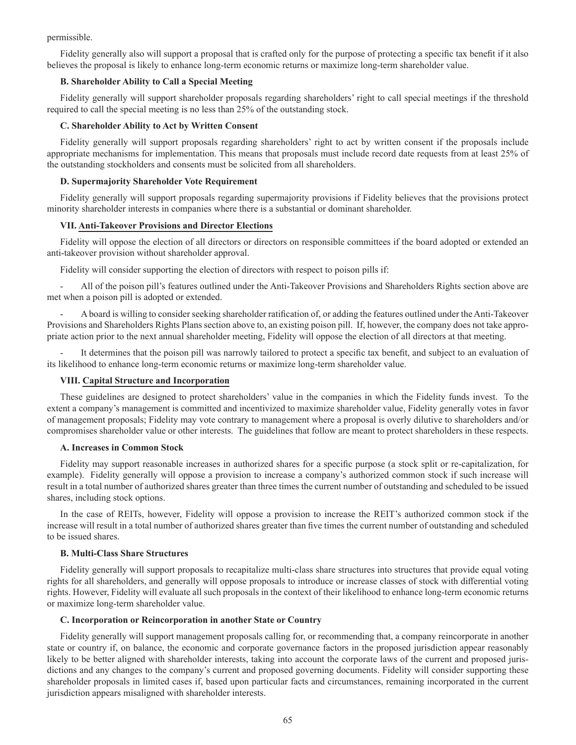permissible.

Fidelity generally also will support a proposal that is crafted only for the purpose of protecting a specific tax benefit if it also believes the proposal is likely to enhance long-term economic returns or maximize long-term shareholder value.

**B. Shareholder Ability to Call a Special Meeting**

Fidelity generally will support shareholder proposals regarding shareholders' right to call special meetings if the threshold required to call the special meeting is no less than 25% of the outstanding stock.

**C. Shareholder Ability to Act by Written Consent**

Fidelity generally will support proposals regarding shareholders' right to act by written consent if the proposals include appropriate mechanisms for implementation. This means that proposals must include record date requests from at least 25% of the outstanding stockholders and consents must be solicited from all shareholders.

**D. Supermajority Shareholder Vote Requirement**

Fidelity generally will support proposals regarding supermajority provisions if Fidelity believes that the provisions protect minority shareholder interests in companies where there is a substantial or dominant shareholder.

**VII. Anti-Takeover Provisions and Director Elections**

Fidelity will oppose the election of all directors or directors on responsible committees if the board adopted or extended an anti-takeover provision without shareholder approval.

Fidelity will consider supporting the election of directors with respect to poison pills if:

- All of the poison pill's features outlined under the Anti-Takeover Provisions and Shareholders Rights section above are met when a poison pill is adopted or extended.
- A board is willing to consider seeking shareholder ratification of, or adding the features outlined under the Anti-Takeover Provisions and Shareholders Rights Plans section above to, an existing poison pill. If, however, the company does not take appropriate action prior to the next annual shareholder meeting, Fidelity will oppose the election of all directors at that meeting.
- It determines that the poison pill was narrowly tailored to protect a specific tax benefit, and subject to an evaluation of its likelihood to enhance long-term economic returns or maximize long-term shareholder value.

**VIII. Capital Structure and Incorporation**

These guidelines are designed to protect shareholders' value in the companies in which the Fidelity funds invest. To the extent a company's management is committed and incentivized to maximize shareholder value, Fidelity generally votes in favor of management proposals; Fidelity may vote contrary to management where a proposal is overly dilutive to shareholders and/or compromises shareholder value or other interests. The guidelines that follow are meant to protect shareholders in these respects.

**A. Increases in Common Stock**

Fidelity may support reasonable increases in authorized shares for a specific purpose (a stock split or re-capitalization, for example). Fidelity generally will oppose a provision to increase a company's authorized common stock if such increase will result in a total number of authorized shares greater than three times the current number of outstanding and scheduled to be issued shares, including stock options.

In the case of REITs, however, Fidelity will oppose a provision to increase the REIT's authorized common stock if the increase will result in a total number of authorized shares greater than five times the current number of outstanding and scheduled to be issued shares.

**B. Multi-Class Share Structures**

Fidelity generally will support proposals to recapitalize multi-class share structures into structures that provide equal voting rights for all shareholders, and generally will oppose proposals to introduce or increase classes of stock with differential voting rights. However, Fidelity will evaluate all such proposals in the context of their likelihood to enhance long-term economic returns or maximize long-term shareholder value.

**C. Incorporation or Reincorporation in another State or Country**

Fidelity generally will support management proposals calling for, or recommending that, a company reincorporate in another state or country if, on balance, the economic and corporate governance factors in the proposed jurisdiction appear reasonably likely to be better aligned with shareholder interests, taking into account the corporate laws of the current and proposed jurisdictions and any changes to the company's current and proposed governing documents. Fidelity will consider supporting these shareholder proposals in limited cases if, based upon particular facts and circumstances, remaining incorporated in the current jurisdiction appears misaligned with shareholder interests.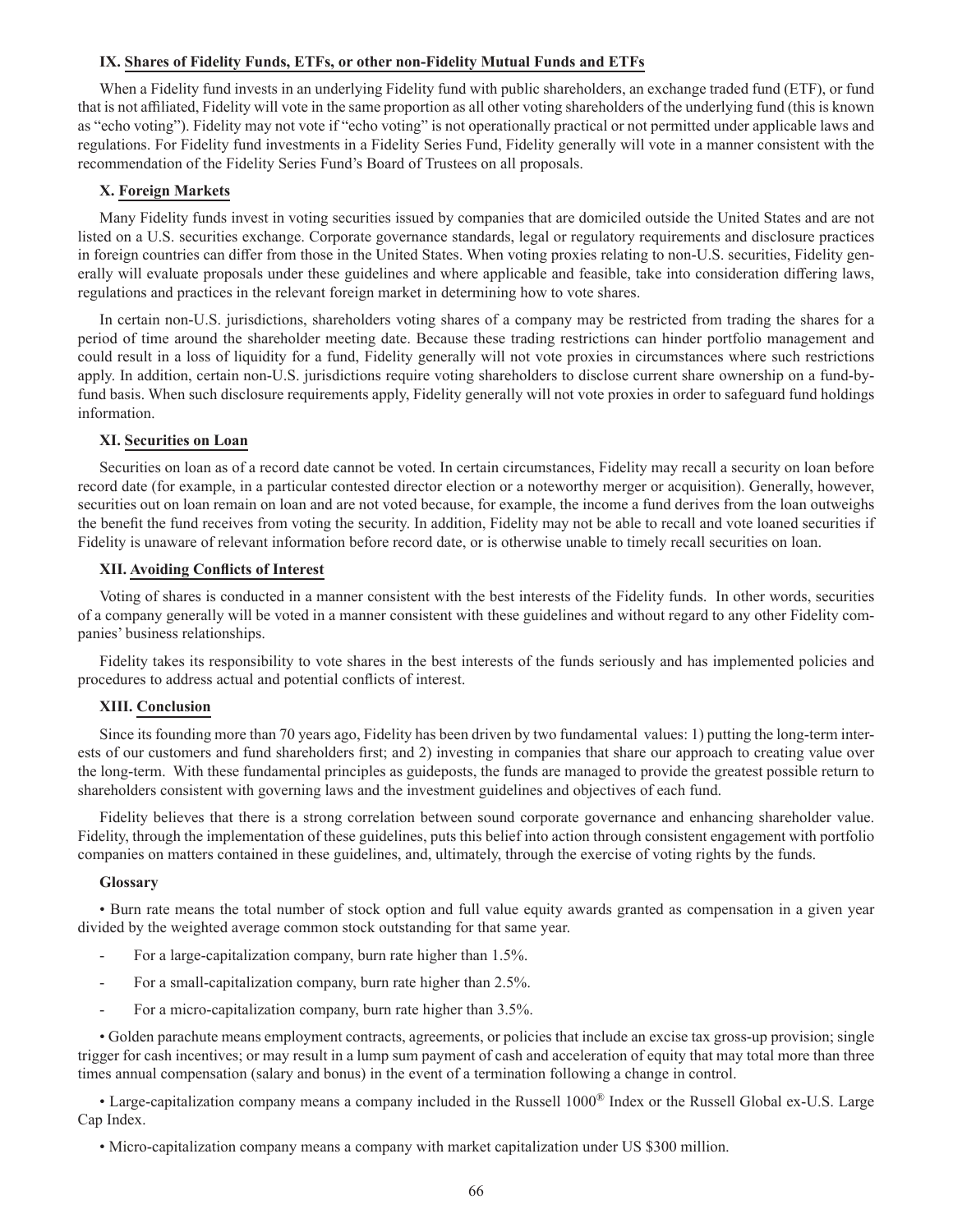## IX. Shares of Fidelity Funds, ETFs, or other non-Fidelity Mutual Funds and ETFs

When a Fidelity fund invests in an underlying Fidelity fund with public shareholders, an exchange traded fund (ETF), or fund that is not affiliated, Fidelity will vote in the same proportion as all other voting shareholders of the underlying fund (this is known as "echo voting"). Fidelity may not vote if "echo voting" is not operationally practical or not permitted under applicable laws and regulations. For Fidelity fund investments in a Fidelity Series Fund, Fidelity generally will vote in a manner consistent with the recommendation of the Fidelity Series Fund's Board of Trustees on all proposals.

## X. Foreign Markets

Many Fidelity funds invest in voting securities issued by companies that are domiciled outside the United States and are not listed on a U.S. securities exchange. Corporate governance standards, legal or regulatory requirements and disclosure practices in foreign countries can differ from those in the United States. When voting proxies relating to non-U.S. securities, Fidelity generally will evaluate proposals under these guidelines and where applicable and feasible, take into consideration differing laws, regulations and practices in the relevant foreign market in determining how to vote shares.

In certain non-U.S. jurisdictions, shareholders voting shares of a company may be restricted from trading the shares for a period of time around the shareholder meeting date. Because these trading restrictions can hinder portfolio management and could result in a loss of liquidity for a fund, Fidelity generally will not vote proxies in circumstances where such restrictions apply. In addition, certain non-U.S. jurisdictions require voting shareholders to disclose current share ownership on a fund-by-fund basis. When such disclosure requirements apply, Fidelity generally will not vote proxies in order to safeguard fund holdings information.

## XI. Securities on Loan

Securities on loan as of a record date cannot be voted. In certain circumstances, Fidelity may recall a security on loan before record date (for example, in a particular contested director election or a noteworthy merger or acquisition). Generally, however, securities out on loan remain on loan and are not voted because, for example, the income a fund derives from the loan outweighs the benefit the fund receives from voting the security. In addition, Fidelity may not be able to recall and vote loaned securities if Fidelity is unaware of relevant information before record date, or is otherwise unable to timely recall securities on loan.

## XII. Avoiding Conflicts of Interest

Voting of shares is conducted in a manner consistent with the best interests of the Fidelity funds. In other words, securities of a company generally will be voted in a manner consistent with these guidelines and without regard to any other Fidelity companies' business relationships.

Fidelity takes its responsibility to vote shares in the best interests of the funds seriously and has implemented policies and procedures to address actual and potential conflicts of interest.

## XIII. Conclusion

Since its founding more than 70 years ago, Fidelity has been driven by two fundamental values: 1) putting the long-term interests of our customers and fund shareholders first; and 2) investing in companies that share our approach to creating value over the long-term. With these fundamental principles as guideposts, the funds are managed to provide the greatest possible return to shareholders consistent with governing laws and the investment guidelines and objectives of each fund.

Fidelity believes that there is a strong correlation between sound corporate governance and enhancing shareholder value. Fidelity, through the implementation of these guidelines, puts this belief into action through consistent engagement with portfolio companies on matters contained in these guidelines, and, ultimately, through the exercise of voting rights by the funds.

### Glossary

• Burn rate means the total number of stock option and full value equity awards granted as compensation in a given year divided by the weighted average common stock outstanding for that same year.

- For a large-capitalization company, burn rate higher than 1.5%.
- For a small-capitalization company, burn rate higher than 2.5%.
- For a micro-capitalization company, burn rate higher than 3.5%.

• Golden parachute means employment contracts, agreements, or policies that include an excise tax gross-up provision; single trigger for cash incentives; or may result in a lump sum payment of cash and acceleration of equity that may total more than three times annual compensation (salary and bonus) in the event of a termination following a change in control.

• Large-capitalization company means a company included in the Russell 1000® Index or the Russell Global ex-U.S. Large Cap Index.

• Micro-capitalization company means a company with market capitalization under US $300 million.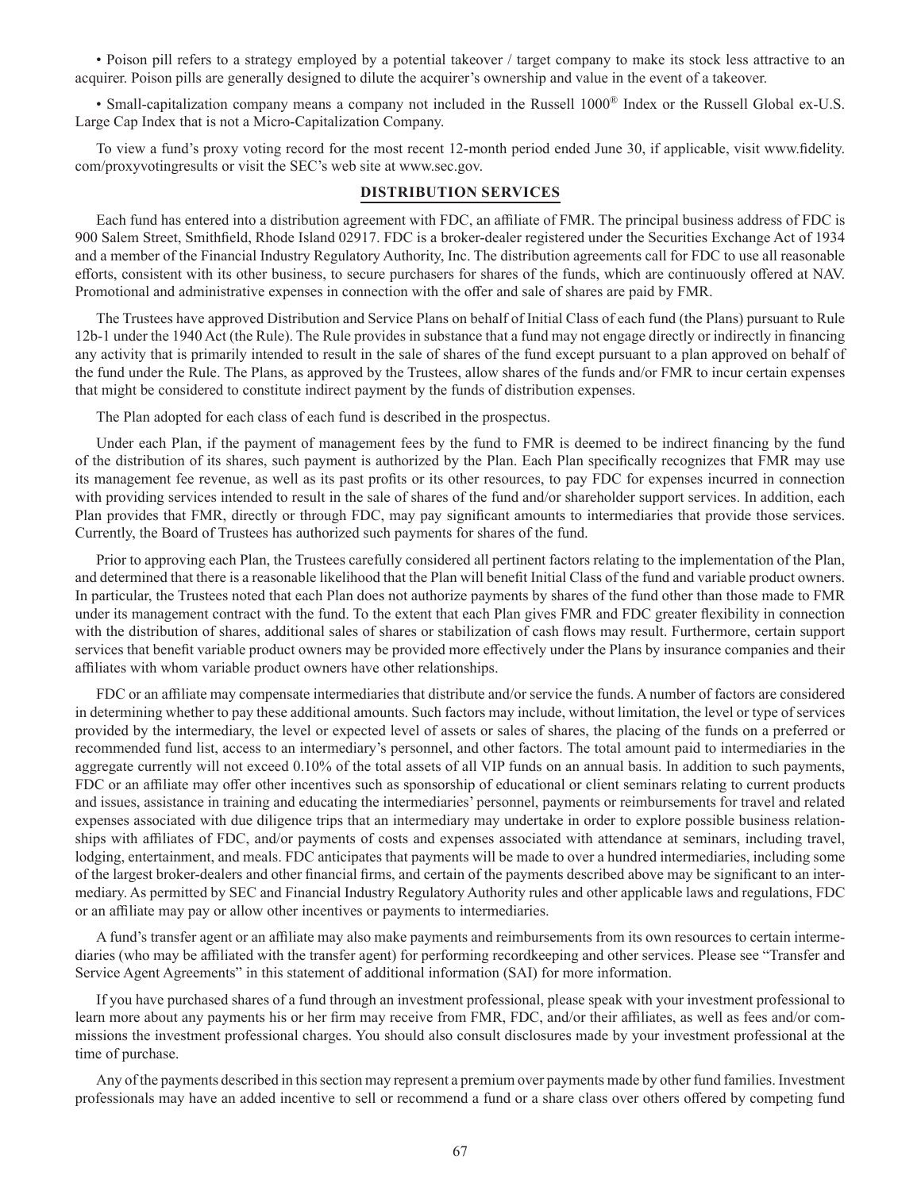• Poison pill refers to a strategy employed by a potential takeover / target company to make its stock less attractive to an acquirer. Poison pills are generally designed to dilute the acquirer's ownership and value in the event of a takeover.

• Small-capitalization company means a company not included in the Russell 1000® Index or the Russell Global ex-U.S. Large Cap Index that is not a Micro-Capitalization Company.

To view a fund's proxy voting record for the most recent 12-month period ended June 30, if applicable, visit www.fidelity.com/proxyvotingresults or visit the SEC's web site at www.sec.gov.

## DISTRIBUTION SERVICES

Each fund has entered into a distribution agreement with FDC, an affiliate of FMR. The principal business address of FDC is 900 Salem Street, Smithfield, Rhode Island 02917. FDC is a broker-dealer registered under the Securities Exchange Act of 1934 and a member of the Financial Industry Regulatory Authority, Inc. The distribution agreements call for FDC to use all reasonable efforts, consistent with its other business, to secure purchasers for shares of the funds, which are continuously offered at NAV. Promotional and administrative expenses in connection with the offer and sale of shares are paid by FMR.

The Trustees have approved Distribution and Service Plans on behalf of Initial Class of each fund (the Plans) pursuant to Rule 12b-1 under the 1940 Act (the Rule). The Rule provides in substance that a fund may not engage directly or indirectly in financing any activity that is primarily intended to result in the sale of shares of the fund except pursuant to a plan approved on behalf of the fund under the Rule. The Plans, as approved by the Trustees, allow shares of the funds and/or FMR to incur certain expenses that might be considered to constitute indirect payment by the funds of distribution expenses.

The Plan adopted for each class of each fund is described in the prospectus.

Under each Plan, if the payment of management fees by the fund to FMR is deemed to be indirect financing by the fund of the distribution of its shares, such payment is authorized by the Plan. Each Plan specifically recognizes that FMR may use its management fee revenue, as well as its past profits or its other resources, to pay FDC for expenses incurred in connection with providing services intended to result in the sale of shares of the fund and/or shareholder support services. In addition, each Plan provides that FMR, directly or through FDC, may pay significant amounts to intermediaries that provide those services. Currently, the Board of Trustees has authorized such payments for shares of the fund.

Prior to approving each Plan, the Trustees carefully considered all pertinent factors relating to the implementation of the Plan, and determined that there is a reasonable likelihood that the Plan will benefit Initial Class of the fund and variable product owners. In particular, the Trustees noted that each Plan does not authorize payments by shares of the fund other than those made to FMR under its management contract with the fund. To the extent that each Plan gives FMR and FDC greater flexibility in connection with the distribution of shares, additional sales of shares or stabilization of cash flows may result. Furthermore, certain support services that benefit variable product owners may be provided more effectively under the Plans by insurance companies and their affiliates with whom variable product owners have other relationships.

FDC or an affiliate may compensate intermediaries that distribute and/or service the funds. A number of factors are considered in determining whether to pay these additional amounts. Such factors may include, without limitation, the level or type of services provided by the intermediary, the level or expected level of assets or sales of shares, the placing of the funds on a preferred or recommended fund list, access to an intermediary's personnel, and other factors. The total amount paid to intermediaries in the aggregate currently will not exceed 0.10% of the total assets of all VIP funds on an annual basis. In addition to such payments, FDC or an affiliate may offer other incentives such as sponsorship of educational or client seminars relating to current products and issues, assistance in training and educating the intermediaries' personnel, payments or reimbursements for travel and related expenses associated with due diligence trips that an intermediary may undertake in order to explore possible business relationships with affiliates of FDC, and/or payments of costs and expenses associated with attendance at seminars, including travel, lodging, entertainment, and meals. FDC anticipates that payments will be made to over a hundred intermediaries, including some of the largest broker-dealers and other financial firms, and certain of the payments described above may be significant to an intermediary. As permitted by SEC and Financial Industry Regulatory Authority rules and other applicable laws and regulations, FDC or an affiliate may pay or allow other incentives or payments to intermediaries.

A fund's transfer agent or an affiliate may also make payments and reimbursements from its own resources to certain intermediaries (who may be affiliated with the transfer agent) for performing recordkeeping and other services. Please see "Transfer and Service Agent Agreements" in this statement of additional information (SAI) for more information.

If you have purchased shares of a fund through an investment professional, please speak with your investment professional to learn more about any payments his or her firm may receive from FMR, FDC, and/or their affiliates, as well as fees and/or commissions the investment professional charges. You should also consult disclosures made by your investment professional at the time of purchase.

Any of the payments described in this section may represent a premium over payments made by other fund families. Investment professionals may have an added incentive to sell or recommend a fund or a share class over others offered by competing fund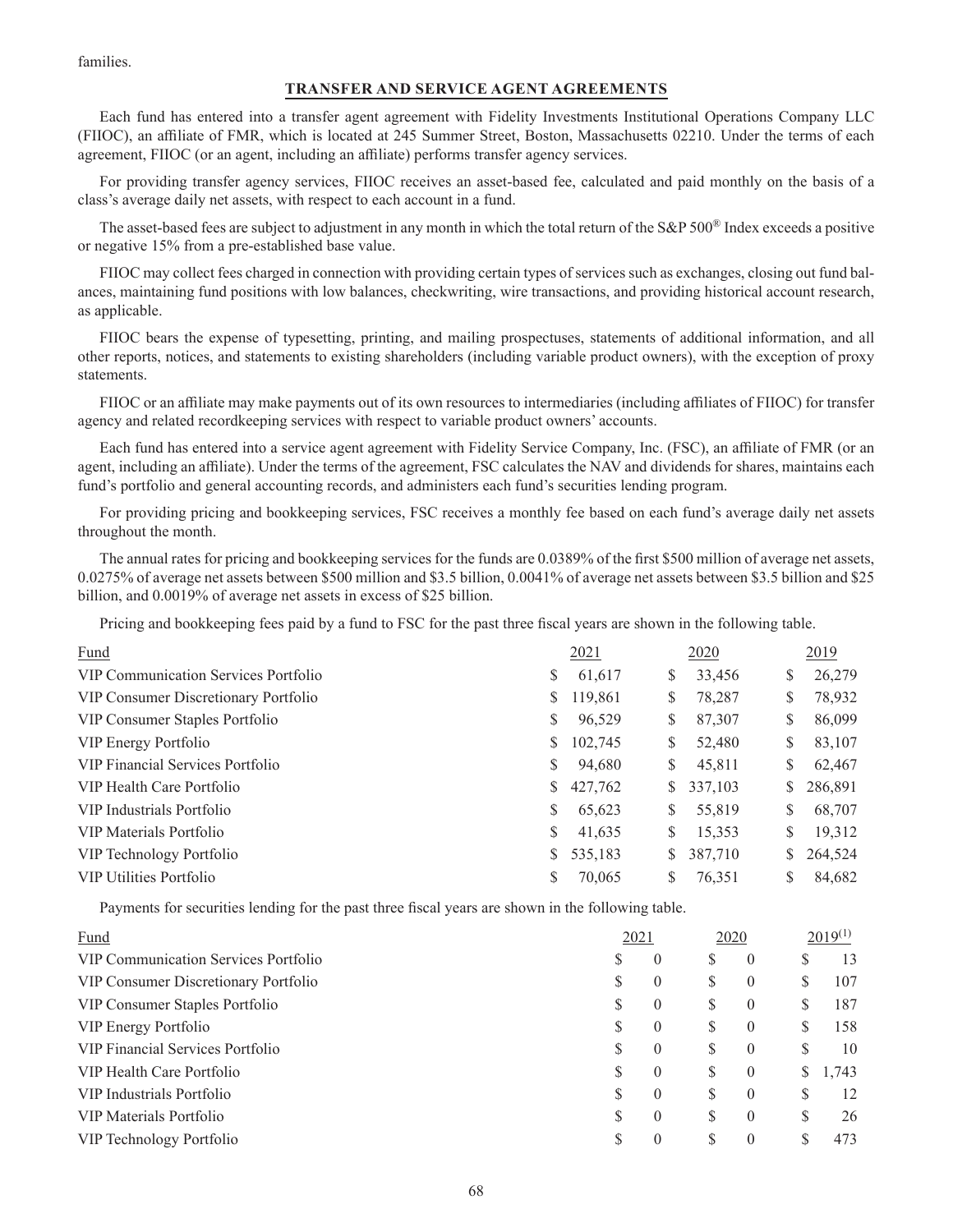families.

## TRANSFER AND SERVICE AGENT AGREEMENTS

Each fund has entered into a transfer agent agreement with Fidelity Investments Institutional Operations Company LLC (FIIOC), an affiliate of FMR, which is located at 245 Summer Street, Boston, Massachusetts 02210. Under the terms of each agreement, FIIOC (or an agent, including an affiliate) performs transfer agency services.

For providing transfer agency services, FIIOC receives an asset-based fee, calculated and paid monthly on the basis of a class's average daily net assets, with respect to each account in a fund.

The asset-based fees are subject to adjustment in any month in which the total return of the S&P 500® Index exceeds a positive or negative 15% from a pre-established base value.

FIIOC may collect fees charged in connection with providing certain types of services such as exchanges, closing out fund balances, maintaining fund positions with low balances, checkwriting, wire transactions, and providing historical account research, as applicable.

FIIOC bears the expense of typesetting, printing, and mailing prospectuses, statements of additional information, and all other reports, notices, and statements to existing shareholders (including variable product owners), with the exception of proxy statements.

FIIOC or an affiliate may make payments out of its own resources to intermediaries (including affiliates of FIIOC) for transfer agency and related recordkeeping services with respect to variable product owners' accounts.

Each fund has entered into a service agent agreement with Fidelity Service Company, Inc. (FSC), an affiliate of FMR (or an agent, including an affiliate). Under the terms of the agreement, FSC calculates the NAV and dividends for shares, maintains each fund's portfolio and general accounting records, and administers each fund's securities lending program.

For providing pricing and bookkeeping services, FSC receives a monthly fee based on each fund's average daily net assets throughout the month.

The annual rates for pricing and bookkeeping services for the funds are 0.0389% of the first $500 million of average net assets, 0.0275% of average net assets between $500 million and $3.5 billion, 0.0041% of average net assets between $3.5 billion and $25 billion, and 0.0019% of average net assets in excess of $25 billion.

Pricing and bookkeeping fees paid by a fund to FSC for the past three fiscal years are shown in the following table.

| Fund | 2021 | 2020 | 2019 |
|---|---|---|---|
| VIP Communication Services Portfolio | $ 61,617 | $ 33,456 | $ 26,279 |
| VIP Consumer Discretionary Portfolio | $ 119,861 | $ 78,287 | $ 78,932 |
| VIP Consumer Staples Portfolio | $ 96,529 | $ 87,307 | $ 86,099 |
| VIP Energy Portfolio | $ 102,745 | $ 52,480 | $ 83,107 |
| VIP Financial Services Portfolio | $ 94,680 | $ 45,811 | $ 62,467 |
| VIP Health Care Portfolio | $ 427,762 | $ 337,103 | $ 286,891 |
| VIP Industrials Portfolio | $ 65,623 | $ 55,819 | $ 68,707 |
| VIP Materials Portfolio | $ 41,635 | $ 15,353 | $ 19,312 |
| VIP Technology Portfolio | $ 535,183 | $ 387,710 | $ 264,524 |
| VIP Utilities Portfolio | $ 70,065 | $ 76,351 | $ 84,682 |

Payments for securities lending for the past three fiscal years are shown in the following table.

| Fund | 2021 | 2020 | 2019(1) |
|---|---|---|---|
| VIP Communication Services Portfolio | $ 0 | $ 0 | $ 13 |
| VIP Consumer Discretionary Portfolio | $ 0 | $ 0 | $ 107 |
| VIP Consumer Staples Portfolio | $ 0 | $ 0 | $ 187 |
| VIP Energy Portfolio | $ 0 | $ 0 | $ 158 |
| VIP Financial Services Portfolio | $ 0 | $ 0 | $ 10 |
| VIP Health Care Portfolio | $ 0 | $ 0 | $ 1,743 |
| VIP Industrials Portfolio | $ 0 | $ 0 | $ 12 |
| VIP Materials Portfolio | $ 0 | $ 0 | $ 26 |
| VIP Technology Portfolio | $ 0 | $ 0 | $ 473 |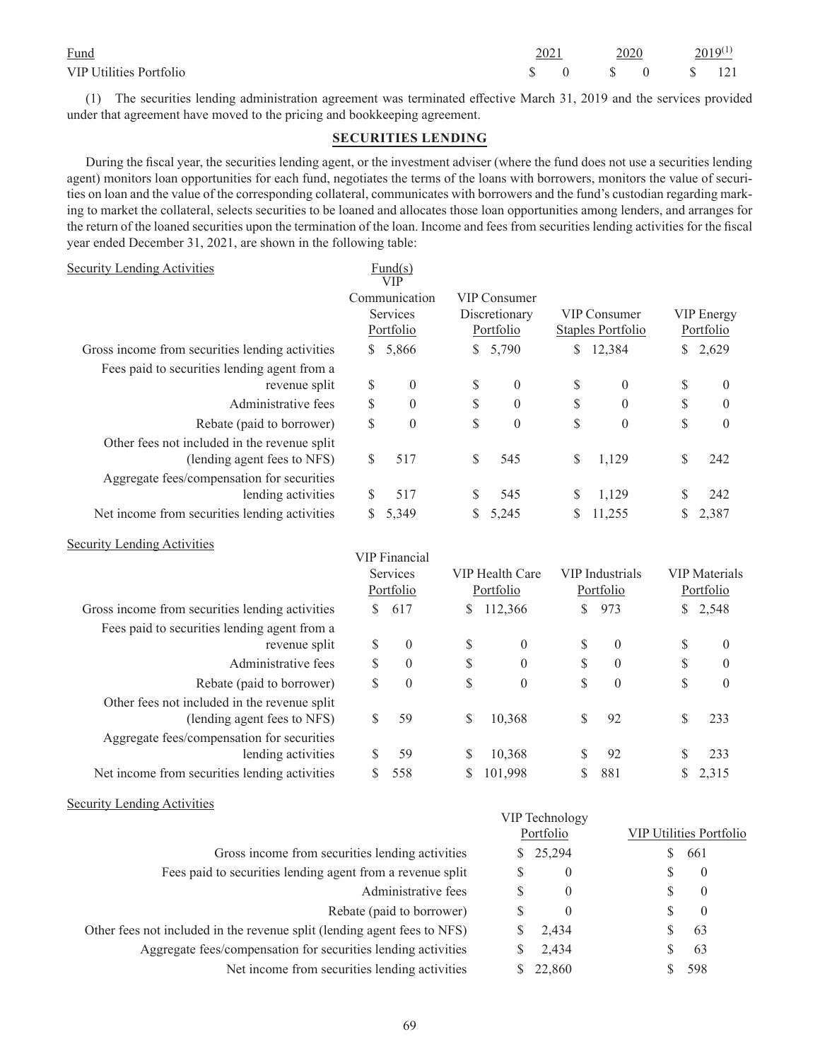| Fund | 2021 | 2020 | 2019[(1)] |
|---|---|---|---|
| VIP Utilities Portfolio | $ 0 | $ 0 | $ 121 |

(1) The securities lending administration agreement was terminated effective March 31, 2019 and the services provided under that agreement have moved to the pricing and bookkeeping agreement.

## SECURITIES LENDING

During the fiscal year, the securities lending agent, or the investment adviser (where the fund does not use a securities lending agent) monitors loan opportunities for each fund, negotiates the terms of the loans with borrowers, monitors the value of securities on loan and the value of the corresponding collateral, communicates with borrowers and the fund's custodian regarding marking to market the collateral, selects securities to be loaned and allocates those loan opportunities among lenders, and arranges for the return of the loaned securities upon the termination of the loan. Income and fees from securities lending activities for the fiscal year ended December 31, 2021, are shown in the following table:

| Security Lending Activities | Fund(s) VIP Communication Services Portfolio | VIP Consumer Discretionary Portfolio | VIP Consumer Staples Portfolio | VIP Energy Portfolio |
|---|---|---|---|---|
| Gross income from securities lending activities | $ 5,866 | $ 5,790 | $ 12,384 | $ 2,629 |
| Fees paid to securities lending agent from a revenue split | $ 0 | $ 0 | $ 0 | $ 0 |
| Administrative fees | $ 0 | $ 0 | $ 0 | $ 0 |
| Rebate (paid to borrower) | $ 0 | $ 0 | $ 0 | $ 0 |
| Other fees not included in the revenue split (lending agent fees to NFS) | $ 517 | $ 545 | $ 1,129 | $ 242 |
| Aggregate fees/compensation for securities lending activities | $ 517 | $ 545 | $ 1,129 | $ 242 |
| Net income from securities lending activities | $ 5,349 | $ 5,245 | $ 11,255 | $ 2,387 |

| Security Lending Activities | VIP Financial Services Portfolio | VIP Health Care Portfolio | VIP Industrials Portfolio | VIP Materials Portfolio |
|---|---|---|---|---|
| Gross income from securities lending activities | $ 617 | $ 112,366 | $ 973 | $ 2,548 |
| Fees paid to securities lending agent from a revenue split | $ 0 | $ 0 | $ 0 | $ 0 |
| Administrative fees | $ 0 | $ 0 | $ 0 | $ 0 |
| Rebate (paid to borrower) | $ 0 | $ 0 | $ 0 | $ 0 |
| Other fees not included in the revenue split (lending agent fees to NFS) | $ 59 | $ 10,368 | $ 92 | $ 233 |
| Aggregate fees/compensation for securities lending activities | $ 59 | $ 10,368 | $ 92 | $ 233 |
| Net income from securities lending activities | $ 558 | $ 101,998 | $ 881 | $ 2,315 |

| Security Lending Activities | VIP Technology Portfolio | VIP Utilities Portfolio |
|---|---|---|
| Gross income from securities lending activities | $ 25,294 | $ 661 |
| Fees paid to securities lending agent from a revenue split | $ 0 | $ 0 |
| Administrative fees | $ 0 | $ 0 |
| Rebate (paid to borrower) | $ 0 | $ 0 |
| Other fees not included in the revenue split (lending agent fees to NFS) | $ 2,434 | $ 63 |
| Aggregate fees/compensation for securities lending activities | $ 2,434 | $ 63 |
| Net income from securities lending activities | $ 22,860 | $ 598 |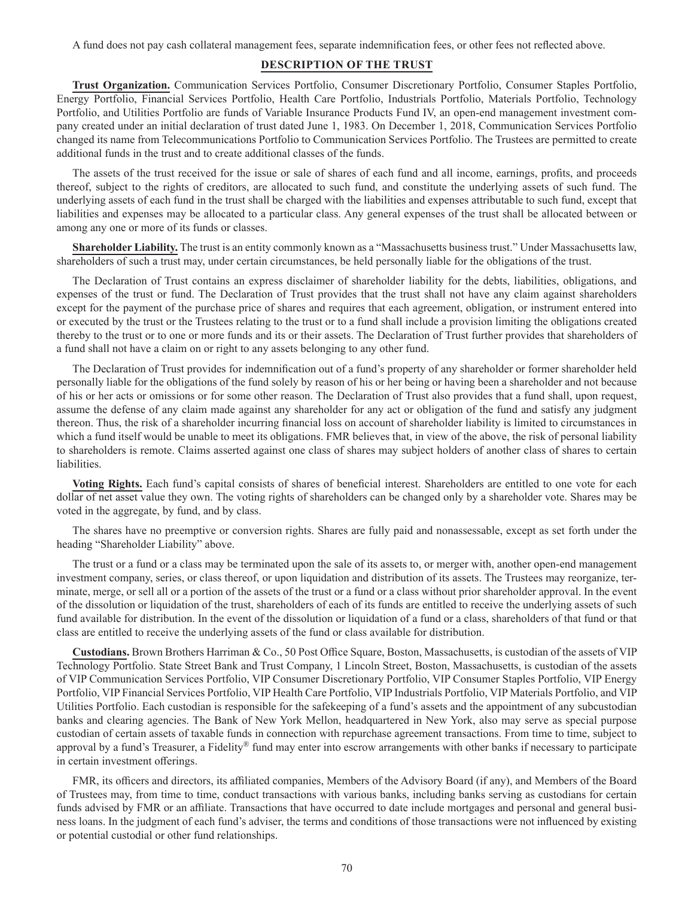A fund does not pay cash collateral management fees, separate indemnification fees, or other fees not reflected above.

## DESCRIPTION OF THE TRUST

**Trust Organization.** Communication Services Portfolio, Consumer Discretionary Portfolio, Consumer Staples Portfolio, Energy Portfolio, Financial Services Portfolio, Health Care Portfolio, Industrials Portfolio, Materials Portfolio, Technology Portfolio, and Utilities Portfolio are funds of Variable Insurance Products Fund IV, an open-end management investment company created under an initial declaration of trust dated June 1, 1983. On December 1, 2018, Communication Services Portfolio changed its name from Telecommunications Portfolio to Communication Services Portfolio. The Trustees are permitted to create additional funds in the trust and to create additional classes of the funds.

The assets of the trust received for the issue or sale of shares of each fund and all income, earnings, profits, and proceeds thereof, subject to the rights of creditors, are allocated to such fund, and constitute the underlying assets of such fund. The underlying assets of each fund in the trust shall be charged with the liabilities and expenses attributable to such fund, except that liabilities and expenses may be allocated to a particular class. Any general expenses of the trust shall be allocated between or among any one or more of its funds or classes.

**Shareholder Liability.** The trust is an entity commonly known as a "Massachusetts business trust." Under Massachusetts law, shareholders of such a trust may, under certain circumstances, be held personally liable for the obligations of the trust.

The Declaration of Trust contains an express disclaimer of shareholder liability for the debts, liabilities, obligations, and expenses of the trust or fund. The Declaration of Trust provides that the trust shall not have any claim against shareholders except for the payment of the purchase price of shares and requires that each agreement, obligation, or instrument entered into or executed by the trust or the Trustees relating to the trust or to a fund shall include a provision limiting the obligations created thereby to the trust or to one or more funds and its or their assets. The Declaration of Trust further provides that shareholders of a fund shall not have a claim on or right to any assets belonging to any other fund.

The Declaration of Trust provides for indemnification out of a fund's property of any shareholder or former shareholder held personally liable for the obligations of the fund solely by reason of his or her being or having been a shareholder and not because of his or her acts or omissions or for some other reason. The Declaration of Trust also provides that a fund shall, upon request, assume the defense of any claim made against any shareholder for any act or obligation of the fund and satisfy any judgment thereon. Thus, the risk of a shareholder incurring financial loss on account of shareholder liability is limited to circumstances in which a fund itself would be unable to meet its obligations. FMR believes that, in view of the above, the risk of personal liability to shareholders is remote. Claims asserted against one class of shares may subject holders of another class of shares to certain liabilities.

**Voting Rights.** Each fund's capital consists of shares of beneficial interest. Shareholders are entitled to one vote for each dollar of net asset value they own. The voting rights of shareholders can be changed only by a shareholder vote. Shares may be voted in the aggregate, by fund, and by class.

The shares have no preemptive or conversion rights. Shares are fully paid and nonassessable, except as set forth under the heading "Shareholder Liability" above.

The trust or a fund or a class may be terminated upon the sale of its assets to, or merger with, another open-end management investment company, series, or class thereof, or upon liquidation and distribution of its assets. The Trustees may reorganize, terminate, merge, or sell all or a portion of the assets of the trust or a fund or a class without prior shareholder approval. In the event of the dissolution or liquidation of the trust, shareholders of each of its funds are entitled to receive the underlying assets of such fund available for distribution. In the event of the dissolution or liquidation of a fund or a class, shareholders of that fund or that class are entitled to receive the underlying assets of the fund or class available for distribution.

**Custodians.** Brown Brothers Harriman & Co., 50 Post Office Square, Boston, Massachusetts, is custodian of the assets of VIP Technology Portfolio. State Street Bank and Trust Company, 1 Lincoln Street, Boston, Massachusetts, is custodian of the assets of VIP Communication Services Portfolio, VIP Consumer Discretionary Portfolio, VIP Consumer Staples Portfolio, VIP Energy Portfolio, VIP Financial Services Portfolio, VIP Health Care Portfolio, VIP Industrials Portfolio, VIP Materials Portfolio, and VIP Utilities Portfolio. Each custodian is responsible for the safekeeping of a fund's assets and the appointment of any subcustodian banks and clearing agencies. The Bank of New York Mellon, headquartered in New York, also may serve as special purpose custodian of certain assets of taxable funds in connection with repurchase agreement transactions. From time to time, subject to approval by a fund's Treasurer, a Fidelity® fund may enter into escrow arrangements with other banks if necessary to participate in certain investment offerings.

FMR, its officers and directors, its affiliated companies, Members of the Advisory Board (if any), and Members of the Board of Trustees may, from time to time, conduct transactions with various banks, including banks serving as custodians for certain funds advised by FMR or an affiliate. Transactions that have occurred to date include mortgages and personal and general business loans. In the judgment of each fund's adviser, the terms and conditions of those transactions were not influenced by existing or potential custodial or other fund relationships.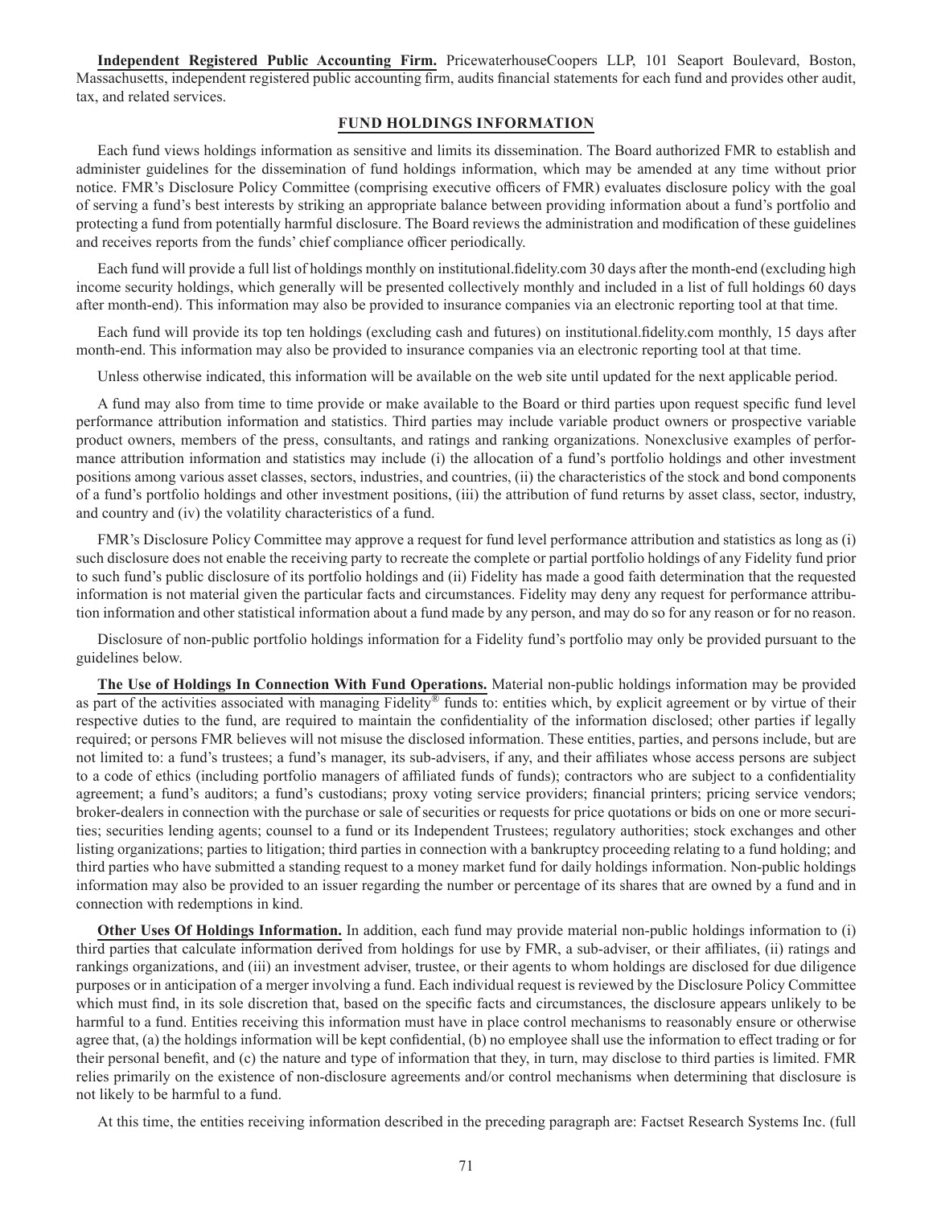**Independent Registered Public Accounting Firm.** PricewaterhouseCoopers LLP, 101 Seaport Boulevard, Boston, Massachusetts, independent registered public accounting firm, audits financial statements for each fund and provides other audit, tax, and related services.

## FUND HOLDINGS INFORMATION

Each fund views holdings information as sensitive and limits its dissemination. The Board authorized FMR to establish and administer guidelines for the dissemination of fund holdings information, which may be amended at any time without prior notice. FMR's Disclosure Policy Committee (comprising executive officers of FMR) evaluates disclosure policy with the goal of serving a fund's best interests by striking an appropriate balance between providing information about a fund's portfolio and protecting a fund from potentially harmful disclosure. The Board reviews the administration and modification of these guidelines and receives reports from the funds' chief compliance officer periodically.

Each fund will provide a full list of holdings monthly on institutional.fidelity.com 30 days after the month-end (excluding high income security holdings, which generally will be presented collectively monthly and included in a list of full holdings 60 days after month-end). This information may also be provided to insurance companies via an electronic reporting tool at that time.

Each fund will provide its top ten holdings (excluding cash and futures) on institutional.fidelity.com monthly, 15 days after month-end. This information may also be provided to insurance companies via an electronic reporting tool at that time.

Unless otherwise indicated, this information will be available on the web site until updated for the next applicable period.

A fund may also from time to time provide or make available to the Board or third parties upon request specific fund level performance attribution information and statistics. Third parties may include variable product owners or prospective variable product owners, members of the press, consultants, and ratings and ranking organizations. Nonexclusive examples of performance attribution information and statistics may include (i) the allocation of a fund's portfolio holdings and other investment positions among various asset classes, sectors, industries, and countries, (ii) the characteristics of the stock and bond components of a fund's portfolio holdings and other investment positions, (iii) the attribution of fund returns by asset class, sector, industry, and country and (iv) the volatility characteristics of a fund.

FMR's Disclosure Policy Committee may approve a request for fund level performance attribution and statistics as long as (i) such disclosure does not enable the receiving party to recreate the complete or partial portfolio holdings of any Fidelity fund prior to such fund's public disclosure of its portfolio holdings and (ii) Fidelity has made a good faith determination that the requested information is not material given the particular facts and circumstances. Fidelity may deny any request for performance attribution information and other statistical information about a fund made by any person, and may do so for any reason or for no reason.

Disclosure of non-public portfolio holdings information for a Fidelity fund's portfolio may only be provided pursuant to the guidelines below.

**The Use of Holdings In Connection With Fund Operations.** Material non-public holdings information may be provided as part of the activities associated with managing Fidelity® funds to: entities which, by explicit agreement or by virtue of their respective duties to the fund, are required to maintain the confidentiality of the information disclosed; other parties if legally required; or persons FMR believes will not misuse the disclosed information. These entities, parties, and persons include, but are not limited to: a fund's trustees; a fund's manager, its sub-advisers, if any, and their affiliates whose access persons are subject to a code of ethics (including portfolio managers of affiliated funds of funds); contractors who are subject to a confidentiality agreement; a fund's auditors; a fund's custodians; proxy voting service providers; financial printers; pricing service vendors; broker-dealers in connection with the purchase or sale of securities or requests for price quotations or bids on one or more securities; securities lending agents; counsel to a fund or its Independent Trustees; regulatory authorities; stock exchanges and other listing organizations; parties to litigation; third parties in connection with a bankruptcy proceeding relating to a fund holding; and third parties who have submitted a standing request to a money market fund for daily holdings information. Non-public holdings information may also be provided to an issuer regarding the number or percentage of its shares that are owned by a fund and in connection with redemptions in kind.

**Other Uses Of Holdings Information.** In addition, each fund may provide material non-public holdings information to (i) third parties that calculate information derived from holdings for use by FMR, a sub-adviser, or their affiliates, (ii) ratings and rankings organizations, and (iii) an investment adviser, trustee, or their agents to whom holdings are disclosed for due diligence purposes or in anticipation of a merger involving a fund. Each individual request is reviewed by the Disclosure Policy Committee which must find, in its sole discretion that, based on the specific facts and circumstances, the disclosure appears unlikely to be harmful to a fund. Entities receiving this information must have in place control mechanisms to reasonably ensure or otherwise agree that, (a) the holdings information will be kept confidential, (b) no employee shall use the information to effect trading or for their personal benefit, and (c) the nature and type of information that they, in turn, may disclose to third parties is limited. FMR relies primarily on the existence of non-disclosure agreements and/or control mechanisms when determining that disclosure is not likely to be harmful to a fund.

At this time, the entities receiving information described in the preceding paragraph are: Factset Research Systems Inc. (full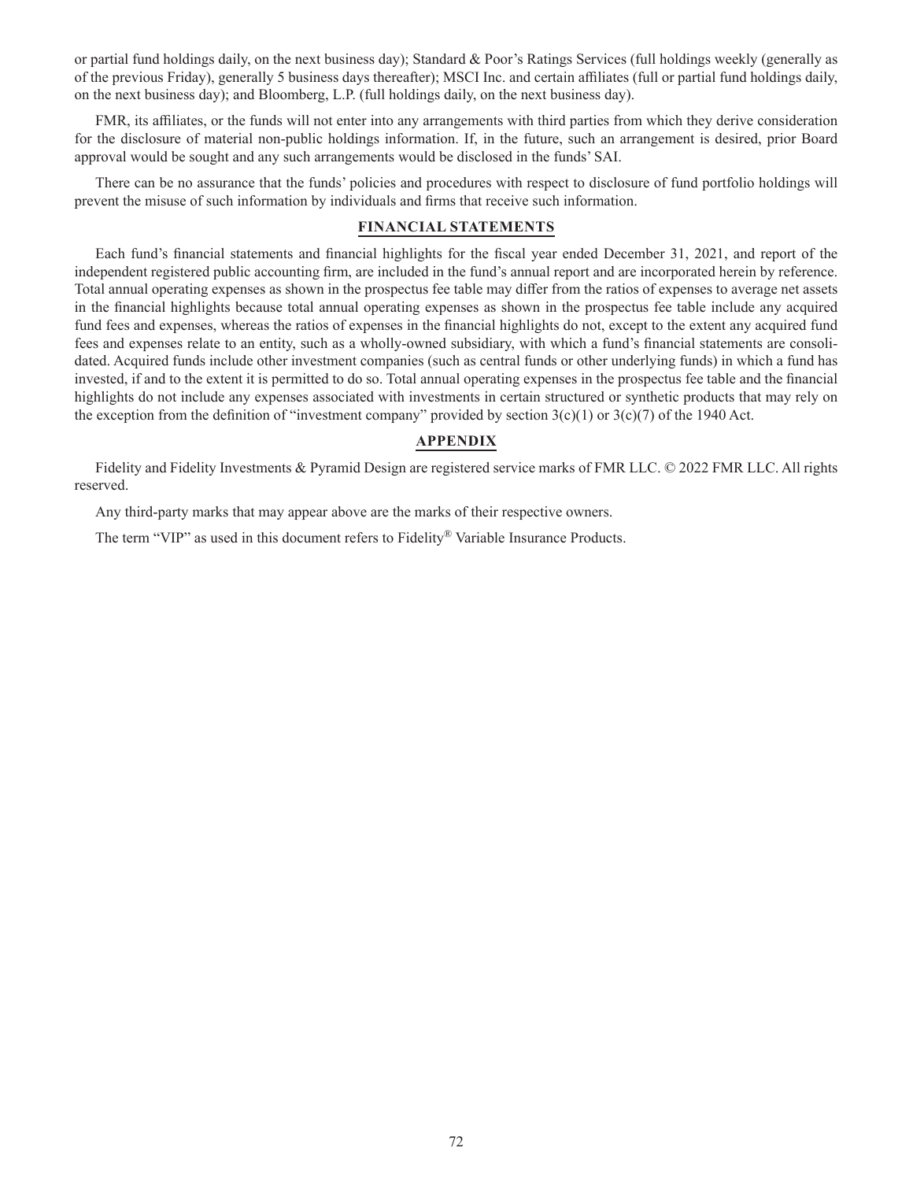or partial fund holdings daily, on the next business day); Standard & Poor's Ratings Services (full holdings weekly (generally as of the previous Friday), generally 5 business days thereafter); MSCI Inc. and certain affiliates (full or partial fund holdings daily, on the next business day); and Bloomberg, L.P. (full holdings daily, on the next business day).

FMR, its affiliates, or the funds will not enter into any arrangements with third parties from which they derive consideration for the disclosure of material non-public holdings information. If, in the future, such an arrangement is desired, prior Board approval would be sought and any such arrangements would be disclosed in the funds' SAI.

There can be no assurance that the funds' policies and procedures with respect to disclosure of fund portfolio holdings will prevent the misuse of such information by individuals and firms that receive such information.

## FINANCIAL STATEMENTS

Each fund's financial statements and financial highlights for the fiscal year ended December 31, 2021, and report of the independent registered public accounting firm, are included in the fund's annual report and are incorporated herein by reference. Total annual operating expenses as shown in the prospectus fee table may differ from the ratios of expenses to average net assets in the financial highlights because total annual operating expenses as shown in the prospectus fee table include any acquired fund fees and expenses, whereas the ratios of expenses in the financial highlights do not, except to the extent any acquired fund fees and expenses relate to an entity, such as a wholly-owned subsidiary, with which a fund's financial statements are consolidated. Acquired funds include other investment companies (such as central funds or other underlying funds) in which a fund has invested, if and to the extent it is permitted to do so. Total annual operating expenses in the prospectus fee table and the financial highlights do not include any expenses associated with investments in certain structured or synthetic products that may rely on the exception from the definition of "investment company" provided by section 3(c)(1) or 3(c)(7) of the 1940 Act.

## APPENDIX

Fidelity and Fidelity Investments & Pyramid Design are registered service marks of FMR LLC. © 2022 FMR LLC. All rights reserved.

Any third-party marks that may appear above are the marks of their respective owners.

The term "VIP" as used in this document refers to Fidelity® Variable Insurance Products.